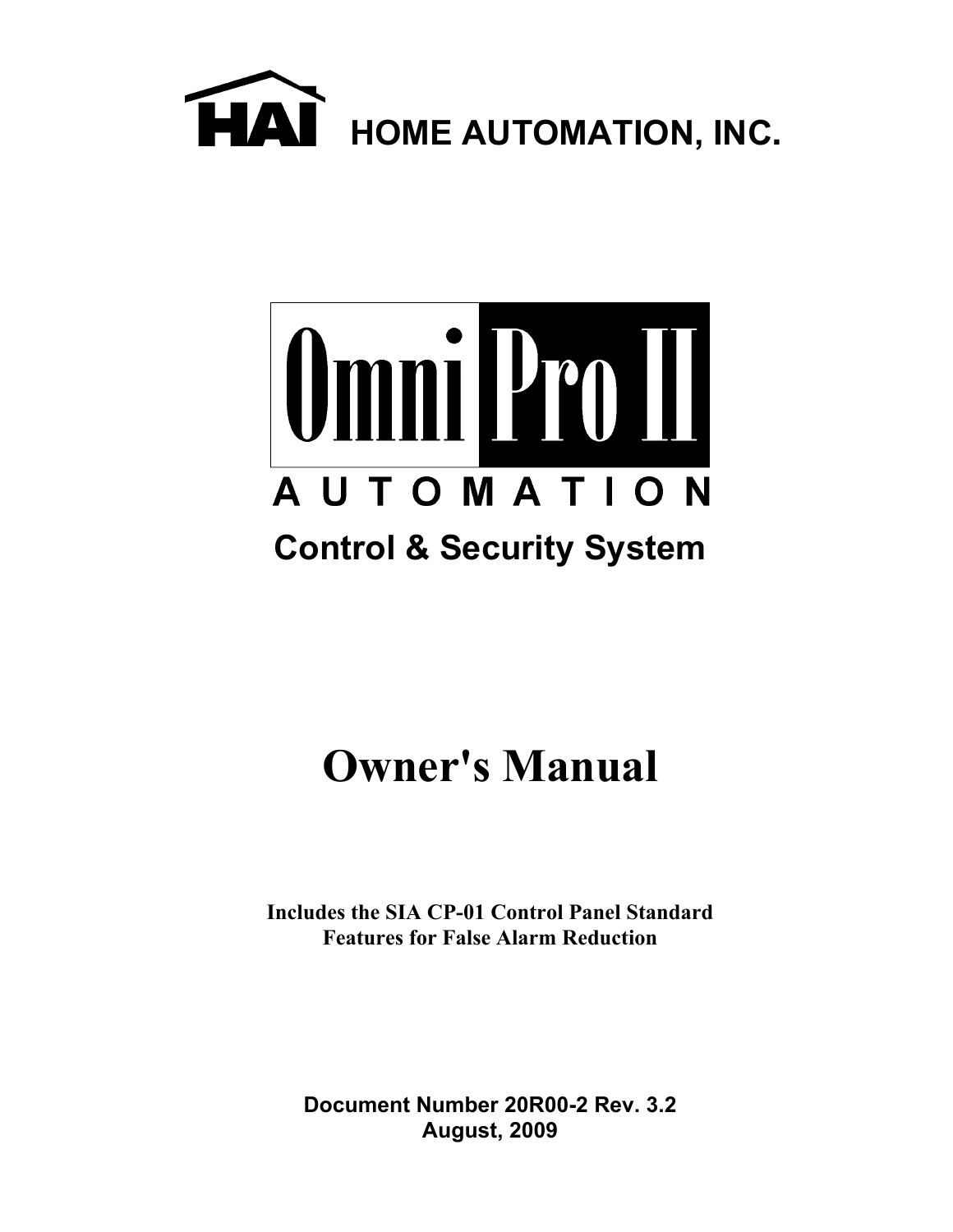HAI **HOME AUTOMATION, INC.**

# Omni Pro II

**AUTOMATION**

## Control & Security System

# Owner's Manual

**Includes the SIA CP-01 Control Panel Standard Features for False Alarm Reduction**

**Document Number 20R00-2 Rev. 3.2**
**August, 2009**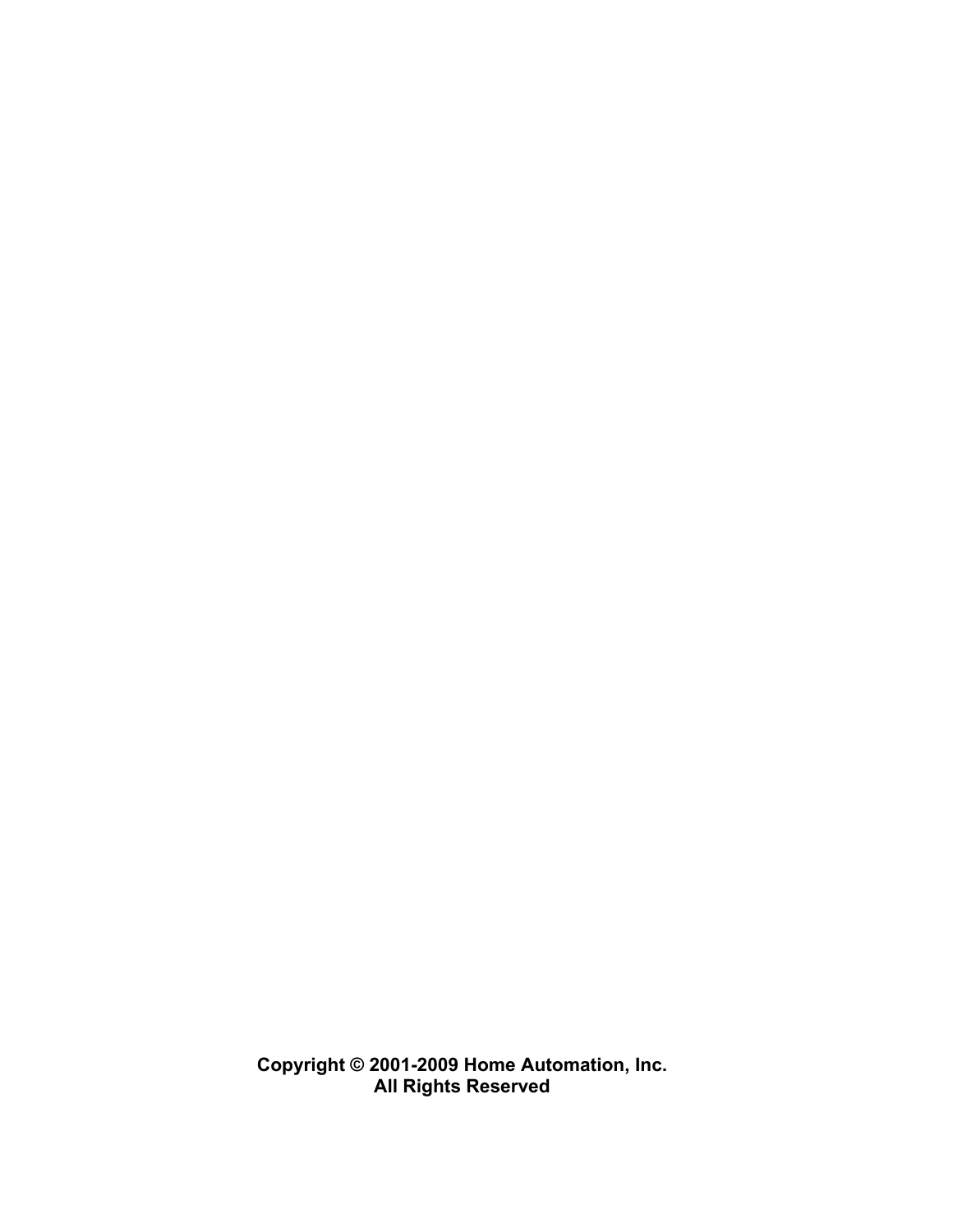**Copyright © 2001-2009 Home Automation, Inc.**
**All Rights Reserved**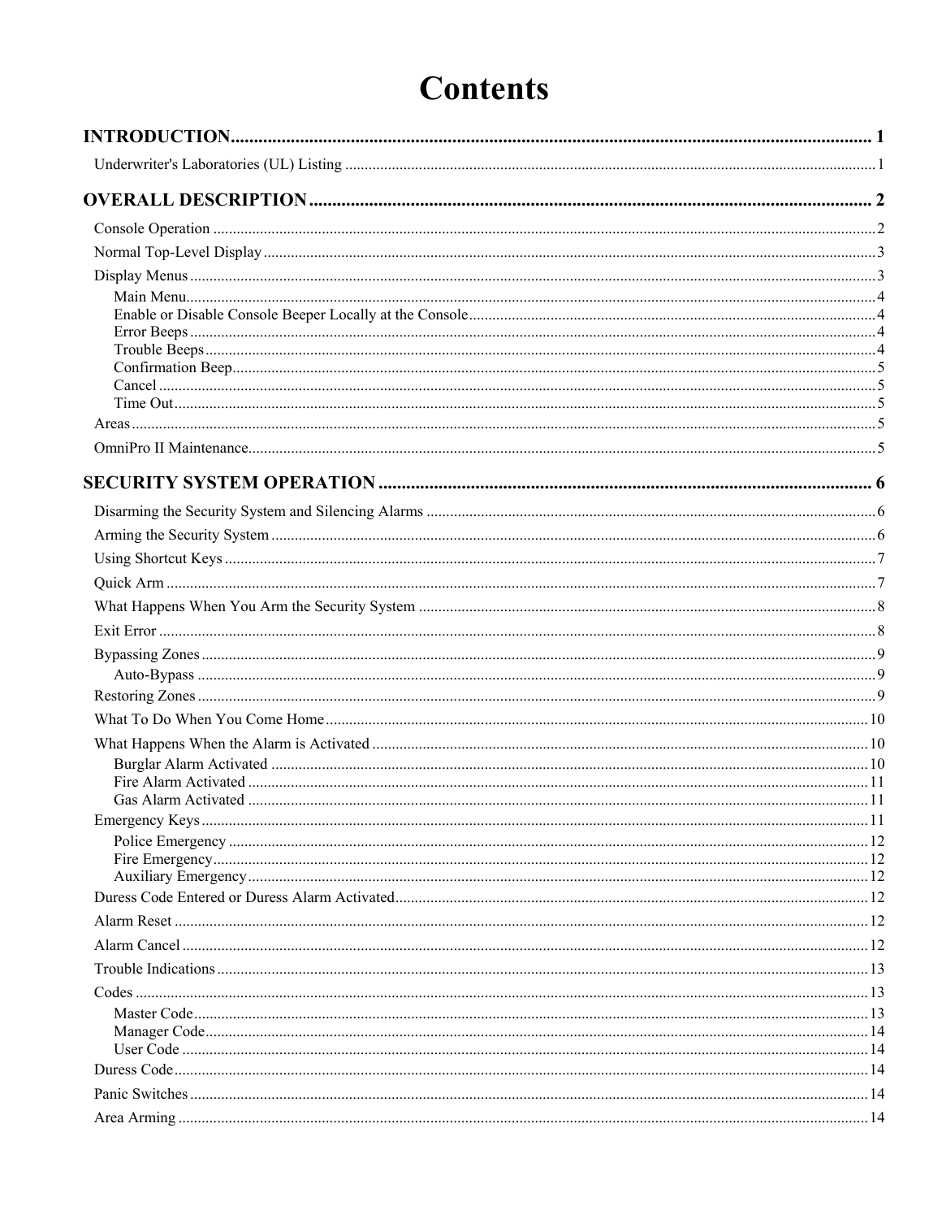# Contents

**INTRODUCTION** ..... 1

- Underwriter's Laboratories (UL) Listing ..... 1

**OVERALL DESCRIPTION** ..... 2

- Console Operation ..... 2
- Normal Top-Level Display ..... 3
- Display Menus ..... 3
  - Main Menu ..... 4
  - Enable or Disable Console Beeper Locally at the Console ..... 4
  - Error Beeps ..... 4
  - Trouble Beeps ..... 4
  - Confirmation Beep ..... 5
  - Cancel ..... 5
  - Time Out ..... 5
- Areas ..... 5
- OmniPro II Maintenance ..... 5

**SECURITY SYSTEM OPERATION** ..... 6

- Disarming the Security System and Silencing Alarms ..... 6
- Arming the Security System ..... 6
- Using Shortcut Keys ..... 7
- Quick Arm ..... 7
- What Happens When You Arm the Security System ..... 8
- Exit Error ..... 8
- Bypassing Zones ..... 9
  - Auto-Bypass ..... 9
- Restoring Zones ..... 9
- What To Do When You Come Home ..... 10
- What Happens When the Alarm is Activated ..... 10
  - Burglar Alarm Activated ..... 10
  - Fire Alarm Activated ..... 11
  - Gas Alarm Activated ..... 11
- Emergency Keys ..... 11
  - Police Emergency ..... 12
  - Fire Emergency ..... 12
  - Auxiliary Emergency ..... 12
- Duress Code Entered or Duress Alarm Activated ..... 12
- Alarm Reset ..... 12
- Alarm Cancel ..... 12
- Trouble Indications ..... 13
- Codes ..... 13
  - Master Code ..... 13
  - Manager Code ..... 14
  - User Code ..... 14
- Duress Code ..... 14
- Panic Switches ..... 14
- Area Arming ..... 14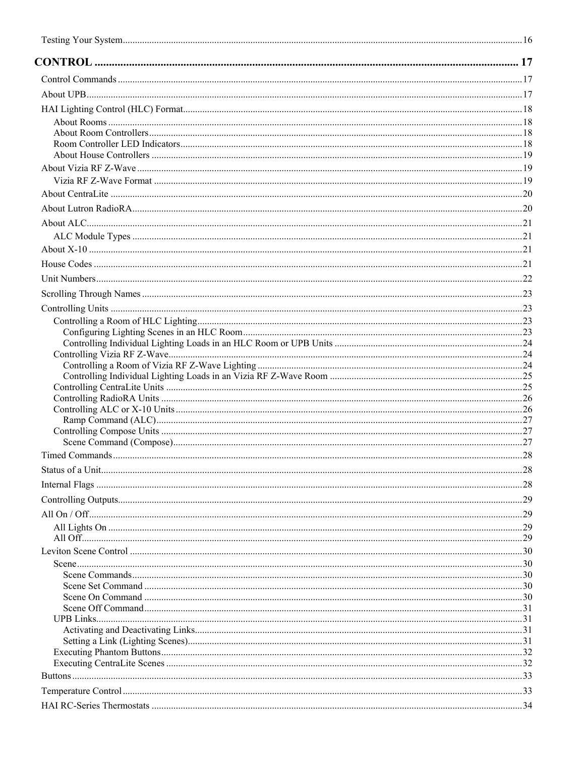Testing Your System......16

**CONTROL ...... 17**

Control Commands......17

About UPB......17

HAI Lighting Control (HLC) Format......18

- About Rooms......18
- About Room Controllers......18
- Room Controller LED Indicators......18
- About House Controllers......19

About Vizia RF Z-Wave......19

- Vizia RF Z-Wave Format......19

About CentraLite......20

About Lutron RadioRA......20

About ALC......21

- ALC Module Types......21

About X-10......21

House Codes......21

Unit Numbers......22

Scrolling Through Names......23

Controlling Units......23

- Controlling a Room of HLC Lighting......23
  - Configuring Lighting Scenes in an HLC Room......23
  - Controlling Individual Lighting Loads in an HLC Room or UPB Units......24
- Controlling Vizia RF Z-Wave......24
  - Controlling a Room of Vizia RF Z-Wave Lighting......24
  - Controlling Individual Lighting Loads in an Vizia RF Z-Wave Room......25
- Controlling CentraLite Units......25
- Controlling RadioRA Units......26
- Controlling ALC or X-10 Units......26
  - Ramp Command (ALC)......27
- Controlling Compose Units......27
  - Scene Command (Compose)......27

Timed Commands......28

Status of a Unit......28

Internal Flags......28

Controlling Outputs......29

All On / Off......29

- All Lights On......29
- All Off......29

Leviton Scene Control......30

- Scene......30
  - Scene Commands......30
  - Scene Set Command......30
  - Scene On Command......30
  - Scene Off Command......31
- UPB Links......31
  - Activating and Deactivating Links......31
  - Setting a Link (Lighting Scenes)......31
- Executing Phantom Buttons......32
- Executing CentraLite Scenes......32

Buttons......33

Temperature Control......33

HAI RC-Series Thermostats......34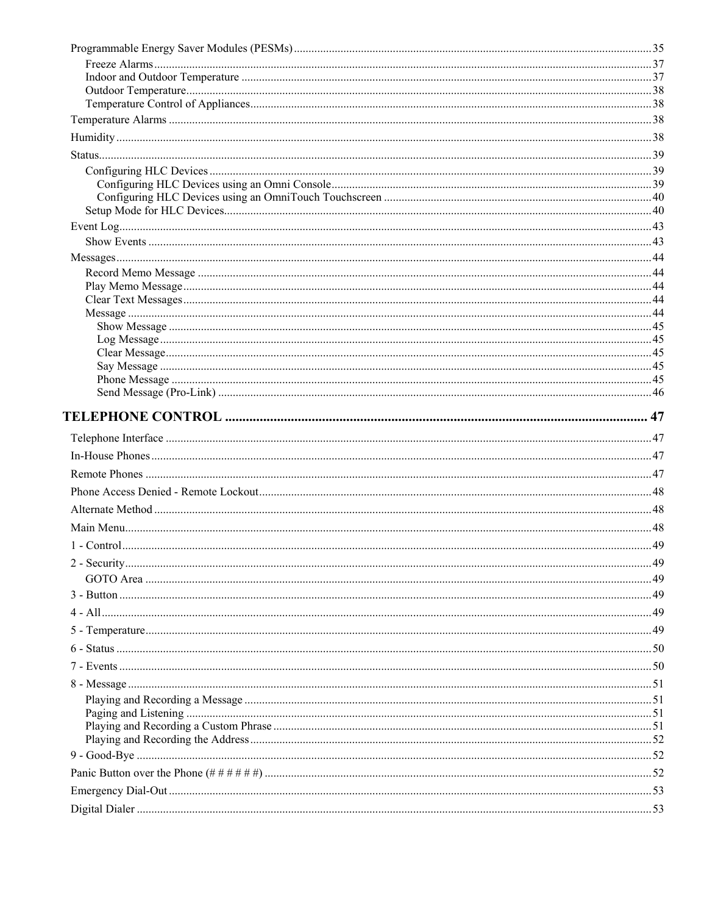Programmable Energy Saver Modules (PESMs) ........................................................................................................................35
  Freeze Alarms ........................................................................................................................................................37
  Indoor and Outdoor Temperature ..........................................................................................................................37
  Outdoor Temperature.............................................................................................................................................38
  Temperature Control of Appliances.......................................................................................................................38
Temperature Alarms ..................................................................................................................................................38
Humidity ....................................................................................................................................................................38
Status..........................................................................................................................................................................39
  Configuring HLC Devices .....................................................................................................................................39
    Configuring HLC Devices using an Omni Console............................................................................................39
    Configuring HLC Devices using an OmniTouch Touchscreen ..........................................................................40
  Setup Mode for HLC Devices................................................................................................................................40
Event Log...................................................................................................................................................................43
  Show Events ..........................................................................................................................................................43
Messages....................................................................................................................................................................44
  Record Memo Message .........................................................................................................................................44
  Play Memo Message.............................................................................................................................................44
  Clear Text Messages.............................................................................................................................................44
  Message ................................................................................................................................................................44
    Show Message ..................................................................................................................................................45
    Log Message.....................................................................................................................................................45
    Clear Message...................................................................................................................................................45
    Say Message .....................................................................................................................................................45
    Phone Message .................................................................................................................................................45
    Send Message (Pro-Link) .................................................................................................................................46

**TELEPHONE CONTROL ........................................................................................................................ 47**

Telephone Interface ....................................................................................................................................................47
In-House Phones........................................................................................................................................................47
Remote Phones ..........................................................................................................................................................47
Phone Access Denied - Remote Lockout...................................................................................................................48
Alternate Method .......................................................................................................................................................48
Main Menu.................................................................................................................................................................48
1 - Control..................................................................................................................................................................49
2 - Security.................................................................................................................................................................49
  GOTO Area ...........................................................................................................................................................49
3 - Button ...................................................................................................................................................................49
4 - All.........................................................................................................................................................................49
5 - Temperature..........................................................................................................................................................49
6 - Status ....................................................................................................................................................................50
7 - Events ...................................................................................................................................................................50
8 - Message ................................................................................................................................................................51
  Playing and Recording a Message .........................................................................................................................51
  Paging and Listening .............................................................................................................................................51
  Playing and Recording a Custom Phrase ...............................................................................................................51
  Playing and Recording the Address.......................................................................................................................52
9 - Good-Bye .............................................................................................................................................................52
Panic Button over the Phone (# # # # # #) ..................................................................................................................52
Emergency Dial-Out ..................................................................................................................................................53
Digital Dialer .............................................................................................................................................................53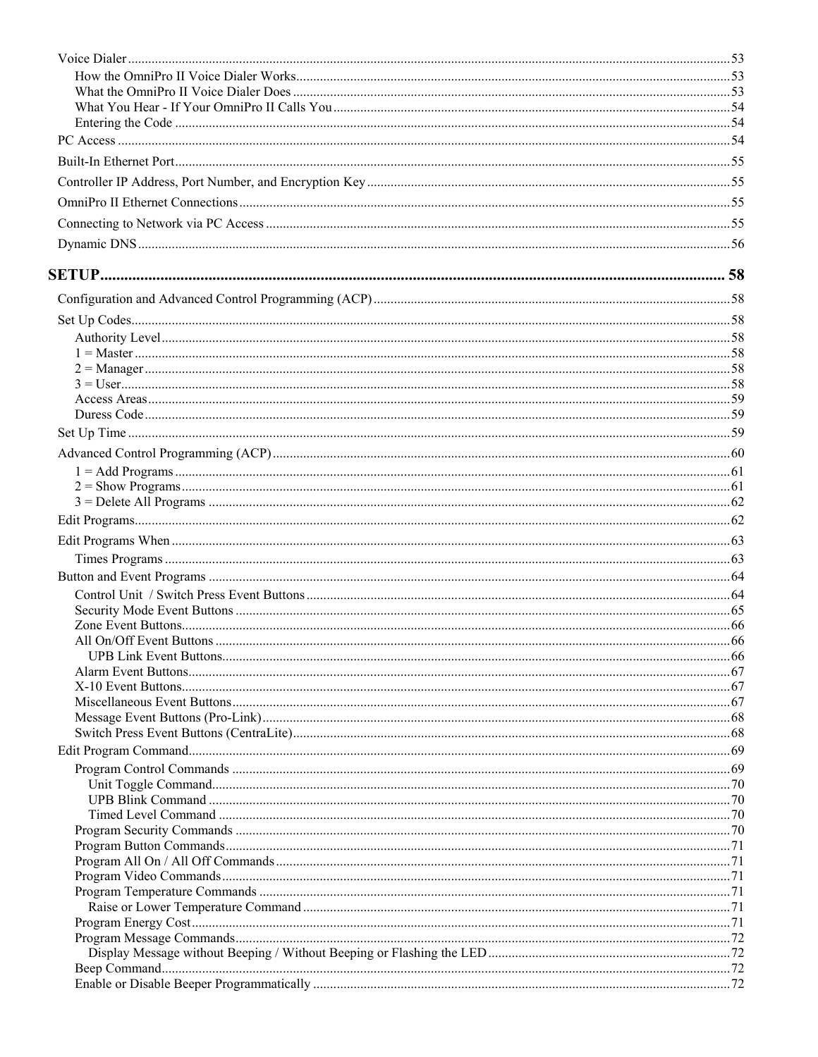Voice Dialer ....................................................................................................................................53
- How the OmniPro II Voice Dialer Works....................................................................................53
- What the OmniPro II Voice Dialer Does .....................................................................................53
- What You Hear - If Your OmniPro II Calls You..........................................................................54
- Entering the Code ........................................................................................................................54

PC Access ........................................................................................................................................54

Built-In Ethernet Port.......................................................................................................................55

Controller IP Address, Port Number, and Encryption Key .............................................................55

OmniPro II Ethernet Connections....................................................................................................55

Connecting to Network via PC Access ............................................................................................55

Dynamic DNS..................................................................................................................................56

**SETUP.................................................................................................................................... 58**

Configuration and Advanced Control Programming (ACP) ............................................................58

Set Up Codes....................................................................................................................................58
- Authority Level ............................................................................................................................58
- 1 = Master ...................................................................................................................................58
- 2 = Manager ................................................................................................................................58
- 3 = User.......................................................................................................................................58
- Access Areas................................................................................................................................59
- Duress Code.................................................................................................................................59

Set Up Time .....................................................................................................................................59

Advanced Control Programming (ACP) ..........................................................................................60
- 1 = Add Programs .......................................................................................................................61
- 2 = Show Programs......................................................................................................................61
- 3 = Delete All Programs ..............................................................................................................62

Edit Programs...................................................................................................................................62

Edit Programs When ........................................................................................................................63
- Times Programs ...........................................................................................................................63

Button and Event Programs .............................................................................................................64
- Control Unit / Switch Press Event Buttons ..................................................................................64
- Security Mode Event Buttons ......................................................................................................65
- Zone Event Buttons......................................................................................................................66
- All On/Off Event Buttons ............................................................................................................66
  - UPB Link Event Buttons...........................................................................................................66
- Alarm Event Buttons....................................................................................................................67
- X-10 Event Buttons......................................................................................................................67
- Miscellaneous Event Buttons .......................................................................................................67
- Message Event Buttons (Pro-Link)...............................................................................................68
- Switch Press Event Buttons (CentraLite)......................................................................................68

Edit Program Command...................................................................................................................69
- Program Control Commands ........................................................................................................69
  - Unit Toggle Command...............................................................................................................70
  - UPB Blink Command ................................................................................................................70
  - Timed Level Command .............................................................................................................70
- Program Security Commands .......................................................................................................70
- Program Button Commands..........................................................................................................71
- Program All On / All Off Commands...........................................................................................71
- Program Video Commands...........................................................................................................71
- Program Temperature Commands ................................................................................................71
  - Raise or Lower Temperature Command ...................................................................................71
- Program Energy Cost...................................................................................................................71
- Program Message Commands.......................................................................................................72
  - Display Message without Beeping / Without Beeping or Flashing the LED.............................72
- Beep Command............................................................................................................................72
- Enable or Disable Beeper Programmatically ................................................................................72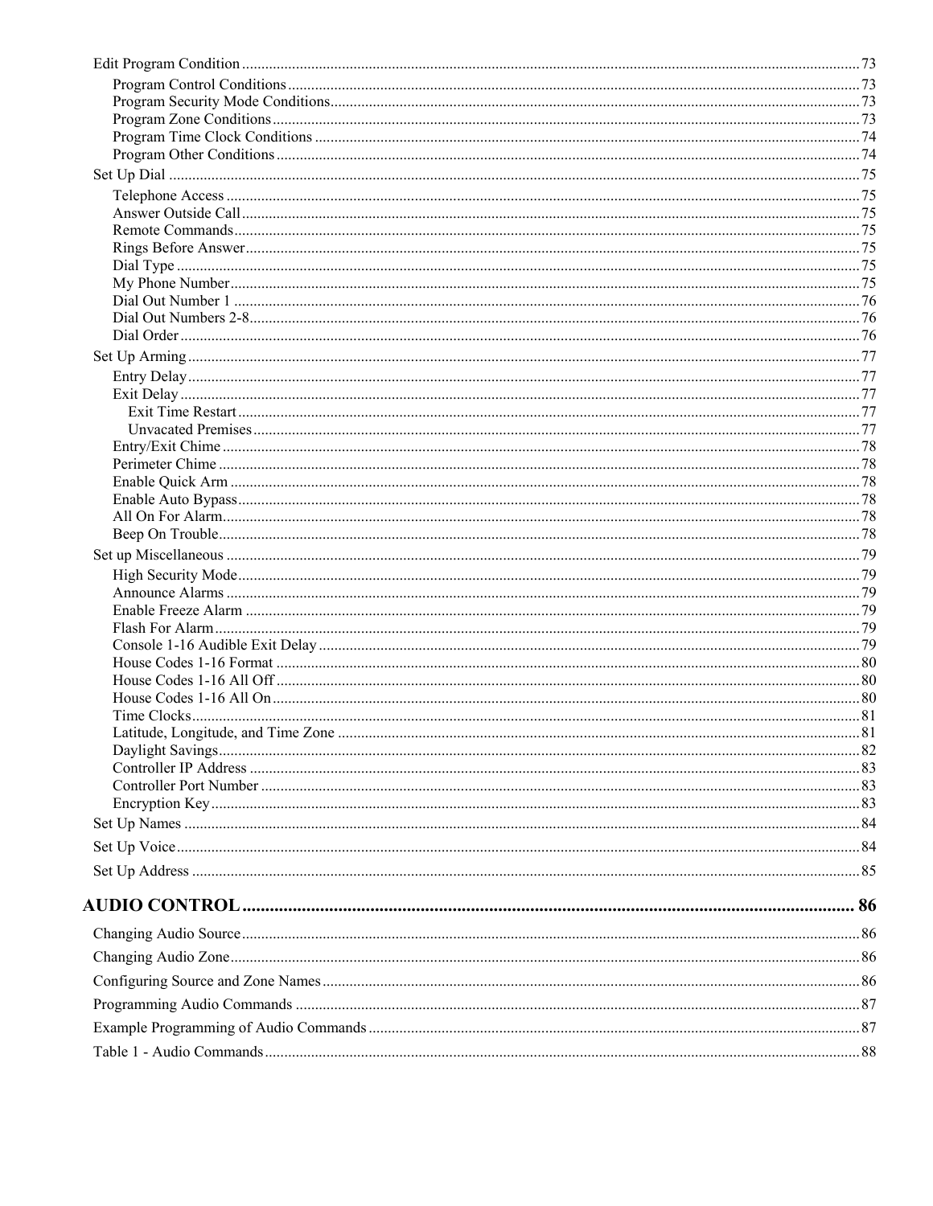Edit Program Condition ........ 73

- Program Control Conditions ........ 73
- Program Security Mode Conditions ........ 73
- Program Zone Conditions ........ 73
- Program Time Clock Conditions ........ 74
- Program Other Conditions ........ 74

Set Up Dial ........ 75

- Telephone Access ........ 75
- Answer Outside Call ........ 75
- Remote Commands ........ 75
- Rings Before Answer ........ 75
- Dial Type ........ 75
- My Phone Number ........ 75
- Dial Out Number 1 ........ 76
- Dial Out Numbers 2-8 ........ 76
- Dial Order ........ 76

Set Up Arming ........ 77

- Entry Delay ........ 77
- Exit Delay ........ 77
  - Exit Time Restart ........ 77
  - Unvacated Premises ........ 77
- Entry/Exit Chime ........ 78
- Perimeter Chime ........ 78
- Enable Quick Arm ........ 78
- Enable Auto Bypass ........ 78
- All On For Alarm ........ 78
- Beep On Trouble ........ 78

Set up Miscellaneous ........ 79

- High Security Mode ........ 79
- Announce Alarms ........ 79
- Enable Freeze Alarm ........ 79
- Flash For Alarm ........ 79
- Console 1-16 Audible Exit Delay ........ 79
- House Codes 1-16 Format ........ 80
- House Codes 1-16 All Off ........ 80
- House Codes 1-16 All On ........ 80
- Time Clocks ........ 81
- Latitude, Longitude, and Time Zone ........ 81
- Daylight Savings ........ 82
- Controller IP Address ........ 83
- Controller Port Number ........ 83
- Encryption Key ........ 83

Set Up Names ........ 84

Set Up Voice ........ 84

Set Up Address ........ 85

**AUDIO CONTROL ........ 86**

Changing Audio Source ........ 86

Changing Audio Zone ........ 86

Configuring Source and Zone Names ........ 86

Programming Audio Commands ........ 87

Example Programming of Audio Commands ........ 87

Table 1 - Audio Commands ........ 88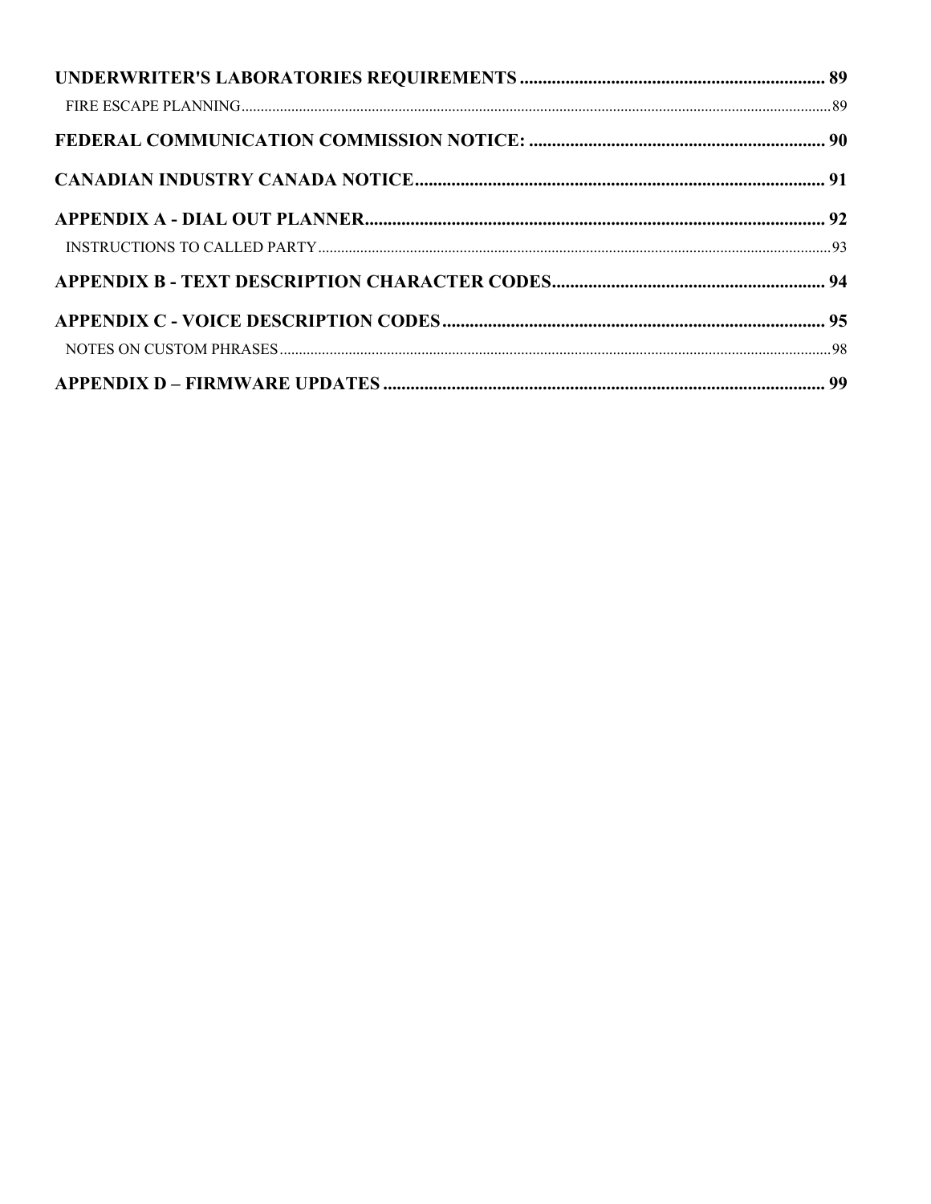**UNDERWRITER'S LABORATORIES REQUIREMENTS** .................................................................. 89

FIRE ESCAPE PLANNING ........................................................................................................................................ 89

**FEDERAL COMMUNICATION COMMISSION NOTICE:** ................................................................. 90

**CANADIAN INDUSTRY CANADA NOTICE** .......................................................................................... 91

**APPENDIX A - DIAL OUT PLANNER** ...................................................................................................... 92

INSTRUCTIONS TO CALLED PARTY .................................................................................................................... 93

**APPENDIX B - TEXT DESCRIPTION CHARACTER CODES** ........................................................... 94

**APPENDIX C - VOICE DESCRIPTION CODES** .................................................................................... 95

NOTES ON CUSTOM PHRASES .............................................................................................................................. 98

**APPENDIX D – FIRMWARE UPDATES** ................................................................................................. 99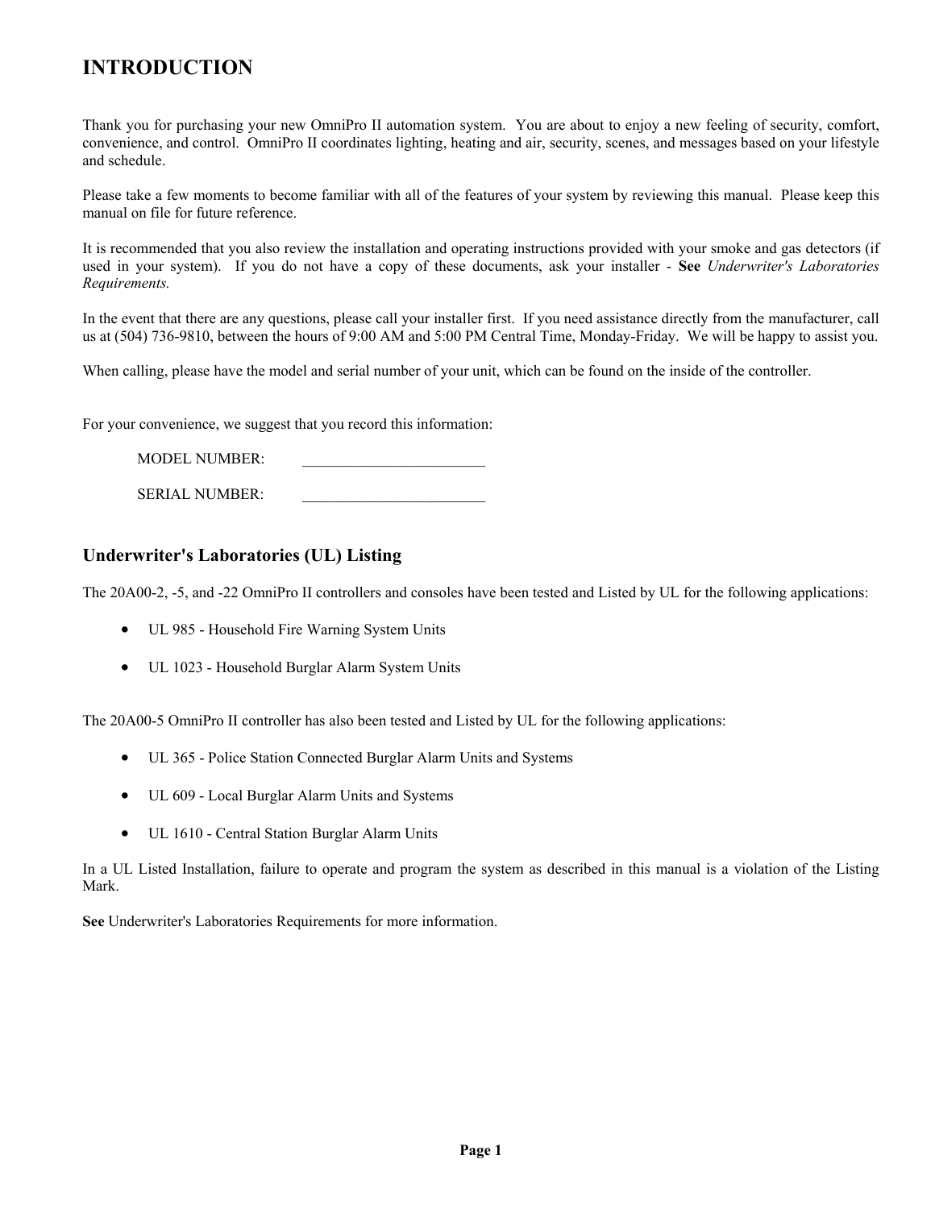# INTRODUCTION

Thank you for purchasing your new OmniPro II automation system. You are about to enjoy a new feeling of security, comfort, convenience, and control. OmniPro II coordinates lighting, heating and air, security, scenes, and messages based on your lifestyle and schedule.

Please take a few moments to become familiar with all of the features of your system by reviewing this manual. Please keep this manual on file for future reference.

It is recommended that you also review the installation and operating instructions provided with your smoke and gas detectors (if used in your system). If you do not have a copy of these documents, ask your installer - **See** *Underwriter's Laboratories Requirements.*

In the event that there are any questions, please call your installer first. If you need assistance directly from the manufacturer, call us at (504) 736-9810, between the hours of 9:00 AM and 5:00 PM Central Time, Monday-Friday. We will be happy to assist you.

When calling, please have the model and serial number of your unit, which can be found on the inside of the controller.

For your convenience, we suggest that you record this information:

MODEL NUMBER: ________________________

SERIAL NUMBER: ________________________

## Underwriter's Laboratories (UL) Listing

The 20A00-2, -5, and -22 OmniPro II controllers and consoles have been tested and Listed by UL for the following applications:

- UL 985 - Household Fire Warning System Units
- UL 1023 - Household Burglar Alarm System Units

The 20A00-5 OmniPro II controller has also been tested and Listed by UL for the following applications:

- UL 365 - Police Station Connected Burglar Alarm Units and Systems
- UL 609 - Local Burglar Alarm Units and Systems
- UL 1610 - Central Station Burglar Alarm Units

In a UL Listed Installation, failure to operate and program the system as described in this manual is a violation of the Listing Mark.

**See** Underwriter's Laboratories Requirements for more information.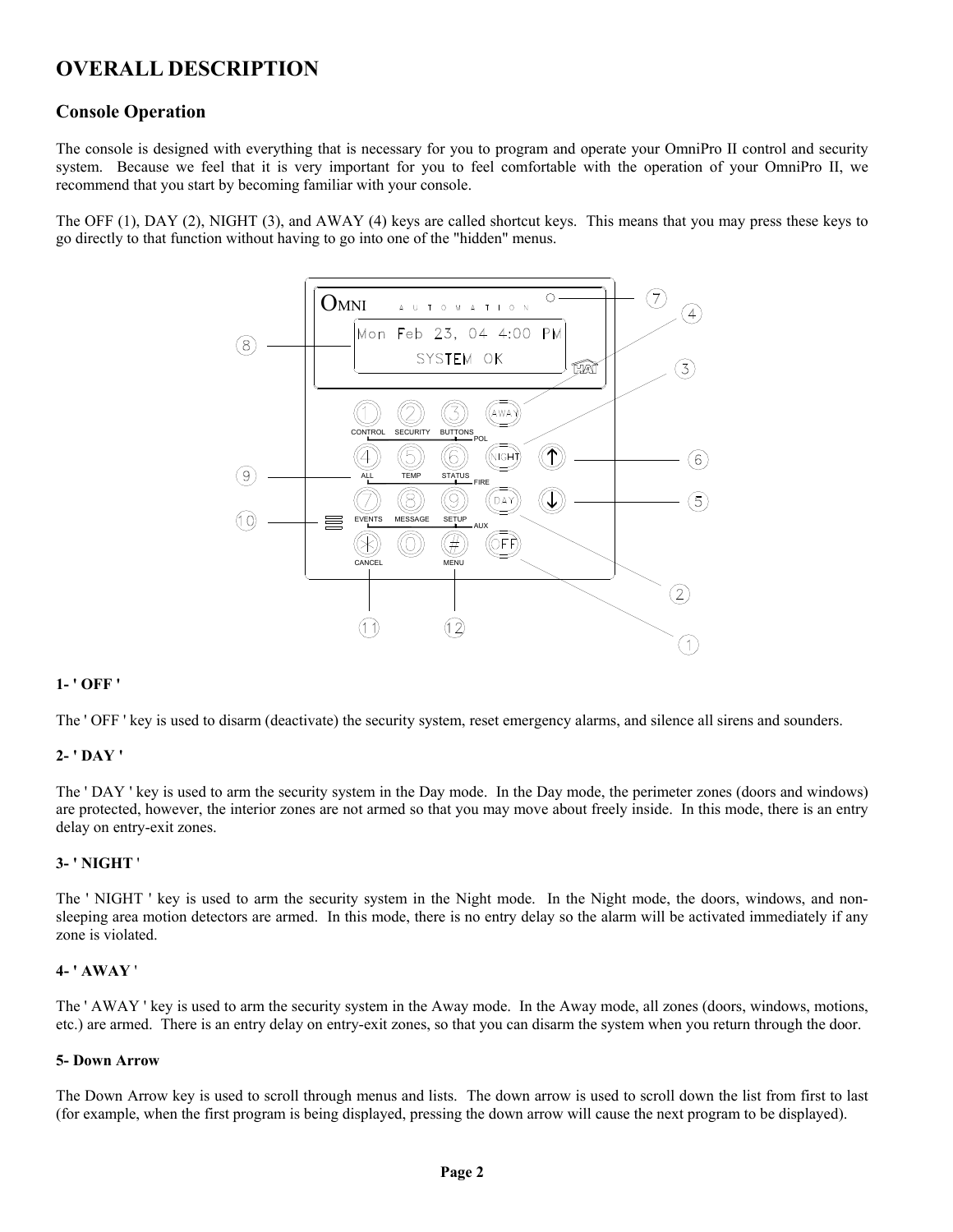# OVERALL DESCRIPTION

## Console Operation

The console is designed with everything that is necessary for you to program and operate your OmniPro II control and security system. Because we feel that it is very important for you to feel comfortable with the operation of your OmniPro II, we recommend that you start by becoming familiar with your console.

The OFF (1), DAY (2), NIGHT (3), and AWAY (4) keys are called shortcut keys. This means that you may press these keys to go directly to that function without having to go into one of the "hidden" menus.

**1- ' OFF '**

The ' OFF ' key is used to disarm (deactivate) the security system, reset emergency alarms, and silence all sirens and sounders.

**2- ' DAY '**

The ' DAY ' key is used to arm the security system in the Day mode. In the Day mode, the perimeter zones (doors and windows) are protected, however, the interior zones are not armed so that you may move about freely inside. In this mode, there is an entry delay on entry-exit zones.

**3- ' NIGHT '**

The ' NIGHT ' key is used to arm the security system in the Night mode. In the Night mode, the doors, windows, and non-sleeping area motion detectors are armed. In this mode, there is no entry delay so the alarm will be activated immediately if any zone is violated.

**4- ' AWAY '**

The ' AWAY ' key is used to arm the security system in the Away mode. In the Away mode, all zones (doors, windows, motions, etc.) are armed. There is an entry delay on entry-exit zones, so that you can disarm the system when you return through the door.

**5- Down Arrow**

The Down Arrow key is used to scroll through menus and lists. The down arrow is used to scroll down the list from first to last (for example, when the first program is being displayed, pressing the down arrow will cause the next program to be displayed).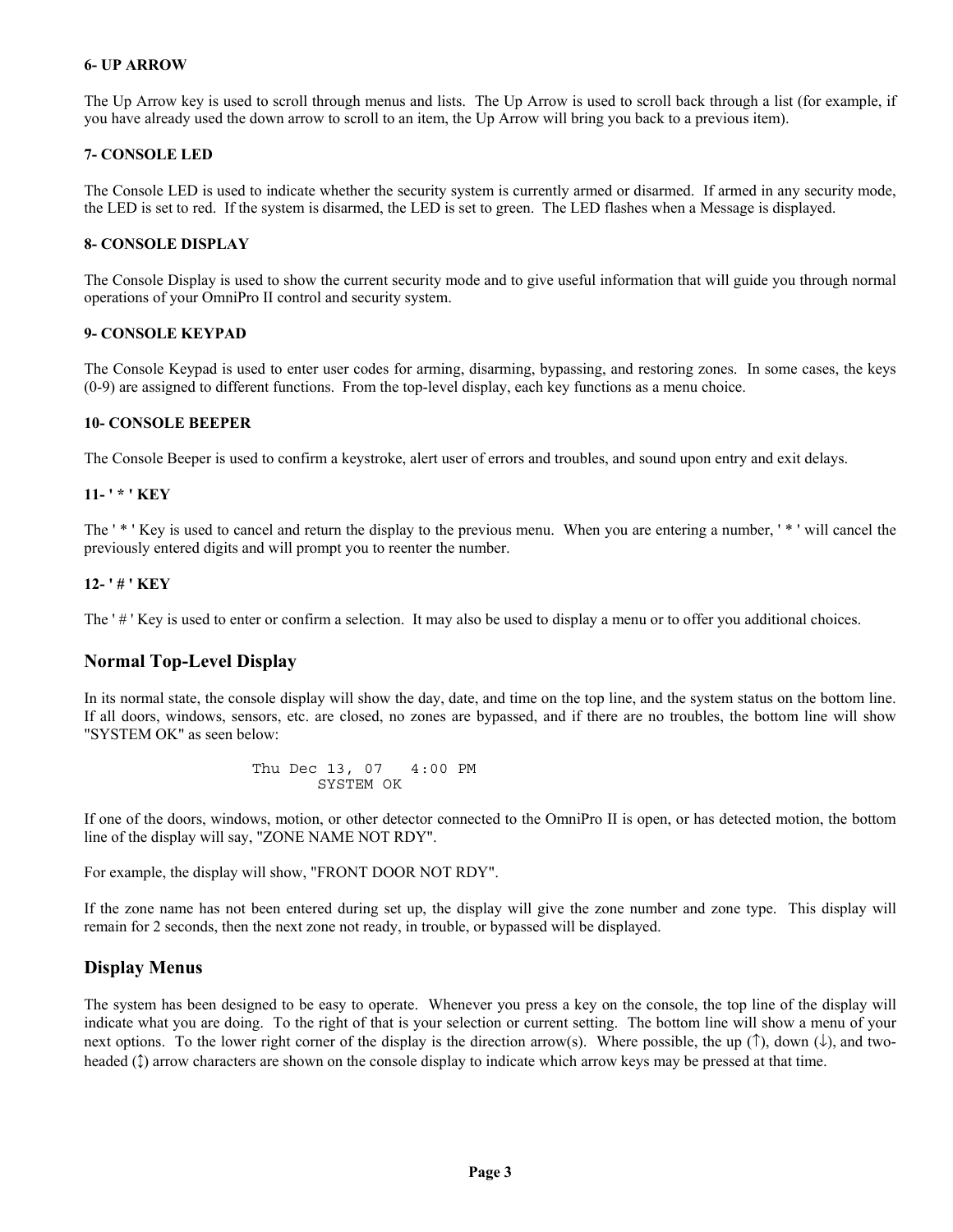**6- UP ARROW**

The Up Arrow key is used to scroll through menus and lists. The Up Arrow is used to scroll back through a list (for example, if you have already used the down arrow to scroll to an item, the Up Arrow will bring you back to a previous item).

**7- CONSOLE LED**

The Console LED is used to indicate whether the security system is currently armed or disarmed. If armed in any security mode, the LED is set to red. If the system is disarmed, the LED is set to green. The LED flashes when a Message is displayed.

**8- CONSOLE DISPLAY**

The Console Display is used to show the current security mode and to give useful information that will guide you through normal operations of your OmniPro II control and security system.

**9- CONSOLE KEYPAD**

The Console Keypad is used to enter user codes for arming, disarming, bypassing, and restoring zones. In some cases, the keys (0-9) are assigned to different functions. From the top-level display, each key functions as a menu choice.

**10- CONSOLE BEEPER**

The Console Beeper is used to confirm a keystroke, alert user of errors and troubles, and sound upon entry and exit delays.

**11- ' * ' KEY**

The ' * ' Key is used to cancel and return the display to the previous menu. When you are entering a number, ' * ' will cancel the previously entered digits and will prompt you to reenter the number.

**12- ' # ' KEY**

The ' # ' Key is used to enter or confirm a selection. It may also be used to display a menu or to offer you additional choices.

## Normal Top-Level Display

In its normal state, the console display will show the day, date, and time on the top line, and the system status on the bottom line. If all doors, windows, sensors, etc. are closed, no zones are bypassed, and if there are no troubles, the bottom line will show "SYSTEM OK" as seen below:

```
Thu Dec 13, 07   4:00 PM
       SYSTEM OK
```

If one of the doors, windows, motion, or other detector connected to the OmniPro II is open, or has detected motion, the bottom line of the display will say, "ZONE NAME NOT RDY".

For example, the display will show, "FRONT DOOR NOT RDY".

If the zone name has not been entered during set up, the display will give the zone number and zone type. This display will remain for 2 seconds, then the next zone not ready, in trouble, or bypassed will be displayed.

## Display Menus

The system has been designed to be easy to operate. Whenever you press a key on the console, the top line of the display will indicate what you are doing. To the right of that is your selection or current setting. The bottom line will show a menu of your next options. To the lower right corner of the display is the direction arrow(s). Where possible, the up (↑), down (↓), and two-headed (↕) arrow characters are shown on the console display to indicate which arrow keys may be pressed at that time.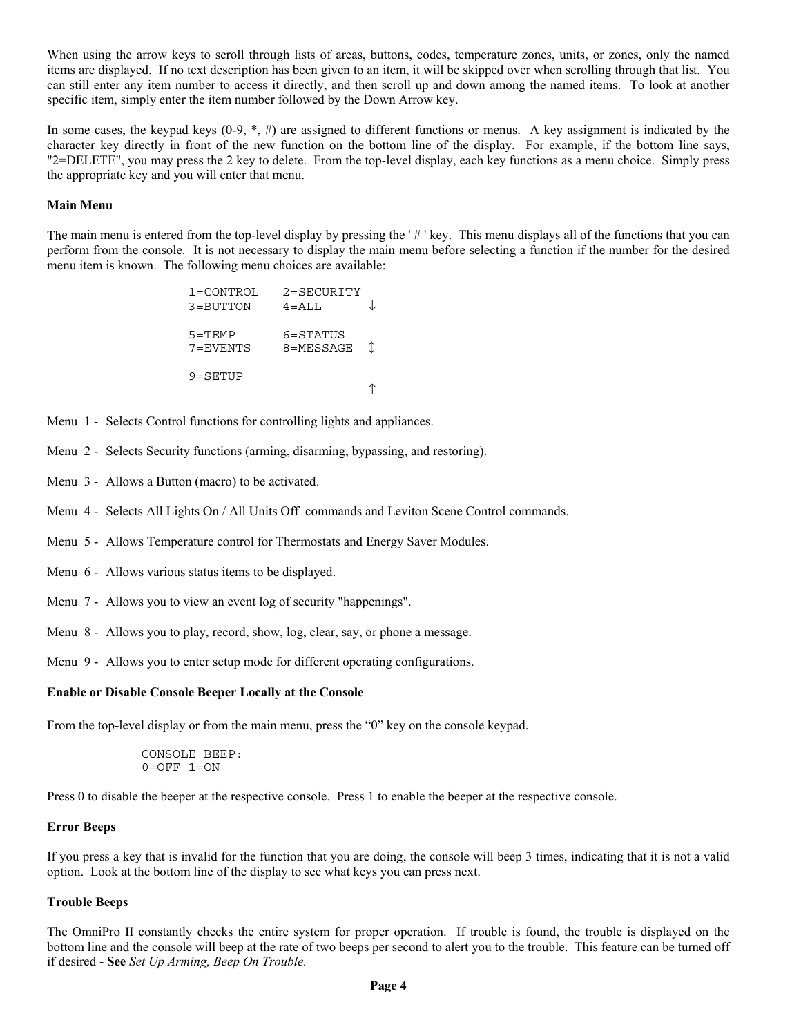When using the arrow keys to scroll through lists of areas, buttons, codes, temperature zones, units, or zones, only the named items are displayed. If no text description has been given to an item, it will be skipped over when scrolling through that list. You can still enter any item number to access it directly, and then scroll up and down among the named items. To look at another specific item, simply enter the item number followed by the Down Arrow key.

In some cases, the keypad keys (0-9, *, #) are assigned to different functions or menus. A key assignment is indicated by the character key directly in front of the new function on the bottom line of the display. For example, if the bottom line says, "2=DELETE", you may press the 2 key to delete. From the top-level display, each key functions as a menu choice. Simply press the appropriate key and you will enter that menu.

**Main Menu**

The main menu is entered from the top-level display by pressing the ' # ' key. This menu displays all of the functions that you can perform from the console. It is not necessary to display the main menu before selecting a function if the number for the desired menu item is known. The following menu choices are available:

```
1=CONTROL   2=SECURITY
3=BUTTON    4=ALL       ↓

5=TEMP      6=STATUS
7=EVENTS    8=MESSAGE   ↕

9=SETUP
                        ↑
```

Menu 1 - Selects Control functions for controlling lights and appliances.

Menu 2 - Selects Security functions (arming, disarming, bypassing, and restoring).

Menu 3 - Allows a Button (macro) to be activated.

Menu 4 - Selects All Lights On / All Units Off commands and Leviton Scene Control commands.

Menu 5 - Allows Temperature control for Thermostats and Energy Saver Modules.

Menu 6 - Allows various status items to be displayed.

Menu 7 - Allows you to view an event log of security "happenings".

Menu 8 - Allows you to play, record, show, log, clear, say, or phone a message.

Menu 9 - Allows you to enter setup mode for different operating configurations.

**Enable or Disable Console Beeper Locally at the Console**

From the top-level display or from the main menu, press the “0” key on the console keypad.

```
CONSOLE BEEP:
0=OFF 1=ON
```

Press 0 to disable the beeper at the respective console. Press 1 to enable the beeper at the respective console.

**Error Beeps**

If you press a key that is invalid for the function that you are doing, the console will beep 3 times, indicating that it is not a valid option. Look at the bottom line of the display to see what keys you can press next.

**Trouble Beeps**

The OmniPro II constantly checks the entire system for proper operation. If trouble is found, the trouble is displayed on the bottom line and the console will beep at the rate of two beeps per second to alert you to the trouble. This feature can be turned off if desired - **See** *Set Up Arming, Beep On Trouble.*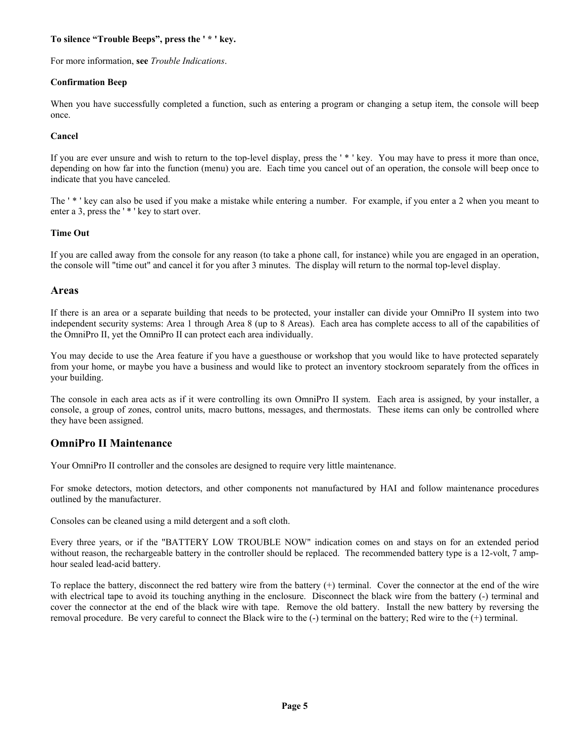**To silence “Trouble Beeps”, press the ' * ' key.**

For more information, **see** *Trouble Indications*.

**Confirmation Beep**

When you have successfully completed a function, such as entering a program or changing a setup item, the console will beep once.

**Cancel**

If you are ever unsure and wish to return to the top-level display, press the ' * ' key. You may have to press it more than once, depending on how far into the function (menu) you are. Each time you cancel out of an operation, the console will beep once to indicate that you have canceled.

The ' * ' key can also be used if you make a mistake while entering a number. For example, if you enter a 2 when you meant to enter a 3, press the ' * ' key to start over.

**Time Out**

If you are called away from the console for any reason (to take a phone call, for instance) while you are engaged in an operation, the console will "time out" and cancel it for you after 3 minutes. The display will return to the normal top-level display.

## Areas

If there is an area or a separate building that needs to be protected, your installer can divide your OmniPro II system into two independent security systems: Area 1 through Area 8 (up to 8 Areas). Each area has complete access to all of the capabilities of the OmniPro II, yet the OmniPro II can protect each area individually.

You may decide to use the Area feature if you have a guesthouse or workshop that you would like to have protected separately from your home, or maybe you have a business and would like to protect an inventory stockroom separately from the offices in your building.

The console in each area acts as if it were controlling its own OmniPro II system. Each area is assigned, by your installer, a console, a group of zones, control units, macro buttons, messages, and thermostats. These items can only be controlled where they have been assigned.

## OmniPro II Maintenance

Your OmniPro II controller and the consoles are designed to require very little maintenance.

For smoke detectors, motion detectors, and other components not manufactured by HAI and follow maintenance procedures outlined by the manufacturer.

Consoles can be cleaned using a mild detergent and a soft cloth.

Every three years, or if the "BATTERY LOW TROUBLE NOW" indication comes on and stays on for an extended period without reason, the rechargeable battery in the controller should be replaced. The recommended battery type is a 12-volt, 7 amp-hour sealed lead-acid battery.

To replace the battery, disconnect the red battery wire from the battery (+) terminal. Cover the connector at the end of the wire with electrical tape to avoid its touching anything in the enclosure. Disconnect the black wire from the battery (-) terminal and cover the connector at the end of the black wire with tape. Remove the old battery. Install the new battery by reversing the removal procedure. Be very careful to connect the Black wire to the (-) terminal on the battery; Red wire to the (+) terminal.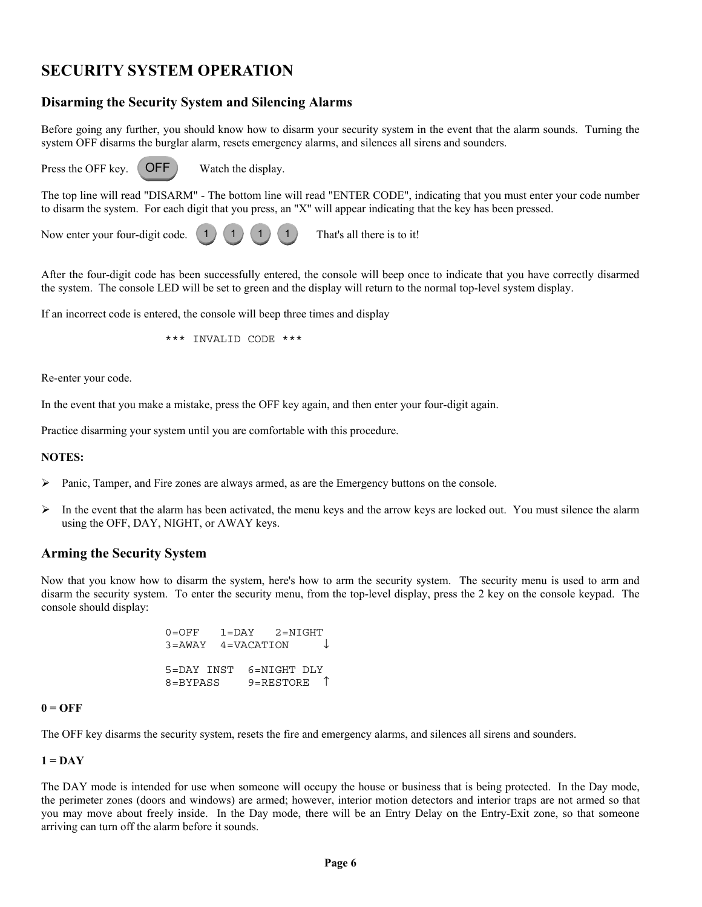# SECURITY SYSTEM OPERATION

## Disarming the Security System and Silencing Alarms

Before going any further, you should know how to disarm your security system in the event that the alarm sounds. Turning the system OFF disarms the burglar alarm, resets emergency alarms, and silences all sirens and sounders.

Press the OFF key. OFF Watch the display.

The top line will read "DISARM" - The bottom line will read "ENTER CODE", indicating that you must enter your code number to disarm the system. For each digit that you press, an "X" will appear indicating that the key has been pressed.

Now enter your four-digit code. 1 1 1 1 That's all there is to it!

After the four-digit code has been successfully entered, the console will beep once to indicate that you have correctly disarmed the system. The console LED will be set to green and the display will return to the normal top-level system display.

If an incorrect code is entered, the console will beep three times and display

```
*** INVALID CODE ***
```

Re-enter your code.

In the event that you make a mistake, press the OFF key again, and then enter your four-digit again.

Practice disarming your system until you are comfortable with this procedure.

**NOTES:**

- Panic, Tamper, and Fire zones are always armed, as are the Emergency buttons on the console.
- In the event that the alarm has been activated, the menu keys and the arrow keys are locked out. You must silence the alarm using the OFF, DAY, NIGHT, or AWAY keys.

## Arming the Security System

Now that you know how to disarm the system, here's how to arm the security system. The security menu is used to arm and disarm the security system. To enter the security menu, from the top-level display, press the 2 key on the console keypad. The console should display:

```
0=OFF   1=DAY   2=NIGHT
3=AWAY  4=VACATION     ↓

5=DAY INST  6=NIGHT DLY
8=BYPASS    9=RESTORE  ↑
```

**0 = OFF**

The OFF key disarms the security system, resets the fire and emergency alarms, and silences all sirens and sounders.

**1 = DAY**

The DAY mode is intended for use when someone will occupy the house or business that is being protected. In the Day mode, the perimeter zones (doors and windows) are armed; however, interior motion detectors and interior traps are not armed so that you may move about freely inside. In the Day mode, there will be an Entry Delay on the Entry-Exit zone, so that someone arriving can turn off the alarm before it sounds.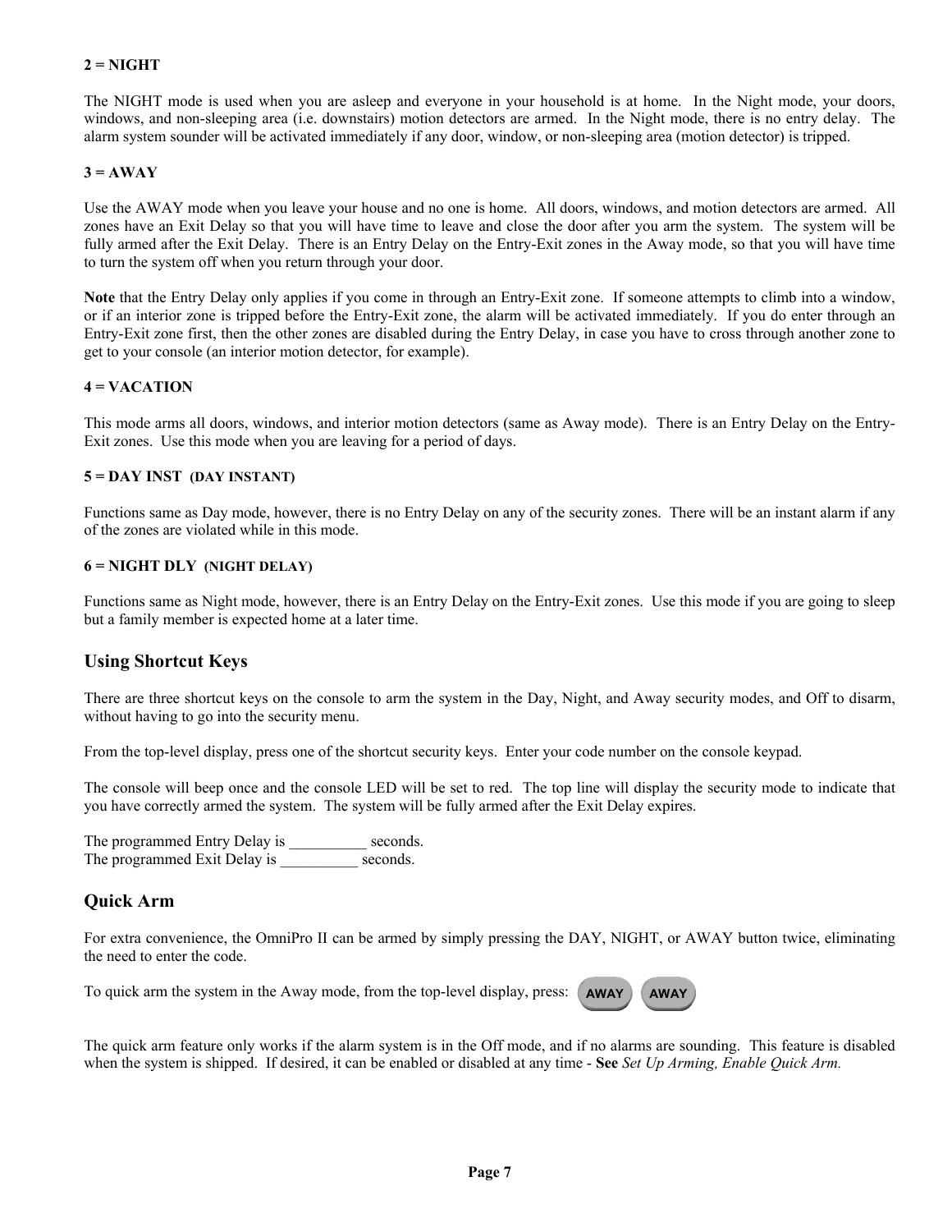**2 = NIGHT**

The NIGHT mode is used when you are asleep and everyone in your household is at home. In the Night mode, your doors, windows, and non-sleeping area (i.e. downstairs) motion detectors are armed. In the Night mode, there is no entry delay. The alarm system sounder will be activated immediately if any door, window, or non-sleeping area (motion detector) is tripped.

**3 = AWAY**

Use the AWAY mode when you leave your house and no one is home. All doors, windows, and motion detectors are armed. All zones have an Exit Delay so that you will have time to leave and close the door after you arm the system. The system will be fully armed after the Exit Delay. There is an Entry Delay on the Entry-Exit zones in the Away mode, so that you will have time to turn the system off when you return through your door.

**Note** that the Entry Delay only applies if you come in through an Entry-Exit zone. If someone attempts to climb into a window, or if an interior zone is tripped before the Entry-Exit zone, the alarm will be activated immediately. If you do enter through an Entry-Exit zone first, then the other zones are disabled during the Entry Delay, in case you have to cross through another zone to get to your console (an interior motion detector, for example).

**4 = VACATION**

This mode arms all doors, windows, and interior motion detectors (same as Away mode). There is an Entry Delay on the Entry-Exit zones. Use this mode when you are leaving for a period of days.

**5 = DAY INST (DAY INSTANT)**

Functions same as Day mode, however, there is no Entry Delay on any of the security zones. There will be an instant alarm if any of the zones are violated while in this mode.

**6 = NIGHT DLY (NIGHT DELAY)**

Functions same as Night mode, however, there is an Entry Delay on the Entry-Exit zones. Use this mode if you are going to sleep but a family member is expected home at a later time.

## Using Shortcut Keys

There are three shortcut keys on the console to arm the system in the Day, Night, and Away security modes, and Off to disarm, without having to go into the security menu.

From the top-level display, press one of the shortcut security keys. Enter your code number on the console keypad.

The console will beep once and the console LED will be set to red. The top line will display the security mode to indicate that you have correctly armed the system. The system will be fully armed after the Exit Delay expires.

The programmed Entry Delay is __________ seconds.
The programmed Exit Delay is __________ seconds.

## Quick Arm

For extra convenience, the OmniPro II can be armed by simply pressing the DAY, NIGHT, or AWAY button twice, eliminating the need to enter the code.

To quick arm the system in the Away mode, from the top-level display, press: AWAY AWAY

The quick arm feature only works if the alarm system is in the Off mode, and if no alarms are sounding. This feature is disabled when the system is shipped. If desired, it can be enabled or disabled at any time - **See** *Set Up Arming, Enable Quick Arm.*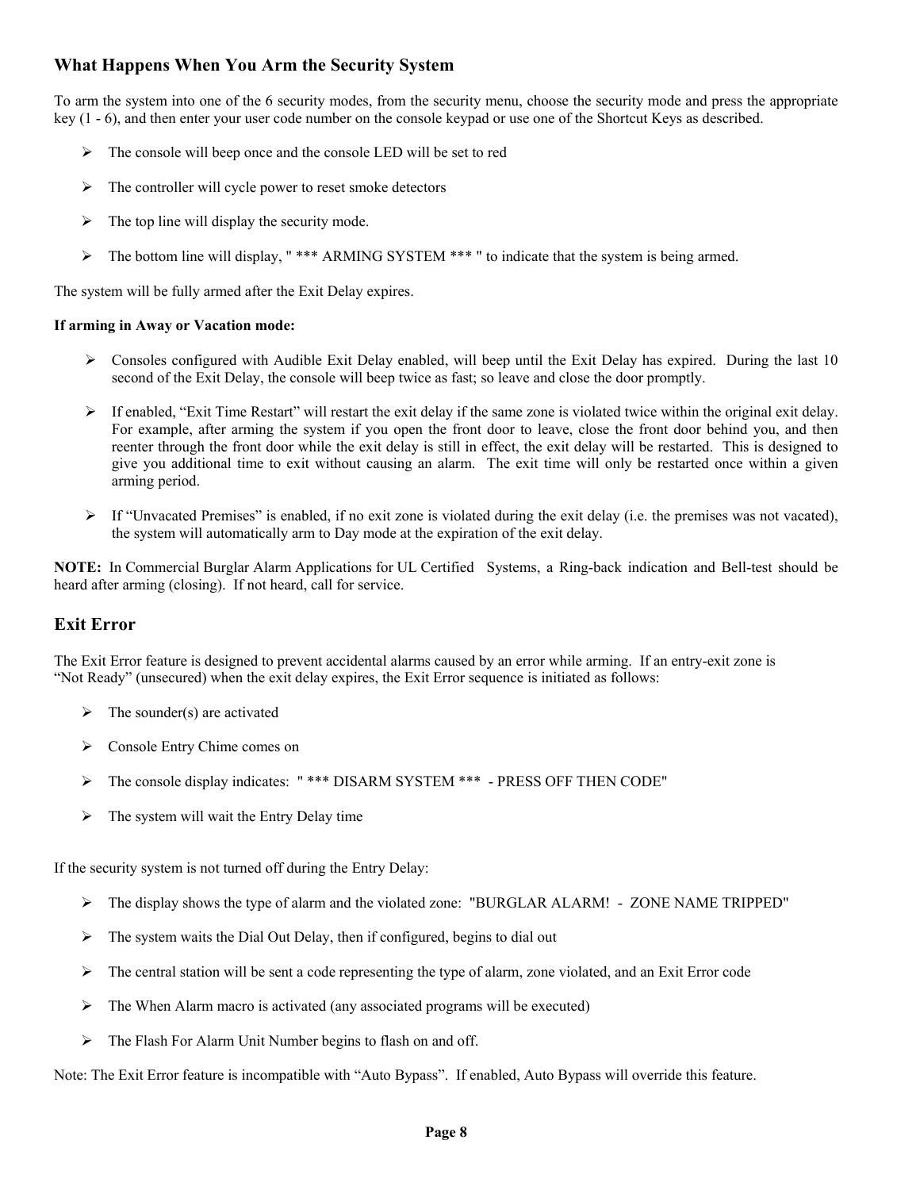## What Happens When You Arm the Security System

To arm the system into one of the 6 security modes, from the security menu, choose the security mode and press the appropriate key (1 - 6), and then enter your user code number on the console keypad or use one of the Shortcut Keys as described.

- The console will beep once and the console LED will be set to red
- The controller will cycle power to reset smoke detectors
- The top line will display the security mode.
- The bottom line will display, " *** ARMING SYSTEM *** " to indicate that the system is being armed.

The system will be fully armed after the Exit Delay expires.

**If arming in Away or Vacation mode:**

- Consoles configured with Audible Exit Delay enabled, will beep until the Exit Delay has expired. During the last 10 second of the Exit Delay, the console will beep twice as fast; so leave and close the door promptly.
- If enabled, "Exit Time Restart" will restart the exit delay if the same zone is violated twice within the original exit delay. For example, after arming the system if you open the front door to leave, close the front door behind you, and then reenter through the front door while the exit delay is still in effect, the exit delay will be restarted. This is designed to give you additional time to exit without causing an alarm. The exit time will only be restarted once within a given arming period.
- If "Unvacated Premises" is enabled, if no exit zone is violated during the exit delay (i.e. the premises was not vacated), the system will automatically arm to Day mode at the expiration of the exit delay.

**NOTE:** In Commercial Burglar Alarm Applications for UL Certified Systems, a Ring-back indication and Bell-test should be heard after arming (closing). If not heard, call for service.

## Exit Error

The Exit Error feature is designed to prevent accidental alarms caused by an error while arming. If an entry-exit zone is "Not Ready" (unsecured) when the exit delay expires, the Exit Error sequence is initiated as follows:

- The sounder(s) are activated
- Console Entry Chime comes on
- The console display indicates: " *** DISARM SYSTEM *** - PRESS OFF THEN CODE"
- The system will wait the Entry Delay time

If the security system is not turned off during the Entry Delay:

- The display shows the type of alarm and the violated zone: "BURGLAR ALARM! - ZONE NAME TRIPPED"
- The system waits the Dial Out Delay, then if configured, begins to dial out
- The central station will be sent a code representing the type of alarm, zone violated, and an Exit Error code
- The When Alarm macro is activated (any associated programs will be executed)
- The Flash For Alarm Unit Number begins to flash on and off.

Note: The Exit Error feature is incompatible with "Auto Bypass". If enabled, Auto Bypass will override this feature.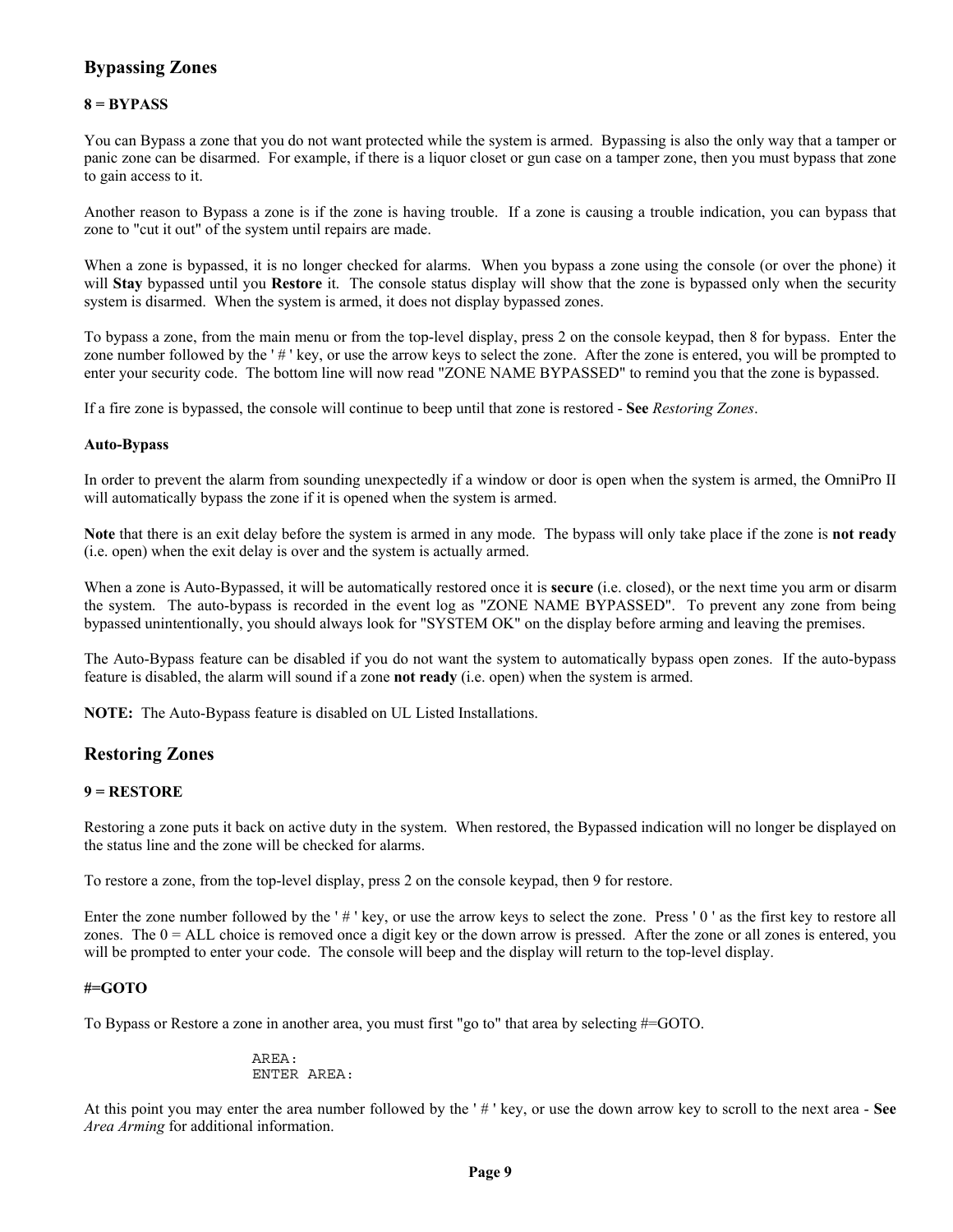## Bypassing Zones

**8 = BYPASS**

You can Bypass a zone that you do not want protected while the system is armed. Bypassing is also the only way that a tamper or panic zone can be disarmed. For example, if there is a liquor closet or gun case on a tamper zone, then you must bypass that zone to gain access to it.

Another reason to Bypass a zone is if the zone is having trouble. If a zone is causing a trouble indication, you can bypass that zone to "cut it out" of the system until repairs are made.

When a zone is bypassed, it is no longer checked for alarms. When you bypass a zone using the console (or over the phone) it will **Stay** bypassed until you **Restore** it. The console status display will show that the zone is bypassed only when the security system is disarmed. When the system is armed, it does not display bypassed zones.

To bypass a zone, from the main menu or from the top-level display, press 2 on the console keypad, then 8 for bypass. Enter the zone number followed by the ' # ' key, or use the arrow keys to select the zone. After the zone is entered, you will be prompted to enter your security code. The bottom line will now read "ZONE NAME BYPASSED" to remind you that the zone is bypassed.

If a fire zone is bypassed, the console will continue to beep until that zone is restored - **See** *Restoring Zones*.

**Auto-Bypass**

In order to prevent the alarm from sounding unexpectedly if a window or door is open when the system is armed, the OmniPro II will automatically bypass the zone if it is opened when the system is armed.

**Note** that there is an exit delay before the system is armed in any mode. The bypass will only take place if the zone is **not ready** (i.e. open) when the exit delay is over and the system is actually armed.

When a zone is Auto-Bypassed, it will be automatically restored once it is **secure** (i.e. closed), or the next time you arm or disarm the system. The auto-bypass is recorded in the event log as "ZONE NAME BYPASSED". To prevent any zone from being bypassed unintentionally, you should always look for "SYSTEM OK" on the display before arming and leaving the premises.

The Auto-Bypass feature can be disabled if you do not want the system to automatically bypass open zones. If the auto-bypass feature is disabled, the alarm will sound if a zone **not ready** (i.e. open) when the system is armed.

**NOTE:** The Auto-Bypass feature is disabled on UL Listed Installations.

## Restoring Zones

**9 = RESTORE**

Restoring a zone puts it back on active duty in the system. When restored, the Bypassed indication will no longer be displayed on the status line and the zone will be checked for alarms.

To restore a zone, from the top-level display, press 2 on the console keypad, then 9 for restore.

Enter the zone number followed by the ' # ' key, or use the arrow keys to select the zone. Press ' 0 ' as the first key to restore all zones. The 0 = ALL choice is removed once a digit key or the down arrow is pressed. After the zone or all zones is entered, you will be prompted to enter your code. The console will beep and the display will return to the top-level display.

**#=GOTO**

To Bypass or Restore a zone in another area, you must first "go to" that area by selecting #=GOTO.

```
AREA:
ENTER AREA:
```

At this point you may enter the area number followed by the ' # ' key, or use the down arrow key to scroll to the next area - **See** *Area Arming* for additional information.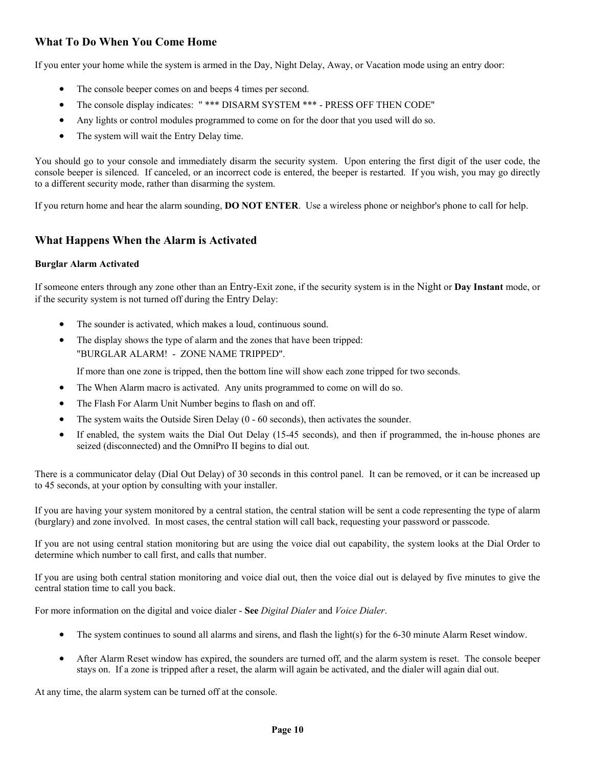## What To Do When You Come Home

If you enter your home while the system is armed in the Day, Night Delay, Away, or Vacation mode using an entry door:

- The console beeper comes on and beeps 4 times per second.
- The console display indicates: " *** DISARM SYSTEM *** - PRESS OFF THEN CODE"
- Any lights or control modules programmed to come on for the door that you used will do so.
- The system will wait the Entry Delay time.

You should go to your console and immediately disarm the security system. Upon entering the first digit of the user code, the console beeper is silenced. If canceled, or an incorrect code is entered, the beeper is restarted. If you wish, you may go directly to a different security mode, rather than disarming the system.

If you return home and hear the alarm sounding, **DO NOT ENTER**. Use a wireless phone or neighbor's phone to call for help.

## What Happens When the Alarm is Activated

### Burglar Alarm Activated

If someone enters through any zone other than an Entry-Exit zone, if the security system is in the Night or **Day Instant** mode, or if the security system is not turned off during the Entry Delay:

- The sounder is activated, which makes a loud, continuous sound.
- The display shows the type of alarm and the zones that have been tripped:
  "BURGLAR ALARM! - ZONE NAME TRIPPED".

  If more than one zone is tripped, then the bottom line will show each zone tripped for two seconds.
- The When Alarm macro is activated. Any units programmed to come on will do so.
- The Flash For Alarm Unit Number begins to flash on and off.
- The system waits the Outside Siren Delay (0 - 60 seconds), then activates the sounder.
- If enabled, the system waits the Dial Out Delay (15-45 seconds), and then if programmed, the in-house phones are seized (disconnected) and the OmniPro II begins to dial out.

There is a communicator delay (Dial Out Delay) of 30 seconds in this control panel. It can be removed, or it can be increased up to 45 seconds, at your option by consulting with your installer.

If you are having your system monitored by a central station, the central station will be sent a code representing the type of alarm (burglary) and zone involved. In most cases, the central station will call back, requesting your password or passcode.

If you are not using central station monitoring but are using the voice dial out capability, the system looks at the Dial Order to determine which number to call first, and calls that number.

If you are using both central station monitoring and voice dial out, then the voice dial out is delayed by five minutes to give the central station time to call you back.

For more information on the digital and voice dialer - **See** *Digital Dialer* and *Voice Dialer*.

- The system continues to sound all alarms and sirens, and flash the light(s) for the 6-30 minute Alarm Reset window.
- After Alarm Reset window has expired, the sounders are turned off, and the alarm system is reset. The console beeper stays on. If a zone is tripped after a reset, the alarm will again be activated, and the dialer will again dial out.

At any time, the alarm system can be turned off at the console.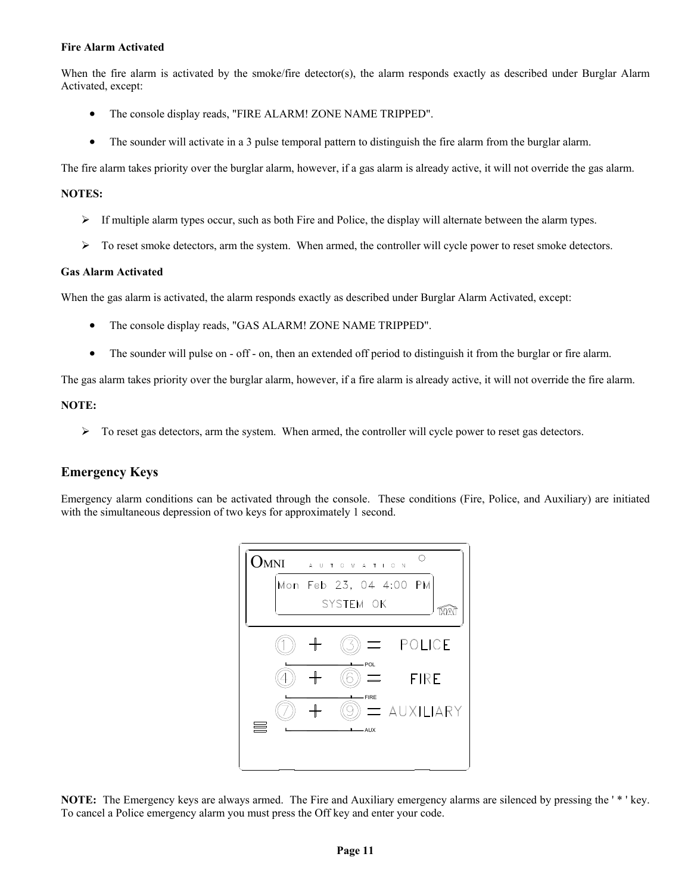**Fire Alarm Activated**

When the fire alarm is activated by the smoke/fire detector(s), the alarm responds exactly as described under Burglar Alarm Activated, except:

- The console display reads, "FIRE ALARM! ZONE NAME TRIPPED".
- The sounder will activate in a 3 pulse temporal pattern to distinguish the fire alarm from the burglar alarm.

The fire alarm takes priority over the burglar alarm, however, if a gas alarm is already active, it will not override the gas alarm.

**NOTES:**

- If multiple alarm types occur, such as both Fire and Police, the display will alternate between the alarm types.
- To reset smoke detectors, arm the system. When armed, the controller will cycle power to reset smoke detectors.

**Gas Alarm Activated**

When the gas alarm is activated, the alarm responds exactly as described under Burglar Alarm Activated, except:

- The console display reads, "GAS ALARM! ZONE NAME TRIPPED".
- The sounder will pulse on - off - on, then an extended off period to distinguish it from the burglar or fire alarm.

The gas alarm takes priority over the burglar alarm, however, if a fire alarm is already active, it will not override the fire alarm.

**NOTE:**

- To reset gas detectors, arm the system. When armed, the controller will cycle power to reset gas detectors.

## Emergency Keys

Emergency alarm conditions can be activated through the console. These conditions (Fire, Police, and Auxiliary) are initiated with the simultaneous depression of two keys for approximately 1 second.

OMNI AUTOMATION

Mon Feb 23, 04 4:00 PM
SYSTEM OK

1 + 3 = POLICE (POL)

4 + 6 = FIRE (FIRE)

7 + 9 = AUXILIARY (AUX)

**NOTE:** The Emergency keys are always armed. The Fire and Auxiliary emergency alarms are silenced by pressing the ' * ' key. To cancel a Police emergency alarm you must press the Off key and enter your code.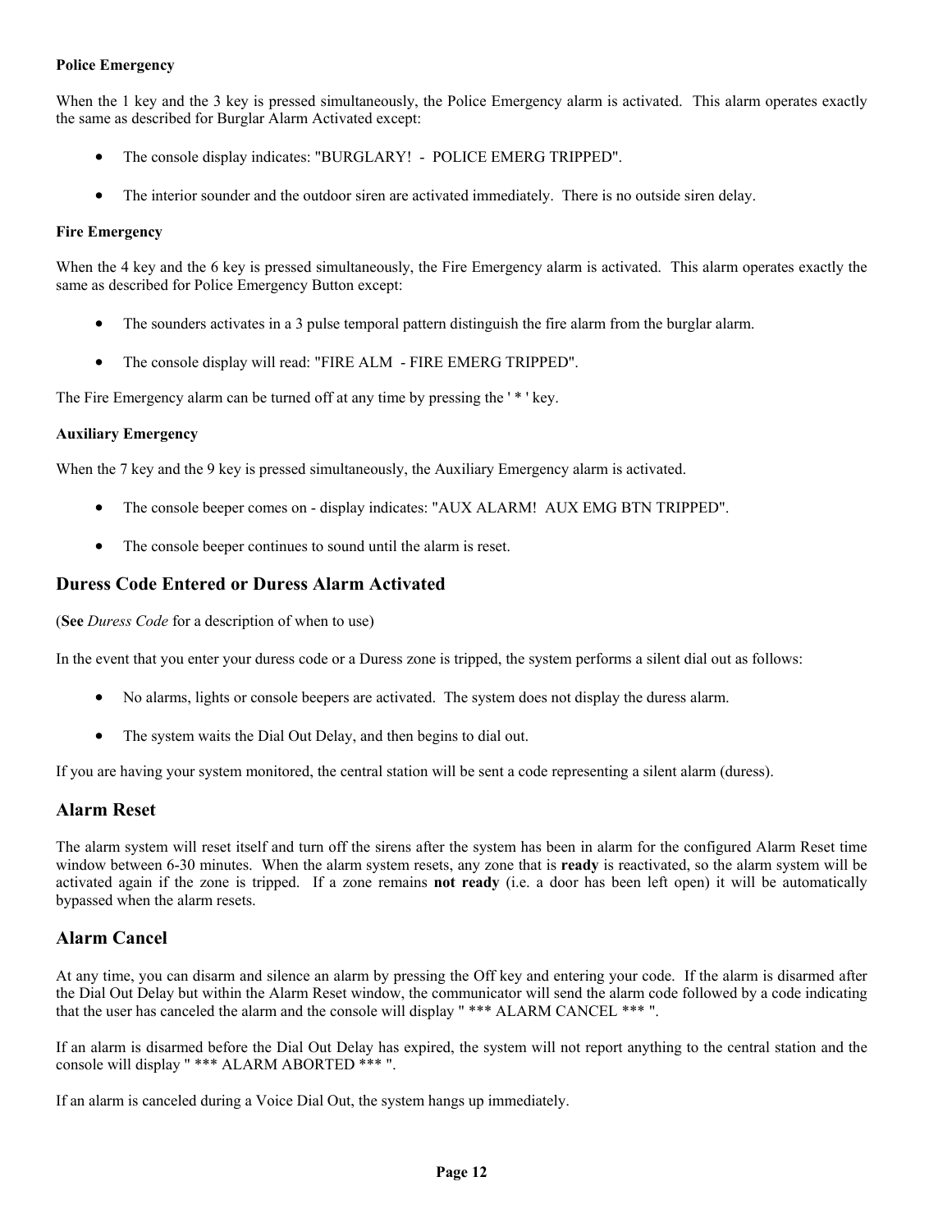#### Police Emergency

When the 1 key and the 3 key is pressed simultaneously, the Police Emergency alarm is activated. This alarm operates exactly the same as described for Burglar Alarm Activated except:

- The console display indicates: "BURGLARY! - POLICE EMERG TRIPPED".
- The interior sounder and the outdoor siren are activated immediately. There is no outside siren delay.

#### Fire Emergency

When the 4 key and the 6 key is pressed simultaneously, the Fire Emergency alarm is activated. This alarm operates exactly the same as described for Police Emergency Button except:

- The sounders activates in a 3 pulse temporal pattern distinguish the fire alarm from the burglar alarm.
- The console display will read: "FIRE ALM - FIRE EMERG TRIPPED".

The Fire Emergency alarm can be turned off at any time by pressing the ' * ' key.

#### Auxiliary Emergency

When the 7 key and the 9 key is pressed simultaneously, the Auxiliary Emergency alarm is activated.

- The console beeper comes on - display indicates: "AUX ALARM! AUX EMG BTN TRIPPED".
- The console beeper continues to sound until the alarm is reset.

## Duress Code Entered or Duress Alarm Activated

(**See** *Duress Code* for a description of when to use)

In the event that you enter your duress code or a Duress zone is tripped, the system performs a silent dial out as follows:

- No alarms, lights or console beepers are activated. The system does not display the duress alarm.
- The system waits the Dial Out Delay, and then begins to dial out.

If you are having your system monitored, the central station will be sent a code representing a silent alarm (duress).

## Alarm Reset

The alarm system will reset itself and turn off the sirens after the system has been in alarm for the configured Alarm Reset time window between 6-30 minutes. When the alarm system resets, any zone that is **ready** is reactivated, so the alarm system will be activated again if the zone is tripped. If a zone remains **not ready** (i.e. a door has been left open) it will be automatically bypassed when the alarm resets.

## Alarm Cancel

At any time, you can disarm and silence an alarm by pressing the Off key and entering your code. If the alarm is disarmed after the Dial Out Delay but within the Alarm Reset window, the communicator will send the alarm code followed by a code indicating that the user has canceled the alarm and the console will display " *** ALARM CANCEL *** ".

If an alarm is disarmed before the Dial Out Delay has expired, the system will not report anything to the central station and the console will display " *** ALARM ABORTED *** ".

If an alarm is canceled during a Voice Dial Out, the system hangs up immediately.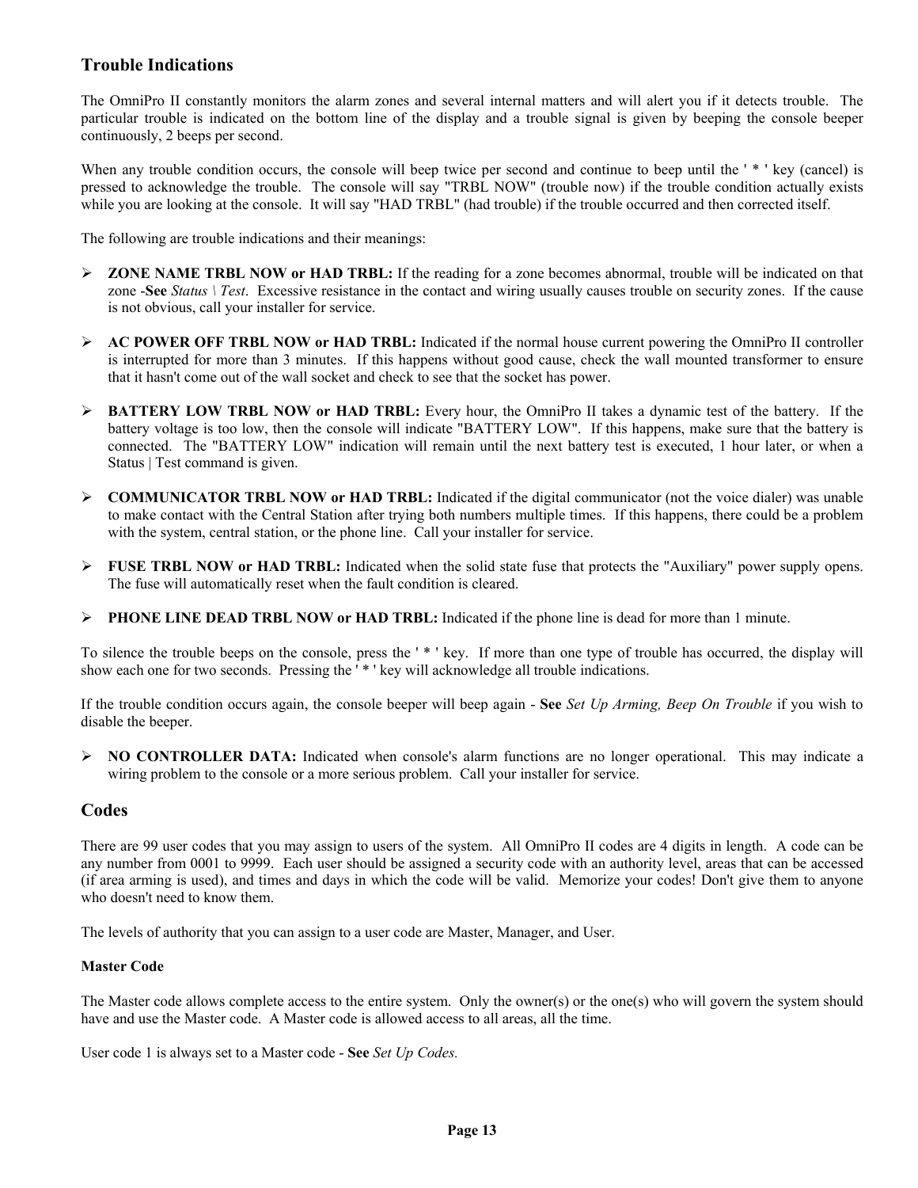## Trouble Indications

The OmniPro II constantly monitors the alarm zones and several internal matters and will alert you if it detects trouble. The particular trouble is indicated on the bottom line of the display and a trouble signal is given by beeping the console beeper continuously, 2 beeps per second.

When any trouble condition occurs, the console will beep twice per second and continue to beep until the ' * ' key (cancel) is pressed to acknowledge the trouble. The console will say "TRBL NOW" (trouble now) if the trouble condition actually exists while you are looking at the console. It will say "HAD TRBL" (had trouble) if the trouble occurred and then corrected itself.

The following are trouble indications and their meanings:

- **ZONE NAME TRBL NOW or HAD TRBL:** If the reading for a zone becomes abnormal, trouble will be indicated on that zone -**See** *Status \ Test*. Excessive resistance in the contact and wiring usually causes trouble on security zones. If the cause is not obvious, call your installer for service.
- **AC POWER OFF TRBL NOW or HAD TRBL:** Indicated if the normal house current powering the OmniPro II controller is interrupted for more than 3 minutes. If this happens without good cause, check the wall mounted transformer to ensure that it hasn't come out of the wall socket and check to see that the socket has power.
- **BATTERY LOW TRBL NOW or HAD TRBL:** Every hour, the OmniPro II takes a dynamic test of the battery. If the battery voltage is too low, then the console will indicate "BATTERY LOW". If this happens, make sure that the battery is connected. The "BATTERY LOW" indication will remain until the next battery test is executed, 1 hour later, or when a Status | Test command is given.
- **COMMUNICATOR TRBL NOW or HAD TRBL:** Indicated if the digital communicator (not the voice dialer) was unable to make contact with the Central Station after trying both numbers multiple times. If this happens, there could be a problem with the system, central station, or the phone line. Call your installer for service.
- **FUSE TRBL NOW or HAD TRBL:** Indicated when the solid state fuse that protects the "Auxiliary" power supply opens. The fuse will automatically reset when the fault condition is cleared.
- **PHONE LINE DEAD TRBL NOW or HAD TRBL:** Indicated if the phone line is dead for more than 1 minute.

To silence the trouble beeps on the console, press the ' * ' key. If more than one type of trouble has occurred, the display will show each one for two seconds. Pressing the ' * ' key will acknowledge all trouble indications.

If the trouble condition occurs again, the console beeper will beep again - **See** *Set Up Arming, Beep On Trouble* if you wish to disable the beeper.

- **NO CONTROLLER DATA:** Indicated when console's alarm functions are no longer operational. This may indicate a wiring problem to the console or a more serious problem. Call your installer for service.

## Codes

There are 99 user codes that you may assign to users of the system. All OmniPro II codes are 4 digits in length. A code can be any number from 0001 to 9999. Each user should be assigned a security code with an authority level, areas that can be accessed (if area arming is used), and times and days in which the code will be valid. Memorize your codes! Don't give them to anyone who doesn't need to know them.

The levels of authority that you can assign to a user code are Master, Manager, and User.

### Master Code

The Master code allows complete access to the entire system. Only the owner(s) or the one(s) who will govern the system should have and use the Master code. A Master code is allowed access to all areas, all the time.

User code 1 is always set to a Master code - **See** *Set Up Codes.*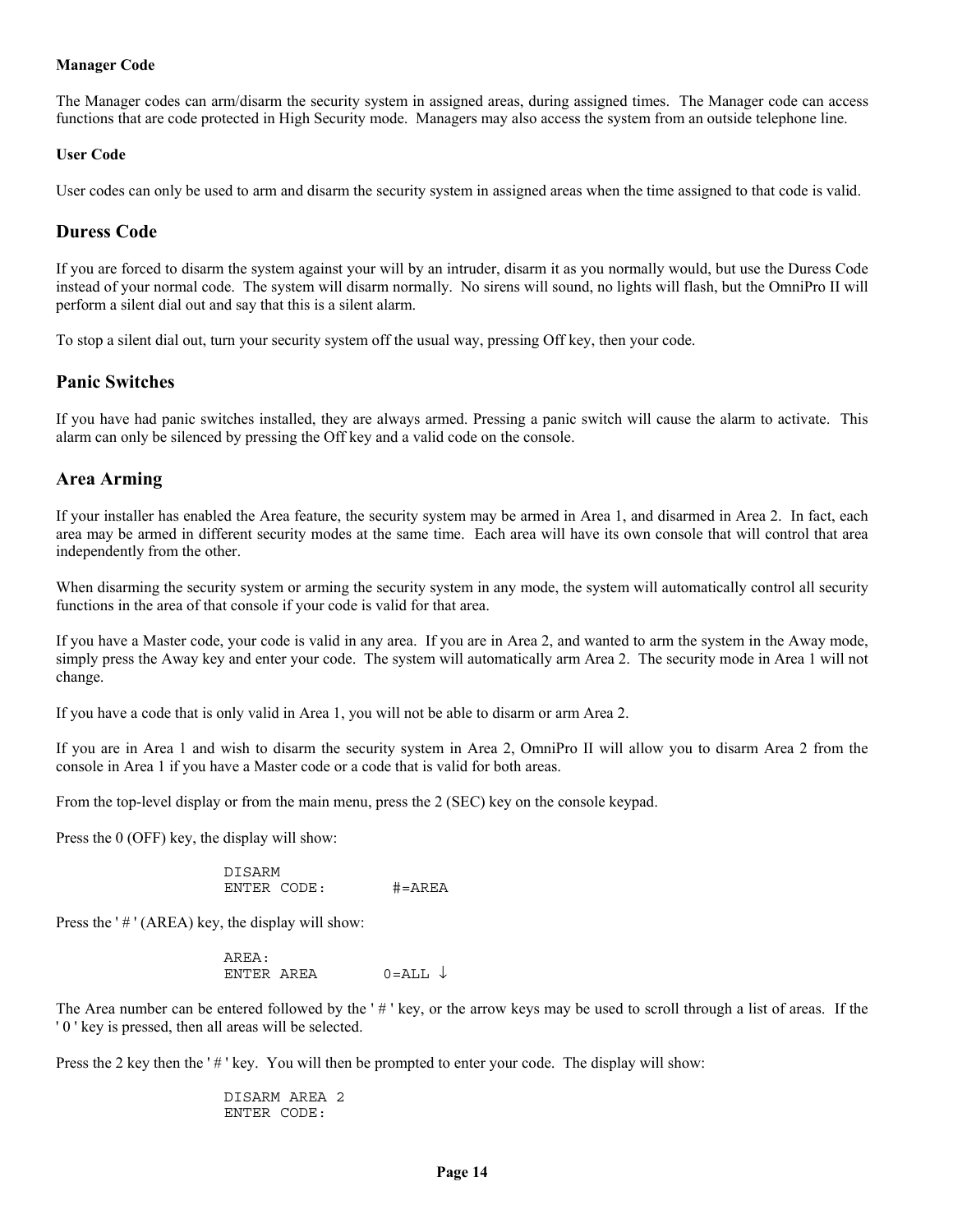**Manager Code**

The Manager codes can arm/disarm the security system in assigned areas, during assigned times. The Manager code can access functions that are code protected in High Security mode. Managers may also access the system from an outside telephone line.

**User Code**

User codes can only be used to arm and disarm the security system in assigned areas when the time assigned to that code is valid.

## Duress Code

If you are forced to disarm the system against your will by an intruder, disarm it as you normally would, but use the Duress Code instead of your normal code. The system will disarm normally. No sirens will sound, no lights will flash, but the OmniPro II will perform a silent dial out and say that this is a silent alarm.

To stop a silent dial out, turn your security system off the usual way, pressing Off key, then your code.

## Panic Switches

If you have had panic switches installed, they are always armed. Pressing a panic switch will cause the alarm to activate. This alarm can only be silenced by pressing the Off key and a valid code on the console.

## Area Arming

If your installer has enabled the Area feature, the security system may be armed in Area 1, and disarmed in Area 2. In fact, each area may be armed in different security modes at the same time. Each area will have its own console that will control that area independently from the other.

When disarming the security system or arming the security system in any mode, the system will automatically control all security functions in the area of that console if your code is valid for that area.

If you have a Master code, your code is valid in any area. If you are in Area 2, and wanted to arm the system in the Away mode, simply press the Away key and enter your code. The system will automatically arm Area 2. The security mode in Area 1 will not change.

If you have a code that is only valid in Area 1, you will not be able to disarm or arm Area 2.

If you are in Area 1 and wish to disarm the security system in Area 2, OmniPro II will allow you to disarm Area 2 from the console in Area 1 if you have a Master code or a code that is valid for both areas.

From the top-level display or from the main menu, press the 2 (SEC) key on the console keypad.

Press the 0 (OFF) key, the display will show:

```
DISARM
ENTER CODE:        #=AREA
```

Press the ' # ' (AREA) key, the display will show:

```
AREA:
ENTER AREA        0=ALL ↓
```

The Area number can be entered followed by the ' # ' key, or the arrow keys may be used to scroll through a list of areas. If the ' 0 ' key is pressed, then all areas will be selected.

Press the 2 key then the ' # ' key. You will then be prompted to enter your code. The display will show:

```
DISARM AREA 2
ENTER CODE:
```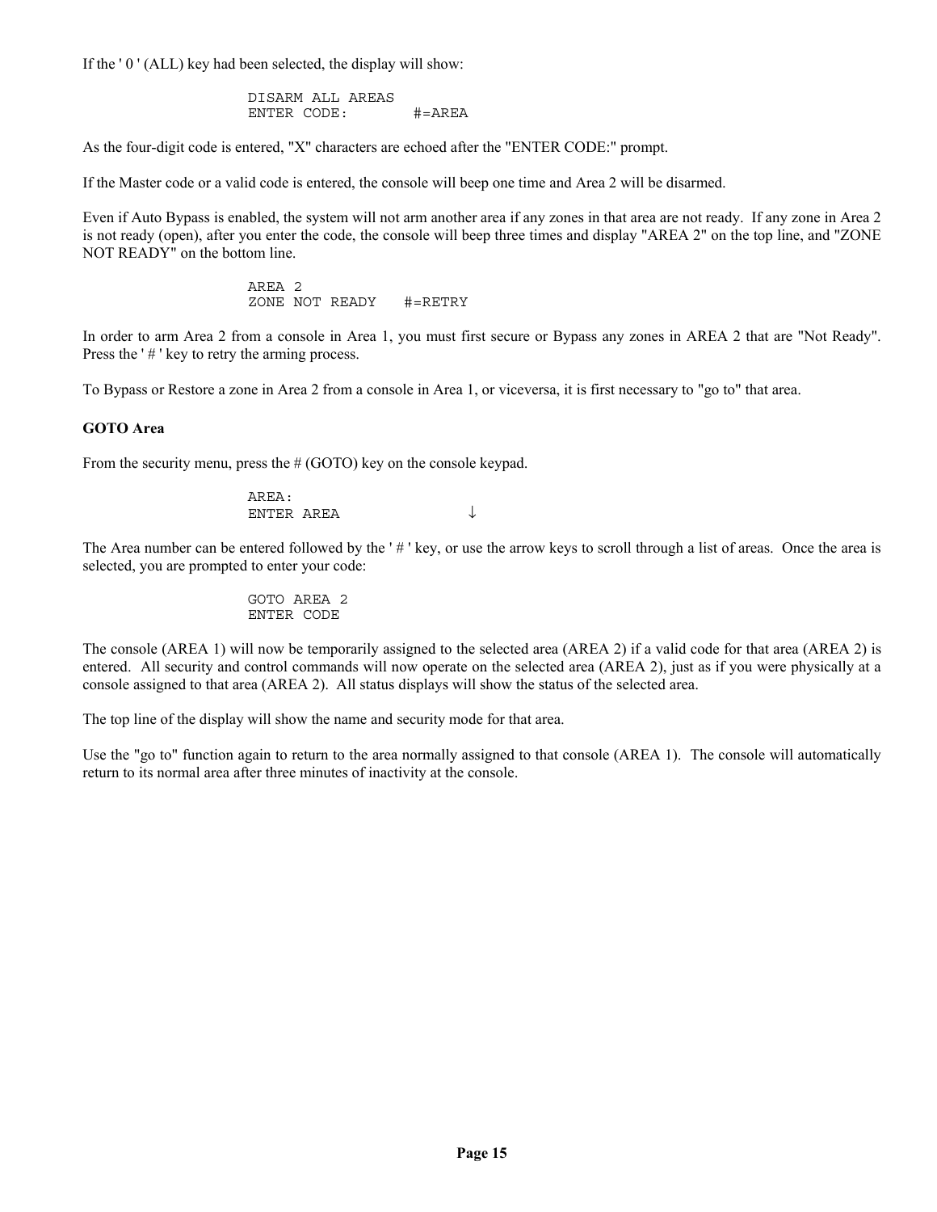If the ' 0 ' (ALL) key had been selected, the display will show:

```
DISARM ALL AREAS
ENTER CODE:       #=AREA
```

As the four-digit code is entered, "X" characters are echoed after the "ENTER CODE:" prompt.

If the Master code or a valid code is entered, the console will beep one time and Area 2 will be disarmed.

Even if Auto Bypass is enabled, the system will not arm another area if any zones in that area are not ready. If any zone in Area 2 is not ready (open), after you enter the code, the console will beep three times and display "AREA 2" on the top line, and "ZONE NOT READY" on the bottom line.

```
AREA 2
ZONE NOT READY   #=RETRY
```

In order to arm Area 2 from a console in Area 1, you must first secure or Bypass any zones in AREA 2 that are "Not Ready". Press the ' # ' key to retry the arming process.

To Bypass or Restore a zone in Area 2 from a console in Area 1, or viceversa, it is first necessary to "go to" that area.

**GOTO Area**

From the security menu, press the # (GOTO) key on the console keypad.

```
AREA:
ENTER AREA              ↓
```

The Area number can be entered followed by the ' # ' key, or use the arrow keys to scroll through a list of areas. Once the area is selected, you are prompted to enter your code:

```
GOTO AREA 2
ENTER CODE
```

The console (AREA 1) will now be temporarily assigned to the selected area (AREA 2) if a valid code for that area (AREA 2) is entered. All security and control commands will now operate on the selected area (AREA 2), just as if you were physically at a console assigned to that area (AREA 2). All status displays will show the status of the selected area.

The top line of the display will show the name and security mode for that area.

Use the "go to" function again to return to the area normally assigned to that console (AREA 1). The console will automatically return to its normal area after three minutes of inactivity at the console.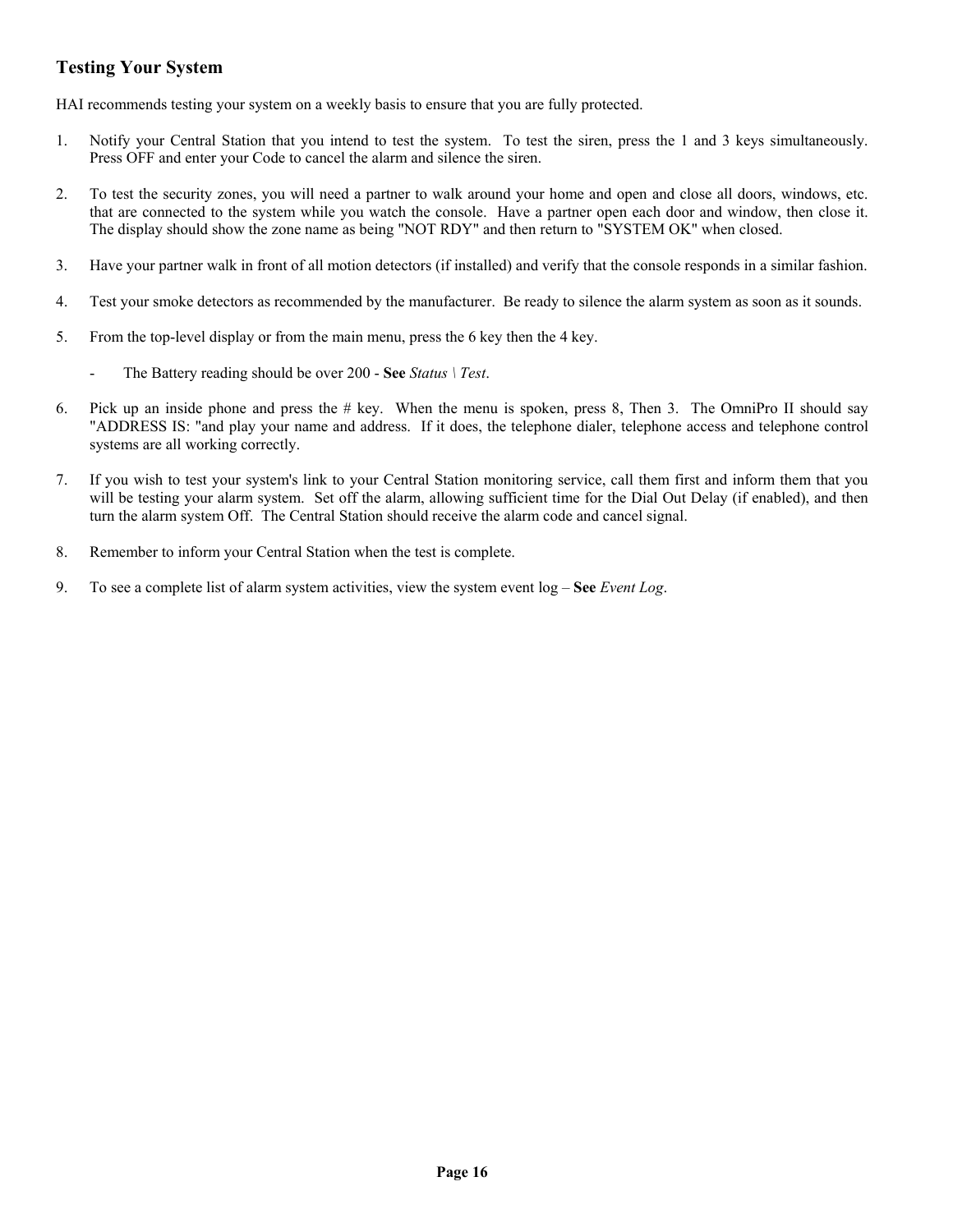## Testing Your System

HAI recommends testing your system on a weekly basis to ensure that you are fully protected.

1. Notify your Central Station that you intend to test the system. To test the siren, press the 1 and 3 keys simultaneously. Press OFF and enter your Code to cancel the alarm and silence the siren.

2. To test the security zones, you will need a partner to walk around your home and open and close all doors, windows, etc. that are connected to the system while you watch the console. Have a partner open each door and window, then close it. The display should show the zone name as being "NOT RDY" and then return to "SYSTEM OK" when closed.

3. Have your partner walk in front of all motion detectors (if installed) and verify that the console responds in a similar fashion.

4. Test your smoke detectors as recommended by the manufacturer. Be ready to silence the alarm system as soon as it sounds.

5. From the top-level display or from the main menu, press the 6 key then the 4 key.

   - The Battery reading should be over 200 - **See** *Status \ Test*.

6. Pick up an inside phone and press the # key. When the menu is spoken, press 8, Then 3. The OmniPro II should say "ADDRESS IS: "and play your name and address. If it does, the telephone dialer, telephone access and telephone control systems are all working correctly.

7. If you wish to test your system's link to your Central Station monitoring service, call them first and inform them that you will be testing your alarm system. Set off the alarm, allowing sufficient time for the Dial Out Delay (if enabled), and then turn the alarm system Off. The Central Station should receive the alarm code and cancel signal.

8. Remember to inform your Central Station when the test is complete.

9. To see a complete list of alarm system activities, view the system event log – **See** *Event Log*.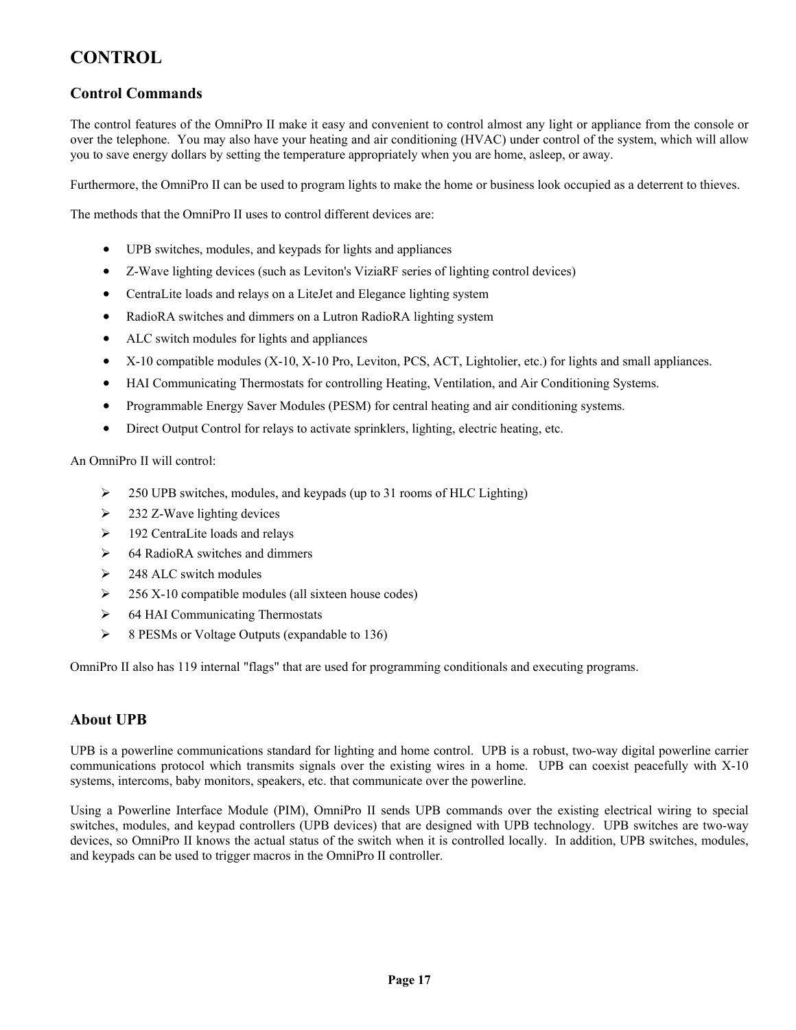# CONTROL

## Control Commands

The control features of the OmniPro II make it easy and convenient to control almost any light or appliance from the console or over the telephone. You may also have your heating and air conditioning (HVAC) under control of the system, which will allow you to save energy dollars by setting the temperature appropriately when you are home, asleep, or away.

Furthermore, the OmniPro II can be used to program lights to make the home or business look occupied as a deterrent to thieves.

The methods that the OmniPro II uses to control different devices are:

- UPB switches, modules, and keypads for lights and appliances
- Z-Wave lighting devices (such as Leviton's ViziaRF series of lighting control devices)
- CentraLite loads and relays on a LiteJet and Elegance lighting system
- RadioRA switches and dimmers on a Lutron RadioRA lighting system
- ALC switch modules for lights and appliances
- X-10 compatible modules (X-10, X-10 Pro, Leviton, PCS, ACT, Lightolier, etc.) for lights and small appliances.
- HAI Communicating Thermostats for controlling Heating, Ventilation, and Air Conditioning Systems.
- Programmable Energy Saver Modules (PESM) for central heating and air conditioning systems.
- Direct Output Control for relays to activate sprinklers, lighting, electric heating, etc.

An OmniPro II will control:

- 250 UPB switches, modules, and keypads (up to 31 rooms of HLC Lighting)
- 232 Z-Wave lighting devices
- 192 CentraLite loads and relays
- 64 RadioRA switches and dimmers
- 248 ALC switch modules
- 256 X-10 compatible modules (all sixteen house codes)
- 64 HAI Communicating Thermostats
- 8 PESMs or Voltage Outputs (expandable to 136)

OmniPro II also has 119 internal "flags" that are used for programming conditionals and executing programs.

## About UPB

UPB is a powerline communications standard for lighting and home control. UPB is a robust, two-way digital powerline carrier communications protocol which transmits signals over the existing wires in a home. UPB can coexist peacefully with X-10 systems, intercoms, baby monitors, speakers, etc. that communicate over the powerline.

Using a Powerline Interface Module (PIM), OmniPro II sends UPB commands over the existing electrical wiring to special switches, modules, and keypad controllers (UPB devices) that are designed with UPB technology. UPB switches are two-way devices, so OmniPro II knows the actual status of the switch when it is controlled locally. In addition, UPB switches, modules, and keypads can be used to trigger macros in the OmniPro II controller.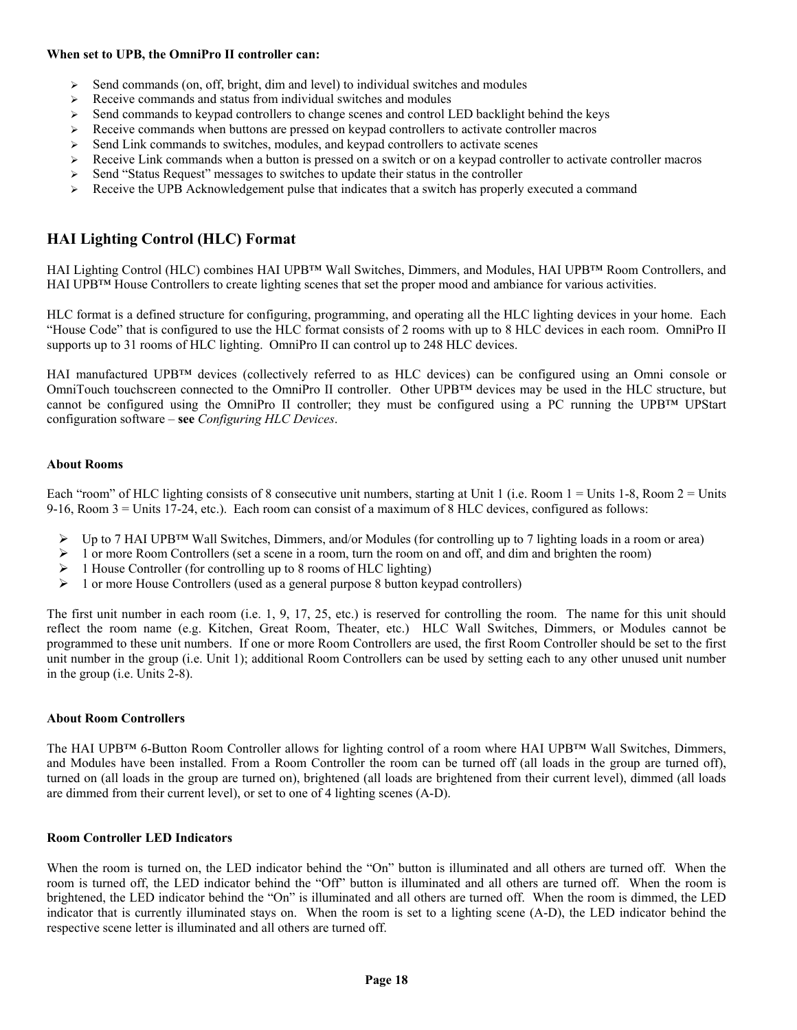**When set to UPB, the OmniPro II controller can:**

- Send commands (on, off, bright, dim and level) to individual switches and modules
- Receive commands and status from individual switches and modules
- Send commands to keypad controllers to change scenes and control LED backlight behind the keys
- Receive commands when buttons are pressed on keypad controllers to activate controller macros
- Send Link commands to switches, modules, and keypad controllers to activate scenes
- Receive Link commands when a button is pressed on a switch or on a keypad controller to activate controller macros
- Send "Status Request" messages to switches to update their status in the controller
- Receive the UPB Acknowledgement pulse that indicates that a switch has properly executed a command

## HAI Lighting Control (HLC) Format

HAI Lighting Control (HLC) combines HAI UPB™ Wall Switches, Dimmers, and Modules, HAI UPB™ Room Controllers, and HAI UPB™ House Controllers to create lighting scenes that set the proper mood and ambiance for various activities.

HLC format is a defined structure for configuring, programming, and operating all the HLC lighting devices in your home. Each "House Code" that is configured to use the HLC format consists of 2 rooms with up to 8 HLC devices in each room. OmniPro II supports up to 31 rooms of HLC lighting. OmniPro II can control up to 248 HLC devices.

HAI manufactured UPB™ devices (collectively referred to as HLC devices) can be configured using an Omni console or OmniTouch touchscreen connected to the OmniPro II controller. Other UPB™ devices may be used in the HLC structure, but cannot be configured using the OmniPro II controller; they must be configured using a PC running the UPB™ UPStart configuration software – **see** *Configuring HLC Devices*.

#### About Rooms

Each "room" of HLC lighting consists of 8 consecutive unit numbers, starting at Unit 1 (i.e. Room 1 = Units 1-8, Room 2 = Units 9-16, Room 3 = Units 17-24, etc.). Each room can consist of a maximum of 8 HLC devices, configured as follows:

- Up to 7 HAI UPB™ Wall Switches, Dimmers, and/or Modules (for controlling up to 7 lighting loads in a room or area)
- 1 or more Room Controllers (set a scene in a room, turn the room on and off, and dim and brighten the room)
- 1 House Controller (for controlling up to 8 rooms of HLC lighting)
- 1 or more House Controllers (used as a general purpose 8 button keypad controllers)

The first unit number in each room (i.e. 1, 9, 17, 25, etc.) is reserved for controlling the room. The name for this unit should reflect the room name (e.g. Kitchen, Great Room, Theater, etc.) HLC Wall Switches, Dimmers, or Modules cannot be programmed to these unit numbers. If one or more Room Controllers are used, the first Room Controller should be set to the first unit number in the group (i.e. Unit 1); additional Room Controllers can be used by setting each to any other unused unit number in the group (i.e. Units 2-8).

#### About Room Controllers

The HAI UPB™ 6-Button Room Controller allows for lighting control of a room where HAI UPB™ Wall Switches, Dimmers, and Modules have been installed. From a Room Controller the room can be turned off (all loads in the group are turned off), turned on (all loads in the group are turned on), brightened (all loads are brightened from their current level), dimmed (all loads are dimmed from their current level), or set to one of 4 lighting scenes (A-D).

#### Room Controller LED Indicators

When the room is turned on, the LED indicator behind the "On" button is illuminated and all others are turned off. When the room is turned off, the LED indicator behind the "Off" button is illuminated and all others are turned off. When the room is brightened, the LED indicator behind the "On" is illuminated and all others are turned off. When the room is dimmed, the LED indicator that is currently illuminated stays on. When the room is set to a lighting scene (A-D), the LED indicator behind the respective scene letter is illuminated and all others are turned off.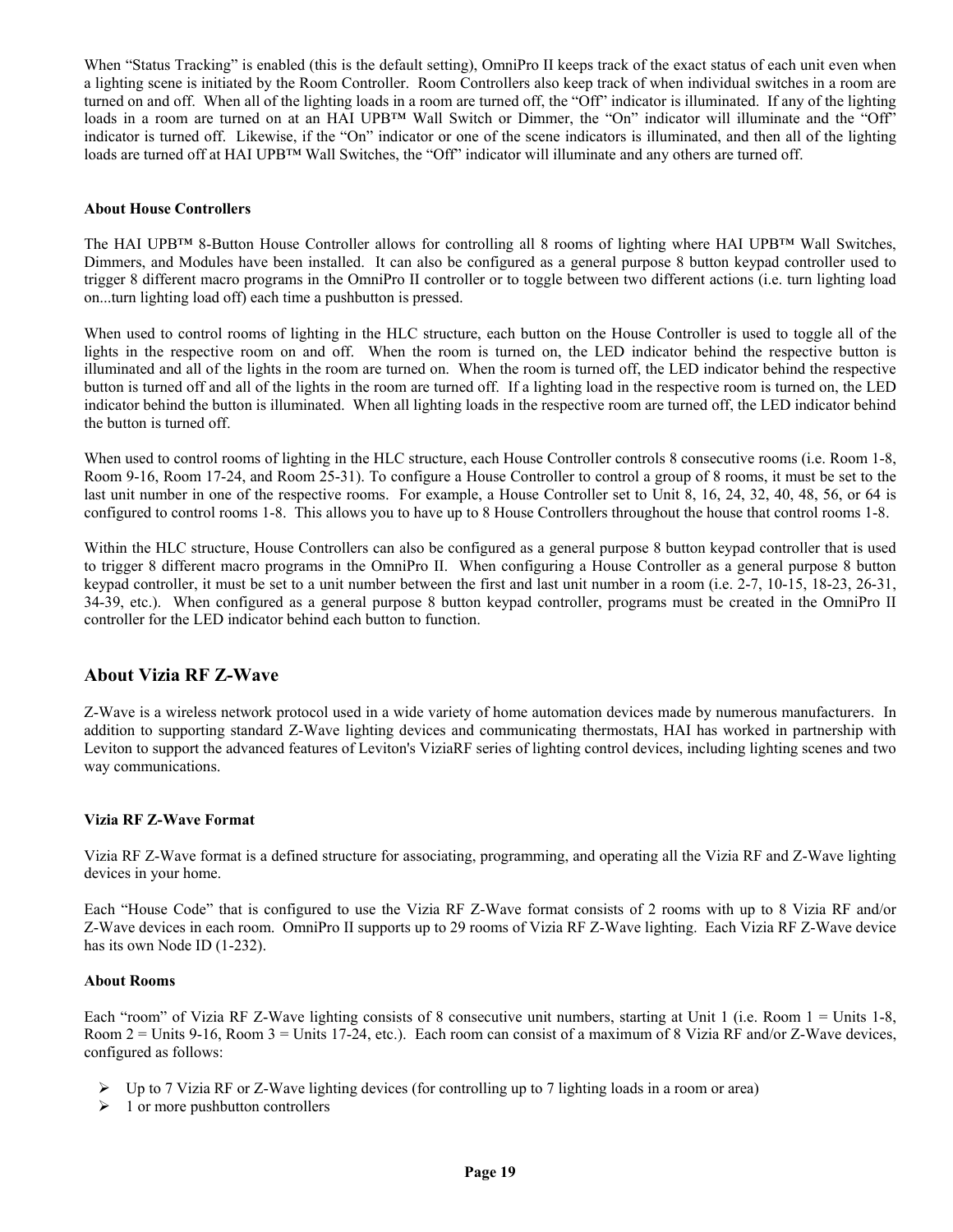When "Status Tracking" is enabled (this is the default setting), OmniPro II keeps track of the exact status of each unit even when a lighting scene is initiated by the Room Controller. Room Controllers also keep track of when individual switches in a room are turned on and off. When all of the lighting loads in a room are turned off, the "Off" indicator is illuminated. If any of the lighting loads in a room are turned on at an HAI UPB™ Wall Switch or Dimmer, the "On" indicator will illuminate and the "Off" indicator is turned off. Likewise, if the "On" indicator or one of the scene indicators is illuminated, and then all of the lighting loads are turned off at HAI UPB™ Wall Switches, the "Off" indicator will illuminate and any others are turned off.

### About House Controllers

The HAI UPB™ 8-Button House Controller allows for controlling all 8 rooms of lighting where HAI UPB™ Wall Switches, Dimmers, and Modules have been installed. It can also be configured as a general purpose 8 button keypad controller used to trigger 8 different macro programs in the OmniPro II controller or to toggle between two different actions (i.e. turn lighting load on...turn lighting load off) each time a pushbutton is pressed.

When used to control rooms of lighting in the HLC structure, each button on the House Controller is used to toggle all of the lights in the respective room on and off. When the room is turned on, the LED indicator behind the respective button is illuminated and all of the lights in the room are turned on. When the room is turned off, the LED indicator behind the respective button is turned off and all of the lights in the room are turned off. If a lighting load in the respective room is turned on, the LED indicator behind the button is illuminated. When all lighting loads in the respective room are turned off, the LED indicator behind the button is turned off.

When used to control rooms of lighting in the HLC structure, each House Controller controls 8 consecutive rooms (i.e. Room 1-8, Room 9-16, Room 17-24, and Room 25-31). To configure a House Controller to control a group of 8 rooms, it must be set to the last unit number in one of the respective rooms. For example, a House Controller set to Unit 8, 16, 24, 32, 40, 48, 56, or 64 is configured to control rooms 1-8. This allows you to have up to 8 House Controllers throughout the house that control rooms 1-8.

Within the HLC structure, House Controllers can also be configured as a general purpose 8 button keypad controller that is used to trigger 8 different macro programs in the OmniPro II. When configuring a House Controller as a general purpose 8 button keypad controller, it must be set to a unit number between the first and last unit number in a room (i.e. 2-7, 10-15, 18-23, 26-31, 34-39, etc.). When configured as a general purpose 8 button keypad controller, programs must be created in the OmniPro II controller for the LED indicator behind each button to function.

## About Vizia RF Z-Wave

Z-Wave is a wireless network protocol used in a wide variety of home automation devices made by numerous manufacturers. In addition to supporting standard Z-Wave lighting devices and communicating thermostats, HAI has worked in partnership with Leviton to support the advanced features of Leviton's ViziaRF series of lighting control devices, including lighting scenes and two way communications.

### Vizia RF Z-Wave Format

Vizia RF Z-Wave format is a defined structure for associating, programming, and operating all the Vizia RF and Z-Wave lighting devices in your home.

Each "House Code" that is configured to use the Vizia RF Z-Wave format consists of 2 rooms with up to 8 Vizia RF and/or Z-Wave devices in each room. OmniPro II supports up to 29 rooms of Vizia RF Z-Wave lighting. Each Vizia RF Z-Wave device has its own Node ID (1-232).

### About Rooms

Each "room" of Vizia RF Z-Wave lighting consists of 8 consecutive unit numbers, starting at Unit 1 (i.e. Room 1 = Units 1-8, Room 2 = Units 9-16, Room 3 = Units 17-24, etc.). Each room can consist of a maximum of 8 Vizia RF and/or Z-Wave devices, configured as follows:

- Up to 7 Vizia RF or Z-Wave lighting devices (for controlling up to 7 lighting loads in a room or area)
- 1 or more pushbutton controllers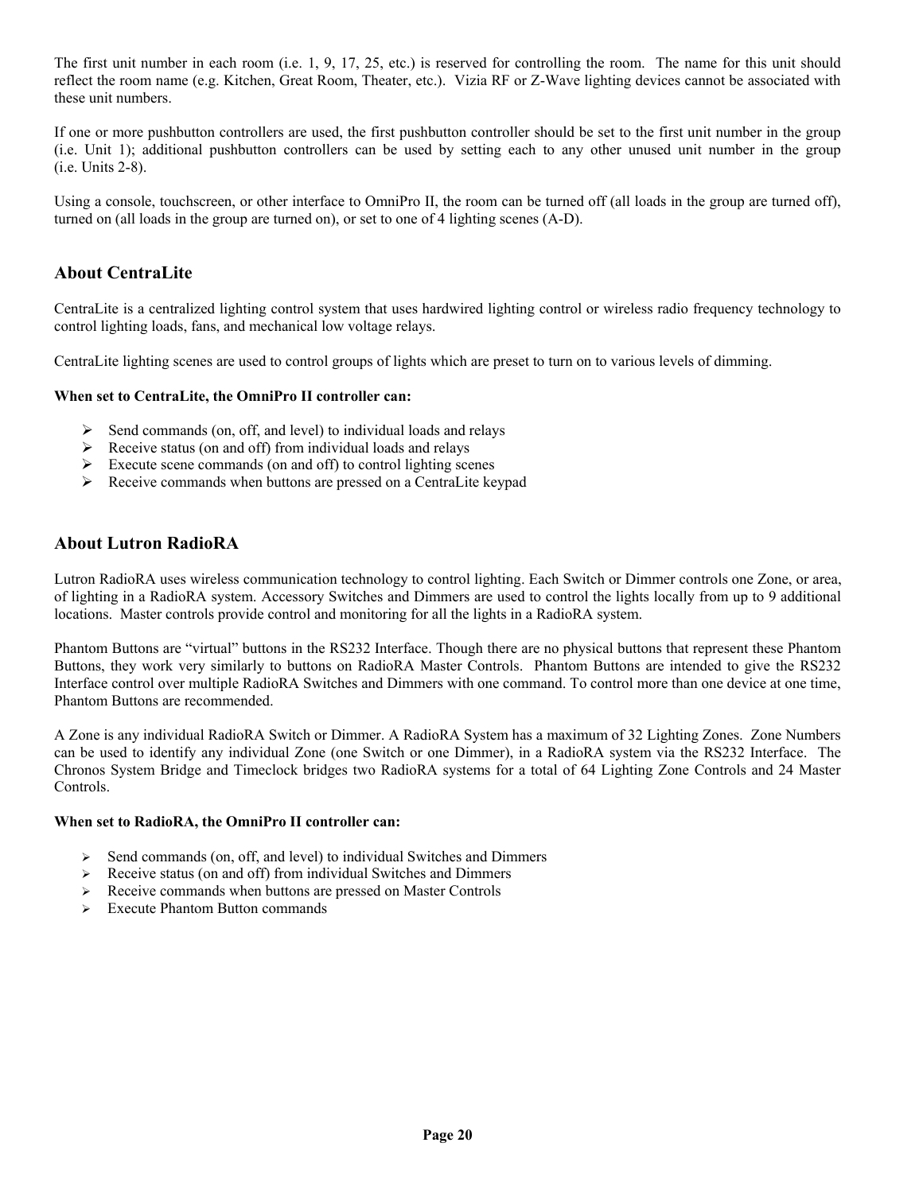The first unit number in each room (i.e. 1, 9, 17, 25, etc.) is reserved for controlling the room. The name for this unit should reflect the room name (e.g. Kitchen, Great Room, Theater, etc.). Vizia RF or Z-Wave lighting devices cannot be associated with these unit numbers.

If one or more pushbutton controllers are used, the first pushbutton controller should be set to the first unit number in the group (i.e. Unit 1); additional pushbutton controllers can be used by setting each to any other unused unit number in the group (i.e. Units 2-8).

Using a console, touchscreen, or other interface to OmniPro II, the room can be turned off (all loads in the group are turned off), turned on (all loads in the group are turned on), or set to one of 4 lighting scenes (A-D).

## About CentraLite

CentraLite is a centralized lighting control system that uses hardwired lighting control or wireless radio frequency technology to control lighting loads, fans, and mechanical low voltage relays.

CentraLite lighting scenes are used to control groups of lights which are preset to turn on to various levels of dimming.

**When set to CentraLite, the OmniPro II controller can:**

- Send commands (on, off, and level) to individual loads and relays
- Receive status (on and off) from individual loads and relays
- Execute scene commands (on and off) to control lighting scenes
- Receive commands when buttons are pressed on a CentraLite keypad

## About Lutron RadioRA

Lutron RadioRA uses wireless communication technology to control lighting. Each Switch or Dimmer controls one Zone, or area, of lighting in a RadioRA system. Accessory Switches and Dimmers are used to control the lights locally from up to 9 additional locations. Master controls provide control and monitoring for all the lights in a RadioRA system.

Phantom Buttons are "virtual" buttons in the RS232 Interface. Though there are no physical buttons that represent these Phantom Buttons, they work very similarly to buttons on RadioRA Master Controls. Phantom Buttons are intended to give the RS232 Interface control over multiple RadioRA Switches and Dimmers with one command. To control more than one device at one time, Phantom Buttons are recommended.

A Zone is any individual RadioRA Switch or Dimmer. A RadioRA System has a maximum of 32 Lighting Zones. Zone Numbers can be used to identify any individual Zone (one Switch or one Dimmer), in a RadioRA system via the RS232 Interface. The Chronos System Bridge and Timeclock bridges two RadioRA systems for a total of 64 Lighting Zone Controls and 24 Master Controls.

**When set to RadioRA, the OmniPro II controller can:**

- Send commands (on, off, and level) to individual Switches and Dimmers
- Receive status (on and off) from individual Switches and Dimmers
- Receive commands when buttons are pressed on Master Controls
- Execute Phantom Button commands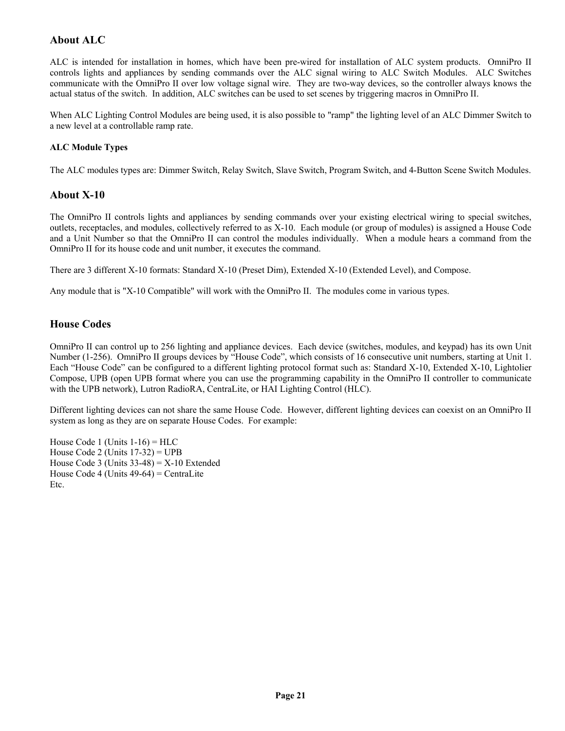## About ALC

ALC is intended for installation in homes, which have been pre-wired for installation of ALC system products. OmniPro II controls lights and appliances by sending commands over the ALC signal wiring to ALC Switch Modules. ALC Switches communicate with the OmniPro II over low voltage signal wire. They are two-way devices, so the controller always knows the actual status of the switch. In addition, ALC switches can be used to set scenes by triggering macros in OmniPro II.

When ALC Lighting Control Modules are being used, it is also possible to "ramp" the lighting level of an ALC Dimmer Switch to a new level at a controllable ramp rate.

### ALC Module Types

The ALC modules types are: Dimmer Switch, Relay Switch, Slave Switch, Program Switch, and 4-Button Scene Switch Modules.

## About X-10

The OmniPro II controls lights and appliances by sending commands over your existing electrical wiring to special switches, outlets, receptacles, and modules, collectively referred to as X-10. Each module (or group of modules) is assigned a House Code and a Unit Number so that the OmniPro II can control the modules individually. When a module hears a command from the OmniPro II for its house code and unit number, it executes the command.

There are 3 different X-10 formats: Standard X-10 (Preset Dim), Extended X-10 (Extended Level), and Compose.

Any module that is "X-10 Compatible" will work with the OmniPro II. The modules come in various types.

## House Codes

OmniPro II can control up to 256 lighting and appliance devices. Each device (switches, modules, and keypad) has its own Unit Number (1-256). OmniPro II groups devices by “House Code”, which consists of 16 consecutive unit numbers, starting at Unit 1. Each “House Code” can be configured to a different lighting protocol format such as: Standard X-10, Extended X-10, Lightolier Compose, UPB (open UPB format where you can use the programming capability in the OmniPro II controller to communicate with the UPB network), Lutron RadioRA, CentraLite, or HAI Lighting Control (HLC).

Different lighting devices can not share the same House Code. However, different lighting devices can coexist on an OmniPro II system as long as they are on separate House Codes. For example:

House Code 1 (Units 1-16) = HLC
House Code 2 (Units 17-32) = UPB
House Code 3 (Units 33-48) = X-10 Extended
House Code 4 (Units 49-64) = CentraLite
Etc.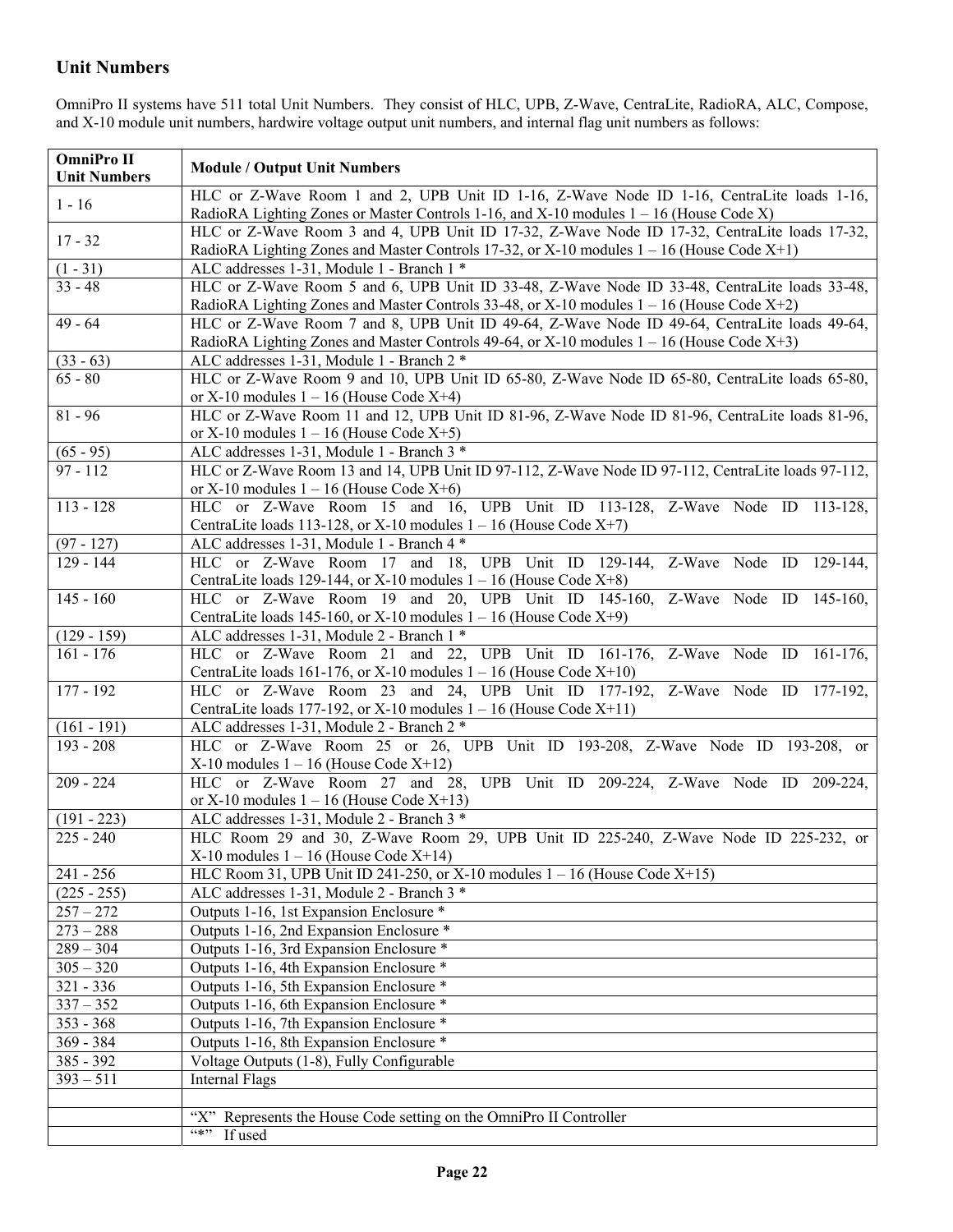## Unit Numbers

OmniPro II systems have 511 total Unit Numbers. They consist of HLC, UPB, Z-Wave, CentraLite, RadioRA, ALC, Compose, and X-10 module unit numbers, hardwire voltage output unit numbers, and internal flag unit numbers as follows:

| OmniPro II Unit Numbers | Module / Output Unit Numbers |
|---|---|
| 1 - 16 | HLC or Z-Wave Room 1 and 2, UPB Unit ID 1-16, Z-Wave Node ID 1-16, CentraLite loads 1-16, RadioRA Lighting Zones or Master Controls 1-16, and X-10 modules 1 – 16 (House Code X) |
| 17 - 32 | HLC or Z-Wave Room 3 and 4, UPB Unit ID 17-32, Z-Wave Node ID 17-32, CentraLite loads 17-32, RadioRA Lighting Zones and Master Controls 17-32, or X-10 modules 1 – 16 (House Code X+1) |
| (1 - 31) | ALC addresses 1-31, Module 1 - Branch 1 * |
| 33 - 48 | HLC or Z-Wave Room 5 and 6, UPB Unit ID 33-48, Z-Wave Node ID 33-48, CentraLite loads 33-48, RadioRA Lighting Zones and Master Controls 33-48, or X-10 modules 1 – 16 (House Code X+2) |
| 49 - 64 | HLC or Z-Wave Room 7 and 8, UPB Unit ID 49-64, Z-Wave Node ID 49-64, CentraLite loads 49-64, RadioRA Lighting Zones and Master Controls 49-64, or X-10 modules 1 – 16 (House Code X+3) |
| (33 - 63) | ALC addresses 1-31, Module 1 - Branch 2 * |
| 65 - 80 | HLC or Z-Wave Room 9 and 10, UPB Unit ID 65-80, Z-Wave Node ID 65-80, CentraLite loads 65-80, or X-10 modules 1 – 16 (House Code X+4) |
| 81 - 96 | HLC or Z-Wave Room 11 and 12, UPB Unit ID 81-96, Z-Wave Node ID 81-96, CentraLite loads 81-96, or X-10 modules 1 – 16 (House Code X+5) |
| (65 - 95) | ALC addresses 1-31, Module 1 - Branch 3 * |
| 97 - 112 | HLC or Z-Wave Room 13 and 14, UPB Unit ID 97-112, Z-Wave Node ID 97-112, CentraLite loads 97-112, or X-10 modules 1 – 16 (House Code X+6) |
| 113 - 128 | HLC or Z-Wave Room 15 and 16, UPB Unit ID 113-128, Z-Wave Node ID 113-128, CentraLite loads 113-128, or X-10 modules 1 – 16 (House Code X+7) |
| (97 - 127) | ALC addresses 1-31, Module 1 - Branch 4 * |
| 129 - 144 | HLC or Z-Wave Room 17 and 18, UPB Unit ID 129-144, Z-Wave Node ID 129-144, CentraLite loads 129-144, or X-10 modules 1 – 16 (House Code X+8) |
| 145 - 160 | HLC or Z-Wave Room 19 and 20, UPB Unit ID 145-160, Z-Wave Node ID 145-160, CentraLite loads 145-160, or X-10 modules 1 – 16 (House Code X+9) |
| (129 - 159) | ALC addresses 1-31, Module 2 - Branch 1 * |
| 161 - 176 | HLC or Z-Wave Room 21 and 22, UPB Unit ID 161-176, Z-Wave Node ID 161-176, CentraLite loads 161-176, or X-10 modules 1 – 16 (House Code X+10) |
| 177 - 192 | HLC or Z-Wave Room 23 and 24, UPB Unit ID 177-192, Z-Wave Node ID 177-192, CentraLite loads 177-192, or X-10 modules 1 – 16 (House Code X+11) |
| (161 - 191) | ALC addresses 1-31, Module 2 - Branch 2 * |
| 193 - 208 | HLC or Z-Wave Room 25 or 26, UPB Unit ID 193-208, Z-Wave Node ID 193-208, or X-10 modules 1 – 16 (House Code X+12) |
| 209 - 224 | HLC or Z-Wave Room 27 and 28, UPB Unit ID 209-224, Z-Wave Node ID 209-224, or X-10 modules 1 – 16 (House Code X+13) |
| (191 - 223) | ALC addresses 1-31, Module 2 - Branch 3 * |
| 225 - 240 | HLC Room 29 and 30, Z-Wave Room 29, UPB Unit ID 225-240, Z-Wave Node ID 225-232, or X-10 modules 1 – 16 (House Code X+14) |
| 241 - 256 | HLC Room 31, UPB Unit ID 241-250, or X-10 modules 1 – 16 (House Code X+15) |
| (225 - 255) | ALC addresses 1-31, Module 2 - Branch 3 * |
| 257 – 272 | Outputs 1-16, 1st Expansion Enclosure * |
| 273 – 288 | Outputs 1-16, 2nd Expansion Enclosure * |
| 289 – 304 | Outputs 1-16, 3rd Expansion Enclosure * |
| 305 – 320 | Outputs 1-16, 4th Expansion Enclosure * |
| 321 - 336 | Outputs 1-16, 5th Expansion Enclosure * |
| 337 – 352 | Outputs 1-16, 6th Expansion Enclosure * |
| 353 - 368 | Outputs 1-16, 7th Expansion Enclosure * |
| 369 - 384 | Outputs 1-16, 8th Expansion Enclosure * |
| 385 - 392 | Voltage Outputs (1-8), Fully Configurable |
| 393 – 511 | Internal Flags |
| | |
| | "X" Represents the House Code setting on the OmniPro II Controller |
| | "*" If used |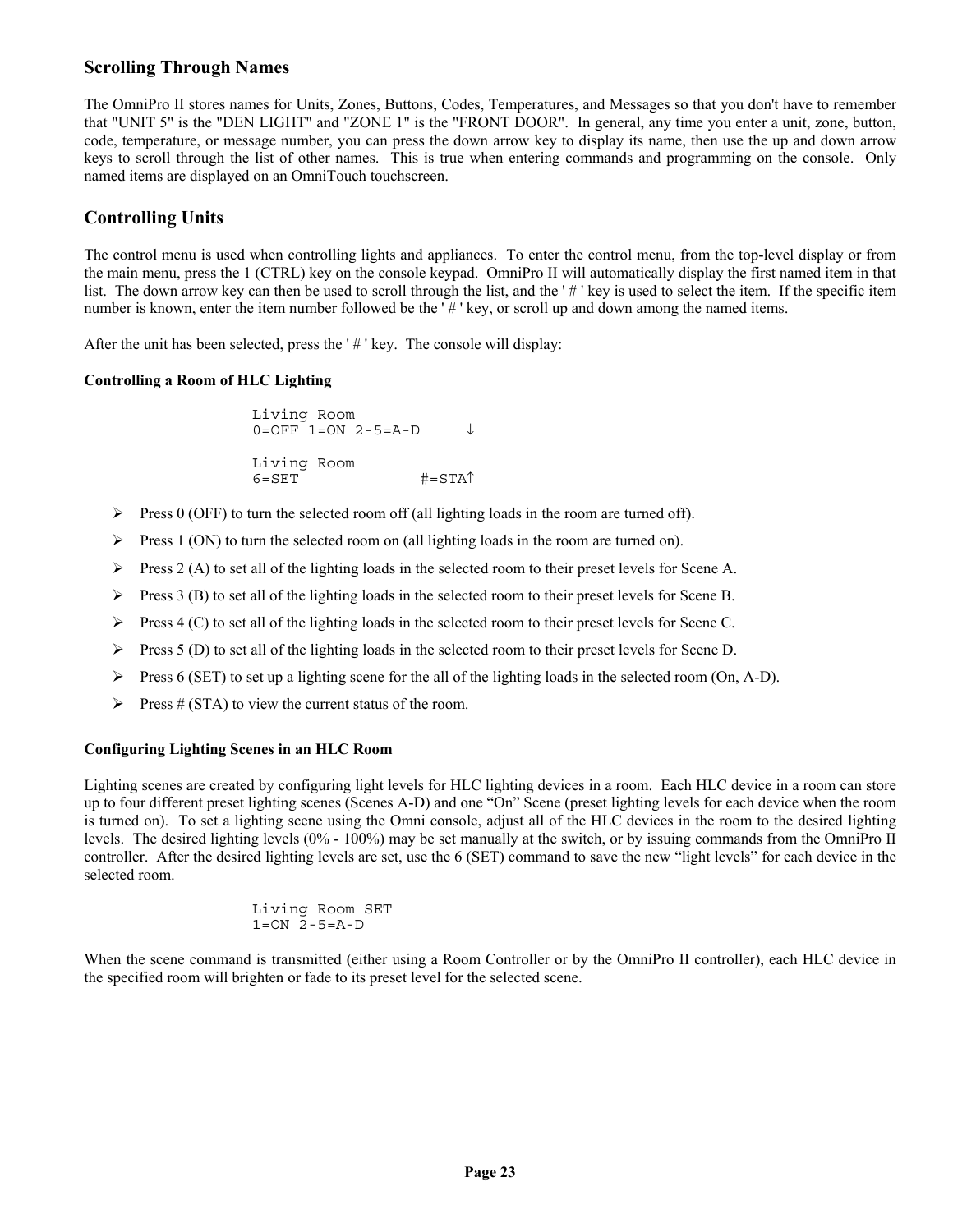## Scrolling Through Names

The OmniPro II stores names for Units, Zones, Buttons, Codes, Temperatures, and Messages so that you don't have to remember that "UNIT 5" is the "DEN LIGHT" and "ZONE 1" is the "FRONT DOOR". In general, any time you enter a unit, zone, button, code, temperature, or message number, you can press the down arrow key to display its name, then use the up and down arrow keys to scroll through the list of other names. This is true when entering commands and programming on the console. Only named items are displayed on an OmniTouch touchscreen.

## Controlling Units

The control menu is used when controlling lights and appliances. To enter the control menu, from the top-level display or from the main menu, press the 1 (CTRL) key on the console keypad. OmniPro II will automatically display the first named item in that list. The down arrow key can then be used to scroll through the list, and the ' # ' key is used to select the item. If the specific item number is known, enter the item number followed be the ' # ' key, or scroll up and down among the named items.

After the unit has been selected, press the ' # ' key. The console will display:

#### Controlling a Room of HLC Lighting

```
Living Room
0=OFF 1=ON 2-5=A-D     ↓

Living Room
6=SET             #=STA↑
```

- Press 0 (OFF) to turn the selected room off (all lighting loads in the room are turned off).
- Press 1 (ON) to turn the selected room on (all lighting loads in the room are turned on).
- Press 2 (A) to set all of the lighting loads in the selected room to their preset levels for Scene A.
- Press 3 (B) to set all of the lighting loads in the selected room to their preset levels for Scene B.
- Press 4 (C) to set all of the lighting loads in the selected room to their preset levels for Scene C.
- Press 5 (D) to set all of the lighting loads in the selected room to their preset levels for Scene D.
- Press 6 (SET) to set up a lighting scene for the all of the lighting loads in the selected room (On, A-D).
- Press # (STA) to view the current status of the room.

#### Configuring Lighting Scenes in an HLC Room

Lighting scenes are created by configuring light levels for HLC lighting devices in a room. Each HLC device in a room can store up to four different preset lighting scenes (Scenes A-D) and one "On" Scene (preset lighting levels for each device when the room is turned on). To set a lighting scene using the Omni console, adjust all of the HLC devices in the room to the desired lighting levels. The desired lighting levels (0% - 100%) may be set manually at the switch, or by issuing commands from the OmniPro II controller. After the desired lighting levels are set, use the 6 (SET) command to save the new "light levels" for each device in the selected room.

```
Living Room SET
1=ON 2-5=A-D
```

When the scene command is transmitted (either using a Room Controller or by the OmniPro II controller), each HLC device in the specified room will brighten or fade to its preset level for the selected scene.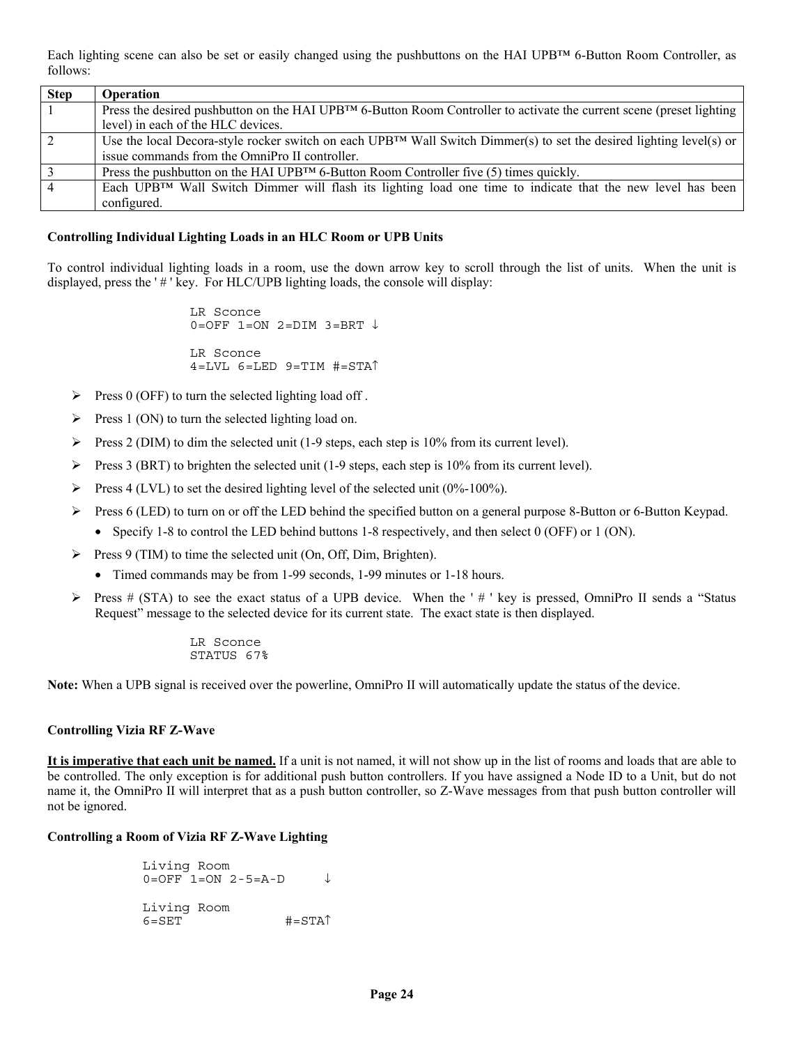Each lighting scene can also be set or easily changed using the pushbuttons on the HAI UPB™ 6-Button Room Controller, as follows:

| Step | Operation |
|---|---|
| 1 | Press the desired pushbutton on the HAI UPB™ 6-Button Room Controller to activate the current scene (preset lighting level) in each of the HLC devices. |
| 2 | Use the local Decora-style rocker switch on each UPB™ Wall Switch Dimmer(s) to set the desired lighting level(s) or issue commands from the OmniPro II controller. |
| 3 | Press the pushbutton on the HAI UPB™ 6-Button Room Controller five (5) times quickly. |
| 4 | Each UPB™ Wall Switch Dimmer will flash its lighting load one time to indicate that the new level has been configured. |

**Controlling Individual Lighting Loads in an HLC Room or UPB Units**

To control individual lighting loads in a room, use the down arrow key to scroll through the list of units. When the unit is displayed, press the ' # ' key. For HLC/UPB lighting loads, the console will display:

```
LR Sconce
0=OFF 1=ON 2=DIM 3=BRT ↓

LR Sconce
4=LVL 6=LED 9=TIM #=STA↑
```

- Press 0 (OFF) to turn the selected lighting load off .
- Press 1 (ON) to turn the selected lighting load on.
- Press 2 (DIM) to dim the selected unit (1-9 steps, each step is 10% from its current level).
- Press 3 (BRT) to brighten the selected unit (1-9 steps, each step is 10% from its current level).
- Press 4 (LVL) to set the desired lighting level of the selected unit (0%-100%).
- Press 6 (LED) to turn on or off the LED behind the specified button on a general purpose 8-Button or 6-Button Keypad.
  - Specify 1-8 to control the LED behind buttons 1-8 respectively, and then select 0 (OFF) or 1 (ON).
- Press 9 (TIM) to time the selected unit (On, Off, Dim, Brighten).
  - Timed commands may be from 1-99 seconds, 1-99 minutes or 1-18 hours.
- Press # (STA) to see the exact status of a UPB device. When the ' # ' key is pressed, OmniPro II sends a "Status Request" message to the selected device for its current state. The exact state is then displayed.

```
LR Sconce
STATUS 67%
```

**Note:** When a UPB signal is received over the powerline, OmniPro II will automatically update the status of the device.

**Controlling Vizia RF Z-Wave**

**It is imperative that each unit be named.** If a unit is not named, it will not show up in the list of rooms and loads that are able to be controlled. The only exception is for additional push button controllers. If you have assigned a Node ID to a Unit, but do not name it, the OmniPro II will interpret that as a push button controller, so Z-Wave messages from that push button controller will not be ignored.

**Controlling a Room of Vizia RF Z-Wave Lighting**

```
Living Room
0=OFF 1=ON 2-5=A-D      ↓

Living Room
6=SET             #=STA↑
```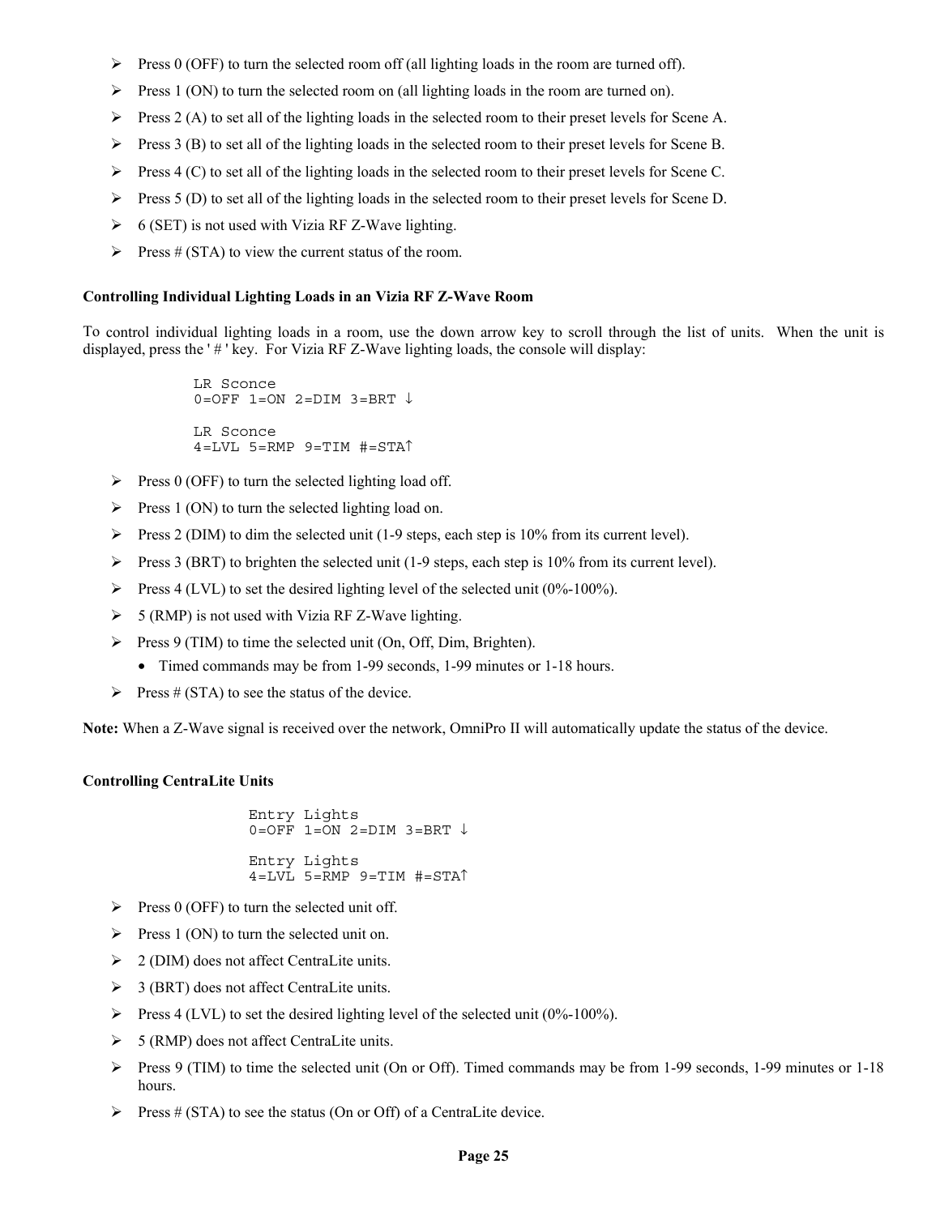- Press 0 (OFF) to turn the selected room off (all lighting loads in the room are turned off).
- Press 1 (ON) to turn the selected room on (all lighting loads in the room are turned on).
- Press 2 (A) to set all of the lighting loads in the selected room to their preset levels for Scene A.
- Press 3 (B) to set all of the lighting loads in the selected room to their preset levels for Scene B.
- Press 4 (C) to set all of the lighting loads in the selected room to their preset levels for Scene C.
- Press 5 (D) to set all of the lighting loads in the selected room to their preset levels for Scene D.
- 6 (SET) is not used with Vizia RF Z-Wave lighting.
- Press # (STA) to view the current status of the room.

**Controlling Individual Lighting Loads in an Vizia RF Z-Wave Room**

To control individual lighting loads in a room, use the down arrow key to scroll through the list of units. When the unit is displayed, press the ' # ' key. For Vizia RF Z-Wave lighting loads, the console will display:

```
LR Sconce
0=OFF 1=ON 2=DIM 3=BRT ↓

LR Sconce
4=LVL 5=RMP 9=TIM #=STA↑
```

- Press 0 (OFF) to turn the selected lighting load off.
- Press 1 (ON) to turn the selected lighting load on.
- Press 2 (DIM) to dim the selected unit (1-9 steps, each step is 10% from its current level).
- Press 3 (BRT) to brighten the selected unit (1-9 steps, each step is 10% from its current level).
- Press 4 (LVL) to set the desired lighting level of the selected unit (0%-100%).
- 5 (RMP) is not used with Vizia RF Z-Wave lighting.
- Press 9 (TIM) to time the selected unit (On, Off, Dim, Brighten).
  - Timed commands may be from 1-99 seconds, 1-99 minutes or 1-18 hours.
- Press # (STA) to see the status of the device.

**Note:** When a Z-Wave signal is received over the network, OmniPro II will automatically update the status of the device.

**Controlling CentraLite Units**

```
Entry Lights
0=OFF 1=ON 2=DIM 3=BRT ↓

Entry Lights
4=LVL 5=RMP 9=TIM #=STA↑
```

- Press 0 (OFF) to turn the selected unit off.
- Press 1 (ON) to turn the selected unit on.
- 2 (DIM) does not affect CentraLite units.
- 3 (BRT) does not affect CentraLite units.
- Press 4 (LVL) to set the desired lighting level of the selected unit (0%-100%).
- 5 (RMP) does not affect CentraLite units.
- Press 9 (TIM) to time the selected unit (On or Off). Timed commands may be from 1-99 seconds, 1-99 minutes or 1-18 hours.
- Press # (STA) to see the status (On or Off) of a CentraLite device.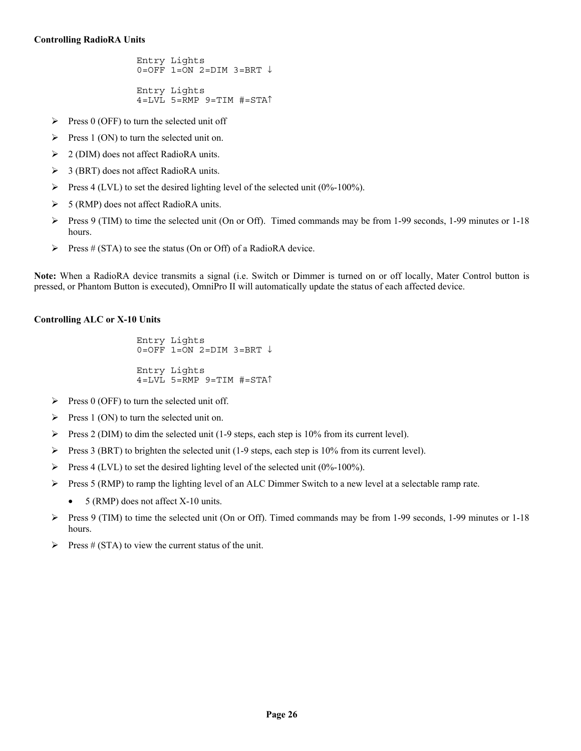**Controlling RadioRA Units**

```
Entry Lights
0=OFF 1=ON 2=DIM 3=BRT ↓

Entry Lights
4=LVL 5=RMP 9=TIM #=STA↑
```

- Press 0 (OFF) to turn the selected unit off
- Press 1 (ON) to turn the selected unit on.
- 2 (DIM) does not affect RadioRA units.
- 3 (BRT) does not affect RadioRA units.
- Press 4 (LVL) to set the desired lighting level of the selected unit (0%-100%).
- 5 (RMP) does not affect RadioRA units.
- Press 9 (TIM) to time the selected unit (On or Off). Timed commands may be from 1-99 seconds, 1-99 minutes or 1-18 hours.
- Press # (STA) to see the status (On or Off) of a RadioRA device.

**Note:** When a RadioRA device transmits a signal (i.e. Switch or Dimmer is turned on or off locally, Mater Control button is pressed, or Phantom Button is executed), OmniPro II will automatically update the status of each affected device.

**Controlling ALC or X-10 Units**

```
Entry Lights
0=OFF 1=ON 2=DIM 3=BRT ↓

Entry Lights
4=LVL 5=RMP 9=TIM #=STA↑
```

- Press 0 (OFF) to turn the selected unit off.
- Press 1 (ON) to turn the selected unit on.
- Press 2 (DIM) to dim the selected unit (1-9 steps, each step is 10% from its current level).
- Press 3 (BRT) to brighten the selected unit (1-9 steps, each step is 10% from its current level).
- Press 4 (LVL) to set the desired lighting level of the selected unit (0%-100%).
- Press 5 (RMP) to ramp the lighting level of an ALC Dimmer Switch to a new level at a selectable ramp rate.
  - 5 (RMP) does not affect X-10 units.
- Press 9 (TIM) to time the selected unit (On or Off). Timed commands may be from 1-99 seconds, 1-99 minutes or 1-18 hours.
- Press # (STA) to view the current status of the unit.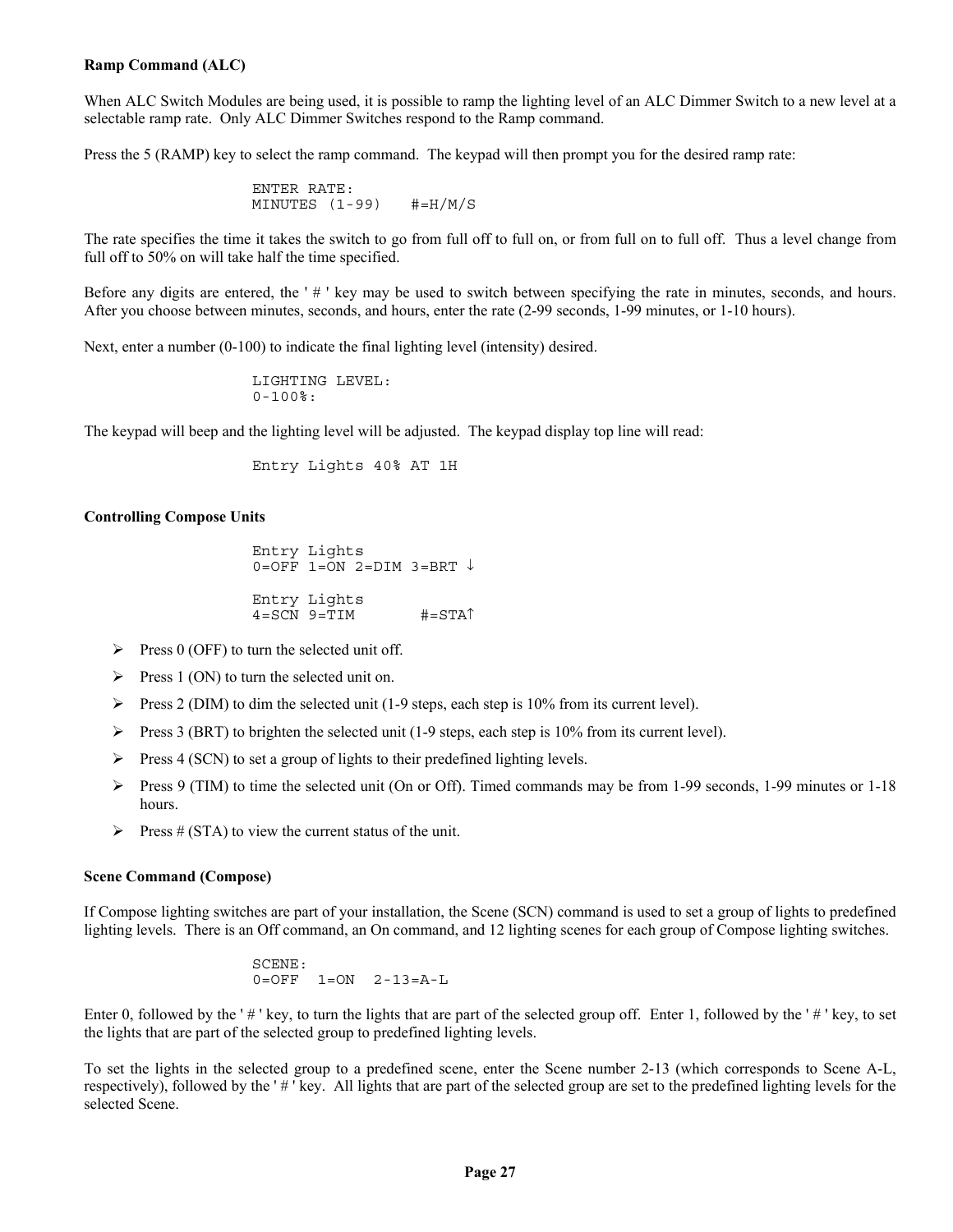**Ramp Command (ALC)**

When ALC Switch Modules are being used, it is possible to ramp the lighting level of an ALC Dimmer Switch to a new level at a selectable ramp rate. Only ALC Dimmer Switches respond to the Ramp command.

Press the 5 (RAMP) key to select the ramp command. The keypad will then prompt you for the desired ramp rate:

```
ENTER RATE:
MINUTES (1-99)    #=H/M/S
```

The rate specifies the time it takes the switch to go from full off to full on, or from full on to full off. Thus a level change from full off to 50% on will take half the time specified.

Before any digits are entered, the ' # ' key may be used to switch between specifying the rate in minutes, seconds, and hours. After you choose between minutes, seconds, and hours, enter the rate (2-99 seconds, 1-99 minutes, or 1-10 hours).

Next, enter a number (0-100) to indicate the final lighting level (intensity) desired.

```
LIGHTING LEVEL:
0-100%:
```

The keypad will beep and the lighting level will be adjusted. The keypad display top line will read:

```
Entry Lights 40% AT 1H
```

**Controlling Compose Units**

```
Entry Lights
0=OFF 1=ON 2=DIM 3=BRT ↓

Entry Lights
4=SCN 9=TIM        #=STA↑
```

- Press 0 (OFF) to turn the selected unit off.
- Press 1 (ON) to turn the selected unit on.
- Press 2 (DIM) to dim the selected unit (1-9 steps, each step is 10% from its current level).
- Press 3 (BRT) to brighten the selected unit (1-9 steps, each step is 10% from its current level).
- Press 4 (SCN) to set a group of lights to their predefined lighting levels.
- Press 9 (TIM) to time the selected unit (On or Off). Timed commands may be from 1-99 seconds, 1-99 minutes or 1-18 hours.
- Press # (STA) to view the current status of the unit.

**Scene Command (Compose)**

If Compose lighting switches are part of your installation, the Scene (SCN) command is used to set a group of lights to predefined lighting levels. There is an Off command, an On command, and 12 lighting scenes for each group of Compose lighting switches.

```
SCENE:
0=OFF  1=ON  2-13=A-L
```

Enter 0, followed by the ' # ' key, to turn the lights that are part of the selected group off. Enter 1, followed by the ' # ' key, to set the lights that are part of the selected group to predefined lighting levels.

To set the lights in the selected group to a predefined scene, enter the Scene number 2-13 (which corresponds to Scene A-L, respectively), followed by the ' # ' key. All lights that are part of the selected group are set to the predefined lighting levels for the selected Scene.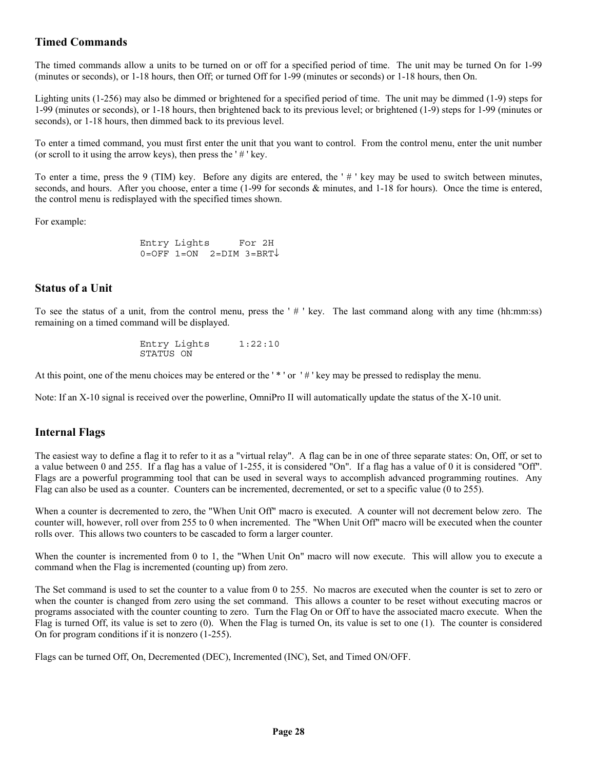### Timed Commands

The timed commands allow a units to be turned on or off for a specified period of time. The unit may be turned On for 1-99 (minutes or seconds), or 1-18 hours, then Off; or turned Off for 1-99 (minutes or seconds) or 1-18 hours, then On.

Lighting units (1-256) may also be dimmed or brightened for a specified period of time. The unit may be dimmed (1-9) steps for 1-99 (minutes or seconds), or 1-18 hours, then brightened back to its previous level; or brightened (1-9) steps for 1-99 (minutes or seconds), or 1-18 hours, then dimmed back to its previous level.

To enter a timed command, you must first enter the unit that you want to control. From the control menu, enter the unit number (or scroll to it using the arrow keys), then press the ' # ' key.

To enter a time, press the 9 (TIM) key. Before any digits are entered, the ' # ' key may be used to switch between minutes, seconds, and hours. After you choose, enter a time (1-99 for seconds & minutes, and 1-18 for hours). Once the time is entered, the control menu is redisplayed with the specified times shown.

For example:

```
Entry Lights     For 2H
0=OFF 1=ON  2=DIM 3=BRT↓
```

### Status of a Unit

To see the status of a unit, from the control menu, press the ' # ' key. The last command along with any time (hh:mm:ss) remaining on a timed command will be displayed.

```
Entry Lights     1:22:10
STATUS ON
```

At this point, one of the menu choices may be entered or the ' * ' or ' # ' key may be pressed to redisplay the menu.

Note: If an X-10 signal is received over the powerline, OmniPro II will automatically update the status of the X-10 unit.

### Internal Flags

The easiest way to define a flag it to refer to it as a "virtual relay". A flag can be in one of three separate states: On, Off, or set to a value between 0 and 255. If a flag has a value of 1-255, it is considered "On". If a flag has a value of 0 it is considered "Off". Flags are a powerful programming tool that can be used in several ways to accomplish advanced programming routines. Any Flag can also be used as a counter. Counters can be incremented, decremented, or set to a specific value (0 to 255).

When a counter is decremented to zero, the "When Unit Off" macro is executed. A counter will not decrement below zero. The counter will, however, roll over from 255 to 0 when incremented. The "When Unit Off" macro will be executed when the counter rolls over. This allows two counters to be cascaded to form a larger counter.

When the counter is incremented from 0 to 1, the "When Unit On" macro will now execute. This will allow you to execute a command when the Flag is incremented (counting up) from zero.

The Set command is used to set the counter to a value from 0 to 255. No macros are executed when the counter is set to zero or when the counter is changed from zero using the set command. This allows a counter to be reset without executing macros or programs associated with the counter counting to zero. Turn the Flag On or Off to have the associated macro execute. When the Flag is turned Off, its value is set to zero (0). When the Flag is turned On, its value is set to one (1). The counter is considered On for program conditions if it is nonzero (1-255).

Flags can be turned Off, On, Decremented (DEC), Incremented (INC), Set, and Timed ON/OFF.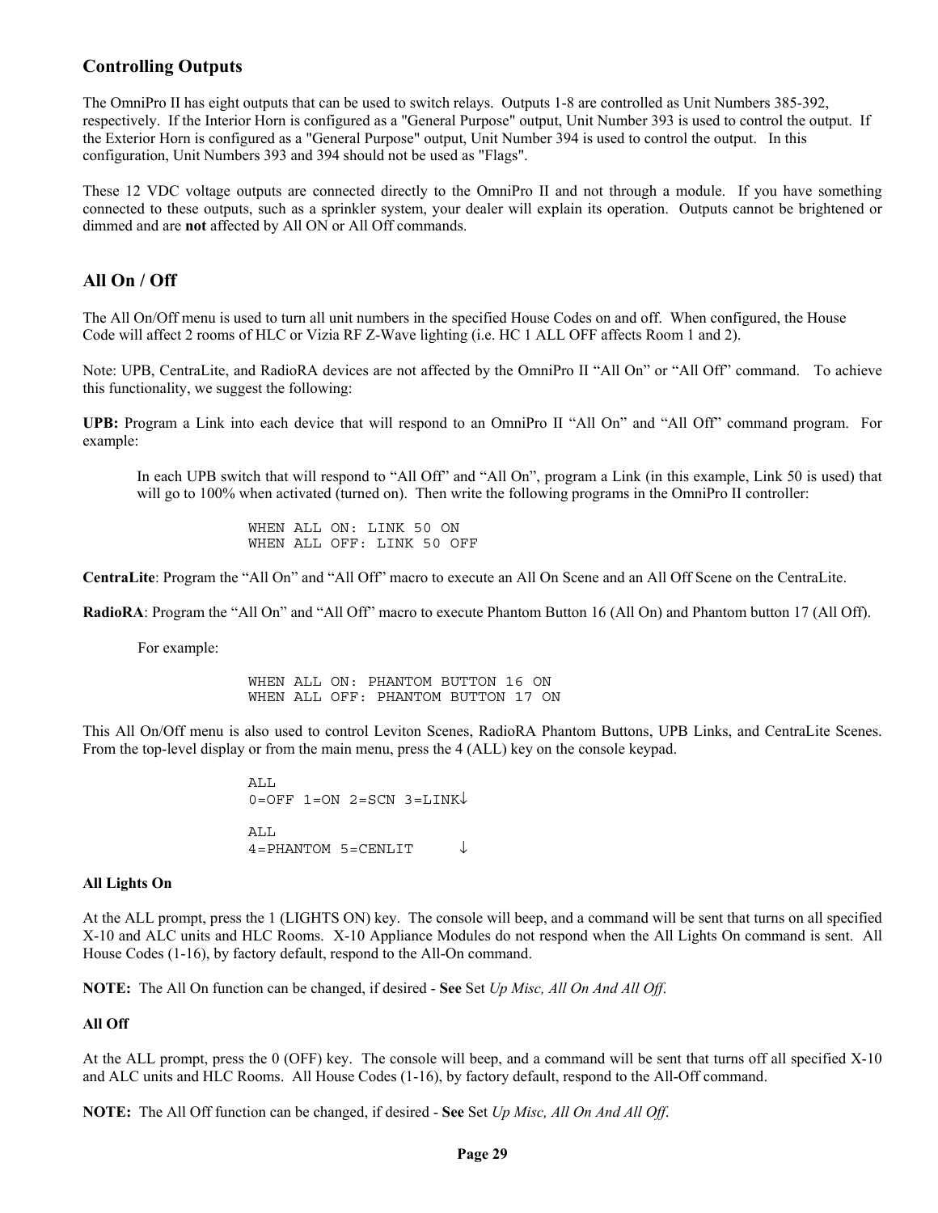## Controlling Outputs

The OmniPro II has eight outputs that can be used to switch relays. Outputs 1-8 are controlled as Unit Numbers 385-392, respectively. If the Interior Horn is configured as a "General Purpose" output, Unit Number 393 is used to control the output. If the Exterior Horn is configured as a "General Purpose" output, Unit Number 394 is used to control the output. In this configuration, Unit Numbers 393 and 394 should not be used as "Flags".

These 12 VDC voltage outputs are connected directly to the OmniPro II and not through a module. If you have something connected to these outputs, such as a sprinkler system, your dealer will explain its operation. Outputs cannot be brightened or dimmed and are **not** affected by All ON or All Off commands.

## All On / Off

The All On/Off menu is used to turn all unit numbers in the specified House Codes on and off. When configured, the House Code will affect 2 rooms of HLC or Vizia RF Z-Wave lighting (i.e. HC 1 ALL OFF affects Room 1 and 2).

Note: UPB, CentraLite, and RadioRA devices are not affected by the OmniPro II "All On" or "All Off" command. To achieve this functionality, we suggest the following:

**UPB:** Program a Link into each device that will respond to an OmniPro II "All On" and "All Off" command program. For example:

> In each UPB switch that will respond to "All Off" and "All On", program a Link (in this example, Link 50 is used) that will go to 100% when activated (turned on). Then write the following programs in the OmniPro II controller:

```
WHEN ALL ON: LINK 50 ON
WHEN ALL OFF: LINK 50 OFF
```

**CentraLite**: Program the "All On" and "All Off" macro to execute an All On Scene and an All Off Scene on the CentraLite.

**RadioRA**: Program the "All On" and "All Off" macro to execute Phantom Button 16 (All On) and Phantom button 17 (All Off).

> For example:

```
WHEN ALL ON: PHANTOM BUTTON 16 ON
WHEN ALL OFF: PHANTOM BUTTON 17 ON
```

This All On/Off menu is also used to control Leviton Scenes, RadioRA Phantom Buttons, UPB Links, and CentraLite Scenes. From the top-level display or from the main menu, press the 4 (ALL) key on the console keypad.

```
ALL
0=OFF 1=ON 2=SCN 3=LINK↓

ALL
4=PHANTOM 5=CENLIT     ↓
```

#### All Lights On

At the ALL prompt, press the 1 (LIGHTS ON) key. The console will beep, and a command will be sent that turns on all specified X-10 and ALC units and HLC Rooms. X-10 Appliance Modules do not respond when the All Lights On command is sent. All House Codes (1-16), by factory default, respond to the All-On command.

**NOTE:** The All On function can be changed, if desired - **See** Set *Up Misc, All On And All Off*.

#### All Off

At the ALL prompt, press the 0 (OFF) key. The console will beep, and a command will be sent that turns off all specified X-10 and ALC units and HLC Rooms. All House Codes (1-16), by factory default, respond to the All-Off command.

**NOTE:** The All Off function can be changed, if desired - **See** Set *Up Misc, All On And All Off*.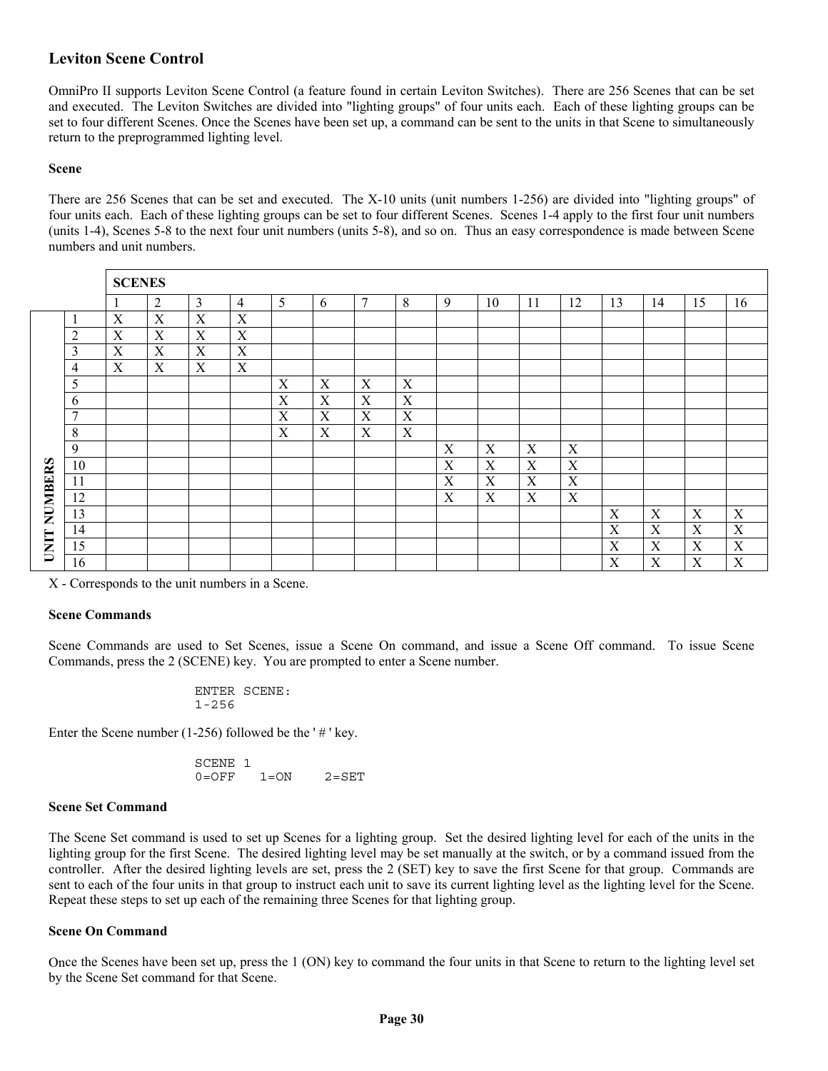## Leviton Scene Control

OmniPro II supports Leviton Scene Control (a feature found in certain Leviton Switches). There are 256 Scenes that can be set and executed. The Leviton Switches are divided into "lighting groups" of four units each. Each of these lighting groups can be set to four different Scenes. Once the Scenes have been set up, a command can be sent to the units in that Scene to simultaneously return to the preprogrammed lighting level.

### Scene

There are 256 Scenes that can be set and executed. The X-10 units (unit numbers 1-256) are divided into "lighting groups" of four units each. Each of these lighting groups can be set to four different Scenes. Scenes 1-4 apply to the first four unit numbers (units 1-4), Scenes 5-8 to the next four unit numbers (units 5-8), and so on. Thus an easy correspondence is made between Scene numbers and unit numbers.

| | | SCENES | | | | | | | | | | | | | | | |
|---|---|---|---|---|---|---|---|---|---|---|---|---|---|---|---|---|---|
| | | 1 | 2 | 3 | 4 | 5 | 6 | 7 | 8 | 9 | 10 | 11 | 12 | 13 | 14 | 15 | 16 |
| UNIT NUMBERS | 1 | X | X | X | X | | | | | | | | | | | | |
| | 2 | X | X | X | X | | | | | | | | | | | | |
| | 3 | X | X | X | X | | | | | | | | | | | | |
| | 4 | X | X | X | X | | | | | | | | | | | | |
| | 5 | | | | | X | X | X | X | | | | | | | | |
| | 6 | | | | | X | X | X | X | | | | | | | | |
| | 7 | | | | | X | X | X | X | | | | | | | | |
| | 8 | | | | | X | X | X | X | | | | | | | | |
| | 9 | | | | | | | | | X | X | X | X | | | | |
| | 10 | | | | | | | | | X | X | X | X | | | | |
| | 11 | | | | | | | | | X | X | X | X | | | | |
| | 12 | | | | | | | | | X | X | X | X | | | | |
| | 13 | | | | | | | | | | | | | X | X | X | X |
| | 14 | | | | | | | | | | | | | X | X | X | X |
| | 15 | | | | | | | | | | | | | X | X | X | X |
| | 16 | | | | | | | | | | | | | X | X | X | X |

X - Corresponds to the unit numbers in a Scene.

### Scene Commands

Scene Commands are used to Set Scenes, issue a Scene On command, and issue a Scene Off command. To issue Scene Commands, press the 2 (SCENE) key. You are prompted to enter a Scene number.

```
ENTER SCENE:
1-256
```

Enter the Scene number (1-256) followed be the ' # ' key.

```
SCENE 1
0=OFF   1=ON    2=SET
```

### Scene Set Command

The Scene Set command is used to set up Scenes for a lighting group. Set the desired lighting level for each of the units in the lighting group for the first Scene. The desired lighting level may be set manually at the switch, or by a command issued from the controller. After the desired lighting levels are set, press the 2 (SET) key to save the first Scene for that group. Commands are sent to each of the four units in that group to instruct each unit to save its current lighting level as the lighting level for the Scene. Repeat these steps to set up each of the remaining three Scenes for that lighting group.

### Scene On Command

Once the Scenes have been set up, press the 1 (ON) key to command the four units in that Scene to return to the lighting level set by the Scene Set command for that Scene.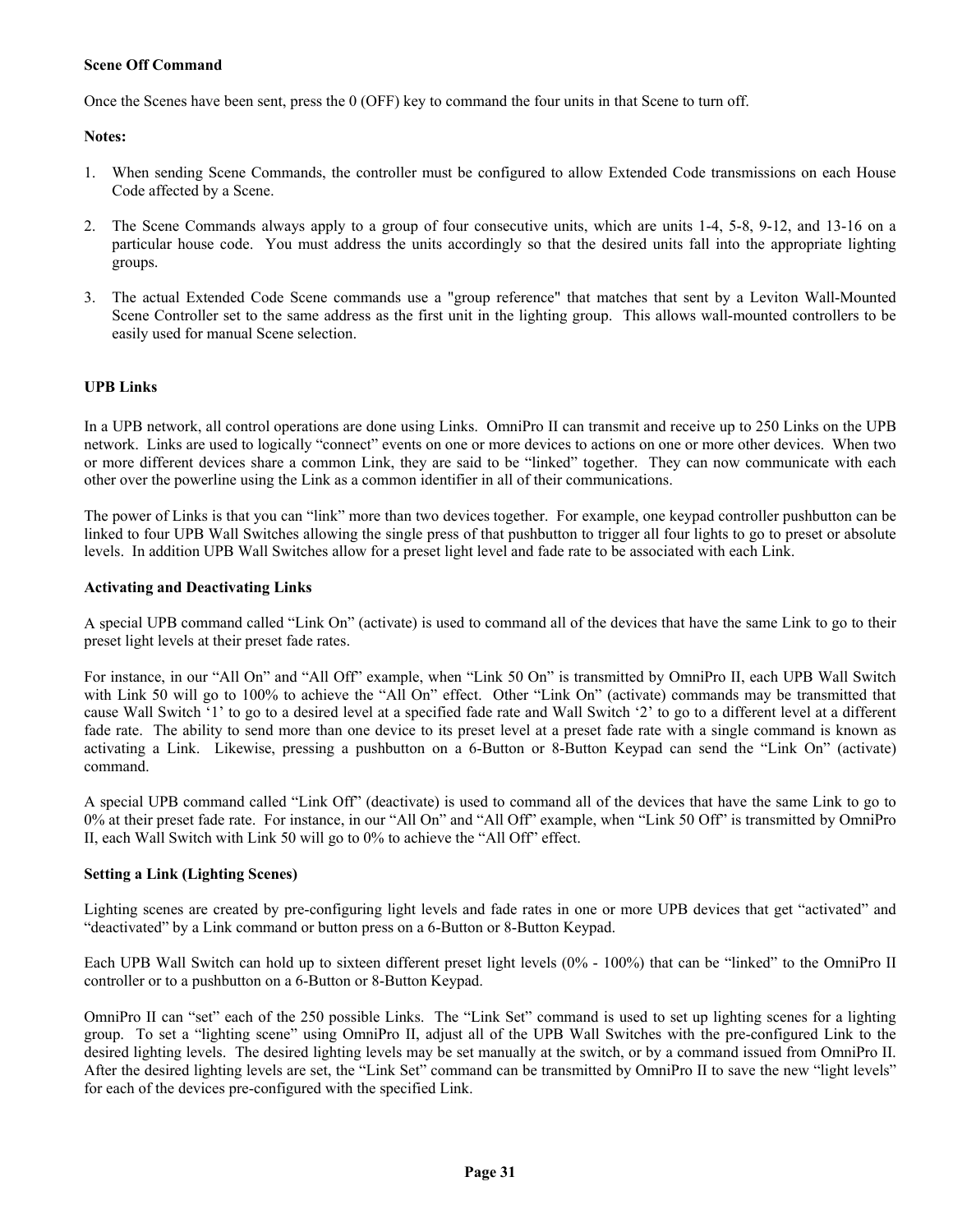**Scene Off Command**

Once the Scenes have been sent, press the 0 (OFF) key to command the four units in that Scene to turn off.

**Notes:**

1. When sending Scene Commands, the controller must be configured to allow Extended Code transmissions on each House Code affected by a Scene.

2. The Scene Commands always apply to a group of four consecutive units, which are units 1-4, 5-8, 9-12, and 13-16 on a particular house code. You must address the units accordingly so that the desired units fall into the appropriate lighting groups.

3. The actual Extended Code Scene commands use a "group reference" that matches that sent by a Leviton Wall-Mounted Scene Controller set to the same address as the first unit in the lighting group. This allows wall-mounted controllers to be easily used for manual Scene selection.

**UPB Links**

In a UPB network, all control operations are done using Links. OmniPro II can transmit and receive up to 250 Links on the UPB network. Links are used to logically "connect" events on one or more devices to actions on one or more other devices. When two or more different devices share a common Link, they are said to be "linked" together. They can now communicate with each other over the powerline using the Link as a common identifier in all of their communications.

The power of Links is that you can "link" more than two devices together. For example, one keypad controller pushbutton can be linked to four UPB Wall Switches allowing the single press of that pushbutton to trigger all four lights to go to preset or absolute levels. In addition UPB Wall Switches allow for a preset light level and fade rate to be associated with each Link.

**Activating and Deactivating Links**

A special UPB command called "Link On" (activate) is used to command all of the devices that have the same Link to go to their preset light levels at their preset fade rates.

For instance, in our "All On" and "All Off" example, when "Link 50 On" is transmitted by OmniPro II, each UPB Wall Switch with Link 50 will go to 100% to achieve the "All On" effect. Other "Link On" (activate) commands may be transmitted that cause Wall Switch '1' to go to a desired level at a specified fade rate and Wall Switch '2' to go to a different level at a different fade rate. The ability to send more than one device to its preset level at a preset fade rate with a single command is known as activating a Link. Likewise, pressing a pushbutton on a 6-Button or 8-Button Keypad can send the "Link On" (activate) command.

A special UPB command called "Link Off" (deactivate) is used to command all of the devices that have the same Link to go to 0% at their preset fade rate. For instance, in our "All On" and "All Off" example, when "Link 50 Off" is transmitted by OmniPro II, each Wall Switch with Link 50 will go to 0% to achieve the "All Off" effect.

**Setting a Link (Lighting Scenes)**

Lighting scenes are created by pre-configuring light levels and fade rates in one or more UPB devices that get "activated" and "deactivated" by a Link command or button press on a 6-Button or 8-Button Keypad.

Each UPB Wall Switch can hold up to sixteen different preset light levels (0% - 100%) that can be "linked" to the OmniPro II controller or to a pushbutton on a 6-Button or 8-Button Keypad.

OmniPro II can "set" each of the 250 possible Links. The "Link Set" command is used to set up lighting scenes for a lighting group. To set a "lighting scene" using OmniPro II, adjust all of the UPB Wall Switches with the pre-configured Link to the desired lighting levels. The desired lighting levels may be set manually at the switch, or by a command issued from OmniPro II. After the desired lighting levels are set, the "Link Set" command can be transmitted by OmniPro II to save the new "light levels" for each of the devices pre-configured with the specified Link.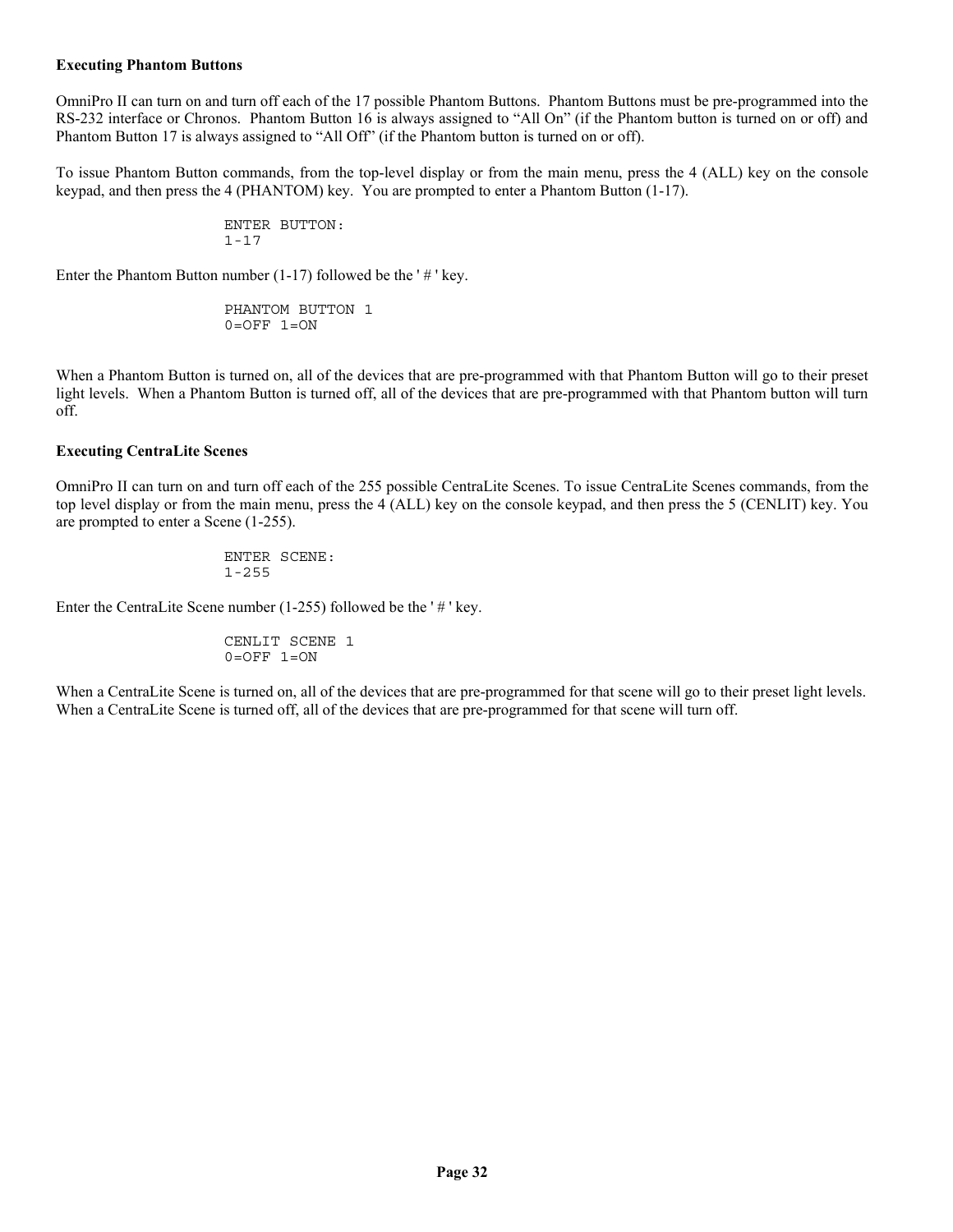**Executing Phantom Buttons**

OmniPro II can turn on and turn off each of the 17 possible Phantom Buttons. Phantom Buttons must be pre-programmed into the RS-232 interface or Chronos. Phantom Button 16 is always assigned to "All On" (if the Phantom button is turned on or off) and Phantom Button 17 is always assigned to "All Off" (if the Phantom button is turned on or off).

To issue Phantom Button commands, from the top-level display or from the main menu, press the 4 (ALL) key on the console keypad, and then press the 4 (PHANTOM) key. You are prompted to enter a Phantom Button (1-17).

```
ENTER BUTTON:
1-17
```

Enter the Phantom Button number (1-17) followed be the ' # ' key.

```
PHANTOM BUTTON 1
0=OFF 1=ON
```

When a Phantom Button is turned on, all of the devices that are pre-programmed with that Phantom Button will go to their preset light levels. When a Phantom Button is turned off, all of the devices that are pre-programmed with that Phantom button will turn off.

**Executing CentraLite Scenes**

OmniPro II can turn on and turn off each of the 255 possible CentraLite Scenes. To issue CentraLite Scenes commands, from the top level display or from the main menu, press the 4 (ALL) key on the console keypad, and then press the 5 (CENLIT) key. You are prompted to enter a Scene (1-255).

```
ENTER SCENE:
1-255
```

Enter the CentraLite Scene number (1-255) followed be the ' # ' key.

```
CENLIT SCENE 1
0=OFF 1=ON
```

When a CentraLite Scene is turned on, all of the devices that are pre-programmed for that scene will go to their preset light levels. When a CentraLite Scene is turned off, all of the devices that are pre-programmed for that scene will turn off.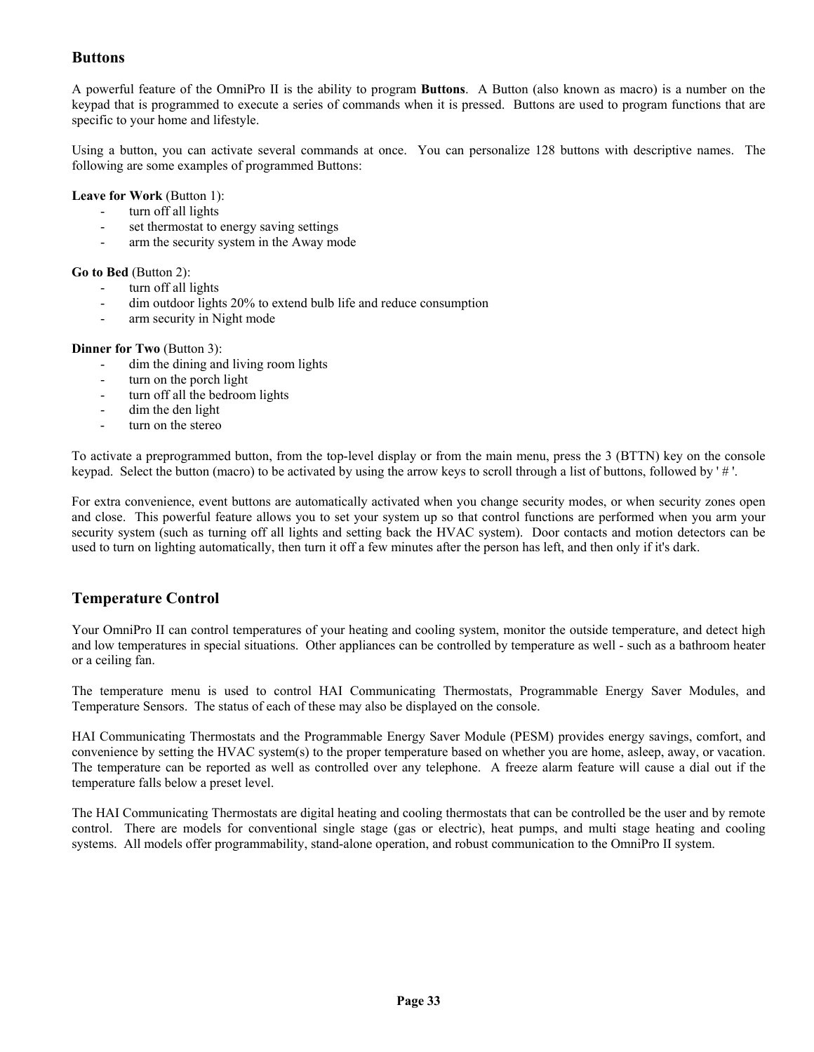## Buttons

A powerful feature of the OmniPro II is the ability to program **Buttons**. A Button (also known as macro) is a number on the keypad that is programmed to execute a series of commands when it is pressed. Buttons are used to program functions that are specific to your home and lifestyle.

Using a button, you can activate several commands at once. You can personalize 128 buttons with descriptive names. The following are some examples of programmed Buttons:

**Leave for Work** (Button 1):
- turn off all lights
- set thermostat to energy saving settings
- arm the security system in the Away mode

**Go to Bed** (Button 2):
- turn off all lights
- dim outdoor lights 20% to extend bulb life and reduce consumption
- arm security in Night mode

**Dinner for Two** (Button 3):
- dim the dining and living room lights
- turn on the porch light
- turn off all the bedroom lights
- dim the den light
- turn on the stereo

To activate a preprogrammed button, from the top-level display or from the main menu, press the 3 (BTTN) key on the console keypad. Select the button (macro) to be activated by using the arrow keys to scroll through a list of buttons, followed by ' # '.

For extra convenience, event buttons are automatically activated when you change security modes, or when security zones open and close. This powerful feature allows you to set your system up so that control functions are performed when you arm your security system (such as turning off all lights and setting back the HVAC system). Door contacts and motion detectors can be used to turn on lighting automatically, then turn it off a few minutes after the person has left, and then only if it's dark.

## Temperature Control

Your OmniPro II can control temperatures of your heating and cooling system, monitor the outside temperature, and detect high and low temperatures in special situations. Other appliances can be controlled by temperature as well - such as a bathroom heater or a ceiling fan.

The temperature menu is used to control HAI Communicating Thermostats, Programmable Energy Saver Modules, and Temperature Sensors. The status of each of these may also be displayed on the console.

HAI Communicating Thermostats and the Programmable Energy Saver Module (PESM) provides energy savings, comfort, and convenience by setting the HVAC system(s) to the proper temperature based on whether you are home, asleep, away, or vacation. The temperature can be reported as well as controlled over any telephone. A freeze alarm feature will cause a dial out if the temperature falls below a preset level.

The HAI Communicating Thermostats are digital heating and cooling thermostats that can be controlled be the user and by remote control. There are models for conventional single stage (gas or electric), heat pumps, and multi stage heating and cooling systems. All models offer programmability, stand-alone operation, and robust communication to the OmniPro II system.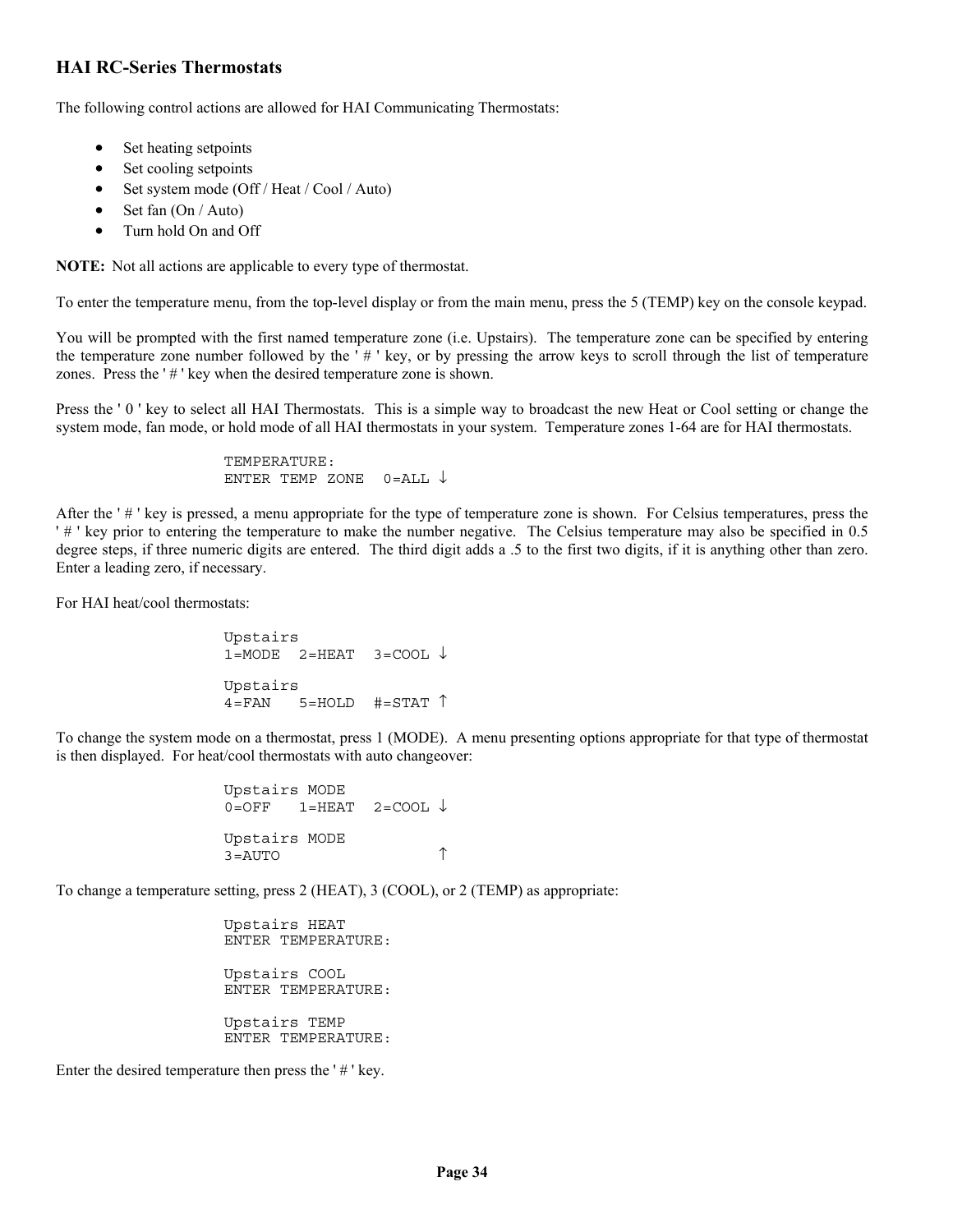## HAI RC-Series Thermostats

The following control actions are allowed for HAI Communicating Thermostats:

- Set heating setpoints
- Set cooling setpoints
- Set system mode (Off / Heat / Cool / Auto)
- Set fan (On / Auto)
- Turn hold On and Off

**NOTE:** Not all actions are applicable to every type of thermostat.

To enter the temperature menu, from the top-level display or from the main menu, press the 5 (TEMP) key on the console keypad.

You will be prompted with the first named temperature zone (i.e. Upstairs). The temperature zone can be specified by entering the temperature zone number followed by the ' # ' key, or by pressing the arrow keys to scroll through the list of temperature zones. Press the ' # ' key when the desired temperature zone is shown.

Press the ' 0 ' key to select all HAI Thermostats. This is a simple way to broadcast the new Heat or Cool setting or change the system mode, fan mode, or hold mode of all HAI thermostats in your system. Temperature zones 1-64 are for HAI thermostats.

```
TEMPERATURE:
ENTER TEMP ZONE  0=ALL ↓
```

After the ' # ' key is pressed, a menu appropriate for the type of temperature zone is shown. For Celsius temperatures, press the ' # ' key prior to entering the temperature to make the number negative. The Celsius temperature may also be specified in 0.5 degree steps, if three numeric digits are entered. The third digit adds a .5 to the first two digits, if it is anything other than zero. Enter a leading zero, if necessary.

For HAI heat/cool thermostats:

```
Upstairs
1=MODE  2=HEAT  3=COOL ↓

Upstairs
4=FAN   5=HOLD  #=STAT ↑
```

To change the system mode on a thermostat, press 1 (MODE). A menu presenting options appropriate for that type of thermostat is then displayed. For heat/cool thermostats with auto changeover:

```
Upstairs MODE
0=OFF   1=HEAT  2=COOL ↓

Upstairs MODE
3=AUTO                 ↑
```

To change a temperature setting, press 2 (HEAT), 3 (COOL), or 2 (TEMP) as appropriate:

```
Upstairs HEAT
ENTER TEMPERATURE:

Upstairs COOL
ENTER TEMPERATURE:

Upstairs TEMP
ENTER TEMPERATURE:
```

Enter the desired temperature then press the ' # ' key.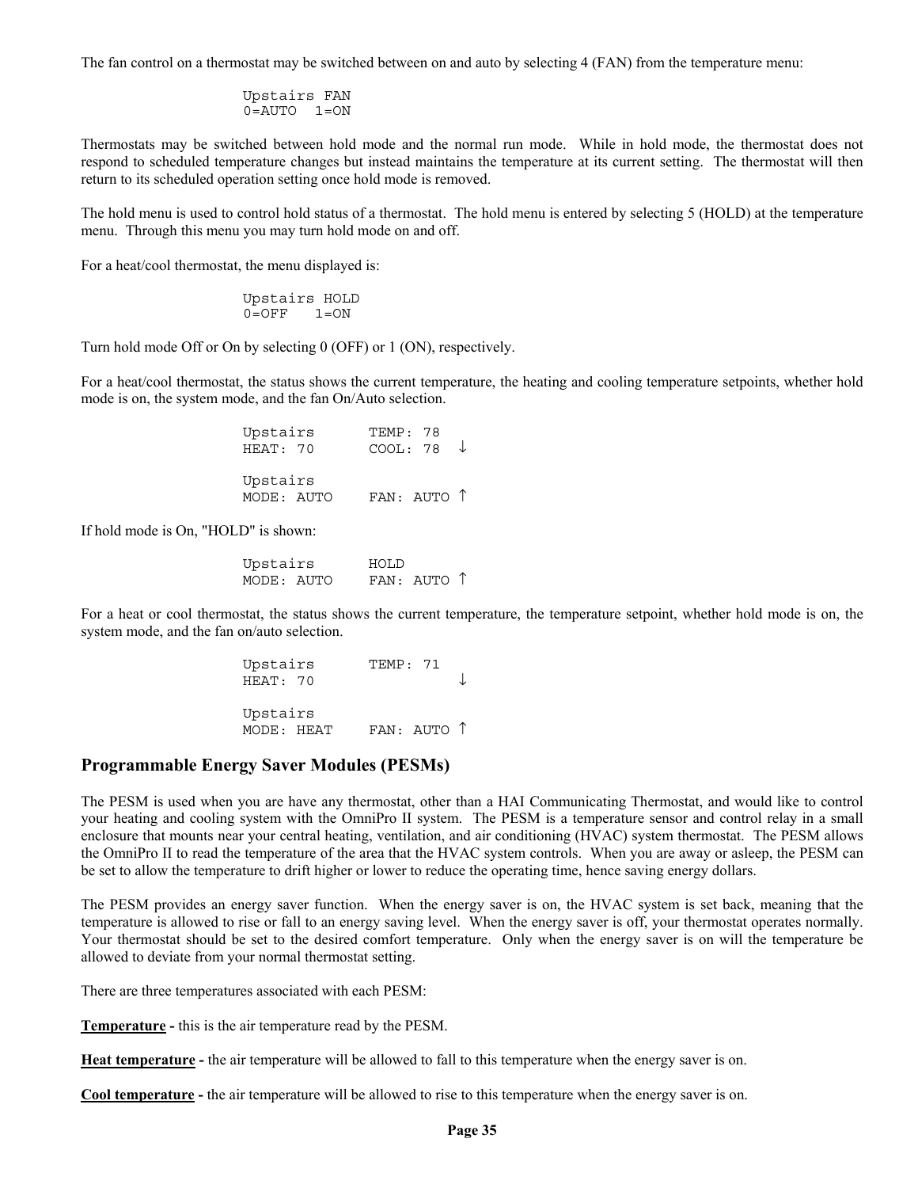The fan control on a thermostat may be switched between on and auto by selecting 4 (FAN) from the temperature menu:

```
Upstairs FAN
0=AUTO  1=ON
```

Thermostats may be switched between hold mode and the normal run mode. While in hold mode, the thermostat does not respond to scheduled temperature changes but instead maintains the temperature at its current setting. The thermostat will then return to its scheduled operation setting once hold mode is removed.

The hold menu is used to control hold status of a thermostat. The hold menu is entered by selecting 5 (HOLD) at the temperature menu. Through this menu you may turn hold mode on and off.

For a heat/cool thermostat, the menu displayed is:

```
Upstairs HOLD
0=OFF   1=ON
```

Turn hold mode Off or On by selecting 0 (OFF) or 1 (ON), respectively.

For a heat/cool thermostat, the status shows the current temperature, the heating and cooling temperature setpoints, whether hold mode is on, the system mode, and the fan On/Auto selection.

```
Upstairs       TEMP: 78
HEAT: 70       COOL: 78  ↓

Upstairs
MODE: AUTO     FAN: AUTO ↑
```

If hold mode is On, "HOLD" is shown:

```
Upstairs       HOLD
MODE: AUTO     FAN: AUTO ↑
```

For a heat or cool thermostat, the status shows the current temperature, the temperature setpoint, whether hold mode is on, the system mode, and the fan on/auto selection.

```
Upstairs       TEMP: 71
HEAT: 70                 ↓

Upstairs
MODE: HEAT     FAN: AUTO ↑
```

## Programmable Energy Saver Modules (PESMs)

The PESM is used when you are have any thermostat, other than a HAI Communicating Thermostat, and would like to control your heating and cooling system with the OmniPro II system. The PESM is a temperature sensor and control relay in a small enclosure that mounts near your central heating, ventilation, and air conditioning (HVAC) system thermostat. The PESM allows the OmniPro II to read the temperature of the area that the HVAC system controls. When you are away or asleep, the PESM can be set to allow the temperature to drift higher or lower to reduce the operating time, hence saving energy dollars.

The PESM provides an energy saver function. When the energy saver is on, the HVAC system is set back, meaning that the temperature is allowed to rise or fall to an energy saving level. When the energy saver is off, your thermostat operates normally. Your thermostat should be set to the desired comfort temperature. Only when the energy saver is on will the temperature be allowed to deviate from your normal thermostat setting.

There are three temperatures associated with each PESM:

**Temperature -** this is the air temperature read by the PESM.

**Heat temperature -** the air temperature will be allowed to fall to this temperature when the energy saver is on.

**Cool temperature -** the air temperature will be allowed to rise to this temperature when the energy saver is on.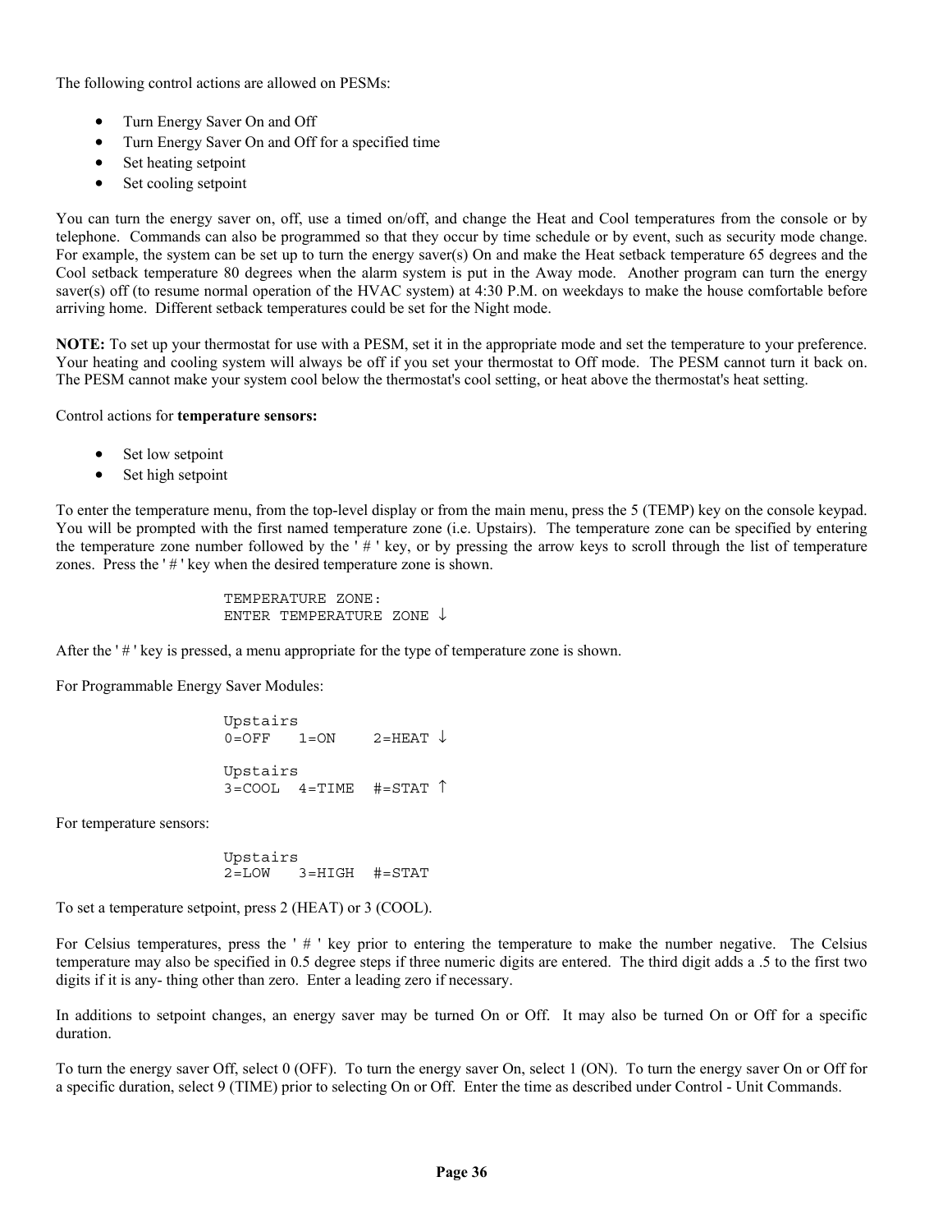The following control actions are allowed on PESMs:

- Turn Energy Saver On and Off
- Turn Energy Saver On and Off for a specified time
- Set heating setpoint
- Set cooling setpoint

You can turn the energy saver on, off, use a timed on/off, and change the Heat and Cool temperatures from the console or by telephone. Commands can also be programmed so that they occur by time schedule or by event, such as security mode change. For example, the system can be set up to turn the energy saver(s) On and make the Heat setback temperature 65 degrees and the Cool setback temperature 80 degrees when the alarm system is put in the Away mode. Another program can turn the energy saver(s) off (to resume normal operation of the HVAC system) at 4:30 P.M. on weekdays to make the house comfortable before arriving home. Different setback temperatures could be set for the Night mode.

**NOTE:** To set up your thermostat for use with a PESM, set it in the appropriate mode and set the temperature to your preference. Your heating and cooling system will always be off if you set your thermostat to Off mode. The PESM cannot turn it back on. The PESM cannot make your system cool below the thermostat's cool setting, or heat above the thermostat's heat setting.

Control actions for **temperature sensors:**

- Set low setpoint
- Set high setpoint

To enter the temperature menu, from the top-level display or from the main menu, press the 5 (TEMP) key on the console keypad. You will be prompted with the first named temperature zone (i.e. Upstairs). The temperature zone can be specified by entering the temperature zone number followed by the ' # ' key, or by pressing the arrow keys to scroll through the list of temperature zones. Press the ' # ' key when the desired temperature zone is shown.

```
TEMPERATURE ZONE:
ENTER TEMPERATURE ZONE ↓
```

After the ' # ' key is pressed, a menu appropriate for the type of temperature zone is shown.

For Programmable Energy Saver Modules:

```
Upstairs
0=OFF   1=ON    2=HEAT ↓

Upstairs
3=COOL  4=TIME  #=STAT ↑
```

For temperature sensors:

```
Upstairs
2=LOW   3=HIGH  #=STAT
```

To set a temperature setpoint, press 2 (HEAT) or 3 (COOL).

For Celsius temperatures, press the ' # ' key prior to entering the temperature to make the number negative. The Celsius temperature may also be specified in 0.5 degree steps if three numeric digits are entered. The third digit adds a .5 to the first two digits if it is any- thing other than zero. Enter a leading zero if necessary.

In additions to setpoint changes, an energy saver may be turned On or Off. It may also be turned On or Off for a specific duration.

To turn the energy saver Off, select 0 (OFF). To turn the energy saver On, select 1 (ON). To turn the energy saver On or Off for a specific duration, select 9 (TIME) prior to selecting On or Off. Enter the time as described under Control - Unit Commands.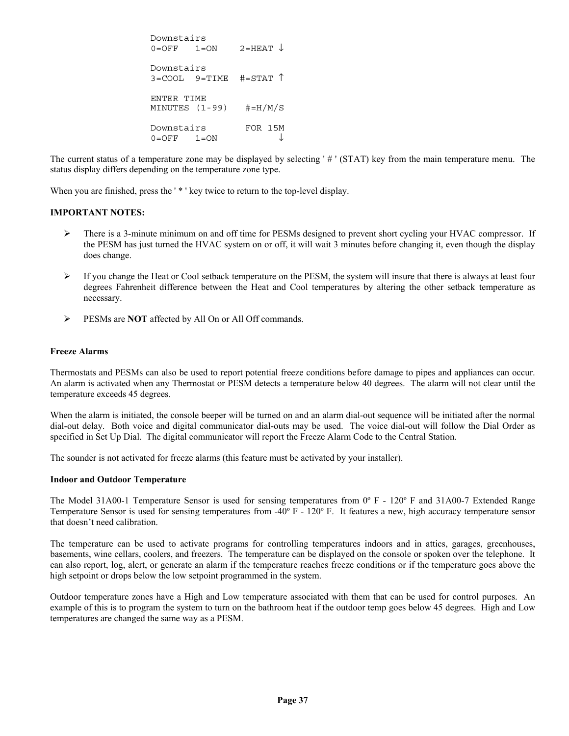```
Downstairs
0=OFF   1=ON    2=HEAT ↓

Downstairs
3=COOL  9=TIME  #=STAT ↑

ENTER TIME
MINUTES (1-99)   #=H/M/S

Downstairs       FOR 15M
0=OFF   1=ON           ↓
```

The current status of a temperature zone may be displayed by selecting ' # ' (STAT) key from the main temperature menu. The status display differs depending on the temperature zone type.

When you are finished, press the ' * ' key twice to return to the top-level display.

**IMPORTANT NOTES:**

- There is a 3-minute minimum on and off time for PESMs designed to prevent short cycling your HVAC compressor. If the PESM has just turned the HVAC system on or off, it will wait 3 minutes before changing it, even though the display does change.
- If you change the Heat or Cool setback temperature on the PESM, the system will insure that there is always at least four degrees Fahrenheit difference between the Heat and Cool temperatures by altering the other setback temperature as necessary.
- PESMs are **NOT** affected by All On or All Off commands.

**Freeze Alarms**

Thermostats and PESMs can also be used to report potential freeze conditions before damage to pipes and appliances can occur. An alarm is activated when any Thermostat or PESM detects a temperature below 40 degrees. The alarm will not clear until the temperature exceeds 45 degrees.

When the alarm is initiated, the console beeper will be turned on and an alarm dial-out sequence will be initiated after the normal dial-out delay. Both voice and digital communicator dial-outs may be used. The voice dial-out will follow the Dial Order as specified in Set Up Dial. The digital communicator will report the Freeze Alarm Code to the Central Station.

The sounder is not activated for freeze alarms (this feature must be activated by your installer).

**Indoor and Outdoor Temperature**

The Model 31A00-1 Temperature Sensor is used for sensing temperatures from 0º F - 120º F and 31A00-7 Extended Range Temperature Sensor is used for sensing temperatures from -40º F - 120º F. It features a new, high accuracy temperature sensor that doesn't need calibration.

The temperature can be used to activate programs for controlling temperatures indoors and in attics, garages, greenhouses, basements, wine cellars, coolers, and freezers. The temperature can be displayed on the console or spoken over the telephone. It can also report, log, alert, or generate an alarm if the temperature reaches freeze conditions or if the temperature goes above the high setpoint or drops below the low setpoint programmed in the system.

Outdoor temperature zones have a High and Low temperature associated with them that can be used for control purposes. An example of this is to program the system to turn on the bathroom heat if the outdoor temp goes below 45 degrees. High and Low temperatures are changed the same way as a PESM.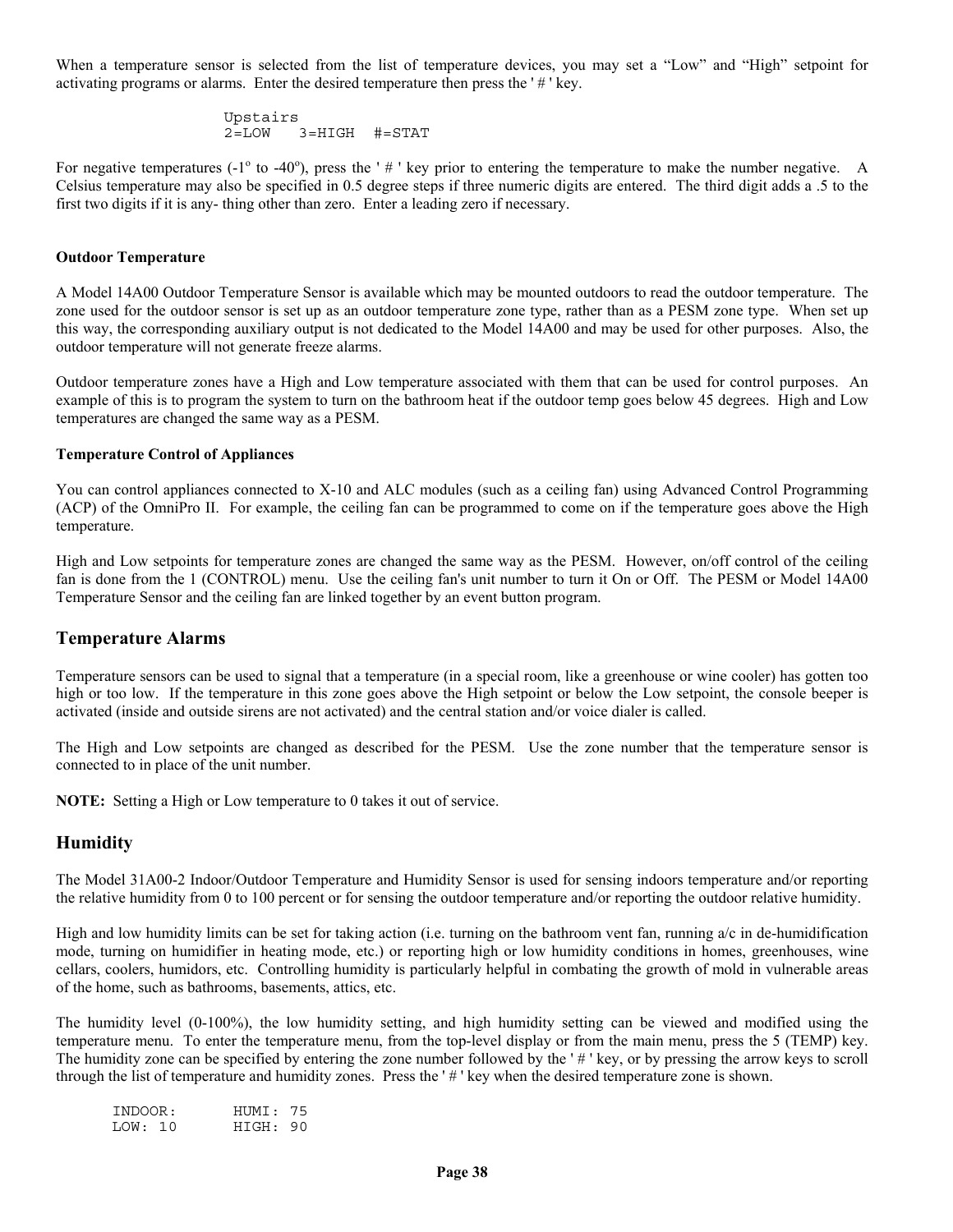When a temperature sensor is selected from the list of temperature devices, you may set a "Low" and "High" setpoint for activating programs or alarms. Enter the desired temperature then press the ' # ' key.

```
Upstairs
2=LOW   3=HIGH  #=STAT
```

For negative temperatures (-1$^o$ to -40$^o$), press the ' # ' key prior to entering the temperature to make the number negative. A Celsius temperature may also be specified in 0.5 degree steps if three numeric digits are entered. The third digit adds a .5 to the first two digits if it is any- thing other than zero. Enter a leading zero if necessary.

#### Outdoor Temperature

A Model 14A00 Outdoor Temperature Sensor is available which may be mounted outdoors to read the outdoor temperature. The zone used for the outdoor sensor is set up as an outdoor temperature zone type, rather than as a PESM zone type. When set up this way, the corresponding auxiliary output is not dedicated to the Model 14A00 and may be used for other purposes. Also, the outdoor temperature will not generate freeze alarms.

Outdoor temperature zones have a High and Low temperature associated with them that can be used for control purposes. An example of this is to program the system to turn on the bathroom heat if the outdoor temp goes below 45 degrees. High and Low temperatures are changed the same way as a PESM.

#### Temperature Control of Appliances

You can control appliances connected to X-10 and ALC modules (such as a ceiling fan) using Advanced Control Programming (ACP) of the OmniPro II. For example, the ceiling fan can be programmed to come on if the temperature goes above the High temperature.

High and Low setpoints for temperature zones are changed the same way as the PESM. However, on/off control of the ceiling fan is done from the 1 (CONTROL) menu. Use the ceiling fan's unit number to turn it On or Off. The PESM or Model 14A00 Temperature Sensor and the ceiling fan are linked together by an event button program.

## Temperature Alarms

Temperature sensors can be used to signal that a temperature (in a special room, like a greenhouse or wine cooler) has gotten too high or too low. If the temperature in this zone goes above the High setpoint or below the Low setpoint, the console beeper is activated (inside and outside sirens are not activated) and the central station and/or voice dialer is called.

The High and Low setpoints are changed as described for the PESM. Use the zone number that the temperature sensor is connected to in place of the unit number.

**NOTE:** Setting a High or Low temperature to 0 takes it out of service.

## Humidity

The Model 31A00-2 Indoor/Outdoor Temperature and Humidity Sensor is used for sensing indoors temperature and/or reporting the relative humidity from 0 to 100 percent or for sensing the outdoor temperature and/or reporting the outdoor relative humidity.

High and low humidity limits can be set for taking action (i.e. turning on the bathroom vent fan, running a/c in de-humidification mode, turning on humidifier in heating mode, etc.) or reporting high or low humidity conditions in homes, greenhouses, wine cellars, coolers, humidors, etc. Controlling humidity is particularly helpful in combating the growth of mold in vulnerable areas of the home, such as bathrooms, basements, attics, etc.

The humidity level (0-100%), the low humidity setting, and high humidity setting can be viewed and modified using the temperature menu. To enter the temperature menu, from the top-level display or from the main menu, press the 5 (TEMP) key. The humidity zone can be specified by entering the zone number followed by the ' # ' key, or by pressing the arrow keys to scroll through the list of temperature and humidity zones. Press the ' # ' key when the desired temperature zone is shown.

```
INDOOR:      HUMI: 75
LOW: 10      HIGH: 90
```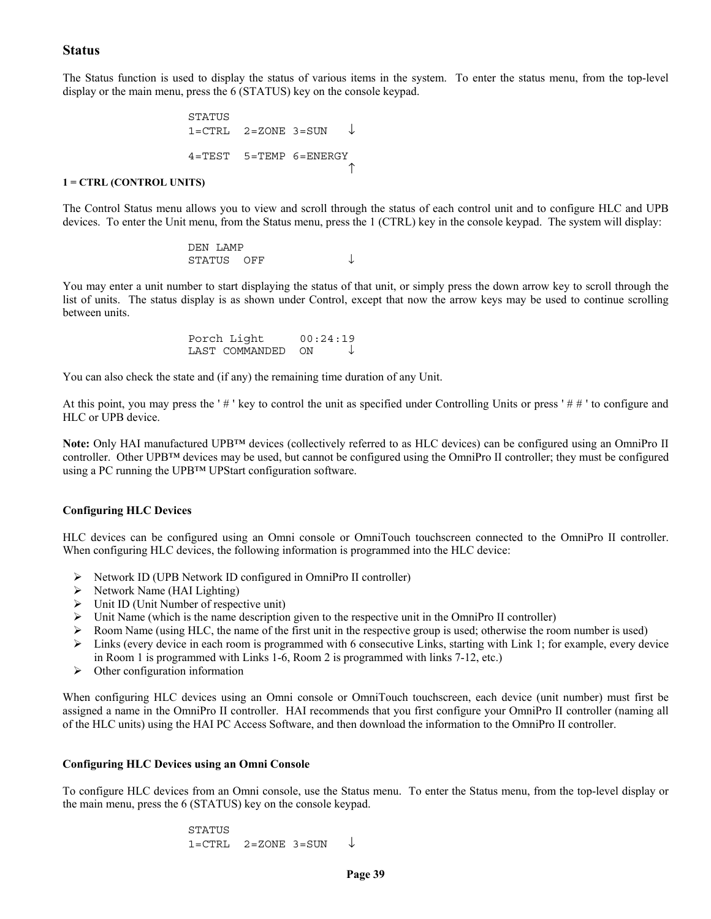## Status

The Status function is used to display the status of various items in the system. To enter the status menu, from the top-level display or the main menu, press the 6 (STATUS) key on the console keypad.

```
STATUS
1=CTRL  2=ZONE 3=SUN   ↓

4=TEST  5=TEMP 6=ENERGY
                       ↑
```

**1 = CTRL (CONTROL UNITS)**

The Control Status menu allows you to view and scroll through the status of each control unit and to configure HLC and UPB devices. To enter the Unit menu, from the Status menu, press the 1 (CTRL) key in the console keypad. The system will display:

```
DEN LAMP
STATUS  OFF            ↓
```

You may enter a unit number to start displaying the status of that unit, or simply press the down arrow key to scroll through the list of units. The status display is as shown under Control, except that now the arrow keys may be used to continue scrolling between units.

```
Porch Light     00:24:19
LAST COMMANDED  ON     ↓
```

You can also check the state and (if any) the remaining time duration of any Unit.

At this point, you may press the ' # ' key to control the unit as specified under Controlling Units or press ' # # ' to configure and HLC or UPB device.

**Note:** Only HAI manufactured UPB™ devices (collectively referred to as HLC devices) can be configured using an OmniPro II controller. Other UPB™ devices may be used, but cannot be configured using the OmniPro II controller; they must be configured using a PC running the UPB™ UPStart configuration software.

### Configuring HLC Devices

HLC devices can be configured using an Omni console or OmniTouch touchscreen connected to the OmniPro II controller. When configuring HLC devices, the following information is programmed into the HLC device:

- Network ID (UPB Network ID configured in OmniPro II controller)
- Network Name (HAI Lighting)
- Unit ID (Unit Number of respective unit)
- Unit Name (which is the name description given to the respective unit in the OmniPro II controller)
- Room Name (using HLC, the name of the first unit in the respective group is used; otherwise the room number is used)
- Links (every device in each room is programmed with 6 consecutive Links, starting with Link 1; for example, every device in Room 1 is programmed with Links 1-6, Room 2 is programmed with links 7-12, etc.)
- Other configuration information

When configuring HLC devices using an Omni console or OmniTouch touchscreen, each device (unit number) must first be assigned a name in the OmniPro II controller. HAI recommends that you first configure your OmniPro II controller (naming all of the HLC units) using the HAI PC Access Software, and then download the information to the OmniPro II controller.

### Configuring HLC Devices using an Omni Console

To configure HLC devices from an Omni console, use the Status menu. To enter the Status menu, from the top-level display or the main menu, press the 6 (STATUS) key on the console keypad.

```
STATUS
1=CTRL  2=ZONE 3=SUN   ↓
```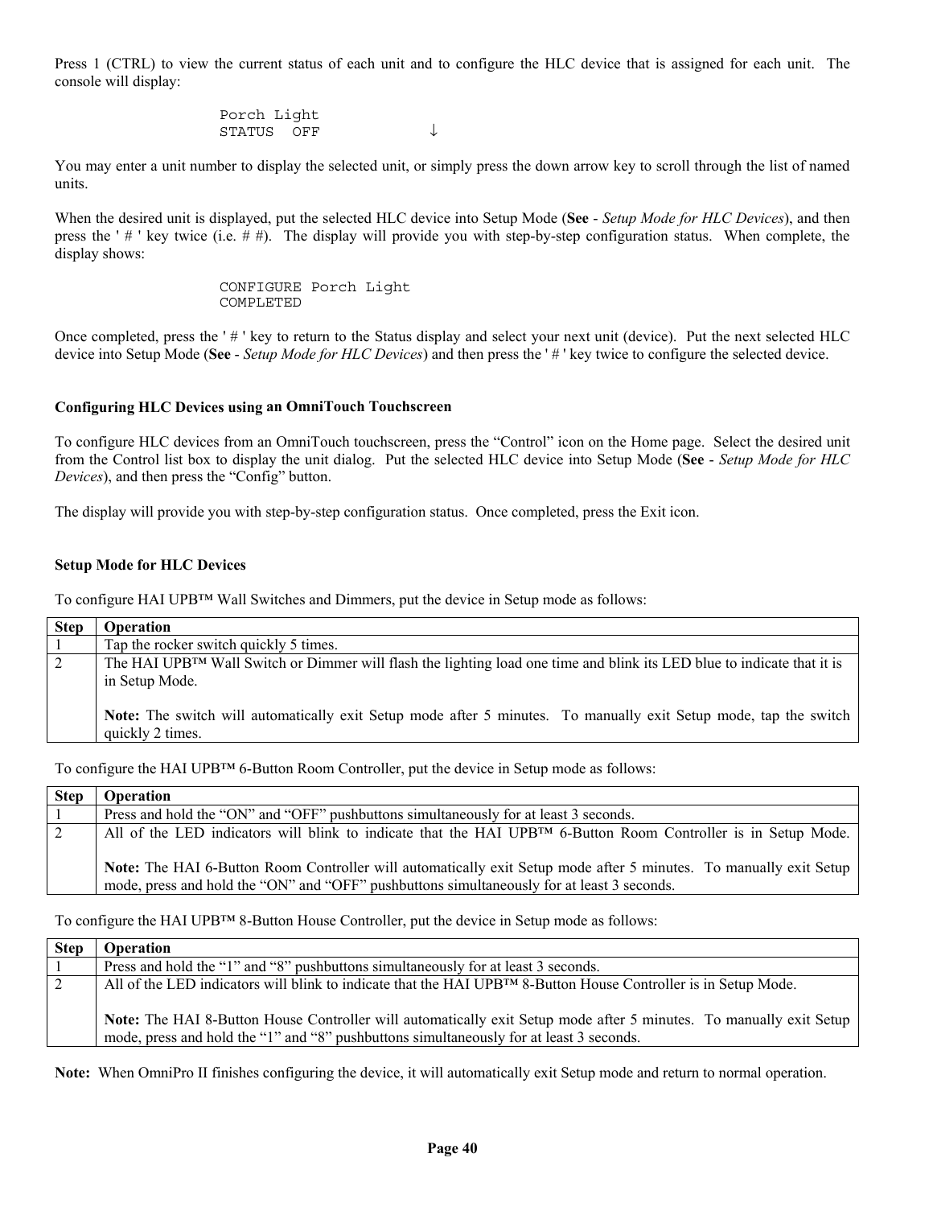Press 1 (CTRL) to view the current status of each unit and to configure the HLC device that is assigned for each unit. The console will display:

```
Porch Light
STATUS  OFF            ↓
```

You may enter a unit number to display the selected unit, or simply press the down arrow key to scroll through the list of named units.

When the desired unit is displayed, put the selected HLC device into Setup Mode (**See** - *Setup Mode for HLC Devices*), and then press the ' # ' key twice (i.e. # #). The display will provide you with step-by-step configuration status. When complete, the display shows:

```
CONFIGURE Porch Light
COMPLETED
```

Once completed, press the ' # ' key to return to the Status display and select your next unit (device). Put the next selected HLC device into Setup Mode (**See** - *Setup Mode for HLC Devices*) and then press the ' # ' key twice to configure the selected device.

### Configuring HLC Devices using an OmniTouch Touchscreen

To configure HLC devices from an OmniTouch touchscreen, press the “Control” icon on the Home page. Select the desired unit from the Control list box to display the unit dialog. Put the selected HLC device into Setup Mode (**See** - *Setup Mode for HLC Devices*), and then press the “Config” button.

The display will provide you with step-by-step configuration status. Once completed, press the Exit icon.

### Setup Mode for HLC Devices

To configure HAI UPB™ Wall Switches and Dimmers, put the device in Setup mode as follows:

| Step | Operation |
|---|---|
| 1 | Tap the rocker switch quickly 5 times. |
| 2 | The HAI UPB™ Wall Switch or Dimmer will flash the lighting load one time and blink its LED blue to indicate that it is in Setup Mode.<br><br>**Note:** The switch will automatically exit Setup mode after 5 minutes. To manually exit Setup mode, tap the switch quickly 2 times. |

To configure the HAI UPB™ 6-Button Room Controller, put the device in Setup mode as follows:

| Step | Operation |
|---|---|
| 1 | Press and hold the “ON” and “OFF” pushbuttons simultaneously for at least 3 seconds. |
| 2 | All of the LED indicators will blink to indicate that the HAI UPB™ 6-Button Room Controller is in Setup Mode.<br><br>**Note:** The HAI 6-Button Room Controller will automatically exit Setup mode after 5 minutes. To manually exit Setup mode, press and hold the “ON” and “OFF” pushbuttons simultaneously for at least 3 seconds. |

To configure the HAI UPB™ 8-Button House Controller, put the device in Setup mode as follows:

| Step | Operation |
|---|---|
| 1 | Press and hold the “1” and “8” pushbuttons simultaneously for at least 3 seconds. |
| 2 | All of the LED indicators will blink to indicate that the HAI UPB™ 8-Button House Controller is in Setup Mode.<br><br>**Note:** The HAI 8-Button House Controller will automatically exit Setup mode after 5 minutes. To manually exit Setup mode, press and hold the “1” and “8” pushbuttons simultaneously for at least 3 seconds. |

**Note:** When OmniPro II finishes configuring the device, it will automatically exit Setup mode and return to normal operation.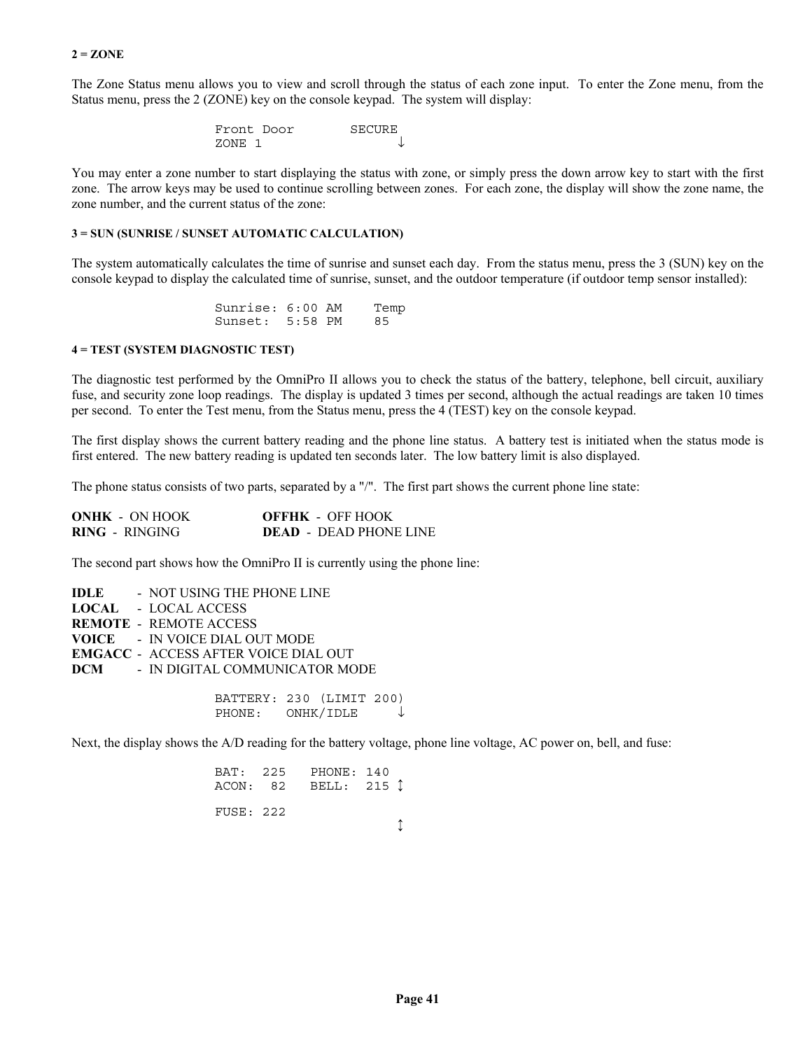#### 2 = ZONE

The Zone Status menu allows you to view and scroll through the status of each zone input. To enter the Zone menu, from the Status menu, press the 2 (ZONE) key on the console keypad. The system will display:

```
Front Door        SECURE
ZONE 1                 ↓
```

You may enter a zone number to start displaying the status with zone, or simply press the down arrow key to start with the first zone. The arrow keys may be used to continue scrolling between zones. For each zone, the display will show the zone name, the zone number, and the current status of the zone:

#### 3 = SUN (SUNRISE / SUNSET AUTOMATIC CALCULATION)

The system automatically calculates the time of sunrise and sunset each day. From the status menu, press the 3 (SUN) key on the console keypad to display the calculated time of sunrise, sunset, and the outdoor temperature (if outdoor temp sensor installed):

```
Sunrise: 6:00 AM    Temp
Sunset:  5:58 PM    85
```

#### 4 = TEST (SYSTEM DIAGNOSTIC TEST)

The diagnostic test performed by the OmniPro II allows you to check the status of the battery, telephone, bell circuit, auxiliary fuse, and security zone loop readings. The display is updated 3 times per second, although the actual readings are taken 10 times per second. To enter the Test menu, from the Status menu, press the 4 (TEST) key on the console keypad.

The first display shows the current battery reading and the phone line status. A battery test is initiated when the status mode is first entered. The new battery reading is updated ten seconds later. The low battery limit is also displayed.

The phone status consists of two parts, separated by a "/". The first part shows the current phone line state:

**ONHK** - ON HOOK  
**RING** - RINGING  
**OFFHK** - OFF HOOK  
**DEAD** - DEAD PHONE LINE

The second part shows how the OmniPro II is currently using the phone line:

**IDLE** - NOT USING THE PHONE LINE  
**LOCAL** - LOCAL ACCESS  
**REMOTE** - REMOTE ACCESS  
**VOICE** - IN VOICE DIAL OUT MODE  
**EMGACC** - ACCESS AFTER VOICE DIAL OUT  
**DCM** - IN DIGITAL COMMUNICATOR MODE

```
BATTERY: 230 (LIMIT 200)
PHONE:   ONHK/IDLE     ↓
```

Next, the display shows the A/D reading for the battery voltage, phone line voltage, AC power on, bell, and fuse:

```
BAT:  225   PHONE: 140
ACON:  82   BELL:  215 ↕

FUSE: 222
                       ↕
```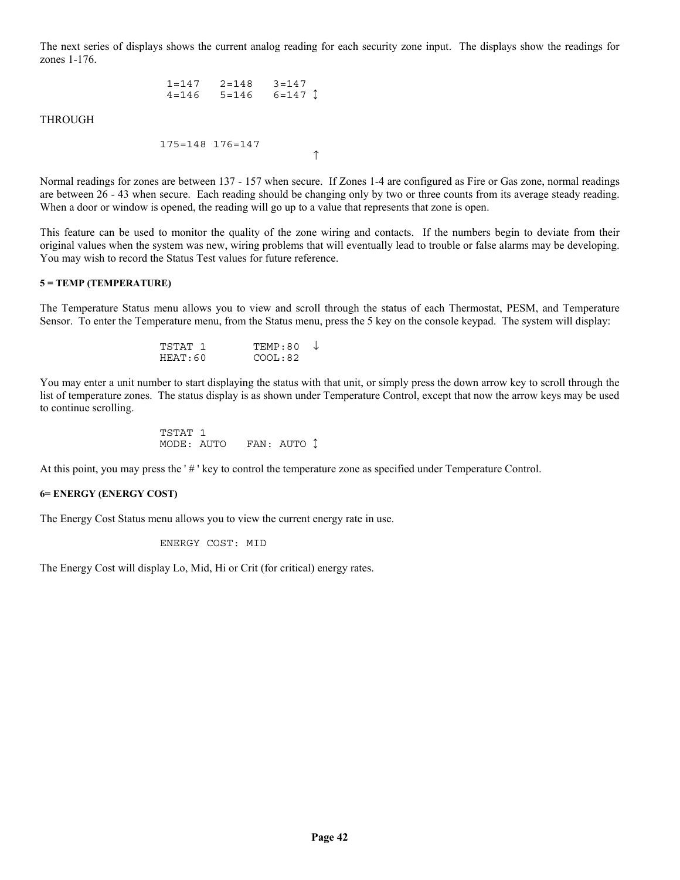The next series of displays shows the current analog reading for each security zone input. The displays show the readings for zones 1-176.

```
 1=147   2=148   3=147
 4=146   5=146   6=147 ↕
```

THROUGH

```
175=148 176=147
                     ↑
```

Normal readings for zones are between 137 - 157 when secure. If Zones 1-4 are configured as Fire or Gas zone, normal readings are between 26 - 43 when secure. Each reading should be changing only by two or three counts from its average steady reading. When a door or window is opened, the reading will go up to a value that represents that zone is open.

This feature can be used to monitor the quality of the zone wiring and contacts. If the numbers begin to deviate from their original values when the system was new, wiring problems that will eventually lead to trouble or false alarms may be developing. You may wish to record the Status Test values for future reference.

#### 5 = TEMP (TEMPERATURE)

The Temperature Status menu allows you to view and scroll through the status of each Thermostat, PESM, and Temperature Sensor. To enter the Temperature menu, from the Status menu, press the 5 key on the console keypad. The system will display:

```
TSTAT 1        TEMP:80  ↓
HEAT:60        COOL:82
```

You may enter a unit number to start displaying the status with that unit, or simply press the down arrow key to scroll through the list of temperature zones. The status display is as shown under Temperature Control, except that now the arrow keys may be used to continue scrolling.

```
TSTAT 1
MODE: AUTO   FAN: AUTO ↕
```

At this point, you may press the ' # ' key to control the temperature zone as specified under Temperature Control.

#### 6= ENERGY (ENERGY COST)

The Energy Cost Status menu allows you to view the current energy rate in use.

```
ENERGY COST: MID
```

The Energy Cost will display Lo, Mid, Hi or Crit (for critical) energy rates.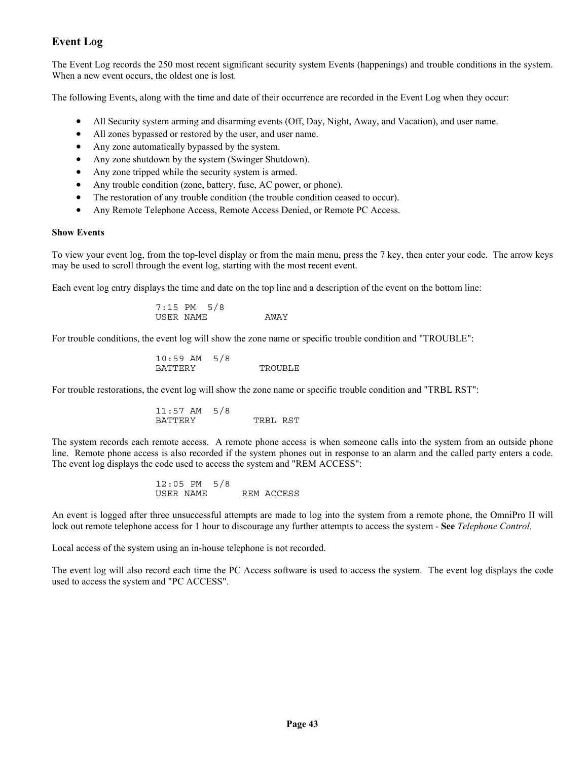## Event Log

The Event Log records the 250 most recent significant security system Events (happenings) and trouble conditions in the system. When a new event occurs, the oldest one is lost.

The following Events, along with the time and date of their occurrence are recorded in the Event Log when they occur:

- All Security system arming and disarming events (Off, Day, Night, Away, and Vacation), and user name.
- All zones bypassed or restored by the user, and user name.
- Any zone automatically bypassed by the system.
- Any zone shutdown by the system (Swinger Shutdown).
- Any zone tripped while the security system is armed.
- Any trouble condition (zone, battery, fuse, AC power, or phone).
- The restoration of any trouble condition (the trouble condition ceased to occur).
- Any Remote Telephone Access, Remote Access Denied, or Remote PC Access.

**Show Events**

To view your event log, from the top-level display or from the main menu, press the 7 key, then enter your code. The arrow keys may be used to scroll through the event log, starting with the most recent event.

Each event log entry displays the time and date on the top line and a description of the event on the bottom line:

```
7:15 PM  5/8
USER NAME          AWAY
```

For trouble conditions, the event log will show the zone name or specific trouble condition and "TROUBLE":

```
10:59 AM  5/8
BATTERY          TROUBLE
```

For trouble restorations, the event log will show the zone name or specific trouble condition and "TRBL RST":

```
11:57 AM  5/8
BATTERY         TRBL RST
```

The system records each remote access. A remote phone access is when someone calls into the system from an outside phone line. Remote phone access is also recorded if the system phones out in response to an alarm and the called party enters a code. The event log displays the code used to access the system and "REM ACCESS":

```
12:05 PM  5/8
USER NAME      REM ACCESS
```

An event is logged after three unsuccessful attempts are made to log into the system from a remote phone, the OmniPro II will lock out remote telephone access for 1 hour to discourage any further attempts to access the system - **See** *Telephone Control*.

Local access of the system using an in-house telephone is not recorded.

The event log will also record each time the PC Access software is used to access the system. The event log displays the code used to access the system and "PC ACCESS".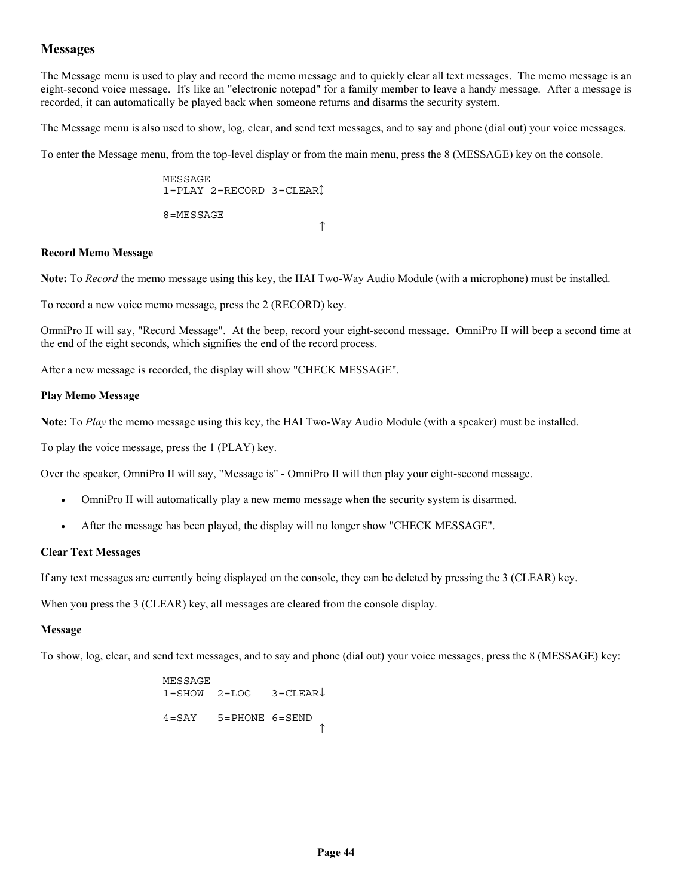## Messages

The Message menu is used to play and record the memo message and to quickly clear all text messages. The memo message is an eight-second voice message. It's like an "electronic notepad" for a family member to leave a handy message. After a message is recorded, it can automatically be played back when someone returns and disarms the security system.

The Message menu is also used to show, log, clear, and send text messages, and to say and phone (dial out) your voice messages.

To enter the Message menu, from the top-level display or from the main menu, press the 8 (MESSAGE) key on the console.

```
MESSAGE
1=PLAY 2=RECORD 3=CLEAR↕

8=MESSAGE
                       ↑
```

**Record Memo Message**

**Note:** To *Record* the memo message using this key, the HAI Two-Way Audio Module (with a microphone) must be installed.

To record a new voice memo message, press the 2 (RECORD) key.

OmniPro II will say, "Record Message". At the beep, record your eight-second message. OmniPro II will beep a second time at the end of the eight seconds, which signifies the end of the record process.

After a new message is recorded, the display will show "CHECK MESSAGE".

**Play Memo Message**

**Note:** To *Play* the memo message using this key, the HAI Two-Way Audio Module (with a speaker) must be installed.

To play the voice message, press the 1 (PLAY) key.

Over the speaker, OmniPro II will say, "Message is" - OmniPro II will then play your eight-second message.

- OmniPro II will automatically play a new memo message when the security system is disarmed.
- After the message has been played, the display will no longer show "CHECK MESSAGE".

**Clear Text Messages**

If any text messages are currently being displayed on the console, they can be deleted by pressing the 3 (CLEAR) key.

When you press the 3 (CLEAR) key, all messages are cleared from the console display.

**Message**

To show, log, clear, and send text messages, and to say and phone (dial out) your voice messages, press the 8 (MESSAGE) key:

```
MESSAGE
1=SHOW  2=LOG   3=CLEAR↓

4=SAY   5=PHONE 6=SEND
                       ↑
```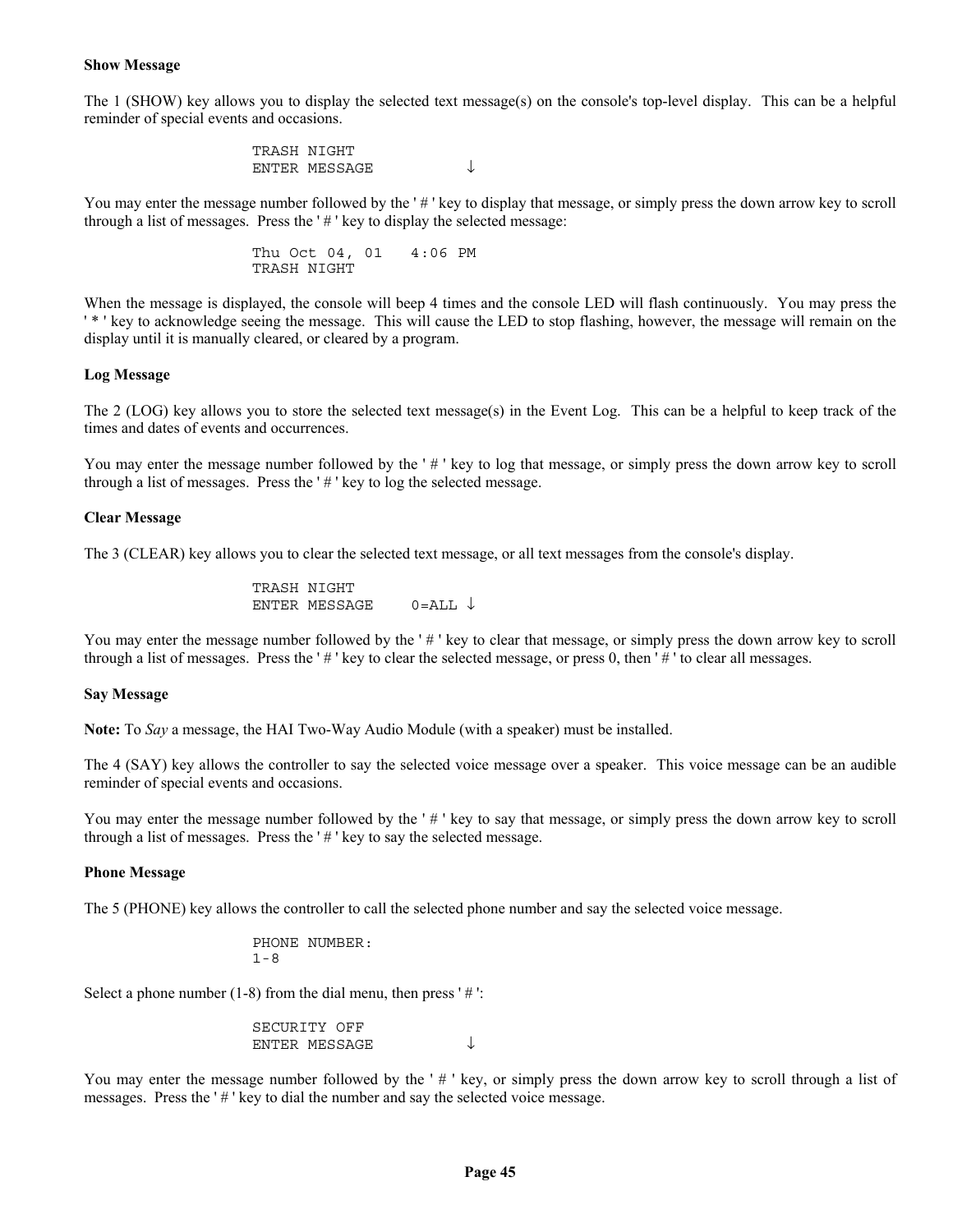**Show Message**

The 1 (SHOW) key allows you to display the selected text message(s) on the console's top-level display. This can be a helpful reminder of special events and occasions.

```
TRASH NIGHT
ENTER MESSAGE         ↓
```

You may enter the message number followed by the ' # ' key to display that message, or simply press the down arrow key to scroll through a list of messages. Press the ' # ' key to display the selected message:

```
Thu Oct 04, 01   4:06 PM
TRASH NIGHT
```

When the message is displayed, the console will beep 4 times and the console LED will flash continuously. You may press the ' * ' key to acknowledge seeing the message. This will cause the LED to stop flashing, however, the message will remain on the display until it is manually cleared, or cleared by a program.

**Log Message**

The 2 (LOG) key allows you to store the selected text message(s) in the Event Log. This can be a helpful to keep track of the times and dates of events and occurrences.

You may enter the message number followed by the ' # ' key to log that message, or simply press the down arrow key to scroll through a list of messages. Press the ' # ' key to log the selected message.

**Clear Message**

The 3 (CLEAR) key allows you to clear the selected text message, or all text messages from the console's display.

```
TRASH NIGHT
ENTER MESSAGE    0=ALL ↓
```

You may enter the message number followed by the ' # ' key to clear that message, or simply press the down arrow key to scroll through a list of messages. Press the ' # ' key to clear the selected message, or press 0, then ' # ' to clear all messages.

**Say Message**

**Note:** To *Say* a message, the HAI Two-Way Audio Module (with a speaker) must be installed.

The 4 (SAY) key allows the controller to say the selected voice message over a speaker. This voice message can be an audible reminder of special events and occasions.

You may enter the message number followed by the ' # ' key to say that message, or simply press the down arrow key to scroll through a list of messages. Press the ' # ' key to say the selected message.

**Phone Message**

The 5 (PHONE) key allows the controller to call the selected phone number and say the selected voice message.

```
PHONE NUMBER:
1-8
```

Select a phone number (1-8) from the dial menu, then press ' # ':

```
SECURITY OFF
ENTER MESSAGE         ↓
```

You may enter the message number followed by the ' # ' key, or simply press the down arrow key to scroll through a list of messages. Press the ' # ' key to dial the number and say the selected voice message.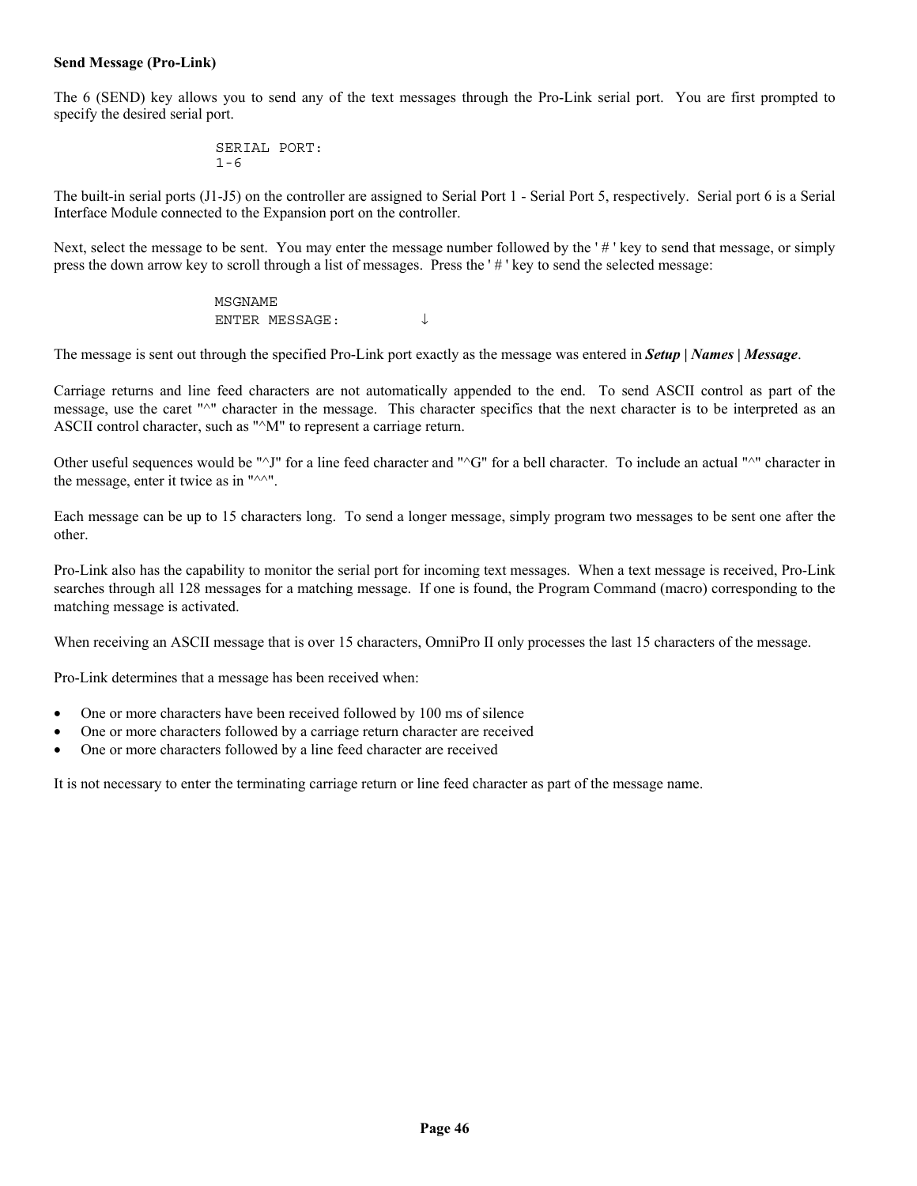**Send Message (Pro-Link)**

The 6 (SEND) key allows you to send any of the text messages through the Pro-Link serial port. You are first prompted to specify the desired serial port.

```
SERIAL PORT:
1-6
```

The built-in serial ports (J1-J5) on the controller are assigned to Serial Port 1 - Serial Port 5, respectively. Serial port 6 is a Serial Interface Module connected to the Expansion port on the controller.

Next, select the message to be sent. You may enter the message number followed by the ' # ' key to send that message, or simply press the down arrow key to scroll through a list of messages. Press the ' # ' key to send the selected message:

```
MSGNAME
ENTER MESSAGE:        ↓
```

The message is sent out through the specified Pro-Link port exactly as the message was entered in ***Setup | Names | Message***.

Carriage returns and line feed characters are not automatically appended to the end. To send ASCII control as part of the message, use the caret "^" character in the message. This character specifics that the next character is to be interpreted as an ASCII control character, such as "^M" to represent a carriage return.

Other useful sequences would be "^J" for a line feed character and "^G" for a bell character. To include an actual "^" character in the message, enter it twice as in "^^".

Each message can be up to 15 characters long. To send a longer message, simply program two messages to be sent one after the other.

Pro-Link also has the capability to monitor the serial port for incoming text messages. When a text message is received, Pro-Link searches through all 128 messages for a matching message. If one is found, the Program Command (macro) corresponding to the matching message is activated.

When receiving an ASCII message that is over 15 characters, OmniPro II only processes the last 15 characters of the message.

Pro-Link determines that a message has been received when:

- One or more characters have been received followed by 100 ms of silence
- One or more characters followed by a carriage return character are received
- One or more characters followed by a line feed character are received

It is not necessary to enter the terminating carriage return or line feed character as part of the message name.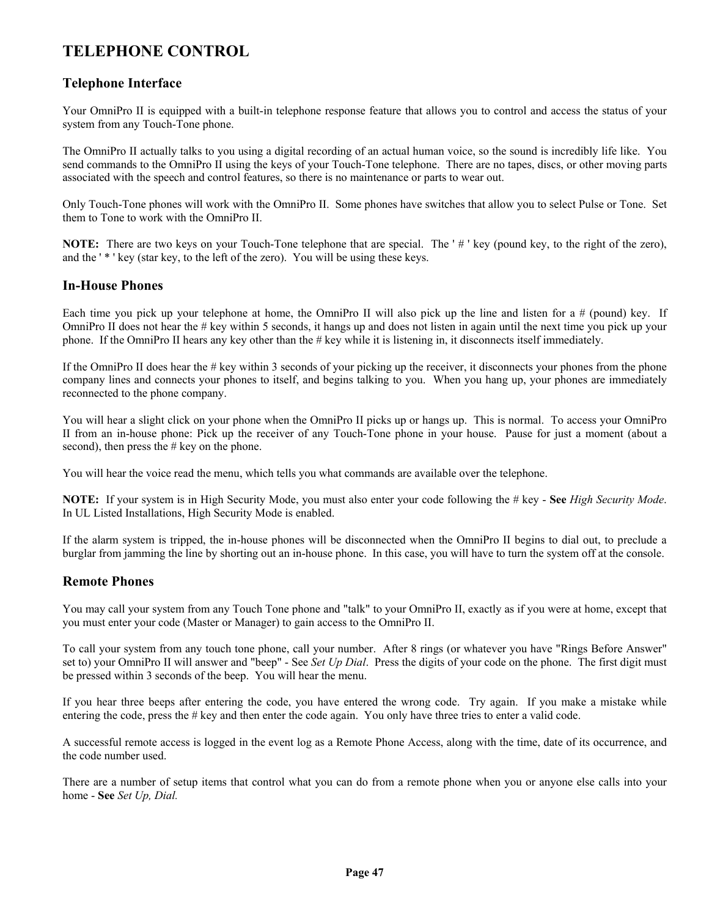# TELEPHONE CONTROL

## Telephone Interface

Your OmniPro II is equipped with a built-in telephone response feature that allows you to control and access the status of your system from any Touch-Tone phone.

The OmniPro II actually talks to you using a digital recording of an actual human voice, so the sound is incredibly life like. You send commands to the OmniPro II using the keys of your Touch-Tone telephone. There are no tapes, discs, or other moving parts associated with the speech and control features, so there is no maintenance or parts to wear out.

Only Touch-Tone phones will work with the OmniPro II. Some phones have switches that allow you to select Pulse or Tone. Set them to Tone to work with the OmniPro II.

**NOTE:** There are two keys on your Touch-Tone telephone that are special. The ' # ' key (pound key, to the right of the zero), and the ' * ' key (star key, to the left of the zero). You will be using these keys.

## In-House Phones

Each time you pick up your telephone at home, the OmniPro II will also pick up the line and listen for a # (pound) key. If OmniPro II does not hear the # key within 5 seconds, it hangs up and does not listen in again until the next time you pick up your phone. If the OmniPro II hears any key other than the # key while it is listening in, it disconnects itself immediately.

If the OmniPro II does hear the # key within 3 seconds of your picking up the receiver, it disconnects your phones from the phone company lines and connects your phones to itself, and begins talking to you. When you hang up, your phones are immediately reconnected to the phone company.

You will hear a slight click on your phone when the OmniPro II picks up or hangs up. This is normal. To access your OmniPro II from an in-house phone: Pick up the receiver of any Touch-Tone phone in your house. Pause for just a moment (about a second), then press the # key on the phone.

You will hear the voice read the menu, which tells you what commands are available over the telephone.

**NOTE:** If your system is in High Security Mode, you must also enter your code following the # key - **See** *High Security Mode*. In UL Listed Installations, High Security Mode is enabled.

If the alarm system is tripped, the in-house phones will be disconnected when the OmniPro II begins to dial out, to preclude a burglar from jamming the line by shorting out an in-house phone. In this case, you will have to turn the system off at the console.

## Remote Phones

You may call your system from any Touch Tone phone and "talk" to your OmniPro II, exactly as if you were at home, except that you must enter your code (Master or Manager) to gain access to the OmniPro II.

To call your system from any touch tone phone, call your number. After 8 rings (or whatever you have "Rings Before Answer" set to) your OmniPro II will answer and "beep" - See *Set Up Dial*. Press the digits of your code on the phone. The first digit must be pressed within 3 seconds of the beep. You will hear the menu.

If you hear three beeps after entering the code, you have entered the wrong code. Try again. If you make a mistake while entering the code, press the # key and then enter the code again. You only have three tries to enter a valid code.

A successful remote access is logged in the event log as a Remote Phone Access, along with the time, date of its occurrence, and the code number used.

There are a number of setup items that control what you can do from a remote phone when you or anyone else calls into your home - **See** *Set Up, Dial.*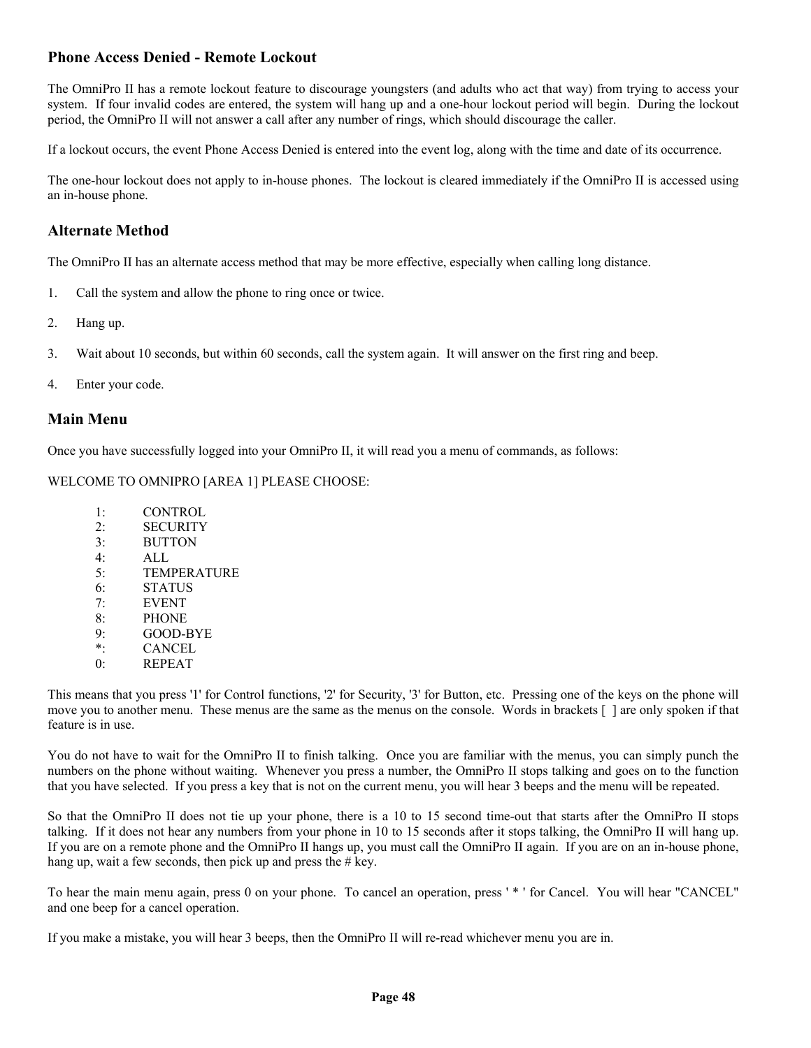## Phone Access Denied - Remote Lockout

The OmniPro II has a remote lockout feature to discourage youngsters (and adults who act that way) from trying to access your system. If four invalid codes are entered, the system will hang up and a one-hour lockout period will begin. During the lockout period, the OmniPro II will not answer a call after any number of rings, which should discourage the caller.

If a lockout occurs, the event Phone Access Denied is entered into the event log, along with the time and date of its occurrence.

The one-hour lockout does not apply to in-house phones. The lockout is cleared immediately if the OmniPro II is accessed using an in-house phone.

## Alternate Method

The OmniPro II has an alternate access method that may be more effective, especially when calling long distance.

1. Call the system and allow the phone to ring once or twice.

2. Hang up.

3. Wait about 10 seconds, but within 60 seconds, call the system again. It will answer on the first ring and beep.

4. Enter your code.

## Main Menu

Once you have successfully logged into your OmniPro II, it will read you a menu of commands, as follows:

WELCOME TO OMNIPRO [AREA 1] PLEASE CHOOSE:

```
1:    CONTROL
2:    SECURITY
3:    BUTTON
4:    ALL
5:    TEMPERATURE
6:    STATUS
7:    EVENT
8:    PHONE
9:    GOOD-BYE
*:    CANCEL
0:    REPEAT
```

This means that you press '1' for Control functions, '2' for Security, '3' for Button, etc. Pressing one of the keys on the phone will move you to another menu. These menus are the same as the menus on the console. Words in brackets [ ] are only spoken if that feature is in use.

You do not have to wait for the OmniPro II to finish talking. Once you are familiar with the menus, you can simply punch the numbers on the phone without waiting. Whenever you press a number, the OmniPro II stops talking and goes on to the function that you have selected. If you press a key that is not on the current menu, you will hear 3 beeps and the menu will be repeated.

So that the OmniPro II does not tie up your phone, there is a 10 to 15 second time-out that starts after the OmniPro II stops talking. If it does not hear any numbers from your phone in 10 to 15 seconds after it stops talking, the OmniPro II will hang up. If you are on a remote phone and the OmniPro II hangs up, you must call the OmniPro II again. If you are on an in-house phone, hang up, wait a few seconds, then pick up and press the # key.

To hear the main menu again, press 0 on your phone. To cancel an operation, press ' * ' for Cancel. You will hear "CANCEL" and one beep for a cancel operation.

If you make a mistake, you will hear 3 beeps, then the OmniPro II will re-read whichever menu you are in.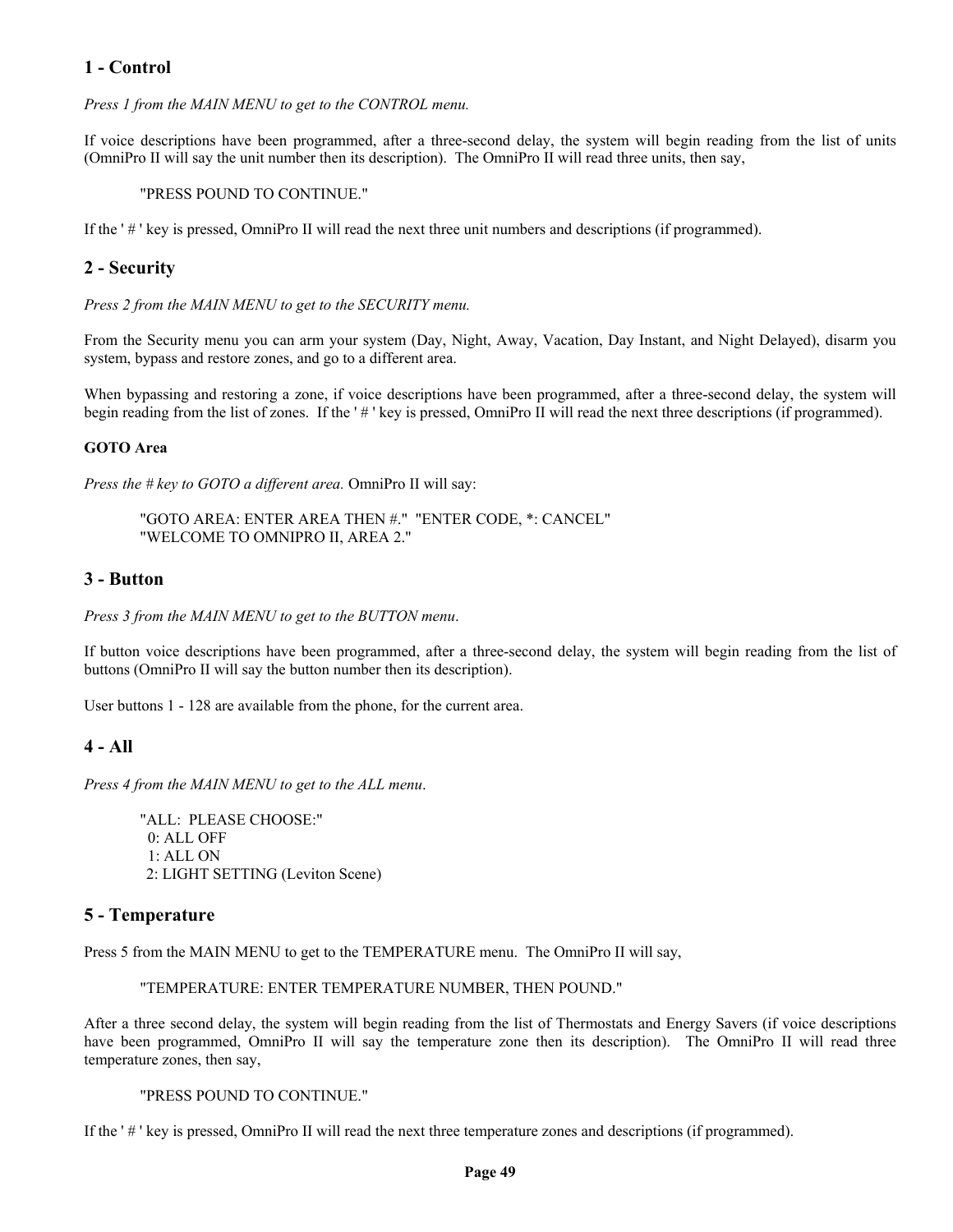## 1 - Control

*Press 1 from the MAIN MENU to get to the CONTROL menu.*

If voice descriptions have been programmed, after a three-second delay, the system will begin reading from the list of units (OmniPro II will say the unit number then its description). The OmniPro II will read three units, then say,

> "PRESS POUND TO CONTINUE."

If the ' # ' key is pressed, OmniPro II will read the next three unit numbers and descriptions (if programmed).

## 2 - Security

*Press 2 from the MAIN MENU to get to the SECURITY menu.*

From the Security menu you can arm your system (Day, Night, Away, Vacation, Day Instant, and Night Delayed), disarm you system, bypass and restore zones, and go to a different area.

When bypassing and restoring a zone, if voice descriptions have been programmed, after a three-second delay, the system will begin reading from the list of zones. If the ' # ' key is pressed, OmniPro II will read the next three descriptions (if programmed).

**GOTO Area**

*Press the # key to GOTO a different area.* OmniPro II will say:

> "GOTO AREA: ENTER AREA THEN #." "ENTER CODE, *: CANCEL"
> "WELCOME TO OMNIPRO II, AREA 2."

## 3 - Button

*Press 3 from the MAIN MENU to get to the BUTTON menu.*

If button voice descriptions have been programmed, after a three-second delay, the system will begin reading from the list of buttons (OmniPro II will say the button number then its description).

User buttons 1 - 128 are available from the phone, for the current area.

## 4 - All

*Press 4 from the MAIN MENU to get to the ALL menu.*

> "ALL: PLEASE CHOOSE:"
> 0: ALL OFF
> 1: ALL ON
> 2: LIGHT SETTING (Leviton Scene)

## 5 - Temperature

Press 5 from the MAIN MENU to get to the TEMPERATURE menu. The OmniPro II will say,

> "TEMPERATURE: ENTER TEMPERATURE NUMBER, THEN POUND."

After a three second delay, the system will begin reading from the list of Thermostats and Energy Savers (if voice descriptions have been programmed, OmniPro II will say the temperature zone then its description). The OmniPro II will read three temperature zones, then say,

> "PRESS POUND TO CONTINUE."

If the ' # ' key is pressed, OmniPro II will read the next three temperature zones and descriptions (if programmed).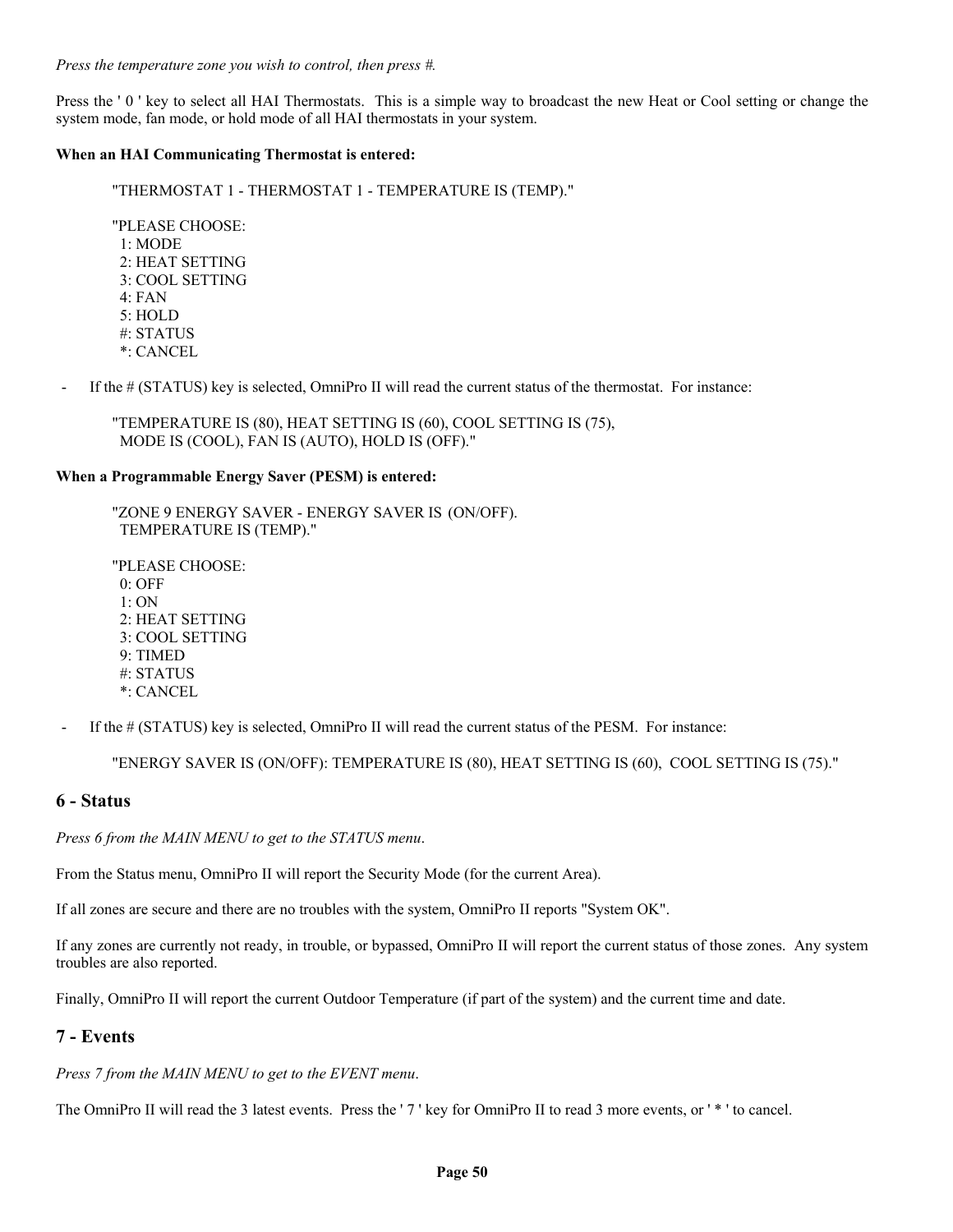*Press the temperature zone you wish to control, then press #.*

Press the ' 0 ' key to select all HAI Thermostats. This is a simple way to broadcast the new Heat or Cool setting or change the system mode, fan mode, or hold mode of all HAI thermostats in your system.

**When an HAI Communicating Thermostat is entered:**

"THERMOSTAT 1 - THERMOSTAT 1 - TEMPERATURE IS (TEMP)."

"PLEASE CHOOSE:
1: MODE
2: HEAT SETTING
3: COOL SETTING
4: FAN
5: HOLD
#: STATUS
*: CANCEL

- If the # (STATUS) key is selected, OmniPro II will read the current status of the thermostat. For instance:

"TEMPERATURE IS (80), HEAT SETTING IS (60), COOL SETTING IS (75), MODE IS (COOL), FAN IS (AUTO), HOLD IS (OFF)."

**When a Programmable Energy Saver (PESM) is entered:**

"ZONE 9 ENERGY SAVER - ENERGY SAVER IS (ON/OFF). TEMPERATURE IS (TEMP)."

"PLEASE CHOOSE:
0: OFF
1: ON
2: HEAT SETTING
3: COOL SETTING
9: TIMED
#: STATUS
*: CANCEL

- If the # (STATUS) key is selected, OmniPro II will read the current status of the PESM. For instance:

"ENERGY SAVER IS (ON/OFF): TEMPERATURE IS (80), HEAT SETTING IS (60), COOL SETTING IS (75)."

## 6 - Status

*Press 6 from the MAIN MENU to get to the STATUS menu.*

From the Status menu, OmniPro II will report the Security Mode (for the current Area).

If all zones are secure and there are no troubles with the system, OmniPro II reports "System OK".

If any zones are currently not ready, in trouble, or bypassed, OmniPro II will report the current status of those zones. Any system troubles are also reported.

Finally, OmniPro II will report the current Outdoor Temperature (if part of the system) and the current time and date.

## 7 - Events

*Press 7 from the MAIN MENU to get to the EVENT menu.*

The OmniPro II will read the 3 latest events. Press the ' 7 ' key for OmniPro II to read 3 more events, or ' * ' to cancel.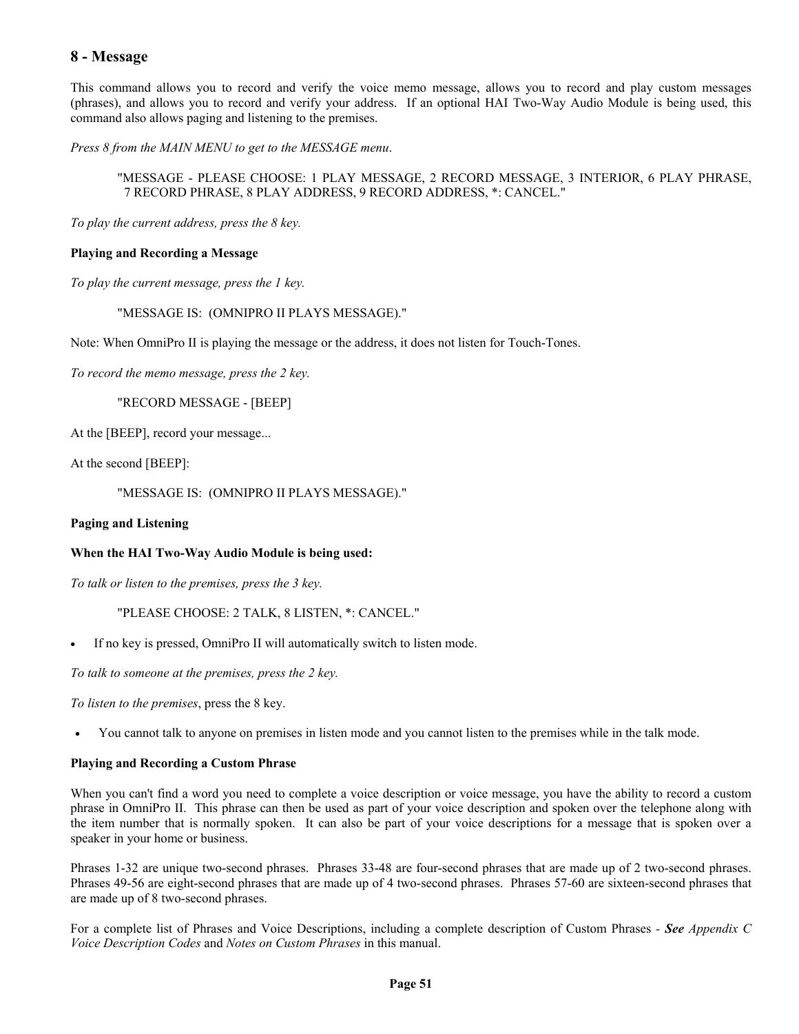## 8 - Message

This command allows you to record and verify the voice memo message, allows you to record and play custom messages (phrases), and allows you to record and verify your address. If an optional HAI Two-Way Audio Module is being used, this command also allows paging and listening to the premises.

*Press 8 from the MAIN MENU to get to the MESSAGE menu.*

> "MESSAGE - PLEASE CHOOSE: 1 PLAY MESSAGE, 2 RECORD MESSAGE, 3 INTERIOR, 6 PLAY PHRASE, 7 RECORD PHRASE, 8 PLAY ADDRESS, 9 RECORD ADDRESS, *: CANCEL."

*To play the current address, press the 8 key.*

**Playing and Recording a Message**

*To play the current message, press the 1 key.*

> "MESSAGE IS: (OMNIPRO II PLAYS MESSAGE)."

Note: When OmniPro II is playing the message or the address, it does not listen for Touch-Tones.

*To record the memo message, press the 2 key.*

> "RECORD MESSAGE - [BEEP]

At the [BEEP], record your message...

At the second [BEEP]:

> "MESSAGE IS: (OMNIPRO II PLAYS MESSAGE)."

**Paging and Listening**

**When the HAI Two-Way Audio Module is being used:**

*To talk or listen to the premises, press the 3 key.*

> "PLEASE CHOOSE: 2 TALK, 8 LISTEN, *: CANCEL."

- If no key is pressed, OmniPro II will automatically switch to listen mode.

*To talk to someone at the premises, press the 2 key.*

*To listen to the premises*, press the 8 key.

- You cannot talk to anyone on premises in listen mode and you cannot listen to the premises while in the talk mode.

**Playing and Recording a Custom Phrase**

When you can't find a word you need to complete a voice description or voice message, you have the ability to record a custom phrase in OmniPro II. This phrase can then be used as part of your voice description and spoken over the telephone along with the item number that is normally spoken. It can also be part of your voice descriptions for a message that is spoken over a speaker in your home or business.

Phrases 1-32 are unique two-second phrases. Phrases 33-48 are four-second phrases that are made up of 2 two-second phrases. Phrases 49-56 are eight-second phrases that are made up of 4 two-second phrases. Phrases 57-60 are sixteen-second phrases that are made up of 8 two-second phrases.

For a complete list of Phrases and Voice Descriptions, including a complete description of Custom Phrases - ***See*** *Appendix C Voice Description Codes* and *Notes on Custom Phrases* in this manual.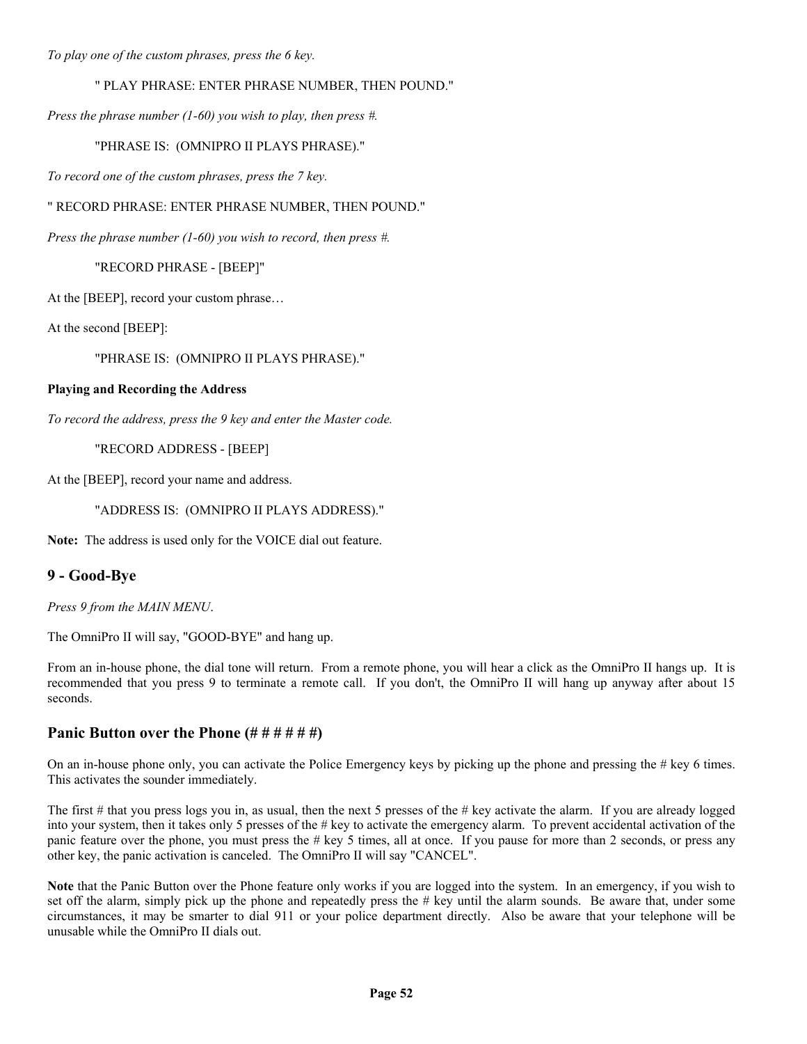*To play one of the custom phrases, press the 6 key.*

" PLAY PHRASE: ENTER PHRASE NUMBER, THEN POUND."

*Press the phrase number (1-60) you wish to play, then press #.*

"PHRASE IS: (OMNIPRO II PLAYS PHRASE)."

*To record one of the custom phrases, press the 7 key.*

" RECORD PHRASE: ENTER PHRASE NUMBER, THEN POUND."

*Press the phrase number (1-60) you wish to record, then press #.*

"RECORD PHRASE - [BEEP]"

At the [BEEP], record your custom phrase…

At the second [BEEP]:

"PHRASE IS: (OMNIPRO II PLAYS PHRASE)."

**Playing and Recording the Address**

*To record the address, press the 9 key and enter the Master code.*

"RECORD ADDRESS - [BEEP]

At the [BEEP], record your name and address.

"ADDRESS IS: (OMNIPRO II PLAYS ADDRESS)."

**Note:** The address is used only for the VOICE dial out feature.

## 9 - Good-Bye

*Press 9 from the MAIN MENU*.

The OmniPro II will say, "GOOD-BYE" and hang up.

From an in-house phone, the dial tone will return. From a remote phone, you will hear a click as the OmniPro II hangs up. It is recommended that you press 9 to terminate a remote call. If you don't, the OmniPro II will hang up anyway after about 15 seconds.

## Panic Button over the Phone (# # # # # #)

On an in-house phone only, you can activate the Police Emergency keys by picking up the phone and pressing the # key 6 times. This activates the sounder immediately.

The first # that you press logs you in, as usual, then the next 5 presses of the # key activate the alarm. If you are already logged into your system, then it takes only 5 presses of the # key to activate the emergency alarm. To prevent accidental activation of the panic feature over the phone, you must press the # key 5 times, all at once. If you pause for more than 2 seconds, or press any other key, the panic activation is canceled. The OmniPro II will say "CANCEL".

**Note** that the Panic Button over the Phone feature only works if you are logged into the system. In an emergency, if you wish to set off the alarm, simply pick up the phone and repeatedly press the # key until the alarm sounds. Be aware that, under some circumstances, it may be smarter to dial 911 or your police department directly. Also be aware that your telephone will be unusable while the OmniPro II dials out.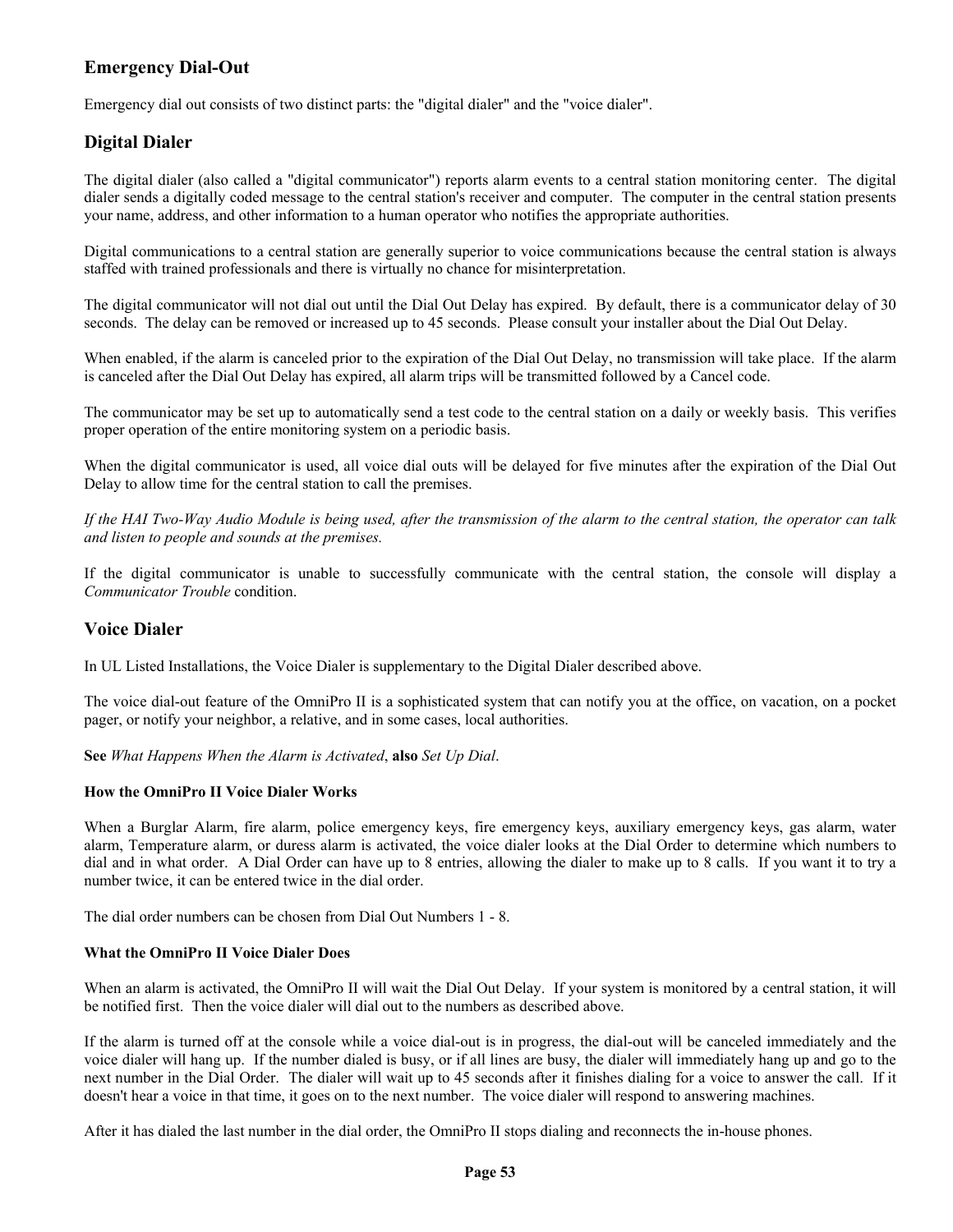## Emergency Dial-Out

Emergency dial out consists of two distinct parts: the "digital dialer" and the "voice dialer".

## Digital Dialer

The digital dialer (also called a "digital communicator") reports alarm events to a central station monitoring center. The digital dialer sends a digitally coded message to the central station's receiver and computer. The computer in the central station presents your name, address, and other information to a human operator who notifies the appropriate authorities.

Digital communications to a central station are generally superior to voice communications because the central station is always staffed with trained professionals and there is virtually no chance for misinterpretation.

The digital communicator will not dial out until the Dial Out Delay has expired. By default, there is a communicator delay of 30 seconds. The delay can be removed or increased up to 45 seconds. Please consult your installer about the Dial Out Delay.

When enabled, if the alarm is canceled prior to the expiration of the Dial Out Delay, no transmission will take place. If the alarm is canceled after the Dial Out Delay has expired, all alarm trips will be transmitted followed by a Cancel code.

The communicator may be set up to automatically send a test code to the central station on a daily or weekly basis. This verifies proper operation of the entire monitoring system on a periodic basis.

When the digital communicator is used, all voice dial outs will be delayed for five minutes after the expiration of the Dial Out Delay to allow time for the central station to call the premises.

*If the HAI Two-Way Audio Module is being used, after the transmission of the alarm to the central station, the operator can talk and listen to people and sounds at the premises.*

If the digital communicator is unable to successfully communicate with the central station, the console will display a *Communicator Trouble* condition.

## Voice Dialer

In UL Listed Installations, the Voice Dialer is supplementary to the Digital Dialer described above.

The voice dial-out feature of the OmniPro II is a sophisticated system that can notify you at the office, on vacation, on a pocket pager, or notify your neighbor, a relative, and in some cases, local authorities.

**See** *What Happens When the Alarm is Activated*, **also** *Set Up Dial*.

**How the OmniPro II Voice Dialer Works**

When a Burglar Alarm, fire alarm, police emergency keys, fire emergency keys, auxiliary emergency keys, gas alarm, water alarm, Temperature alarm, or duress alarm is activated, the voice dialer looks at the Dial Order to determine which numbers to dial and in what order. A Dial Order can have up to 8 entries, allowing the dialer to make up to 8 calls. If you want it to try a number twice, it can be entered twice in the dial order.

The dial order numbers can be chosen from Dial Out Numbers 1 - 8.

**What the OmniPro II Voice Dialer Does**

When an alarm is activated, the OmniPro II will wait the Dial Out Delay. If your system is monitored by a central station, it will be notified first. Then the voice dialer will dial out to the numbers as described above.

If the alarm is turned off at the console while a voice dial-out is in progress, the dial-out will be canceled immediately and the voice dialer will hang up. If the number dialed is busy, or if all lines are busy, the dialer will immediately hang up and go to the next number in the Dial Order. The dialer will wait up to 45 seconds after it finishes dialing for a voice to answer the call. If it doesn't hear a voice in that time, it goes on to the next number. The voice dialer will respond to answering machines.

After it has dialed the last number in the dial order, the OmniPro II stops dialing and reconnects the in-house phones.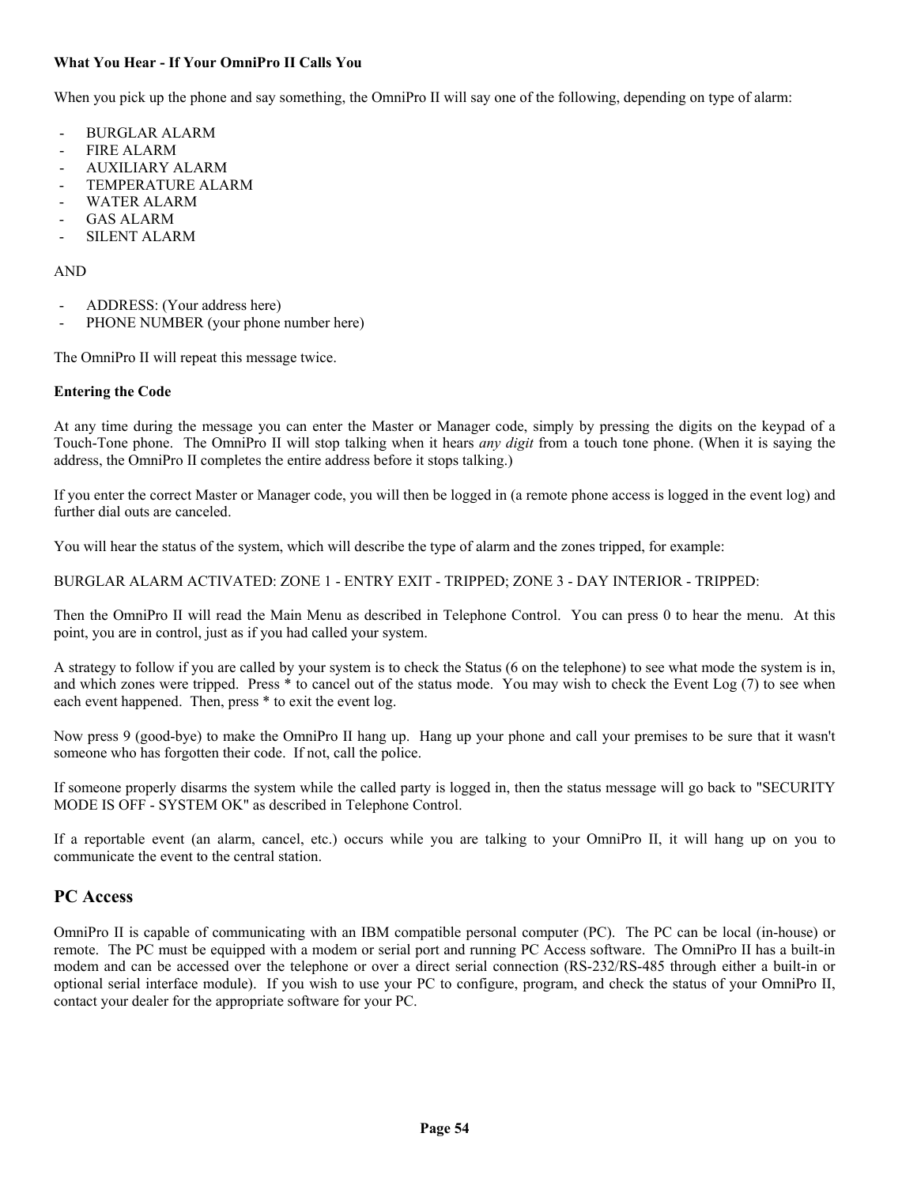**What You Hear - If Your OmniPro II Calls You**

When you pick up the phone and say something, the OmniPro II will say one of the following, depending on type of alarm:

- BURGLAR ALARM
- FIRE ALARM
- AUXILIARY ALARM
- TEMPERATURE ALARM
- WATER ALARM
- GAS ALARM
- SILENT ALARM

AND

- ADDRESS: (Your address here)
- PHONE NUMBER (your phone number here)

The OmniPro II will repeat this message twice.

**Entering the Code**

At any time during the message you can enter the Master or Manager code, simply by pressing the digits on the keypad of a Touch-Tone phone. The OmniPro II will stop talking when it hears *any digit* from a touch tone phone. (When it is saying the address, the OmniPro II completes the entire address before it stops talking.)

If you enter the correct Master or Manager code, you will then be logged in (a remote phone access is logged in the event log) and further dial outs are canceled.

You will hear the status of the system, which will describe the type of alarm and the zones tripped, for example:

BURGLAR ALARM ACTIVATED: ZONE 1 - ENTRY EXIT - TRIPPED; ZONE 3 - DAY INTERIOR - TRIPPED:

Then the OmniPro II will read the Main Menu as described in Telephone Control. You can press 0 to hear the menu. At this point, you are in control, just as if you had called your system.

A strategy to follow if you are called by your system is to check the Status (6 on the telephone) to see what mode the system is in, and which zones were tripped. Press * to cancel out of the status mode. You may wish to check the Event Log (7) to see when each event happened. Then, press * to exit the event log.

Now press 9 (good-bye) to make the OmniPro II hang up. Hang up your phone and call your premises to be sure that it wasn't someone who has forgotten their code. If not, call the police.

If someone properly disarms the system while the called party is logged in, then the status message will go back to "SECURITY MODE IS OFF - SYSTEM OK" as described in Telephone Control.

If a reportable event (an alarm, cancel, etc.) occurs while you are talking to your OmniPro II, it will hang up on you to communicate the event to the central station.

## PC Access

OmniPro II is capable of communicating with an IBM compatible personal computer (PC). The PC can be local (in-house) or remote. The PC must be equipped with a modem or serial port and running PC Access software. The OmniPro II has a built-in modem and can be accessed over the telephone or over a direct serial connection (RS-232/RS-485 through either a built-in or optional serial interface module). If you wish to use your PC to configure, program, and check the status of your OmniPro II, contact your dealer for the appropriate software for your PC.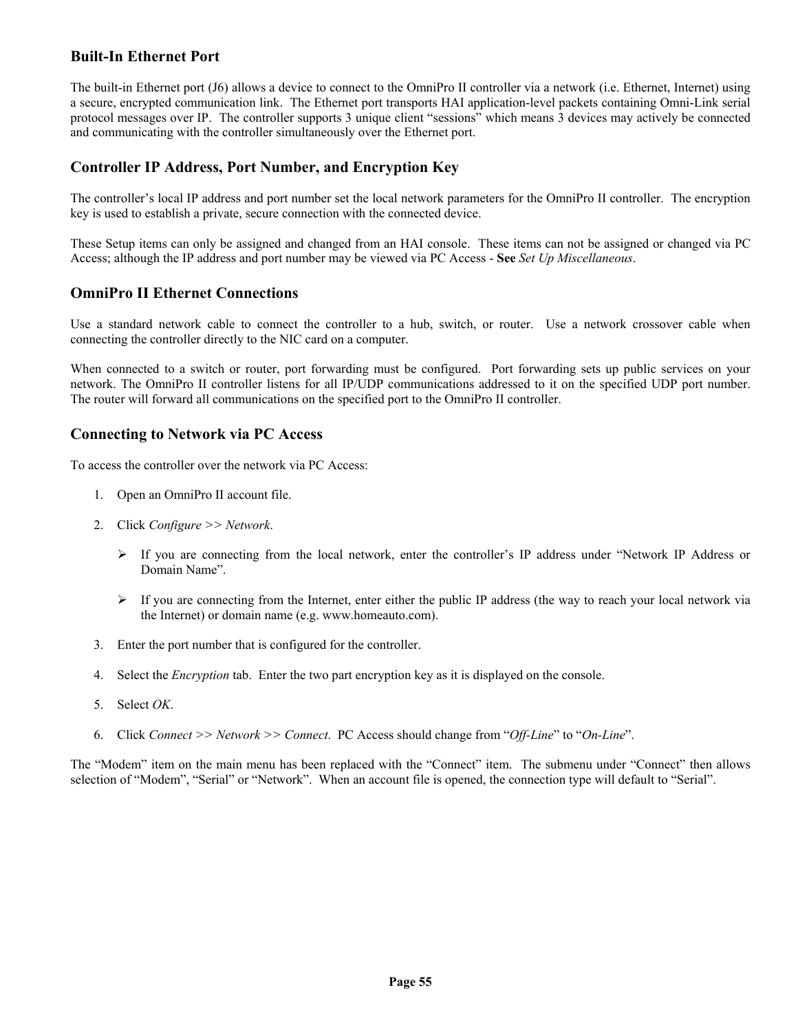## Built-In Ethernet Port

The built-in Ethernet port (J6) allows a device to connect to the OmniPro II controller via a network (i.e. Ethernet, Internet) using a secure, encrypted communication link. The Ethernet port transports HAI application-level packets containing Omni-Link serial protocol messages over IP. The controller supports 3 unique client "sessions" which means 3 devices may actively be connected and communicating with the controller simultaneously over the Ethernet port.

## Controller IP Address, Port Number, and Encryption Key

The controller's local IP address and port number set the local network parameters for the OmniPro II controller. The encryption key is used to establish a private, secure connection with the connected device.

These Setup items can only be assigned and changed from an HAI console. These items can not be assigned or changed via PC Access; although the IP address and port number may be viewed via PC Access - **See** *Set Up Miscellaneous*.

## OmniPro II Ethernet Connections

Use a standard network cable to connect the controller to a hub, switch, or router. Use a network crossover cable when connecting the controller directly to the NIC card on a computer.

When connected to a switch or router, port forwarding must be configured. Port forwarding sets up public services on your network. The OmniPro II controller listens for all IP/UDP communications addressed to it on the specified UDP port number. The router will forward all communications on the specified port to the OmniPro II controller.

## Connecting to Network via PC Access

To access the controller over the network via PC Access:

1. Open an OmniPro II account file.

2. Click *Configure >> Network*.

   - If you are connecting from the local network, enter the controller's IP address under "Network IP Address or Domain Name".

   - If you are connecting from the Internet, enter either the public IP address (the way to reach your local network via the Internet) or domain name (e.g. www.homeauto.com).

3. Enter the port number that is configured for the controller.

4. Select the *Encryption* tab. Enter the two part encryption key as it is displayed on the console.

5. Select *OK*.

6. Click *Connect >> Network >> Connect*. PC Access should change from "*Off-Line*" to "*On-Line*".

The "Modem" item on the main menu has been replaced with the "Connect" item. The submenu under "Connect" then allows selection of "Modem", "Serial" or "Network". When an account file is opened, the connection type will default to "Serial".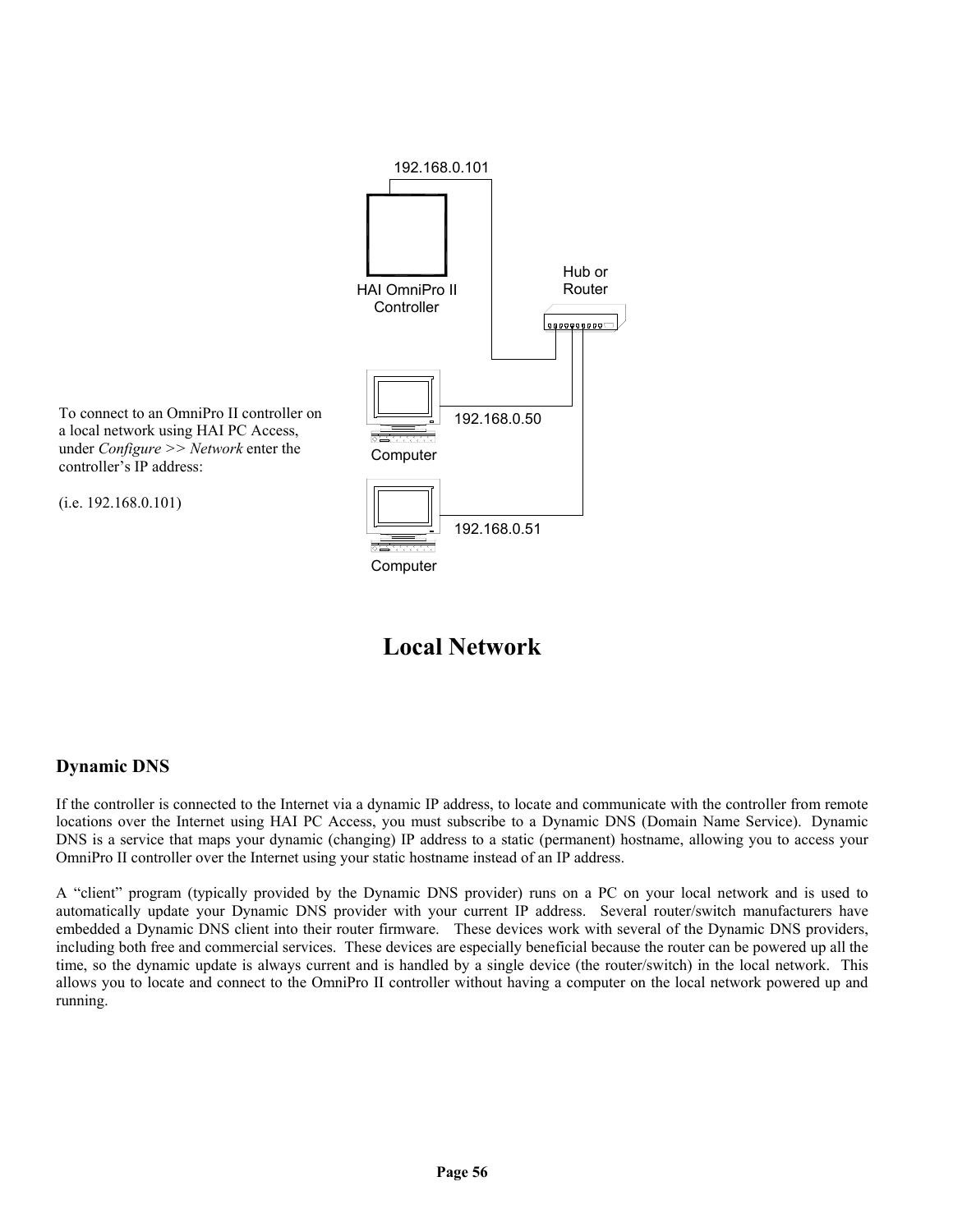192.168.0.101

HAI OmniPro II Controller

Hub or Router

Computer 192.168.0.50

Computer 192.168.0.51

To connect to an OmniPro II controller on a local network using HAI PC Access, under *Configure >> Network* enter the controller's IP address:

(i.e. 192.168.0.101)

# Local Network

## Dynamic DNS

If the controller is connected to the Internet via a dynamic IP address, to locate and communicate with the controller from remote locations over the Internet using HAI PC Access, you must subscribe to a Dynamic DNS (Domain Name Service). Dynamic DNS is a service that maps your dynamic (changing) IP address to a static (permanent) hostname, allowing you to access your OmniPro II controller over the Internet using your static hostname instead of an IP address.

A "client" program (typically provided by the Dynamic DNS provider) runs on a PC on your local network and is used to automatically update your Dynamic DNS provider with your current IP address. Several router/switch manufacturers have embedded a Dynamic DNS client into their router firmware. These devices work with several of the Dynamic DNS providers, including both free and commercial services. These devices are especially beneficial because the router can be powered up all the time, so the dynamic update is always current and is handled by a single device (the router/switch) in the local network. This allows you to locate and connect to the OmniPro II controller without having a computer on the local network powered up and running.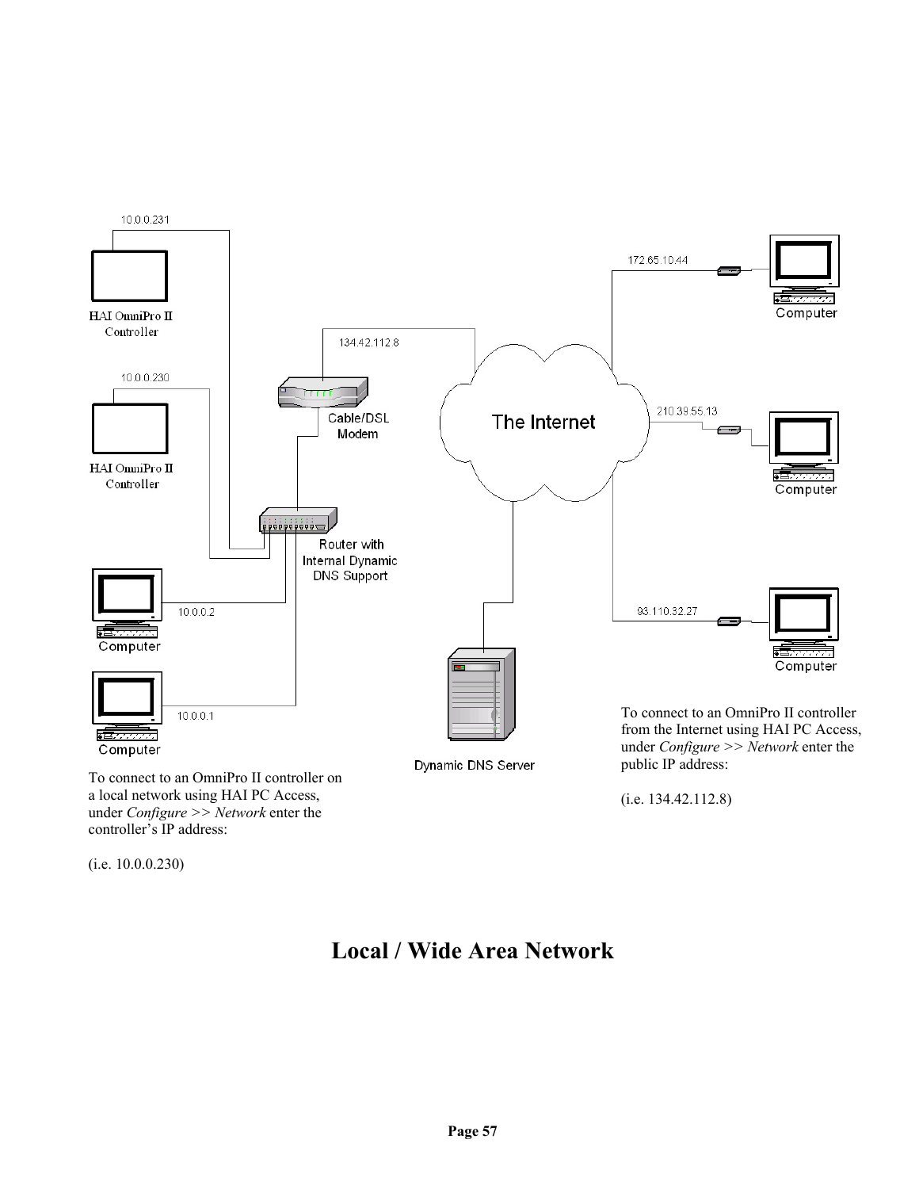10.0.0.231

HAI OmniPro II Controller

10.0.0.230

HAI OmniPro II Controller

134.42.112.8

Cable/DSL Modem

Router with Internal Dynamic DNS Support

10.0.0.2

Computer

10.0.0.1

Computer

The Internet

172.65.10.44

Computer

210.39.55.13

Computer

93.110.32.27

Computer

Dynamic DNS Server

To connect to an OmniPro II controller on a local network using HAI PC Access, under *Configure >> Network* enter the controller's IP address:

(i.e. 10.0.0.230)

To connect to an OmniPro II controller from the Internet using HAI PC Access, under *Configure >> Network* enter the public IP address:

(i.e. 134.42.112.8)

# Local / Wide Area Network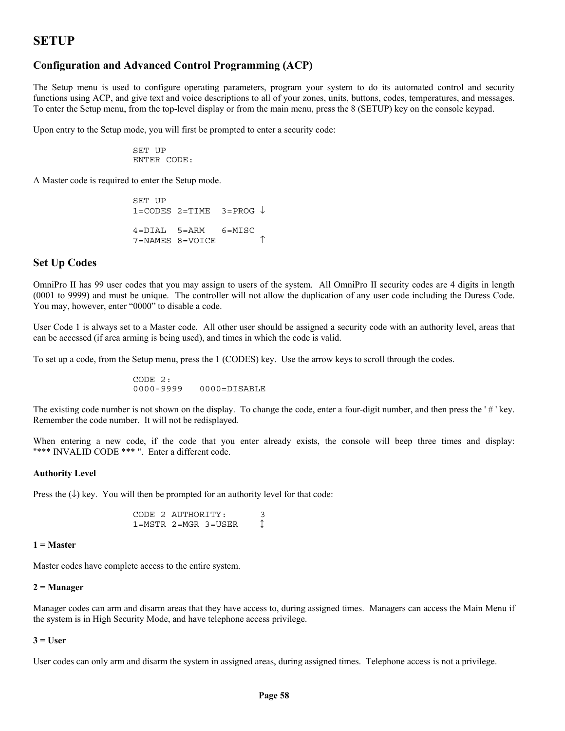# SETUP

## Configuration and Advanced Control Programming (ACP)

The Setup menu is used to configure operating parameters, program your system to do its automated control and security functions using ACP, and give text and voice descriptions to all of your zones, units, buttons, codes, temperatures, and messages. To enter the Setup menu, from the top-level display or from the main menu, press the 8 (SETUP) key on the console keypad.

Upon entry to the Setup mode, you will first be prompted to enter a security code:

```
SET UP
ENTER CODE:
```

A Master code is required to enter the Setup mode.

```
SET UP
1=CODES 2=TIME  3=PROG ↓

4=DIAL  5=ARM   6=MISC
7=NAMES 8=VOICE        ↑
```

## Set Up Codes

OmniPro II has 99 user codes that you may assign to users of the system. All OmniPro II security codes are 4 digits in length (0001 to 9999) and must be unique. The controller will not allow the duplication of any user code including the Duress Code. You may, however, enter "0000" to disable a code.

User Code 1 is always set to a Master code. All other user should be assigned a security code with an authority level, areas that can be accessed (if area arming is being used), and times in which the code is valid.

To set up a code, from the Setup menu, press the 1 (CODES) key. Use the arrow keys to scroll through the codes.

```
CODE 2:
0000-9999   0000=DISABLE
```

The existing code number is not shown on the display. To change the code, enter a four-digit number, and then press the ' # ' key. Remember the code number. It will not be redisplayed.

When entering a new code, if the code that you enter already exists, the console will beep three times and display: "*** INVALID CODE *** ". Enter a different code.

**Authority Level**

Press the (↓) key. You will then be prompted for an authority level for that code:

```
CODE 2 AUTHORITY:      3
1=MSTR 2=MGR 3=USER    ↕
```

**1 = Master**

Master codes have complete access to the entire system.

**2 = Manager**

Manager codes can arm and disarm areas that they have access to, during assigned times. Managers can access the Main Menu if the system is in High Security Mode, and have telephone access privilege.

**3 = User**

User codes can only arm and disarm the system in assigned areas, during assigned times. Telephone access is not a privilege.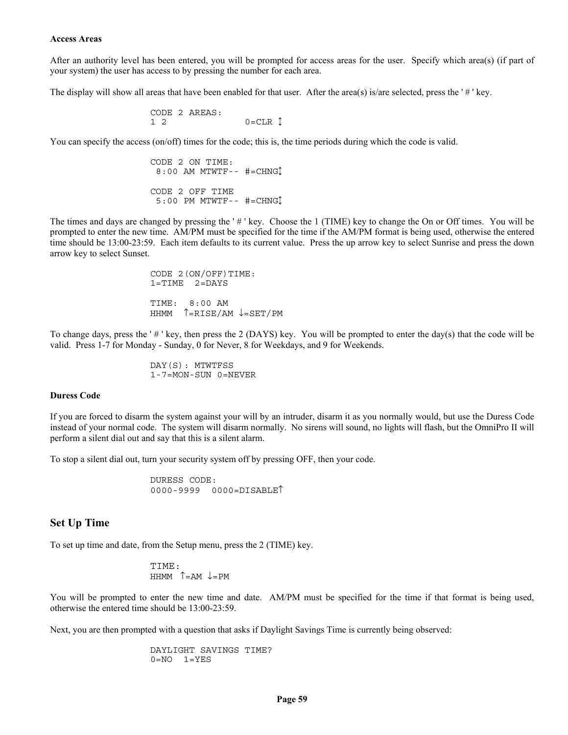**Access Areas**

After an authority level has been entered, you will be prompted for access areas for the user. Specify which area(s) (if part of your system) the user has access to by pressing the number for each area.

The display will show all areas that have been enabled for that user. After the area(s) is/are selected, press the ' # ' key.

```
CODE 2 AREAS:
1 2             0=CLR ↕
```

You can specify the access (on/off) times for the code; this is, the time periods during which the code is valid.

```
CODE 2 ON TIME:
 8:00 AM MTWTF-- #=CHNG↕

CODE 2 OFF TIME
 5:00 PM MTWTF-- #=CHNG↕
```

The times and days are changed by pressing the ' # ' key. Choose the 1 (TIME) key to change the On or Off times. You will be prompted to enter the new time. AM/PM must be specified for the time if the AM/PM format is being used, otherwise the entered time should be 13:00-23:59. Each item defaults to its current value. Press the up arrow key to select Sunrise and press the down arrow key to select Sunset.

```
CODE 2(ON/OFF)TIME:
1=TIME  2=DAYS

TIME:  8:00 AM
HHMM  ↑=RISE/AM ↓=SET/PM
```

To change days, press the ' # ' key, then press the 2 (DAYS) key. You will be prompted to enter the day(s) that the code will be valid. Press 1-7 for Monday - Sunday, 0 for Never, 8 for Weekdays, and 9 for Weekends.

```
DAY(S): MTWTFSS
1-7=MON-SUN 0=NEVER
```

**Duress Code**

If you are forced to disarm the system against your will by an intruder, disarm it as you normally would, but use the Duress Code instead of your normal code. The system will disarm normally. No sirens will sound, no lights will flash, but the OmniPro II will perform a silent dial out and say that this is a silent alarm.

To stop a silent dial out, turn your security system off by pressing OFF, then your code.

```
DURESS CODE:
0000-9999  0000=DISABLE↑
```

## Set Up Time

To set up time and date, from the Setup menu, press the 2 (TIME) key.

```
TIME:
HHMM ↑=AM ↓=PM
```

You will be prompted to enter the new time and date. AM/PM must be specified for the time if that format is being used, otherwise the entered time should be 13:00-23:59.

Next, you are then prompted with a question that asks if Daylight Savings Time is currently being observed:

```
DAYLIGHT SAVINGS TIME?
0=NO  1=YES
```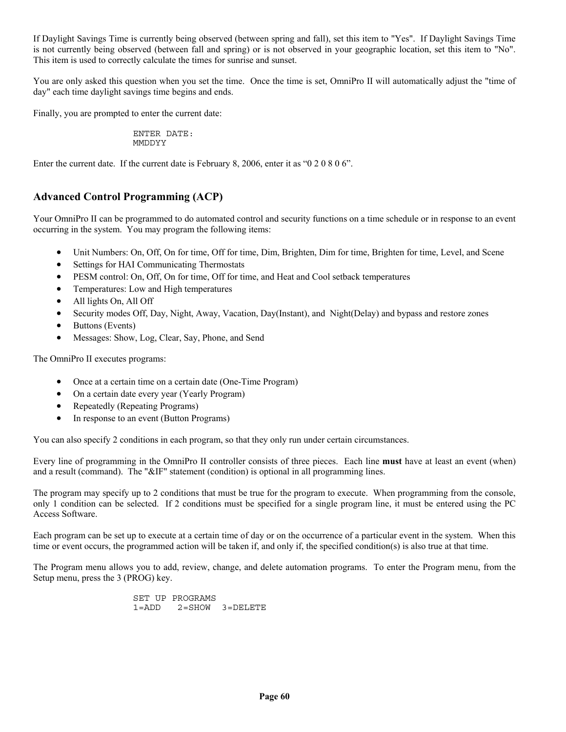If Daylight Savings Time is currently being observed (between spring and fall), set this item to "Yes". If Daylight Savings Time is not currently being observed (between fall and spring) or is not observed in your geographic location, set this item to "No". This item is used to correctly calculate the times for sunrise and sunset.

You are only asked this question when you set the time. Once the time is set, OmniPro II will automatically adjust the "time of day" each time daylight savings time begins and ends.

Finally, you are prompted to enter the current date:

```
ENTER DATE:
MMDDYY
```

Enter the current date. If the current date is February 8, 2006, enter it as “0 2 0 8 0 6”.

## Advanced Control Programming (ACP)

Your OmniPro II can be programmed to do automated control and security functions on a time schedule or in response to an event occurring in the system. You may program the following items:

- Unit Numbers: On, Off, On for time, Off for time, Dim, Brighten, Dim for time, Brighten for time, Level, and Scene
- Settings for HAI Communicating Thermostats
- PESM control: On, Off, On for time, Off for time, and Heat and Cool setback temperatures
- Temperatures: Low and High temperatures
- All lights On, All Off
- Security modes Off, Day, Night, Away, Vacation, Day(Instant), and Night(Delay) and bypass and restore zones
- Buttons (Events)
- Messages: Show, Log, Clear, Say, Phone, and Send

The OmniPro II executes programs:

- Once at a certain time on a certain date (One-Time Program)
- On a certain date every year (Yearly Program)
- Repeatedly (Repeating Programs)
- In response to an event (Button Programs)

You can also specify 2 conditions in each program, so that they only run under certain circumstances.

Every line of programming in the OmniPro II controller consists of three pieces. Each line **must** have at least an event (when) and a result (command). The "&IF" statement (condition) is optional in all programming lines.

The program may specify up to 2 conditions that must be true for the program to execute. When programming from the console, only 1 condition can be selected. If 2 conditions must be specified for a single program line, it must be entered using the PC Access Software.

Each program can be set up to execute at a certain time of day or on the occurrence of a particular event in the system. When this time or event occurs, the programmed action will be taken if, and only if, the specified condition(s) is also true at that time.

The Program menu allows you to add, review, change, and delete automation programs. To enter the Program menu, from the Setup menu, press the 3 (PROG) key.

```
SET UP PROGRAMS
1=ADD   2=SHOW  3=DELETE
```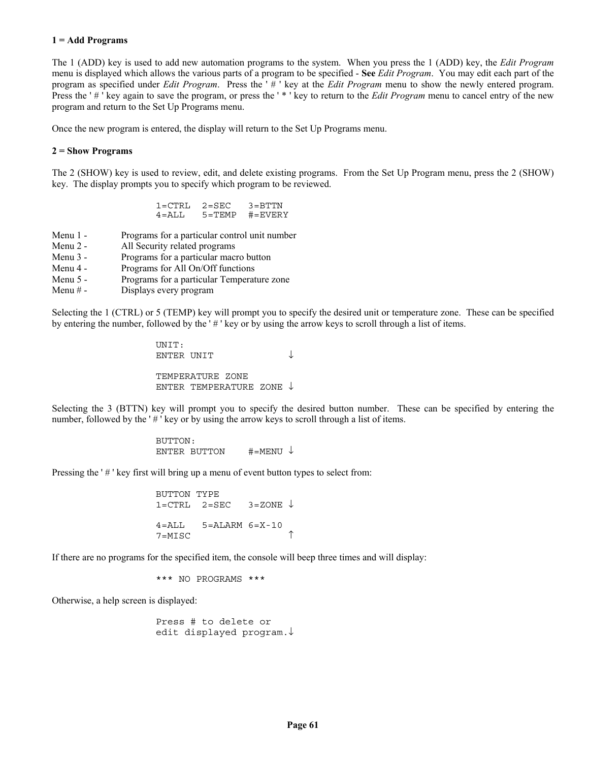**1 = Add Programs**

The 1 (ADD) key is used to add new automation programs to the system. When you press the 1 (ADD) key, the *Edit Program* menu is displayed which allows the various parts of a program to be specified - **See** *Edit Program*. You may edit each part of the program as specified under *Edit Program*. Press the ' # ' key at the *Edit Program* menu to show the newly entered program. Press the ' # ' key again to save the program, or press the ' * ' key to return to the *Edit Program* menu to cancel entry of the new program and return to the Set Up Programs menu.

Once the new program is entered, the display will return to the Set Up Programs menu.

**2 = Show Programs**

The 2 (SHOW) key is used to review, edit, and delete existing programs. From the Set Up Program menu, press the 2 (SHOW) key. The display prompts you to specify which program to be reviewed.

```
1=CTRL  2=SEC   3=BTTN
4=ALL   5=TEMP  #=EVERY
```

Menu 1 - Programs for a particular control unit number
Menu 2 - All Security related programs
Menu 3 - Programs for a particular macro button
Menu 4 - Programs for All On/Off functions
Menu 5 - Programs for a particular Temperature zone
Menu # - Displays every program

Selecting the 1 (CTRL) or 5 (TEMP) key will prompt you to specify the desired unit or temperature zone. These can be specified by entering the number, followed by the ' # ' key or by using the arrow keys to scroll through a list of items.

```
UNIT:
ENTER UNIT            ↓

TEMPERATURE ZONE
ENTER TEMPERATURE ZONE ↓
```

Selecting the 3 (BTTN) key will prompt you to specify the desired button number. These can be specified by entering the number, followed by the ' # ' key or by using the arrow keys to scroll through a list of items.

```
BUTTON:
ENTER BUTTON    #=MENU ↓
```

Pressing the ' # ' key first will bring up a menu of event button types to select from:

```
BUTTON TYPE
1=CTRL  2=SEC   3=ZONE ↓

4=ALL   5=ALARM 6=X-10
7=MISC                 ↑
```

If there are no programs for the specified item, the console will beep three times and will display:

```
*** NO PROGRAMS ***
```

Otherwise, a help screen is displayed:

```
Press # to delete or
edit displayed program.↓
```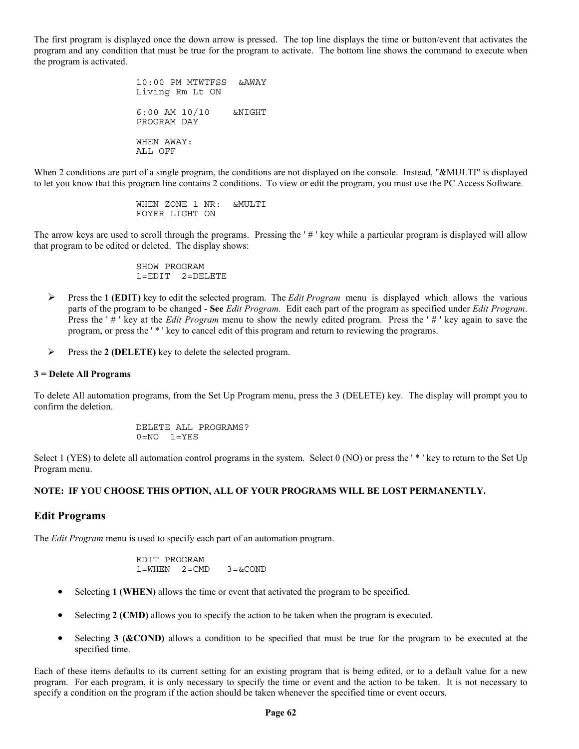The first program is displayed once the down arrow is pressed. The top line displays the time or button/event that activates the program and any condition that must be true for the program to activate. The bottom line shows the command to execute when the program is activated.

```
10:00 PM MTWTFSS  &AWAY
Living Rm Lt ON

6:00 AM 10/10    &NIGHT
PROGRAM DAY

WHEN AWAY:
ALL OFF
```

When 2 conditions are part of a single program, the conditions are not displayed on the console. Instead, "&MULTI" is displayed to let you know that this program line contains 2 conditions. To view or edit the program, you must use the PC Access Software.

```
WHEN ZONE 1 NR:  &MULTI
FOYER LIGHT ON
```

The arrow keys are used to scroll through the programs. Pressing the ' # ' key while a particular program is displayed will allow that program to be edited or deleted. The display shows:

```
SHOW PROGRAM
1=EDIT  2=DELETE
```

- Press the **1 (EDIT)** key to edit the selected program. The *Edit Program* menu is displayed which allows the various parts of the program to be changed - **See** *Edit Program*. Edit each part of the program as specified under *Edit Program*. Press the ' # ' key at the *Edit Program* menu to show the newly edited program. Press the ' # ' key again to save the program, or press the ' * ' key to cancel edit of this program and return to reviewing the programs.

- Press the **2 (DELETE)** key to delete the selected program.

**3 = Delete All Programs**

To delete All automation programs, from the Set Up Program menu, press the 3 (DELETE) key. The display will prompt you to confirm the deletion.

```
DELETE ALL PROGRAMS?
0=NO  1=YES
```

Select 1 (YES) to delete all automation control programs in the system. Select 0 (NO) or press the ' * ' key to return to the Set Up Program menu.

**NOTE: IF YOU CHOOSE THIS OPTION, ALL OF YOUR PROGRAMS WILL BE LOST PERMANENTLY.**

## Edit Programs

The *Edit Program* menu is used to specify each part of an automation program.

```
EDIT PROGRAM
1=WHEN  2=CMD   3=&COND
```

- Selecting **1 (WHEN)** allows the time or event that activated the program to be specified.

- Selecting **2 (CMD)** allows you to specify the action to be taken when the program is executed.

- Selecting **3 (&COND)** allows a condition to be specified that must be true for the program to be executed at the specified time.

Each of these items defaults to its current setting for an existing program that is being edited, or to a default value for a new program. For each program, it is only necessary to specify the time or event and the action to be taken. It is not necessary to specify a condition on the program if the action should be taken whenever the specified time or event occurs.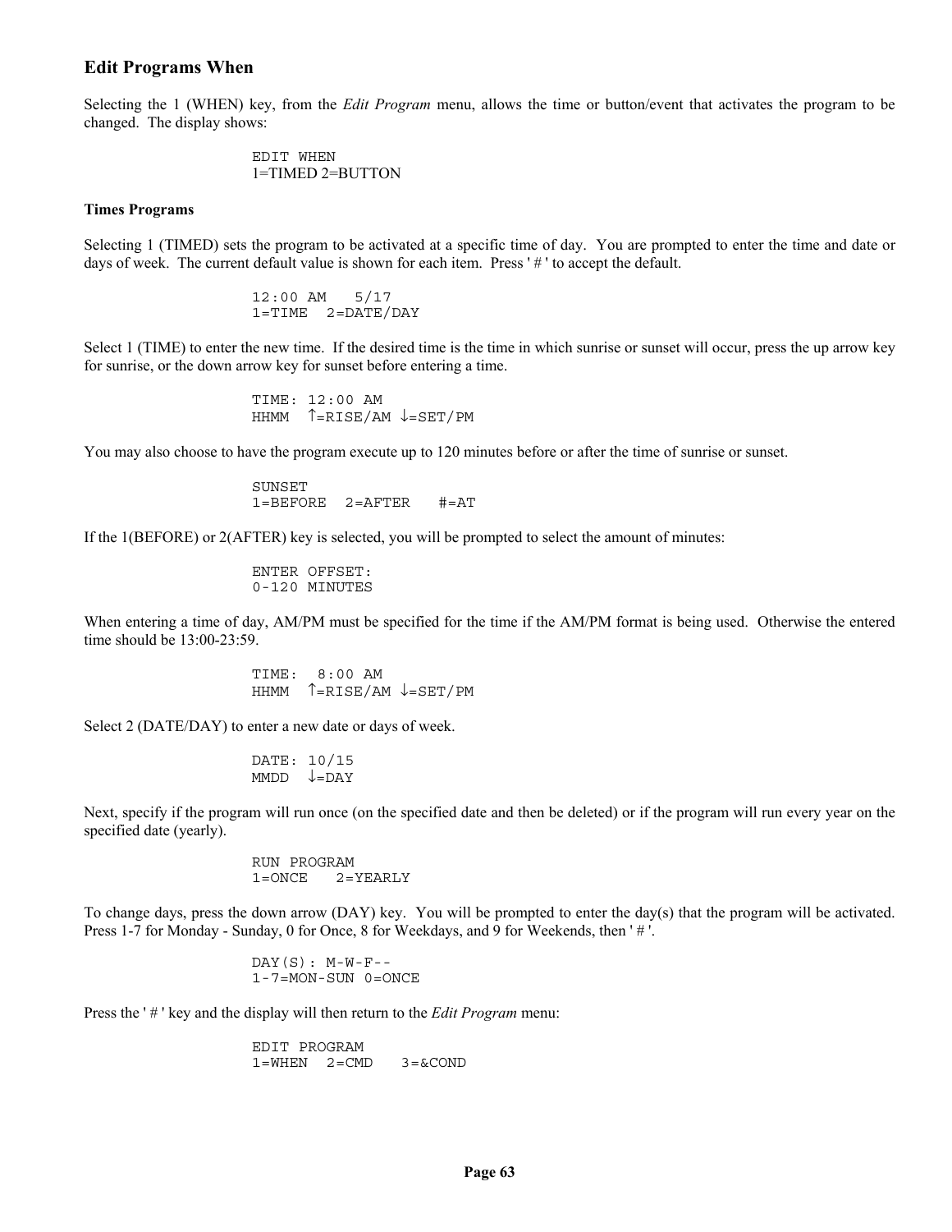## Edit Programs When

Selecting the 1 (WHEN) key, from the *Edit Program* menu, allows the time or button/event that activates the program to be changed. The display shows:

```
EDIT WHEN
1=TIMED 2=BUTTON
```

### Times Programs

Selecting 1 (TIMED) sets the program to be activated at a specific time of day. You are prompted to enter the time and date or days of week. The current default value is shown for each item. Press ' # ' to accept the default.

```
12:00 AM   5/17
1=TIME  2=DATE/DAY
```

Select 1 (TIME) to enter the new time. If the desired time is the time in which sunrise or sunset will occur, press the up arrow key for sunrise, or the down arrow key for sunset before entering a time.

```
TIME: 12:00 AM
HHMM  ↑=RISE/AM ↓=SET/PM
```

You may also choose to have the program execute up to 120 minutes before or after the time of sunrise or sunset.

```
SUNSET
1=BEFORE  2=AFTER   #=AT
```

If the 1(BEFORE) or 2(AFTER) key is selected, you will be prompted to select the amount of minutes:

```
ENTER OFFSET:
0-120 MINUTES
```

When entering a time of day, AM/PM must be specified for the time if the AM/PM format is being used. Otherwise the entered time should be 13:00-23:59.

```
TIME:  8:00 AM
HHMM  ↑=RISE/AM ↓=SET/PM
```

Select 2 (DATE/DAY) to enter a new date or days of week.

```
DATE: 10/15
MMDD  ↓=DAY
```

Next, specify if the program will run once (on the specified date and then be deleted) or if the program will run every year on the specified date (yearly).

```
RUN PROGRAM
1=ONCE   2=YEARLY
```

To change days, press the down arrow (DAY) key. You will be prompted to enter the day(s) that the program will be activated. Press 1-7 for Monday - Sunday, 0 for Once, 8 for Weekdays, and 9 for Weekends, then ' # '.

```
DAY(S): M-W-F--
1-7=MON-SUN 0=ONCE
```

Press the ' # ' key and the display will then return to the *Edit Program* menu:

```
EDIT PROGRAM
1=WHEN  2=CMD   3=&COND
```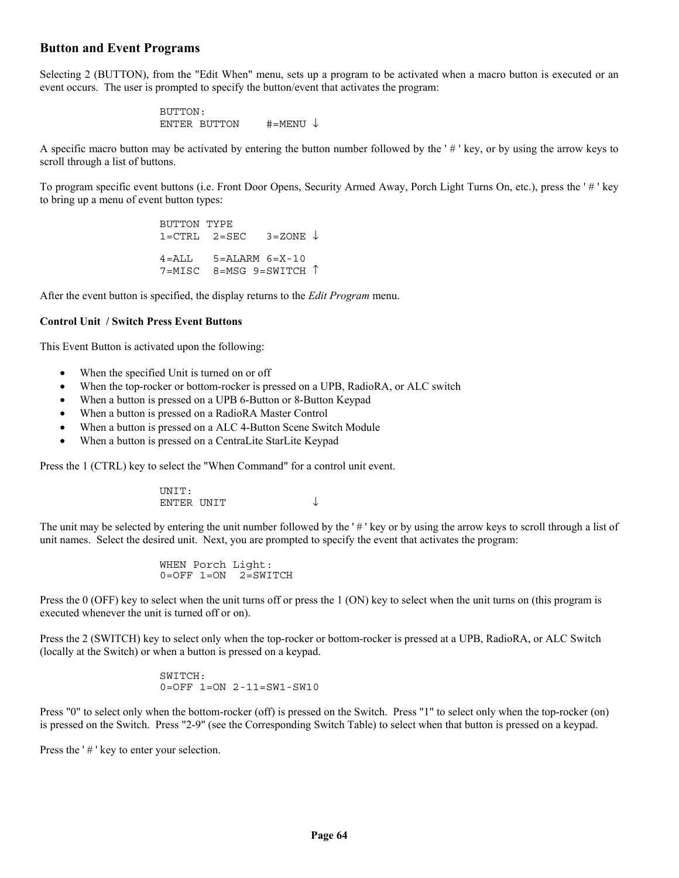## Button and Event Programs

Selecting 2 (BUTTON), from the "Edit When" menu, sets up a program to be activated when a macro button is executed or an event occurs. The user is prompted to specify the button/event that activates the program:

```
BUTTON:
ENTER BUTTON    #=MENU ↓
```

A specific macro button may be activated by entering the button number followed by the ' # ' key, or by using the arrow keys to scroll through a list of buttons.

To program specific event buttons (i.e. Front Door Opens, Security Armed Away, Porch Light Turns On, etc.), press the ' # ' key to bring up a menu of event button types:

```
BUTTON TYPE
1=CTRL  2=SEC   3=ZONE ↓

4=ALL   5=ALARM 6=X-10
7=MISC  8=MSG 9=SWITCH ↑
```

After the event button is specified, the display returns to the *Edit Program* menu.

**Control Unit / Switch Press Event Buttons**

This Event Button is activated upon the following:

- When the specified Unit is turned on or off
- When the top-rocker or bottom-rocker is pressed on a UPB, RadioRA, or ALC switch
- When a button is pressed on a UPB 6-Button or 8-Button Keypad
- When a button is pressed on a RadioRA Master Control
- When a button is pressed on a ALC 4-Button Scene Switch Module
- When a button is pressed on a CentraLite StarLite Keypad

Press the 1 (CTRL) key to select the "When Command" for a control unit event.

```
UNIT:
ENTER UNIT             ↓
```

The unit may be selected by entering the unit number followed by the ' # ' key or by using the arrow keys to scroll through a list of unit names. Select the desired unit. Next, you are prompted to specify the event that activates the program:

```
WHEN Porch Light:
0=OFF 1=ON  2=SWITCH
```

Press the 0 (OFF) key to select when the unit turns off or press the 1 (ON) key to select when the unit turns on (this program is executed whenever the unit is turned off or on).

Press the 2 (SWITCH) key to select only when the top-rocker or bottom-rocker is pressed at a UPB, RadioRA, or ALC Switch (locally at the Switch) or when a button is pressed on a keypad.

```
SWITCH:
0=OFF 1=ON 2-11=SW1-SW10
```

Press "0" to select only when the bottom-rocker (off) is pressed on the Switch. Press "1" to select only when the top-rocker (on) is pressed on the Switch. Press "2-9" (see the Corresponding Switch Table) to select when that button is pressed on a keypad.

Press the ' # ' key to enter your selection.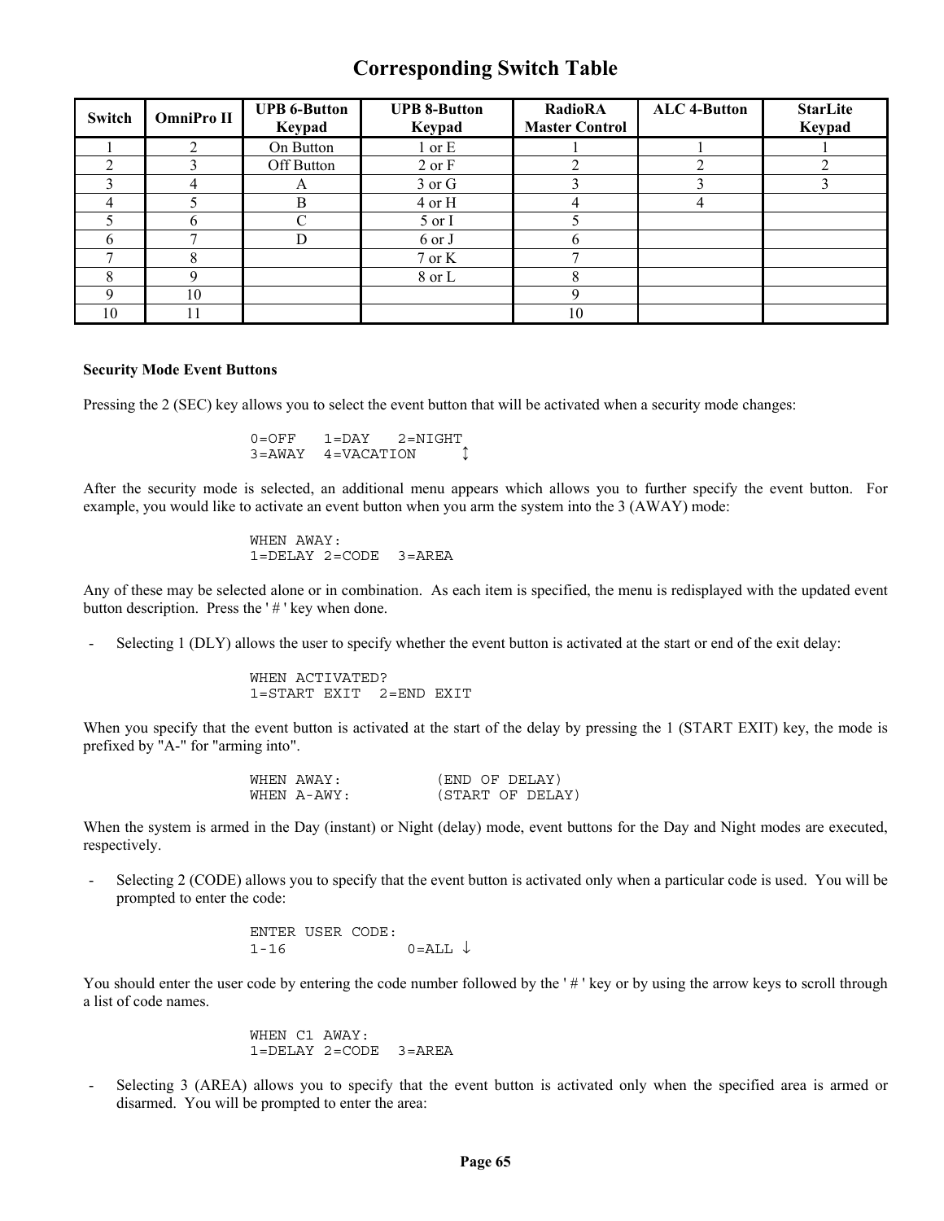# Corresponding Switch Table

| Switch | OmniPro II | UPB 6-Button Keypad | UPB 8-Button Keypad | RadioRA Master Control | ALC 4-Button | StarLite Keypad |
|---|---|---|---|---|---|---|
| 1 | 2 | On Button | 1 or E | 1 | 1 | 1 |
| 2 | 3 | Off Button | 2 or F | 2 | 2 | 2 |
| 3 | 4 | A | 3 or G | 3 | 3 | 3 |
| 4 | 5 | B | 4 or H | 4 | 4 | |
| 5 | 6 | C | 5 or I | 5 | | |
| 6 | 7 | D | 6 or J | 6 | | |
| 7 | 8 | | 7 or K | 7 | | |
| 8 | 9 | | 8 or L | 8 | | |
| 9 | 10 | | | 9 | | |
| 10 | 11 | | | 10 | | |

**Security Mode Event Buttons**

Pressing the 2 (SEC) key allows you to select the event button that will be activated when a security mode changes:

```
0=OFF   1=DAY   2=NIGHT
3=AWAY  4=VACATION    ↕
```

After the security mode is selected, an additional menu appears which allows you to further specify the event button. For example, you would like to activate an event button when you arm the system into the 3 (AWAY) mode:

```
WHEN AWAY:
1=DELAY 2=CODE  3=AREA
```

Any of these may be selected alone or in combination. As each item is specified, the menu is redisplayed with the updated event button description. Press the ' # ' key when done.

- Selecting 1 (DLY) allows the user to specify whether the event button is activated at the start or end of the exit delay:

```
WHEN ACTIVATED?
1=START EXIT  2=END EXIT
```

When you specify that the event button is activated at the start of the delay by pressing the 1 (START EXIT) key, the mode is prefixed by "A-" for "arming into".

```
WHEN AWAY:          (END OF DELAY)
WHEN A-AWY:         (START OF DELAY)
```

When the system is armed in the Day (instant) or Night (delay) mode, event buttons for the Day and Night modes are executed, respectively.

- Selecting 2 (CODE) allows you to specify that the event button is activated only when a particular code is used. You will be prompted to enter the code:

```
ENTER USER CODE:
1-16            0=ALL ↓
```

You should enter the user code by entering the code number followed by the ' # ' key or by using the arrow keys to scroll through a list of code names.

```
WHEN C1 AWAY:
1=DELAY 2=CODE  3=AREA
```

- Selecting 3 (AREA) allows you to specify that the event button is activated only when the specified area is armed or disarmed. You will be prompted to enter the area: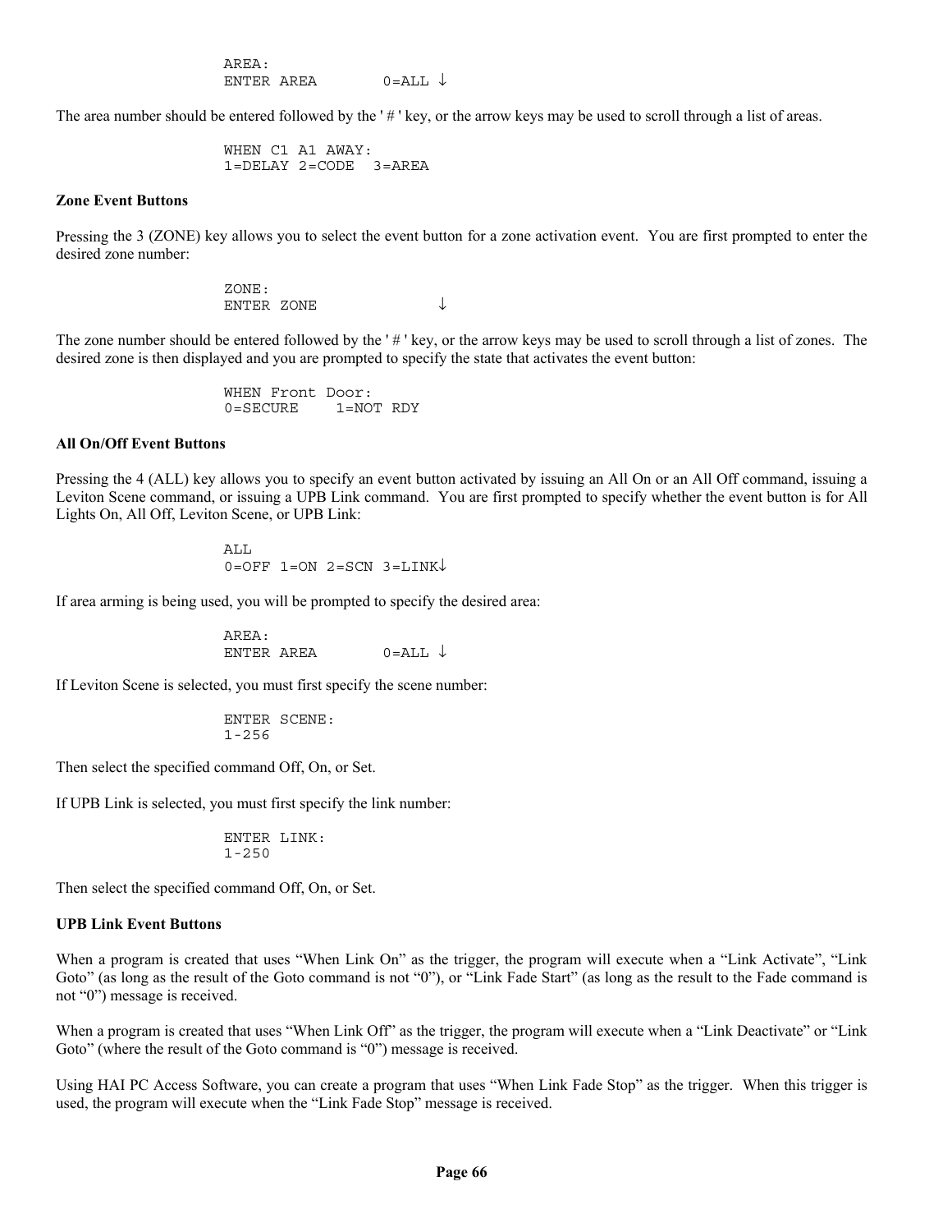```
AREA:
ENTER AREA       0=ALL ↓
```

The area number should be entered followed by the ' # ' key, or the arrow keys may be used to scroll through a list of areas.

```
WHEN C1 A1 AWAY:
1=DELAY 2=CODE  3=AREA
```

**Zone Event Buttons**

Pressing the 3 (ZONE) key allows you to select the event button for a zone activation event. You are first prompted to enter the desired zone number:

```
ZONE:
ENTER ZONE            ↓
```

The zone number should be entered followed by the ' # ' key, or the arrow keys may be used to scroll through a list of zones. The desired zone is then displayed and you are prompted to specify the state that activates the event button:

```
WHEN Front Door:
0=SECURE    1=NOT RDY
```

**All On/Off Event Buttons**

Pressing the 4 (ALL) key allows you to specify an event button activated by issuing an All On or an All Off command, issuing a Leviton Scene command, or issuing a UPB Link command. You are first prompted to specify whether the event button is for All Lights On, All Off, Leviton Scene, or UPB Link:

```
ALL
0=OFF 1=ON 2=SCN 3=LINK↓
```

If area arming is being used, you will be prompted to specify the desired area:

```
AREA:
ENTER AREA       0=ALL ↓
```

If Leviton Scene is selected, you must first specify the scene number:

```
ENTER SCENE:
1-256
```

Then select the specified command Off, On, or Set.

If UPB Link is selected, you must first specify the link number:

```
ENTER LINK:
1-250
```

Then select the specified command Off, On, or Set.

**UPB Link Event Buttons**

When a program is created that uses "When Link On" as the trigger, the program will execute when a "Link Activate", "Link Goto" (as long as the result of the Goto command is not "0"), or "Link Fade Start" (as long as the result to the Fade command is not "0") message is received.

When a program is created that uses "When Link Off" as the trigger, the program will execute when a "Link Deactivate" or "Link Goto" (where the result of the Goto command is "0") message is received.

Using HAI PC Access Software, you can create a program that uses "When Link Fade Stop" as the trigger. When this trigger is used, the program will execute when the "Link Fade Stop" message is received.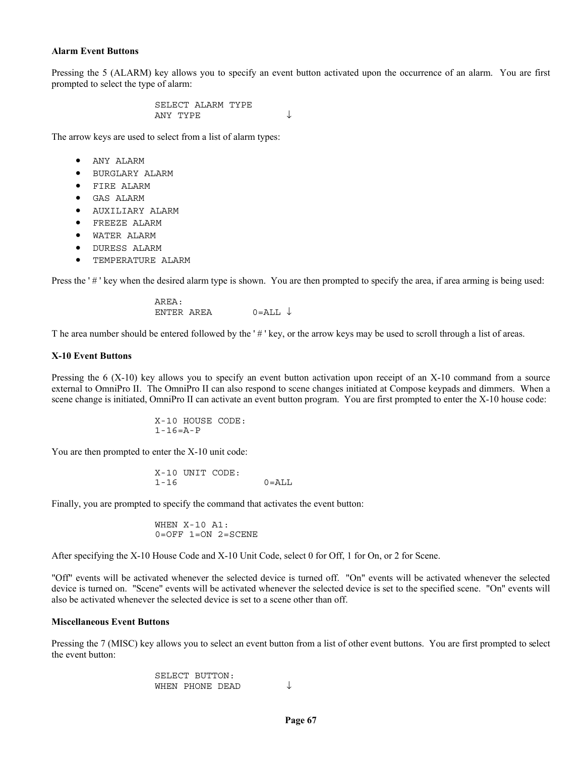**Alarm Event Buttons**

Pressing the 5 (ALARM) key allows you to specify an event button activated upon the occurrence of an alarm. You are first prompted to select the type of alarm:

```
SELECT ALARM TYPE
ANY TYPE                ↓
```

The arrow keys are used to select from a list of alarm types:

- ANY ALARM
- BURGLARY ALARM
- FIRE ALARM
- GAS ALARM
- AUXILIARY ALARM
- FREEZE ALARM
- WATER ALARM
- DURESS ALARM
- TEMPERATURE ALARM

Press the ' # ' key when the desired alarm type is shown. You are then prompted to specify the area, if area arming is being used:

```
AREA:
ENTER AREA        0=ALL ↓
```

T he area number should be entered followed by the ' # ' key, or the arrow keys may be used to scroll through a list of areas.

**X-10 Event Buttons**

Pressing the 6 (X-10) key allows you to specify an event button activation upon receipt of an X-10 command from a source external to OmniPro II. The OmniPro II can also respond to scene changes initiated at Compose keypads and dimmers. When a scene change is initiated, OmniPro II can activate an event button program. You are first prompted to enter the X-10 house code:

```
X-10 HOUSE CODE:
1-16=A-P
```

You are then prompted to enter the X-10 unit code:

```
X-10 UNIT CODE:
1-16               0=ALL
```

Finally, you are prompted to specify the command that activates the event button:

```
WHEN X-10 A1:
0=OFF 1=ON 2=SCENE
```

After specifying the X-10 House Code and X-10 Unit Code, select 0 for Off, 1 for On, or 2 for Scene.

"Off" events will be activated whenever the selected device is turned off. "On" events will be activated whenever the selected device is turned on. "Scene" events will be activated whenever the selected device is set to the specified scene. "On" events will also be activated whenever the selected device is set to a scene other than off.

**Miscellaneous Event Buttons**

Pressing the 7 (MISC) key allows you to select an event button from a list of other event buttons. You are first prompted to select the event button:

```
SELECT BUTTON:
WHEN PHONE DEAD         ↓
```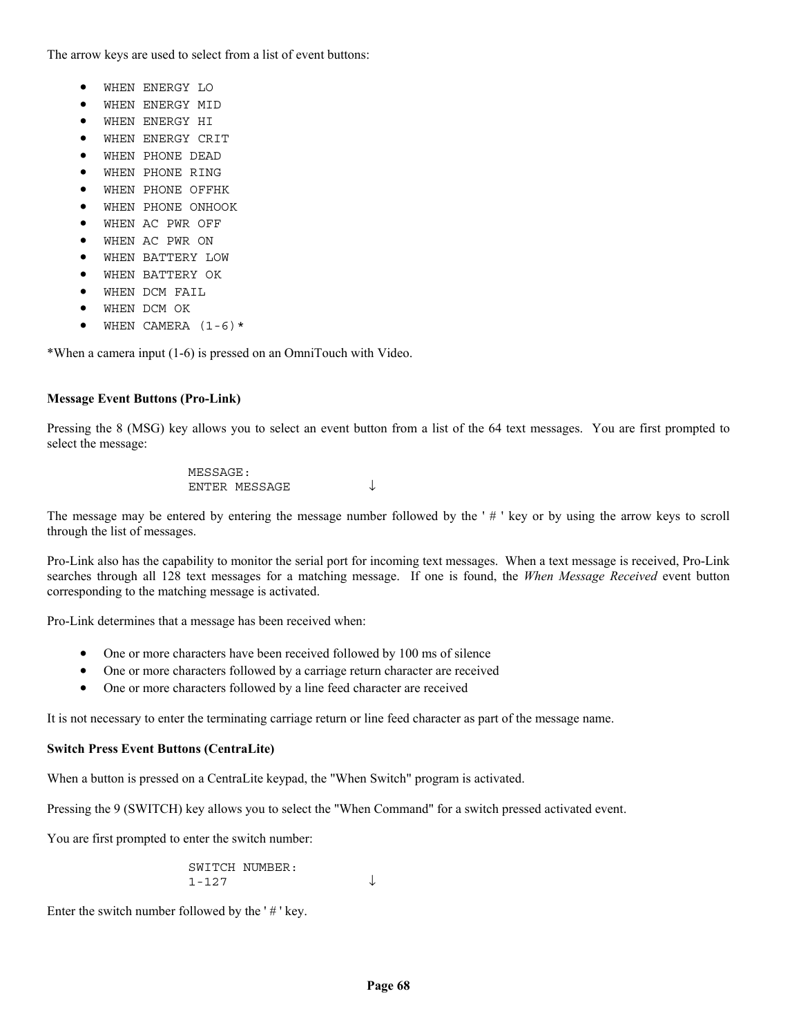The arrow keys are used to select from a list of event buttons:

- WHEN ENERGY LO
- WHEN ENERGY MID
- WHEN ENERGY HI
- WHEN ENERGY CRIT
- WHEN PHONE DEAD
- WHEN PHONE RING
- WHEN PHONE OFFHK
- WHEN PHONE ONHOOK
- WHEN AC PWR OFF
- WHEN AC PWR ON
- WHEN BATTERY LOW
- WHEN BATTERY OK
- WHEN DCM FAIL
- WHEN DCM OK
- WHEN CAMERA (1-6)*

*When a camera input (1-6) is pressed on an OmniTouch with Video.

**Message Event Buttons (Pro-Link)**

Pressing the 8 (MSG) key allows you to select an event button from a list of the 64 text messages. You are first prompted to select the message:

```
MESSAGE:
ENTER MESSAGE          ↓
```

The message may be entered by entering the message number followed by the ' # ' key or by using the arrow keys to scroll through the list of messages.

Pro-Link also has the capability to monitor the serial port for incoming text messages. When a text message is received, Pro-Link searches through all 128 text messages for a matching message. If one is found, the *When Message Received* event button corresponding to the matching message is activated.

Pro-Link determines that a message has been received when:

- One or more characters have been received followed by 100 ms of silence
- One or more characters followed by a carriage return character are received
- One or more characters followed by a line feed character are received

It is not necessary to enter the terminating carriage return or line feed character as part of the message name.

**Switch Press Event Buttons (CentraLite)**

When a button is pressed on a CentraLite keypad, the "When Switch" program is activated.

Pressing the 9 (SWITCH) key allows you to select the "When Command" for a switch pressed activated event.

You are first prompted to enter the switch number:

```
SWITCH NUMBER:
1-127                  ↓
```

Enter the switch number followed by the ' # ' key.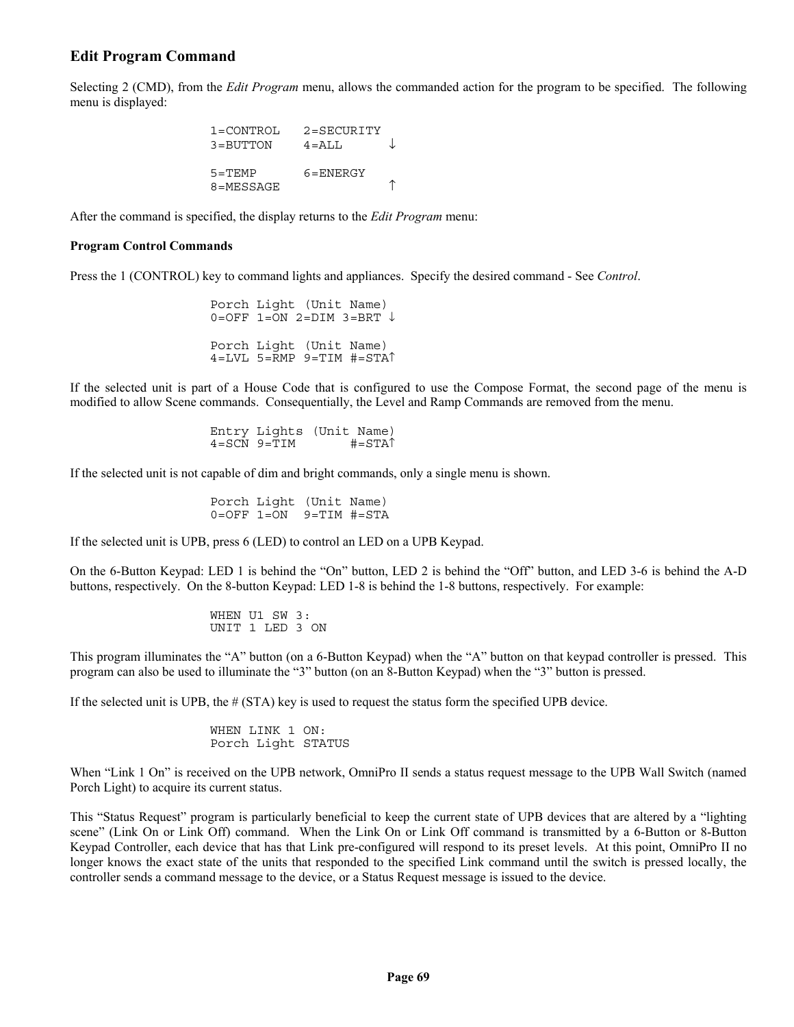## Edit Program Command

Selecting 2 (CMD), from the *Edit Program* menu, allows the commanded action for the program to be specified. The following menu is displayed:

```
1=CONTROL   2=SECURITY
3=BUTTON    4=ALL       ↓

5=TEMP      6=ENERGY
8=MESSAGE               ↑
```

After the command is specified, the display returns to the *Edit Program* menu:

**Program Control Commands**

Press the 1 (CONTROL) key to command lights and appliances. Specify the desired command - See *Control*.

```
Porch Light (Unit Name)
0=OFF 1=ON 2=DIM 3=BRT ↓

Porch Light (Unit Name)
4=LVL 5=RMP 9=TIM #=STA↑
```

If the selected unit is part of a House Code that is configured to use the Compose Format, the second page of the menu is modified to allow Scene commands. Consequentially, the Level and Ramp Commands are removed from the menu.

```
Entry Lights (Unit Name)
4=SCN 9=TIM       #=STA↑
```

If the selected unit is not capable of dim and bright commands, only a single menu is shown.

```
Porch Light (Unit Name)
0=OFF 1=ON  9=TIM #=STA
```

If the selected unit is UPB, press 6 (LED) to control an LED on a UPB Keypad.

On the 6-Button Keypad: LED 1 is behind the "On" button, LED 2 is behind the "Off" button, and LED 3-6 is behind the A-D buttons, respectively. On the 8-button Keypad: LED 1-8 is behind the 1-8 buttons, respectively. For example:

```
WHEN U1 SW 3:
UNIT 1 LED 3 ON
```

This program illuminates the "A" button (on a 6-Button Keypad) when the "A" button on that keypad controller is pressed. This program can also be used to illuminate the "3" button (on an 8-Button Keypad) when the "3" button is pressed.

If the selected unit is UPB, the # (STA) key is used to request the status form the specified UPB device.

```
WHEN LINK 1 ON:
Porch Light STATUS
```

When "Link 1 On" is received on the UPB network, OmniPro II sends a status request message to the UPB Wall Switch (named Porch Light) to acquire its current status.

This "Status Request" program is particularly beneficial to keep the current state of UPB devices that are altered by a "lighting scene" (Link On or Link Off) command. When the Link On or Link Off command is transmitted by a 6-Button or 8-Button Keypad Controller, each device that has that Link pre-configured will respond to its preset levels. At this point, OmniPro II no longer knows the exact state of the units that responded to the specified Link command until the switch is pressed locally, the controller sends a command message to the device, or a Status Request message is issued to the device.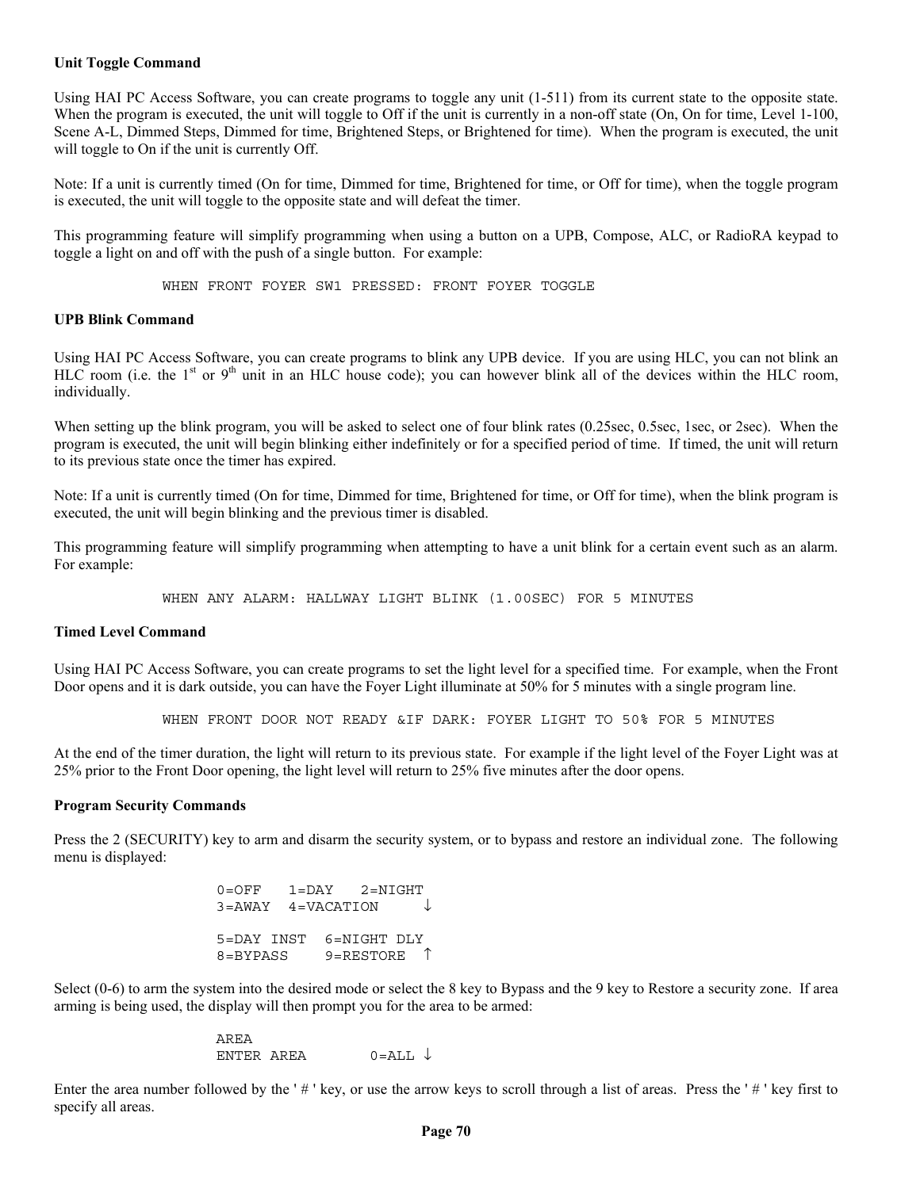**Unit Toggle Command**

Using HAI PC Access Software, you can create programs to toggle any unit (1-511) from its current state to the opposite state. When the program is executed, the unit will toggle to Off if the unit is currently in a non-off state (On, On for time, Level 1-100, Scene A-L, Dimmed Steps, Dimmed for time, Brightened Steps, or Brightened for time). When the program is executed, the unit will toggle to On if the unit is currently Off.

Note: If a unit is currently timed (On for time, Dimmed for time, Brightened for time, or Off for time), when the toggle program is executed, the unit will toggle to the opposite state and will defeat the timer.

This programming feature will simplify programming when using a button on a UPB, Compose, ALC, or RadioRA keypad to toggle a light on and off with the push of a single button. For example:

```
WHEN FRONT FOYER SW1 PRESSED: FRONT FOYER TOGGLE
```

**UPB Blink Command**

Using HAI PC Access Software, you can create programs to blink any UPB device. If you are using HLC, you can not blink an HLC room (i.e. the 1st or 9th unit in an HLC house code); you can however blink all of the devices within the HLC room, individually.

When setting up the blink program, you will be asked to select one of four blink rates (0.25sec, 0.5sec, 1sec, or 2sec). When the program is executed, the unit will begin blinking either indefinitely or for a specified period of time. If timed, the unit will return to its previous state once the timer has expired.

Note: If a unit is currently timed (On for time, Dimmed for time, Brightened for time, or Off for time), when the blink program is executed, the unit will begin blinking and the previous timer is disabled.

This programming feature will simplify programming when attempting to have a unit blink for a certain event such as an alarm. For example:

```
WHEN ANY ALARM: HALLWAY LIGHT BLINK (1.00SEC) FOR 5 MINUTES
```

**Timed Level Command**

Using HAI PC Access Software, you can create programs to set the light level for a specified time. For example, when the Front Door opens and it is dark outside, you can have the Foyer Light illuminate at 50% for 5 minutes with a single program line.

```
WHEN FRONT DOOR NOT READY &IF DARK: FOYER LIGHT TO 50% FOR 5 MINUTES
```

At the end of the timer duration, the light will return to its previous state. For example if the light level of the Foyer Light was at 25% prior to the Front Door opening, the light level will return to 25% five minutes after the door opens.

**Program Security Commands**

Press the 2 (SECURITY) key to arm and disarm the security system, or to bypass and restore an individual zone. The following menu is displayed:

```
0=OFF   1=DAY   2=NIGHT
3=AWAY  4=VACATION     ↓

5=DAY INST  6=NIGHT DLY
8=BYPASS    9=RESTORE  ↑
```

Select (0-6) to arm the system into the desired mode or select the 8 key to Bypass and the 9 key to Restore a security zone. If area arming is being used, the display will then prompt you for the area to be armed:

```
AREA
ENTER AREA       0=ALL ↓
```

Enter the area number followed by the ' # ' key, or use the arrow keys to scroll through a list of areas. Press the ' # ' key first to specify all areas.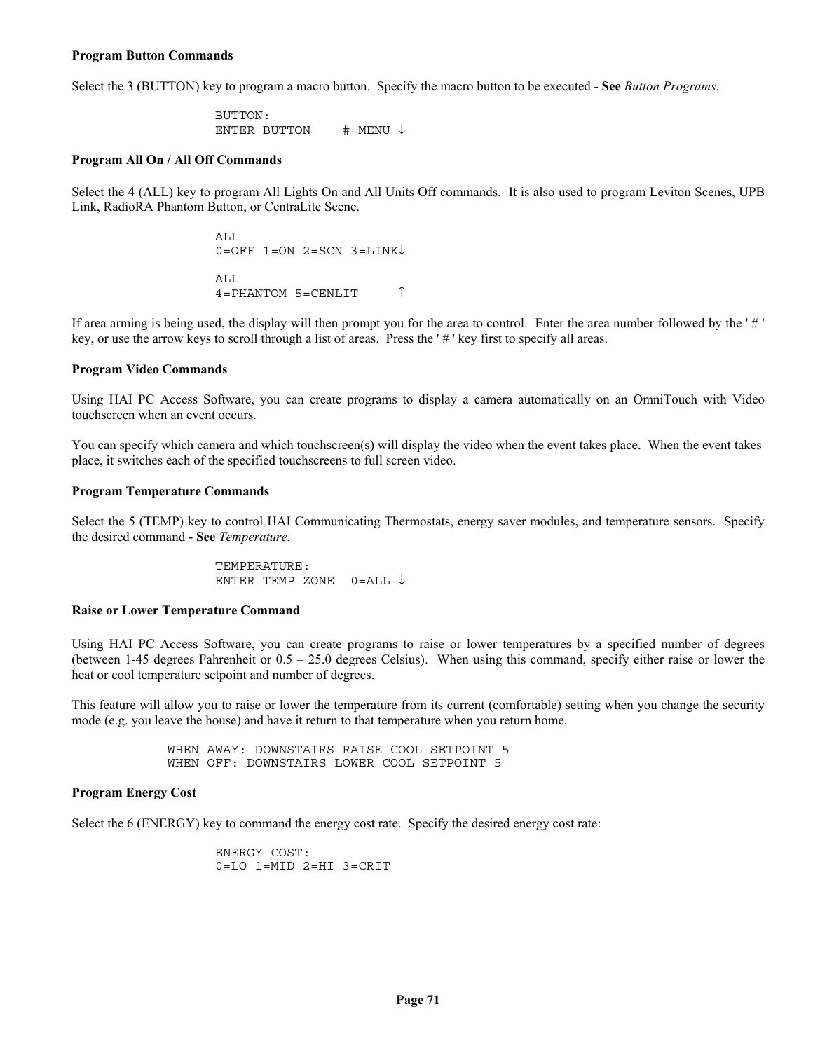**Program Button Commands**

Select the 3 (BUTTON) key to program a macro button. Specify the macro button to be executed - **See** *Button Programs*.

```
BUTTON:
ENTER BUTTON    #=MENU ↓
```

**Program All On / All Off Commands**

Select the 4 (ALL) key to program All Lights On and All Units Off commands. It is also used to program Leviton Scenes, UPB Link, RadioRA Phantom Button, or CentraLite Scene.

```
ALL
0=OFF 1=ON 2=SCN 3=LINK↓

ALL
4=PHANTOM 5=CENLIT     ↑
```

If area arming is being used, the display will then prompt you for the area to control. Enter the area number followed by the ' # ' key, or use the arrow keys to scroll through a list of areas. Press the ' # ' key first to specify all areas.

**Program Video Commands**

Using HAI PC Access Software, you can create programs to display a camera automatically on an OmniTouch with Video touchscreen when an event occurs.

You can specify which camera and which touchscreen(s) will display the video when the event takes place. When the event takes place, it switches each of the specified touchscreens to full screen video.

**Program Temperature Commands**

Select the 5 (TEMP) key to control HAI Communicating Thermostats, energy saver modules, and temperature sensors. Specify the desired command - **See** *Temperature.*

```
TEMPERATURE:
ENTER TEMP ZONE  0=ALL ↓
```

**Raise or Lower Temperature Command**

Using HAI PC Access Software, you can create programs to raise or lower temperatures by a specified number of degrees (between 1-45 degrees Fahrenheit or 0.5 – 25.0 degrees Celsius). When using this command, specify either raise or lower the heat or cool temperature setpoint and number of degrees.

This feature will allow you to raise or lower the temperature from its current (comfortable) setting when you change the security mode (e.g. you leave the house) and have it return to that temperature when you return home.

```
WHEN AWAY: DOWNSTAIRS RAISE COOL SETPOINT 5
WHEN OFF: DOWNSTAIRS LOWER COOL SETPOINT 5
```

**Program Energy Cost**

Select the 6 (ENERGY) key to command the energy cost rate. Specify the desired energy cost rate:

```
ENERGY COST:
0=LO 1=MID 2=HI 3=CRIT
```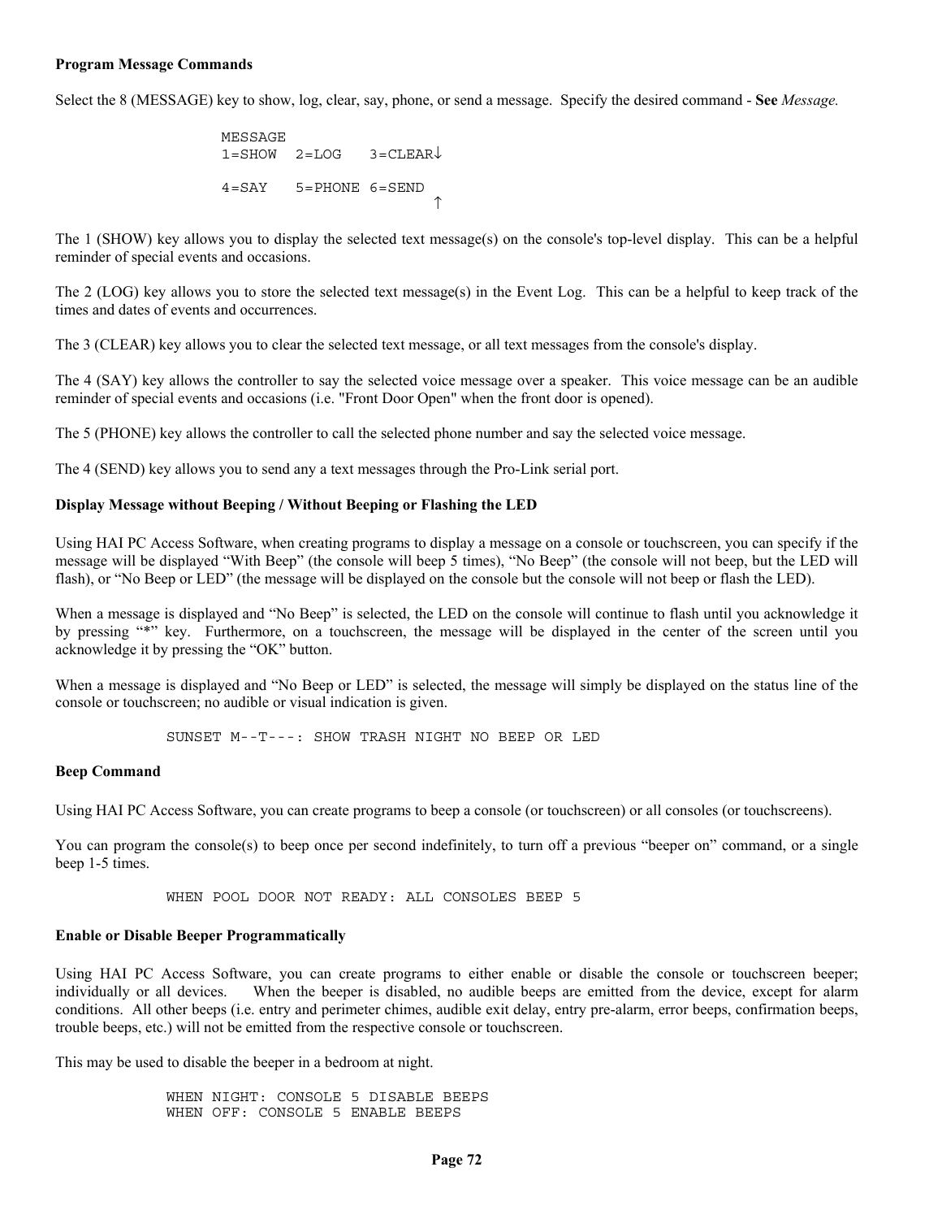**Program Message Commands**

Select the 8 (MESSAGE) key to show, log, clear, say, phone, or send a message. Specify the desired command - **See** *Message.*

```
MESSAGE
1=SHOW  2=LOG   3=CLEAR↓

4=SAY   5=PHONE 6=SEND
                      ↑
```

The 1 (SHOW) key allows you to display the selected text message(s) on the console's top-level display. This can be a helpful reminder of special events and occasions.

The 2 (LOG) key allows you to store the selected text message(s) in the Event Log. This can be a helpful to keep track of the times and dates of events and occurrences.

The 3 (CLEAR) key allows you to clear the selected text message, or all text messages from the console's display.

The 4 (SAY) key allows the controller to say the selected voice message over a speaker. This voice message can be an audible reminder of special events and occasions (i.e. "Front Door Open" when the front door is opened).

The 5 (PHONE) key allows the controller to call the selected phone number and say the selected voice message.

The 4 (SEND) key allows you to send any a text messages through the Pro-Link serial port.

**Display Message without Beeping / Without Beeping or Flashing the LED**

Using HAI PC Access Software, when creating programs to display a message on a console or touchscreen, you can specify if the message will be displayed "With Beep" (the console will beep 5 times), "No Beep" (the console will not beep, but the LED will flash), or "No Beep or LED" (the message will be displayed on the console but the console will not beep or flash the LED).

When a message is displayed and "No Beep" is selected, the LED on the console will continue to flash until you acknowledge it by pressing "*" key. Furthermore, on a touchscreen, the message will be displayed in the center of the screen until you acknowledge it by pressing the "OK" button.

When a message is displayed and "No Beep or LED" is selected, the message will simply be displayed on the status line of the console or touchscreen; no audible or visual indication is given.

```
SUNSET M--T---: SHOW TRASH NIGHT NO BEEP OR LED
```

**Beep Command**

Using HAI PC Access Software, you can create programs to beep a console (or touchscreen) or all consoles (or touchscreens).

You can program the console(s) to beep once per second indefinitely, to turn off a previous "beeper on" command, or a single beep 1-5 times.

```
WHEN POOL DOOR NOT READY: ALL CONSOLES BEEP 5
```

**Enable or Disable Beeper Programmatically**

Using HAI PC Access Software, you can create programs to either enable or disable the console or touchscreen beeper; individually or all devices. When the beeper is disabled, no audible beeps are emitted from the device, except for alarm conditions. All other beeps (i.e. entry and perimeter chimes, audible exit delay, entry pre-alarm, error beeps, confirmation beeps, trouble beeps, etc.) will not be emitted from the respective console or touchscreen.

This may be used to disable the beeper in a bedroom at night.

```
WHEN NIGHT: CONSOLE 5 DISABLE BEEPS
WHEN OFF: CONSOLE 5 ENABLE BEEPS
```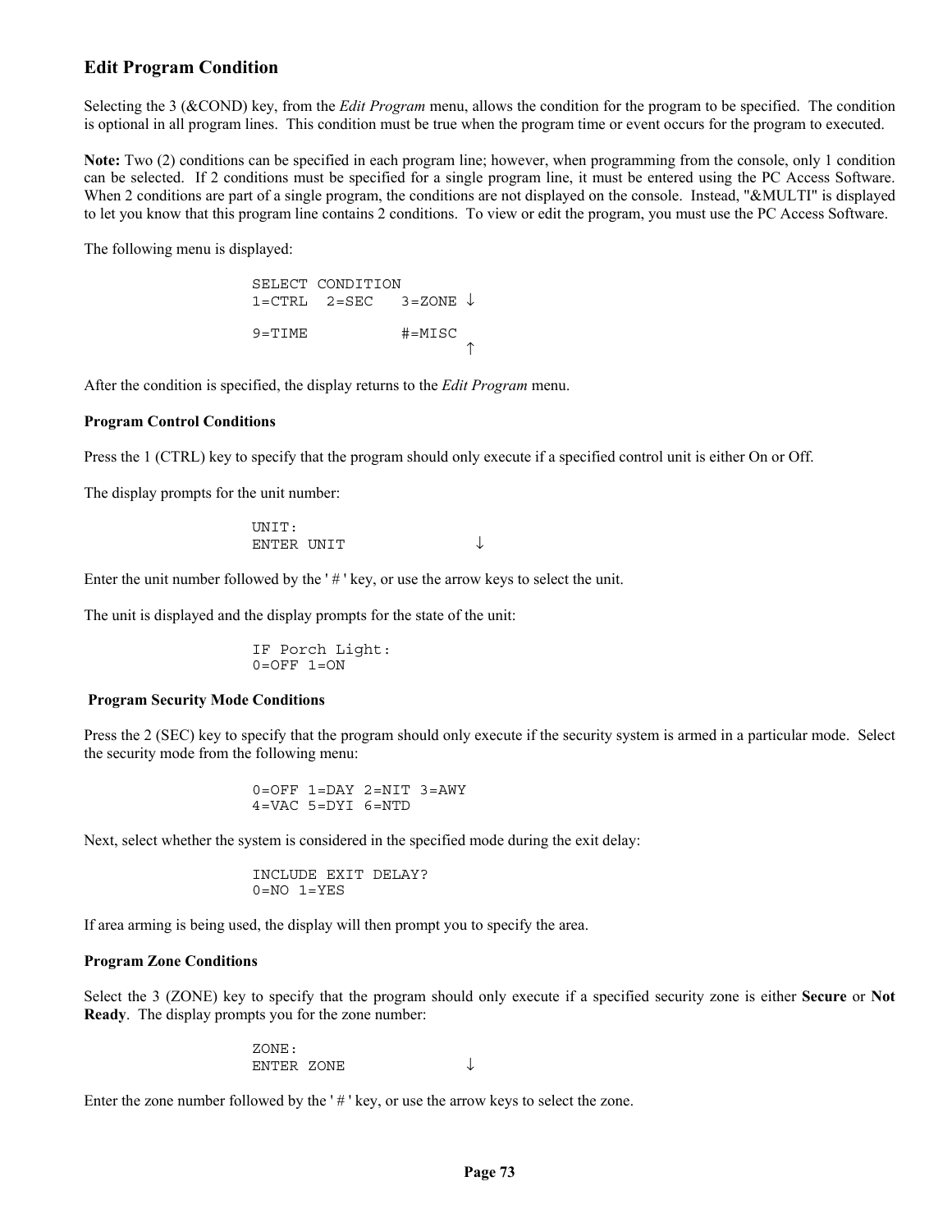## Edit Program Condition

Selecting the 3 (&COND) key, from the *Edit Program* menu, allows the condition for the program to be specified. The condition is optional in all program lines. This condition must be true when the program time or event occurs for the program to executed.

**Note:** Two (2) conditions can be specified in each program line; however, when programming from the console, only 1 condition can be selected. If 2 conditions must be specified for a single program line, it must be entered using the PC Access Software. When 2 conditions are part of a single program, the conditions are not displayed on the console. Instead, "&MULTI" is displayed to let you know that this program line contains 2 conditions. To view or edit the program, you must use the PC Access Software.

The following menu is displayed:

```
SELECT CONDITION
1=CTRL  2=SEC   3=ZONE ↓

9=TIME          #=MISC
                       ↑
```

After the condition is specified, the display returns to the *Edit Program* menu.

### Program Control Conditions

Press the 1 (CTRL) key to specify that the program should only execute if a specified control unit is either On or Off.

The display prompts for the unit number:

```
UNIT:
ENTER UNIT              ↓
```

Enter the unit number followed by the ' # ' key, or use the arrow keys to select the unit.

The unit is displayed and the display prompts for the state of the unit:

```
IF Porch Light:
0=OFF 1=ON
```

### Program Security Mode Conditions

Press the 2 (SEC) key to specify that the program should only execute if the security system is armed in a particular mode. Select the security mode from the following menu:

```
0=OFF 1=DAY 2=NIT 3=AWY
4=VAC 5=DYI 6=NTD
```

Next, select whether the system is considered in the specified mode during the exit delay:

```
INCLUDE EXIT DELAY?
0=NO 1=YES
```

If area arming is being used, the display will then prompt you to specify the area.

### Program Zone Conditions

Select the 3 (ZONE) key to specify that the program should only execute if a specified security zone is either **Secure** or **Not Ready**. The display prompts you for the zone number:

```
ZONE:
ENTER ZONE              ↓
```

Enter the zone number followed by the ' # ' key, or use the arrow keys to select the zone.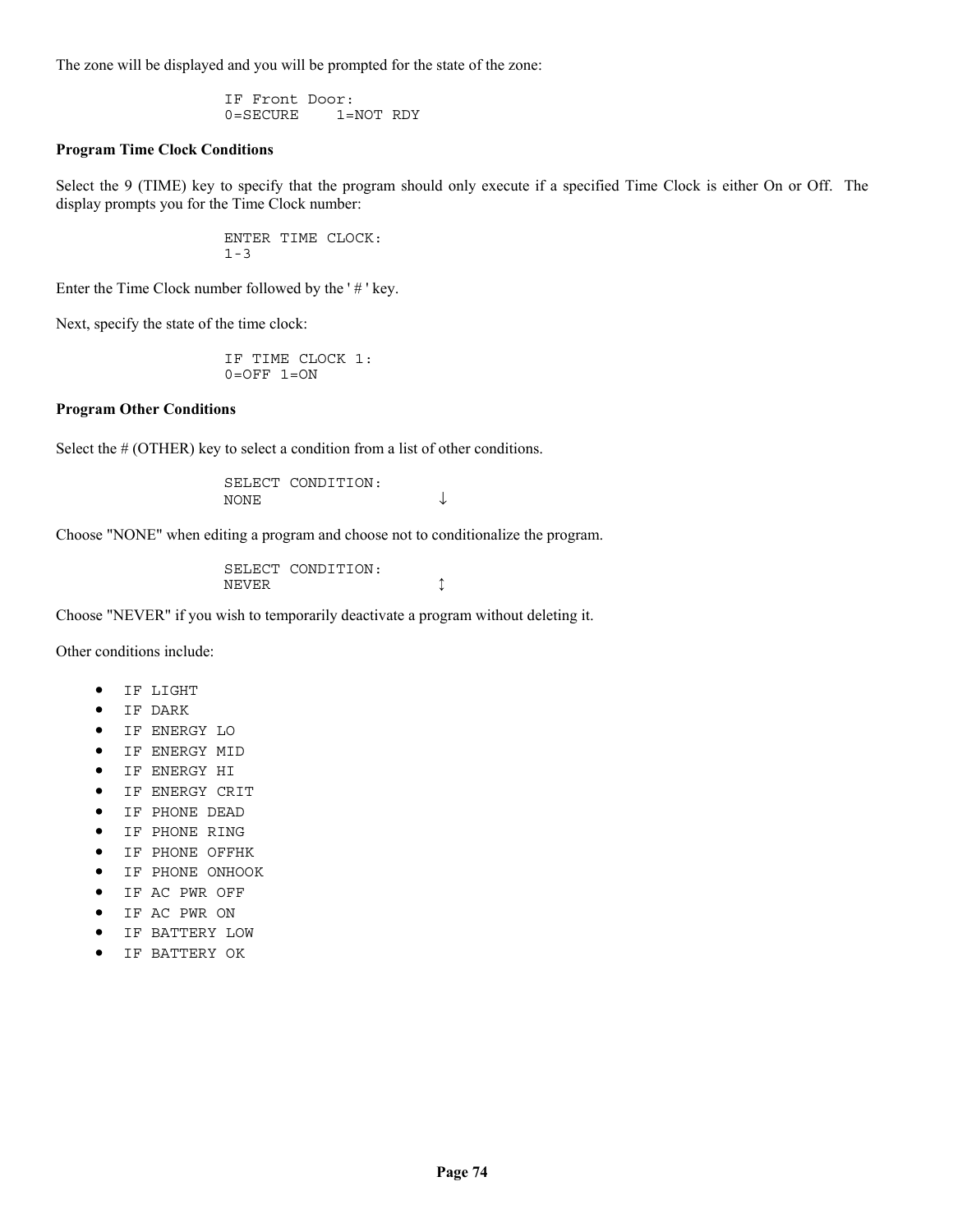The zone will be displayed and you will be prompted for the state of the zone:

```
IF Front Door:
0=SECURE    1=NOT RDY
```

**Program Time Clock Conditions**

Select the 9 (TIME) key to specify that the program should only execute if a specified Time Clock is either On or Off. The display prompts you for the Time Clock number:

```
ENTER TIME CLOCK:
1-3
```

Enter the Time Clock number followed by the ' # ' key.

Next, specify the state of the time clock:

```
IF TIME CLOCK 1:
0=OFF 1=ON
```

**Program Other Conditions**

Select the # (OTHER) key to select a condition from a list of other conditions.

```
SELECT CONDITION:
NONE                ↓
```

Choose "NONE" when editing a program and choose not to conditionalize the program.

```
SELECT CONDITION:
NEVER               ↕
```

Choose "NEVER" if you wish to temporarily deactivate a program without deleting it.

Other conditions include:

- IF LIGHT
- IF DARK
- IF ENERGY LO
- IF ENERGY MID
- IF ENERGY HI
- IF ENERGY CRIT
- IF PHONE DEAD
- IF PHONE RING
- IF PHONE OFFHK
- IF PHONE ONHOOK
- IF AC PWR OFF
- IF AC PWR ON
- IF BATTERY LOW
- IF BATTERY OK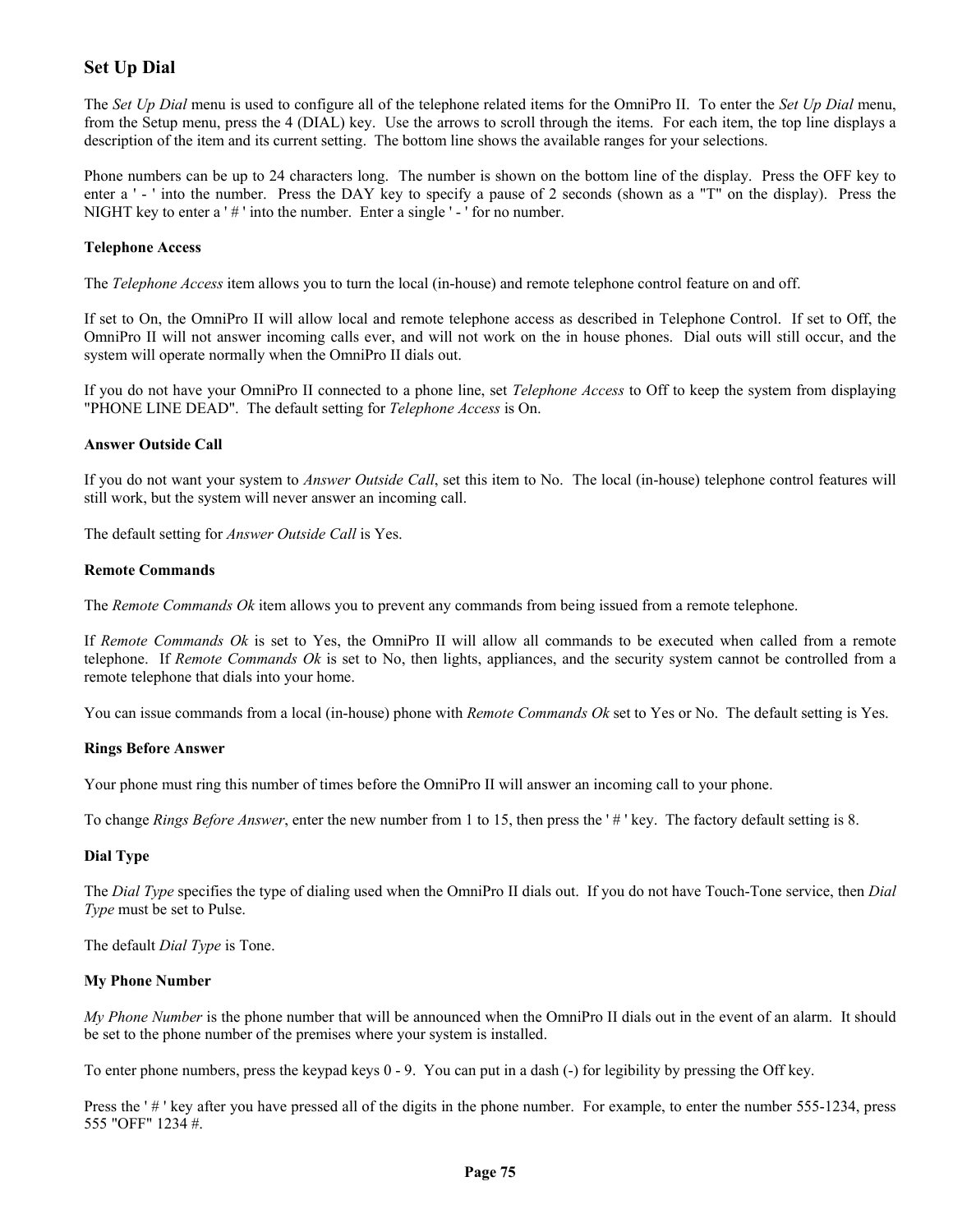## Set Up Dial

The *Set Up Dial* menu is used to configure all of the telephone related items for the OmniPro II. To enter the *Set Up Dial* menu, from the Setup menu, press the 4 (DIAL) key. Use the arrows to scroll through the items. For each item, the top line displays a description of the item and its current setting. The bottom line shows the available ranges for your selections.

Phone numbers can be up to 24 characters long. The number is shown on the bottom line of the display. Press the OFF key to enter a ' - ' into the number. Press the DAY key to specify a pause of 2 seconds (shown as a "T" on the display). Press the NIGHT key to enter a ' # ' into the number. Enter a single ' - ' for no number.

**Telephone Access**

The *Telephone Access* item allows you to turn the local (in-house) and remote telephone control feature on and off.

If set to On, the OmniPro II will allow local and remote telephone access as described in Telephone Control. If set to Off, the OmniPro II will not answer incoming calls ever, and will not work on the in house phones. Dial outs will still occur, and the system will operate normally when the OmniPro II dials out.

If you do not have your OmniPro II connected to a phone line, set *Telephone Access* to Off to keep the system from displaying "PHONE LINE DEAD". The default setting for *Telephone Access* is On.

**Answer Outside Call**

If you do not want your system to *Answer Outside Call*, set this item to No. The local (in-house) telephone control features will still work, but the system will never answer an incoming call.

The default setting for *Answer Outside Call* is Yes.

**Remote Commands**

The *Remote Commands Ok* item allows you to prevent any commands from being issued from a remote telephone.

If *Remote Commands Ok* is set to Yes, the OmniPro II will allow all commands to be executed when called from a remote telephone. If *Remote Commands Ok* is set to No, then lights, appliances, and the security system cannot be controlled from a remote telephone that dials into your home.

You can issue commands from a local (in-house) phone with *Remote Commands Ok* set to Yes or No. The default setting is Yes.

**Rings Before Answer**

Your phone must ring this number of times before the OmniPro II will answer an incoming call to your phone.

To change *Rings Before Answer*, enter the new number from 1 to 15, then press the ' # ' key. The factory default setting is 8.

**Dial Type**

The *Dial Type* specifies the type of dialing used when the OmniPro II dials out. If you do not have Touch-Tone service, then *Dial Type* must be set to Pulse.

The default *Dial Type* is Tone.

**My Phone Number**

*My Phone Number* is the phone number that will be announced when the OmniPro II dials out in the event of an alarm. It should be set to the phone number of the premises where your system is installed.

To enter phone numbers, press the keypad keys 0 - 9. You can put in a dash (-) for legibility by pressing the Off key.

Press the ' # ' key after you have pressed all of the digits in the phone number. For example, to enter the number 555-1234, press 555 "OFF" 1234 #.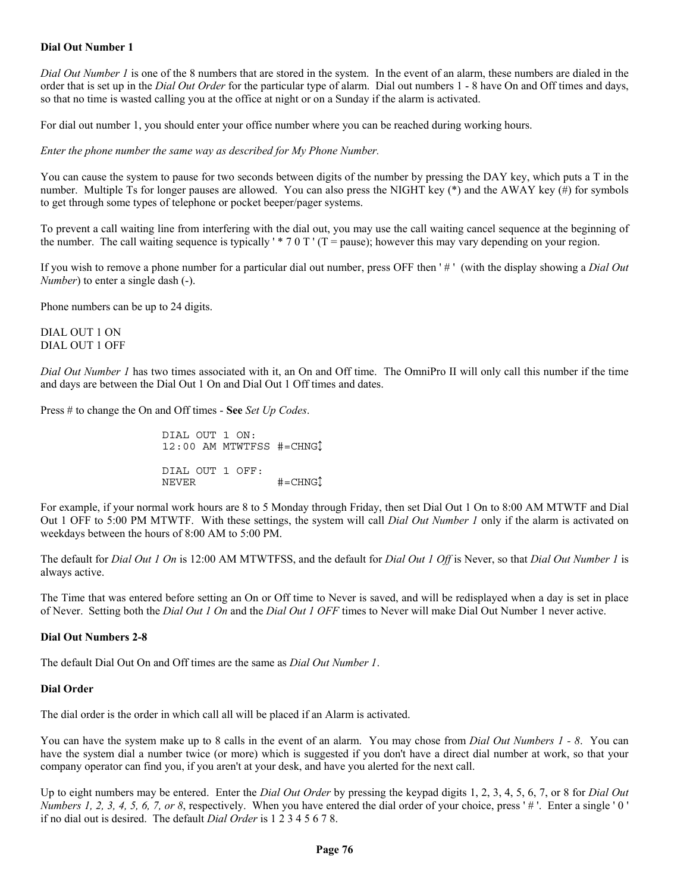**Dial Out Number 1**

*Dial Out Number 1* is one of the 8 numbers that are stored in the system. In the event of an alarm, these numbers are dialed in the order that is set up in the *Dial Out Order* for the particular type of alarm. Dial out numbers 1 - 8 have On and Off times and days, so that no time is wasted calling you at the office at night or on a Sunday if the alarm is activated.

For dial out number 1, you should enter your office number where you can be reached during working hours.

*Enter the phone number the same way as described for My Phone Number.*

You can cause the system to pause for two seconds between digits of the number by pressing the DAY key, which puts a T in the number. Multiple Ts for longer pauses are allowed. You can also press the NIGHT key (*) and the AWAY key (#) for symbols to get through some types of telephone or pocket beeper/pager systems.

To prevent a call waiting line from interfering with the dial out, you may use the call waiting cancel sequence at the beginning of the number. The call waiting sequence is typically ' * 7 0 T ' (T = pause); however this may vary depending on your region.

If you wish to remove a phone number for a particular dial out number, press OFF then ' # ' (with the display showing a *Dial Out Number*) to enter a single dash (-).

Phone numbers can be up to 24 digits.

DIAL OUT 1 ON
DIAL OUT 1 OFF

*Dial Out Number 1* has two times associated with it, an On and Off time. The OmniPro II will only call this number if the time and days are between the Dial Out 1 On and Dial Out 1 Off times and dates.

Press # to change the On and Off times - **See** *Set Up Codes*.

```
DIAL OUT 1 ON:
12:00 AM MTWTFSS #=CHNG↕

DIAL OUT 1 OFF:
NEVER            #=CHNG↕
```

For example, if your normal work hours are 8 to 5 Monday through Friday, then set Dial Out 1 On to 8:00 AM MTWTF and Dial Out 1 OFF to 5:00 PM MTWTF. With these settings, the system will call *Dial Out Number 1* only if the alarm is activated on weekdays between the hours of 8:00 AM to 5:00 PM.

The default for *Dial Out 1 On* is 12:00 AM MTWTFSS, and the default for *Dial Out 1 Off* is Never, so that *Dial Out Number 1* is always active.

The Time that was entered before setting an On or Off time to Never is saved, and will be redisplayed when a day is set in place of Never. Setting both the *Dial Out 1 On* and the *Dial Out 1 OFF* times to Never will make Dial Out Number 1 never active.

**Dial Out Numbers 2-8**

The default Dial Out On and Off times are the same as *Dial Out Number 1*.

**Dial Order**

The dial order is the order in which call all will be placed if an Alarm is activated.

You can have the system make up to 8 calls in the event of an alarm. You may chose from *Dial Out Numbers 1 - 8*. You can have the system dial a number twice (or more) which is suggested if you don't have a direct dial number at work, so that your company operator can find you, if you aren't at your desk, and have you alerted for the next call.

Up to eight numbers may be entered. Enter the *Dial Out Order* by pressing the keypad digits 1, 2, 3, 4, 5, 6, 7, or 8 for *Dial Out Numbers 1, 2, 3, 4, 5, 6, 7, or 8*, respectively. When you have entered the dial order of your choice, press ' # '. Enter a single ' 0 ' if no dial out is desired. The default *Dial Order* is 1 2 3 4 5 6 7 8.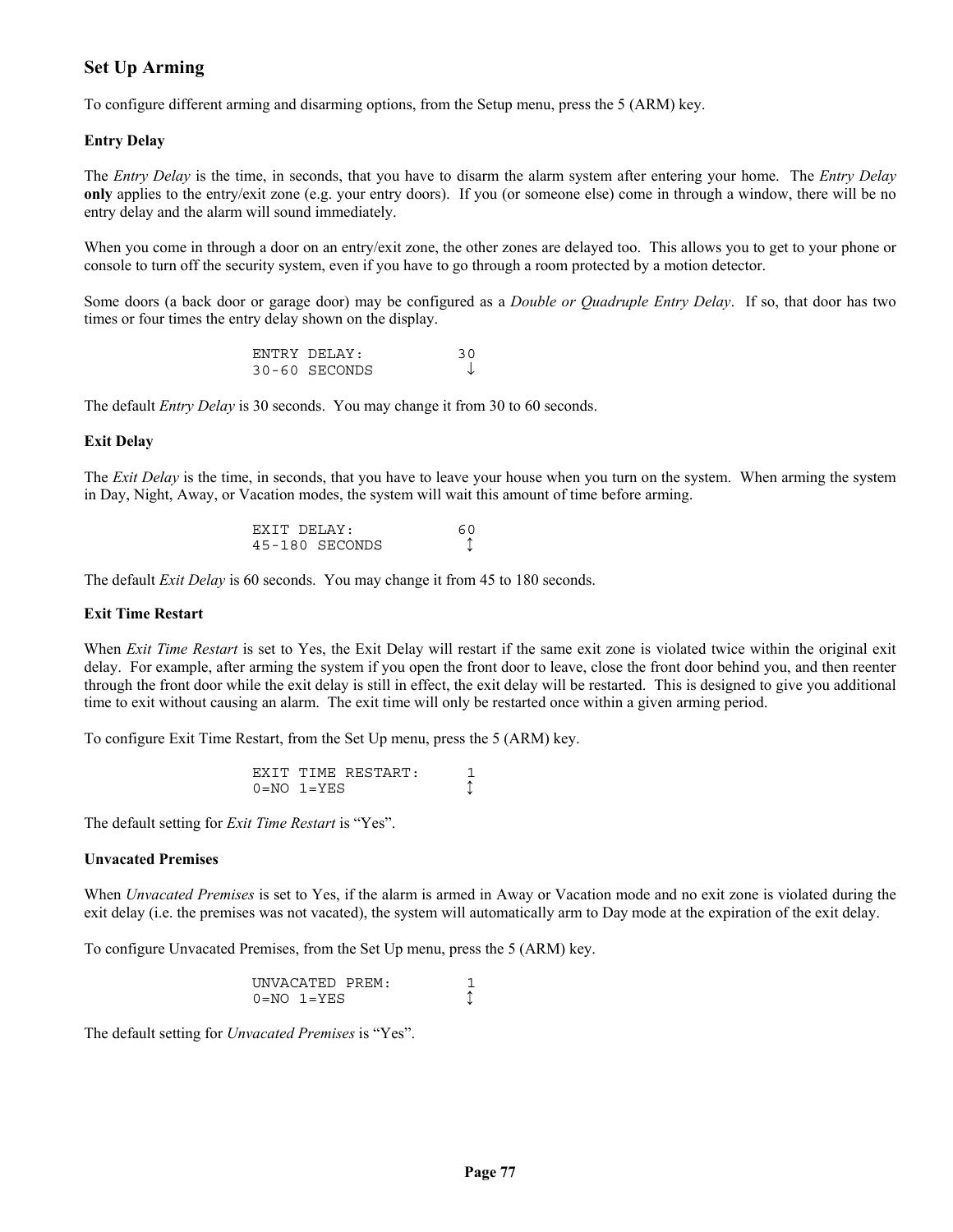## Set Up Arming

To configure different arming and disarming options, from the Setup menu, press the 5 (ARM) key.

### Entry Delay

The *Entry Delay* is the time, in seconds, that you have to disarm the alarm system after entering your home. The *Entry Delay* **only** applies to the entry/exit zone (e.g. your entry doors). If you (or someone else) come in through a window, there will be no entry delay and the alarm will sound immediately.

When you come in through a door on an entry/exit zone, the other zones are delayed too. This allows you to get to your phone or console to turn off the security system, even if you have to go through a room protected by a motion detector.

Some doors (a back door or garage door) may be configured as a *Double or Quadruple Entry Delay*. If so, that door has two times or four times the entry delay shown on the display.

```
ENTRY DELAY:          30
30-60 SECONDS          ↓
```

The default *Entry Delay* is 30 seconds. You may change it from 30 to 60 seconds.

### Exit Delay

The *Exit Delay* is the time, in seconds, that you have to leave your house when you turn on the system. When arming the system in Day, Night, Away, or Vacation modes, the system will wait this amount of time before arming.

```
EXIT DELAY:           60
45-180 SECONDS         ↕
```

The default *Exit Delay* is 60 seconds. You may change it from 45 to 180 seconds.

### Exit Time Restart

When *Exit Time Restart* is set to Yes, the Exit Delay will restart if the same exit zone is violated twice within the original exit delay. For example, after arming the system if you open the front door to leave, close the front door behind you, and then reenter through the front door while the exit delay is still in effect, the exit delay will be restarted. This is designed to give you additional time to exit without causing an alarm. The exit time will only be restarted once within a given arming period.

To configure Exit Time Restart, from the Set Up menu, press the 5 (ARM) key.

```
EXIT TIME RESTART:     1
0=NO 1=YES             ↕
```

The default setting for *Exit Time Restart* is "Yes".

### Unvacated Premises

When *Unvacated Premises* is set to Yes, if the alarm is armed in Away or Vacation mode and no exit zone is violated during the exit delay (i.e. the premises was not vacated), the system will automatically arm to Day mode at the expiration of the exit delay.

To configure Unvacated Premises, from the Set Up menu, press the 5 (ARM) key.

```
UNVACATED PREM:        1
0=NO 1=YES             ↕
```

The default setting for *Unvacated Premises* is "Yes".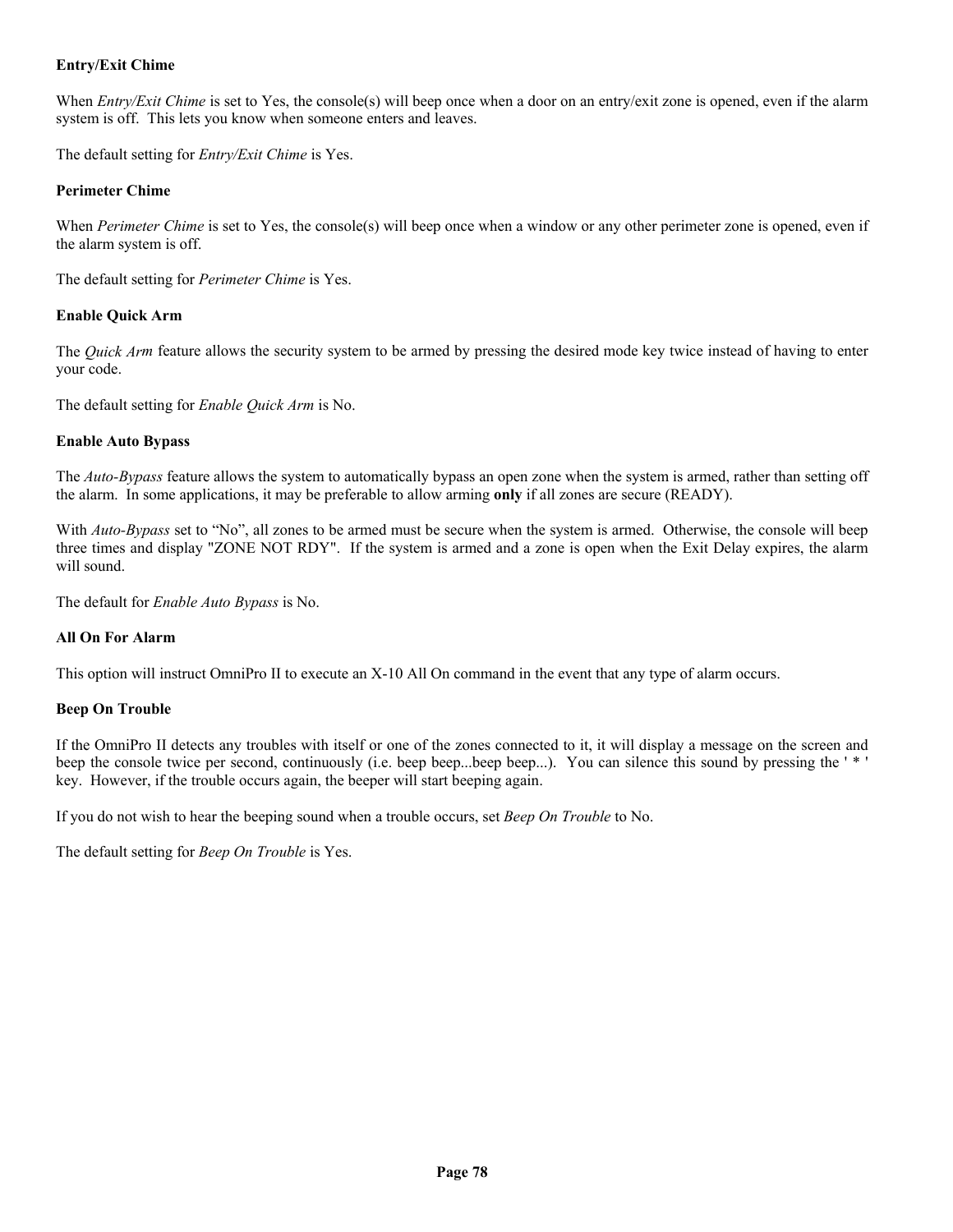**Entry/Exit Chime**

When *Entry/Exit Chime* is set to Yes, the console(s) will beep once when a door on an entry/exit zone is opened, even if the alarm system is off. This lets you know when someone enters and leaves.

The default setting for *Entry/Exit Chime* is Yes.

**Perimeter Chime**

When *Perimeter Chime* is set to Yes, the console(s) will beep once when a window or any other perimeter zone is opened, even if the alarm system is off.

The default setting for *Perimeter Chime* is Yes.

**Enable Quick Arm**

The *Quick Arm* feature allows the security system to be armed by pressing the desired mode key twice instead of having to enter your code.

The default setting for *Enable Quick Arm* is No.

**Enable Auto Bypass**

The *Auto-Bypass* feature allows the system to automatically bypass an open zone when the system is armed, rather than setting off the alarm. In some applications, it may be preferable to allow arming **only** if all zones are secure (READY).

With *Auto-Bypass* set to "No", all zones to be armed must be secure when the system is armed. Otherwise, the console will beep three times and display "ZONE NOT RDY". If the system is armed and a zone is open when the Exit Delay expires, the alarm will sound.

The default for *Enable Auto Bypass* is No.

**All On For Alarm**

This option will instruct OmniPro II to execute an X-10 All On command in the event that any type of alarm occurs.

**Beep On Trouble**

If the OmniPro II detects any troubles with itself or one of the zones connected to it, it will display a message on the screen and beep the console twice per second, continuously (i.e. beep beep...beep beep...). You can silence this sound by pressing the ' * ' key. However, if the trouble occurs again, the beeper will start beeping again.

If you do not wish to hear the beeping sound when a trouble occurs, set *Beep On Trouble* to No.

The default setting for *Beep On Trouble* is Yes.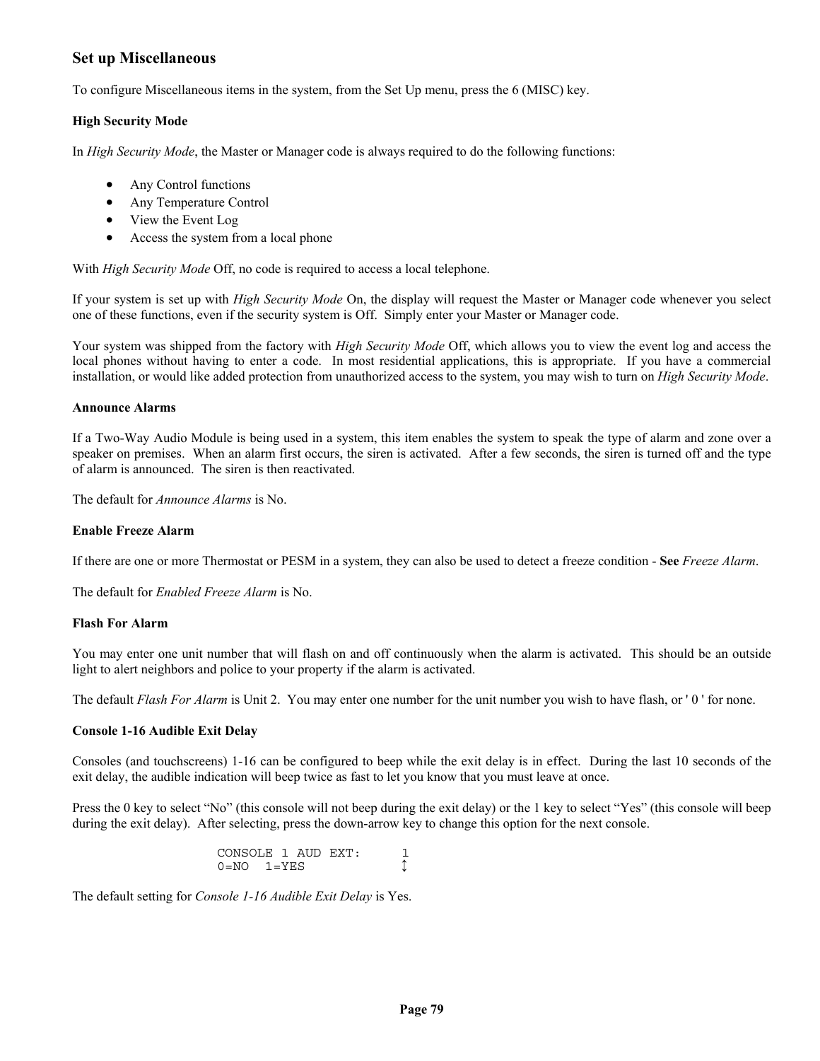## Set up Miscellaneous

To configure Miscellaneous items in the system, from the Set Up menu, press the 6 (MISC) key.

### High Security Mode

In *High Security Mode*, the Master or Manager code is always required to do the following functions:

- Any Control functions
- Any Temperature Control
- View the Event Log
- Access the system from a local phone

With *High Security Mode* Off, no code is required to access a local telephone.

If your system is set up with *High Security Mode* On, the display will request the Master or Manager code whenever you select one of these functions, even if the security system is Off. Simply enter your Master or Manager code.

Your system was shipped from the factory with *High Security Mode* Off, which allows you to view the event log and access the local phones without having to enter a code. In most residential applications, this is appropriate. If you have a commercial installation, or would like added protection from unauthorized access to the system, you may wish to turn on *High Security Mode*.

### Announce Alarms

If a Two-Way Audio Module is being used in a system, this item enables the system to speak the type of alarm and zone over a speaker on premises. When an alarm first occurs, the siren is activated. After a few seconds, the siren is turned off and the type of alarm is announced. The siren is then reactivated.

The default for *Announce Alarms* is No.

### Enable Freeze Alarm

If there are one or more Thermostat or PESM in a system, they can also be used to detect a freeze condition - **See** *Freeze Alarm*.

The default for *Enabled Freeze Alarm* is No.

### Flash For Alarm

You may enter one unit number that will flash on and off continuously when the alarm is activated. This should be an outside light to alert neighbors and police to your property if the alarm is activated.

The default *Flash For Alarm* is Unit 2. You may enter one number for the unit number you wish to have flash, or ' 0 ' for none.

### Console 1-16 Audible Exit Delay

Consoles (and touchscreens) 1-16 can be configured to beep while the exit delay is in effect. During the last 10 seconds of the exit delay, the audible indication will beep twice as fast to let you know that you must leave at once.

Press the 0 key to select "No" (this console will not beep during the exit delay) or the 1 key to select "Yes" (this console will beep during the exit delay). After selecting, press the down-arrow key to change this option for the next console.

```
CONSOLE 1 AUD EXT:      1
0=NO  1=YES             ↕
```

The default setting for *Console 1-16 Audible Exit Delay* is Yes.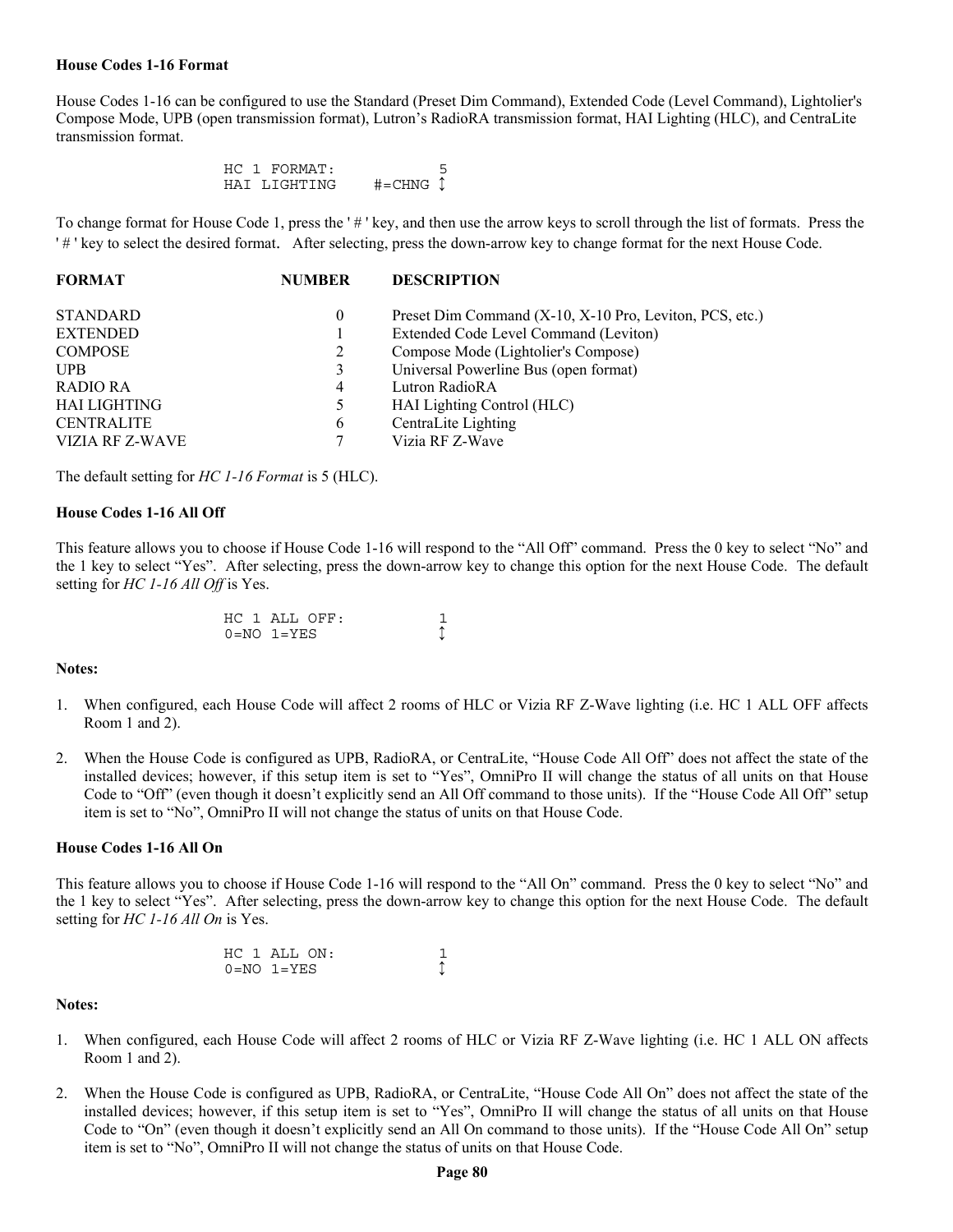### House Codes 1-16 Format

House Codes 1-16 can be configured to use the Standard (Preset Dim Command), Extended Code (Level Command), Lightolier's Compose Mode, UPB (open transmission format), Lutron's RadioRA transmission format, HAI Lighting (HLC), and CentraLite transmission format.

```
HC 1 FORMAT:            5
HAI LIGHTING    #=CHNG ↕
```

To change format for House Code 1, press the ' # ' key, and then use the arrow keys to scroll through the list of formats. Press the ' # ' key to select the desired format. After selecting, press the down-arrow key to change format for the next House Code.

| FORMAT | NUMBER | DESCRIPTION |
|---|---|---|
| STANDARD | 0 | Preset Dim Command (X-10, X-10 Pro, Leviton, PCS, etc.) |
| EXTENDED | 1 | Extended Code Level Command (Leviton) |
| COMPOSE | 2 | Compose Mode (Lightolier's Compose) |
| UPB | 3 | Universal Powerline Bus (open format) |
| RADIO RA | 4 | Lutron RadioRA |
| HAI LIGHTING | 5 | HAI Lighting Control (HLC) |
| CENTRALITE | 6 | CentraLite Lighting |
| VIZIA RF Z-WAVE | 7 | Vizia RF Z-Wave |

The default setting for *HC 1-16 Format* is 5 (HLC).

### House Codes 1-16 All Off

This feature allows you to choose if House Code 1-16 will respond to the "All Off" command. Press the 0 key to select "No" and the 1 key to select "Yes". After selecting, press the down-arrow key to change this option for the next House Code. The default setting for *HC 1-16 All Off* is Yes.

```
HC 1 ALL OFF:           1
0=NO 1=YES              ↕
```

**Notes:**

1. When configured, each House Code will affect 2 rooms of HLC or Vizia RF Z-Wave lighting (i.e. HC 1 ALL OFF affects Room 1 and 2).

2. When the House Code is configured as UPB, RadioRA, or CentraLite, "House Code All Off" does not affect the state of the installed devices; however, if this setup item is set to "Yes", OmniPro II will change the status of all units on that House Code to "Off" (even though it doesn't explicitly send an All Off command to those units). If the "House Code All Off" setup item is set to "No", OmniPro II will not change the status of units on that House Code.

### House Codes 1-16 All On

This feature allows you to choose if House Code 1-16 will respond to the "All On" command. Press the 0 key to select "No" and the 1 key to select "Yes". After selecting, press the down-arrow key to change this option for the next House Code. The default setting for *HC 1-16 All On* is Yes.

```
HC 1 ALL ON:            1
0=NO 1=YES              ↕
```

**Notes:**

1. When configured, each House Code will affect 2 rooms of HLC or Vizia RF Z-Wave lighting (i.e. HC 1 ALL ON affects Room 1 and 2).

2. When the House Code is configured as UPB, RadioRA, or CentraLite, "House Code All On" does not affect the state of the installed devices; however, if this setup item is set to "Yes", OmniPro II will change the status of all units on that House Code to "On" (even though it doesn't explicitly send an All On command to those units). If the "House Code All On" setup item is set to "No", OmniPro II will not change the status of units on that House Code.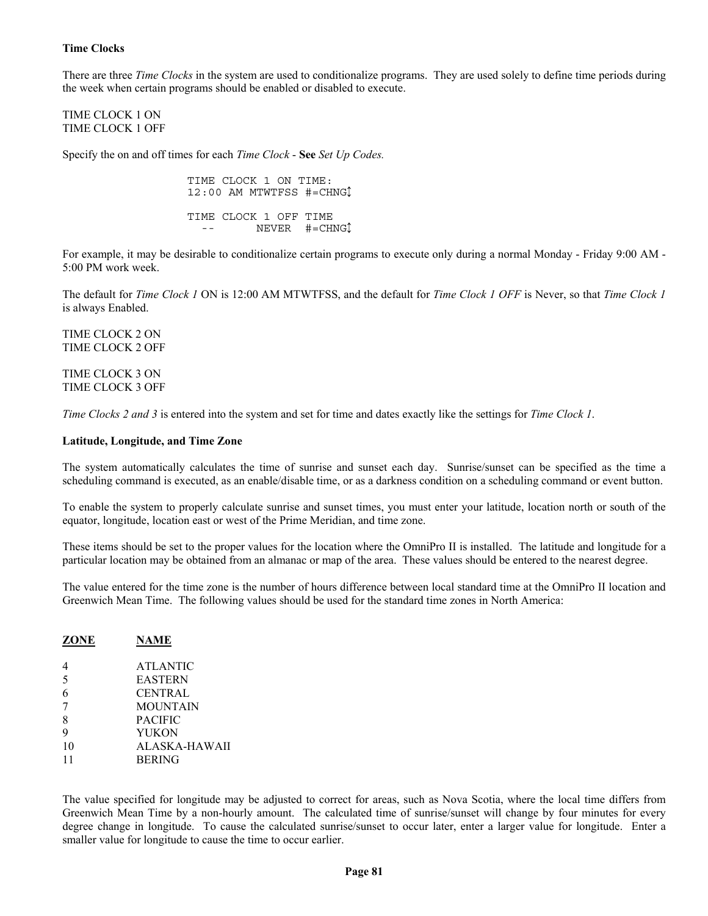### Time Clocks

There are three *Time Clocks* in the system are used to conditionalize programs. They are used solely to define time periods during the week when certain programs should be enabled or disabled to execute.

TIME CLOCK 1 ON
TIME CLOCK 1 OFF

Specify the on and off times for each *Time Clock* - **See** *Set Up Codes.*

```
TIME CLOCK 1 ON TIME:
12:00 AM MTWTFSS #=CHNG↕

TIME CLOCK 1 OFF TIME
  --      NEVER  #=CHNG↕
```

For example, it may be desirable to conditionalize certain programs to execute only during a normal Monday - Friday 9:00 AM - 5:00 PM work week.

The default for *Time Clock 1* ON is 12:00 AM MTWTFSS, and the default for *Time Clock 1 OFF* is Never, so that *Time Clock 1* is always Enabled.

TIME CLOCK 2 ON
TIME CLOCK 2 OFF

TIME CLOCK 3 ON
TIME CLOCK 3 OFF

*Time Clocks 2 and 3* is entered into the system and set for time and dates exactly like the settings for *Time Clock 1*.

### Latitude, Longitude, and Time Zone

The system automatically calculates the time of sunrise and sunset each day. Sunrise/sunset can be specified as the time a scheduling command is executed, as an enable/disable time, or as a darkness condition on a scheduling command or event button.

To enable the system to properly calculate sunrise and sunset times, you must enter your latitude, location north or south of the equator, longitude, location east or west of the Prime Meridian, and time zone.

These items should be set to the proper values for the location where the OmniPro II is installed. The latitude and longitude for a particular location may be obtained from an almanac or map of the area. These values should be entered to the nearest degree.

The value entered for the time zone is the number of hours difference between local standard time at the OmniPro II location and Greenwich Mean Time. The following values should be used for the standard time zones in North America:

| ZONE | NAME |
|---|---|
| 4 | ATLANTIC |
| 5 | EASTERN |
| 6 | CENTRAL |
| 7 | MOUNTAIN |
| 8 | PACIFIC |
| 9 | YUKON |
| 10 | ALASKA-HAWAII |
| 11 | BERING |

The value specified for longitude may be adjusted to correct for areas, such as Nova Scotia, where the local time differs from Greenwich Mean Time by a non-hourly amount. The calculated time of sunrise/sunset will change by four minutes for every degree change in longitude. To cause the calculated sunrise/sunset to occur later, enter a larger value for longitude. Enter a smaller value for longitude to cause the time to occur earlier.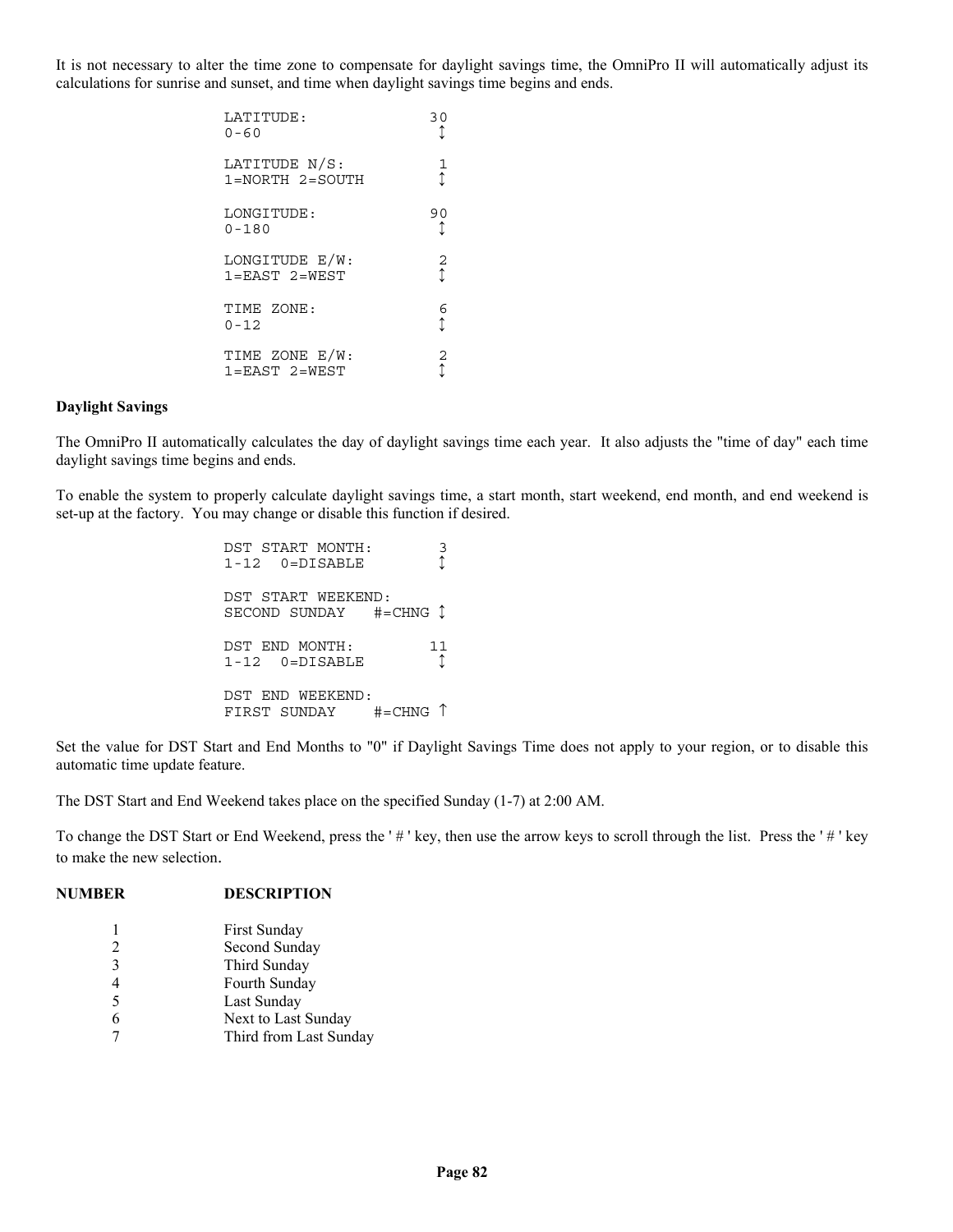It is not necessary to alter the time zone to compensate for daylight savings time, the OmniPro II will automatically adjust its calculations for sunrise and sunset, and time when daylight savings time begins and ends.

```
LATITUDE:             30
0-60                   ↕

LATITUDE N/S:          1
1=NORTH 2=SOUTH        ↕

LONGITUDE:            90
0-180                  ↕

LONGITUDE E/W:         2
1=EAST 2=WEST          ↕

TIME ZONE:             6
0-12                   ↕

TIME ZONE E/W:         2
1=EAST 2=WEST          ↕
```

**Daylight Savings**

The OmniPro II automatically calculates the day of daylight savings time each year. It also adjusts the "time of day" each time daylight savings time begins and ends.

To enable the system to properly calculate daylight savings time, a start month, start weekend, end month, and end weekend is set-up at the factory. You may change or disable this function if desired.

```
DST START MONTH:       3
1-12  0=DISABLE        ↕

DST START WEEKEND:
SECOND SUNDAY   #=CHNG ↕

DST END MONTH:        11
1-12  0=DISABLE        ↕

DST END WEEKEND:
FIRST SUNDAY    #=CHNG ↑
```

Set the value for DST Start and End Months to "0" if Daylight Savings Time does not apply to your region, or to disable this automatic time update feature.

The DST Start and End Weekend takes place on the specified Sunday (1-7) at 2:00 AM.

To change the DST Start or End Weekend, press the ' # ' key, then use the arrow keys to scroll through the list. Press the ' # ' key to make the new selection.

| **NUMBER** | **DESCRIPTION** |
|---|---|
| 1 | First Sunday |
| 2 | Second Sunday |
| 3 | Third Sunday |
| 4 | Fourth Sunday |
| 5 | Last Sunday |
| 6 | Next to Last Sunday |
| 7 | Third from Last Sunday |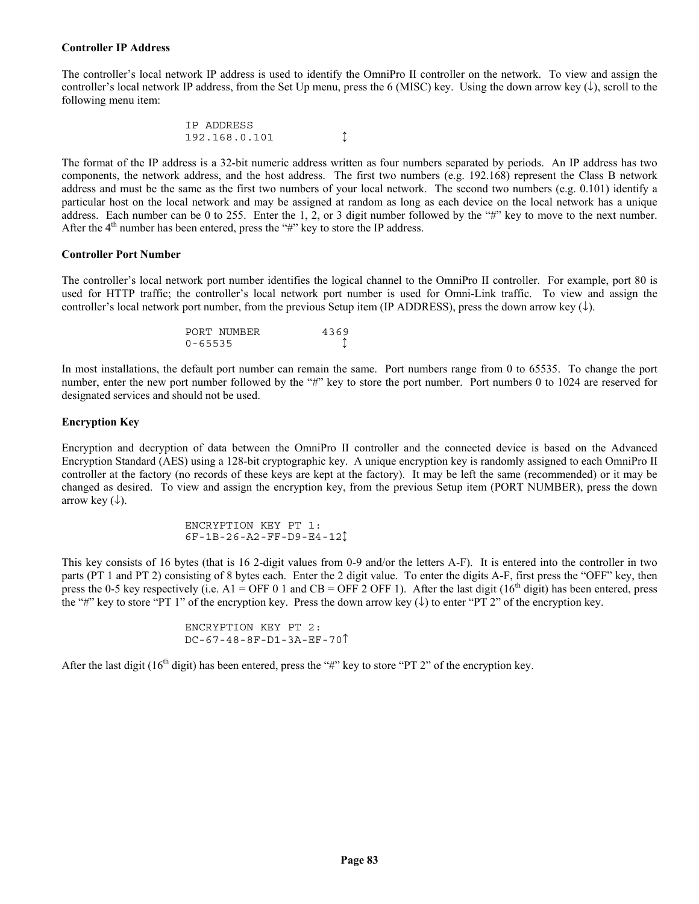**Controller IP Address**

The controller's local network IP address is used to identify the OmniPro II controller on the network. To view and assign the controller's local network IP address, from the Set Up menu, press the 6 (MISC) key. Using the down arrow key (↓), scroll to the following menu item:

```
IP ADDRESS
192.168.0.101          ↕
```

The format of the IP address is a 32-bit numeric address written as four numbers separated by periods. An IP address has two components, the network address, and the host address. The first two numbers (e.g. 192.168) represent the Class B network address and must be the same as the first two numbers of your local network. The second two numbers (e.g. 0.101) identify a particular host on the local network and may be assigned at random as long as each device on the local network has a unique address. Each number can be 0 to 255. Enter the 1, 2, or 3 digit number followed by the "#" key to move to the next number. After the 4th number has been entered, press the "#" key to store the IP address.

**Controller Port Number**

The controller's local network port number identifies the logical channel to the OmniPro II controller. For example, port 80 is used for HTTP traffic; the controller's local network port number is used for Omni-Link traffic. To view and assign the controller's local network port number, from the previous Setup item (IP ADDRESS), press the down arrow key (↓).

```
PORT NUMBER         4369
0-65535                ↕
```

In most installations, the default port number can remain the same. Port numbers range from 0 to 65535. To change the port number, enter the new port number followed by the "#" key to store the port number. Port numbers 0 to 1024 are reserved for designated services and should not be used.

**Encryption Key**

Encryption and decryption of data between the OmniPro II controller and the connected device is based on the Advanced Encryption Standard (AES) using a 128-bit cryptographic key. A unique encryption key is randomly assigned to each OmniPro II controller at the factory (no records of these keys are kept at the factory). It may be left the same (recommended) or it may be changed as desired. To view and assign the encryption key, from the previous Setup item (PORT NUMBER), press the down arrow key (↓).

```
ENCRYPTION KEY PT 1:
6F-1B-26-A2-FF-D9-E4-12↕
```

This key consists of 16 bytes (that is 16 2-digit values from 0-9 and/or the letters A-F). It is entered into the controller in two parts (PT 1 and PT 2) consisting of 8 bytes each. Enter the 2 digit value. To enter the digits A-F, first press the "OFF" key, then press the 0-5 key respectively (i.e. A1 = OFF 0 1 and CB = OFF 2 OFF 1). After the last digit (16th digit) has been entered, press the "#" key to store "PT 1" of the encryption key. Press the down arrow key (↓) to enter "PT 2" of the encryption key.

```
ENCRYPTION KEY PT 2:
DC-67-48-8F-D1-3A-EF-70↑
```

After the last digit (16th digit) has been entered, press the "#" key to store "PT 2" of the encryption key.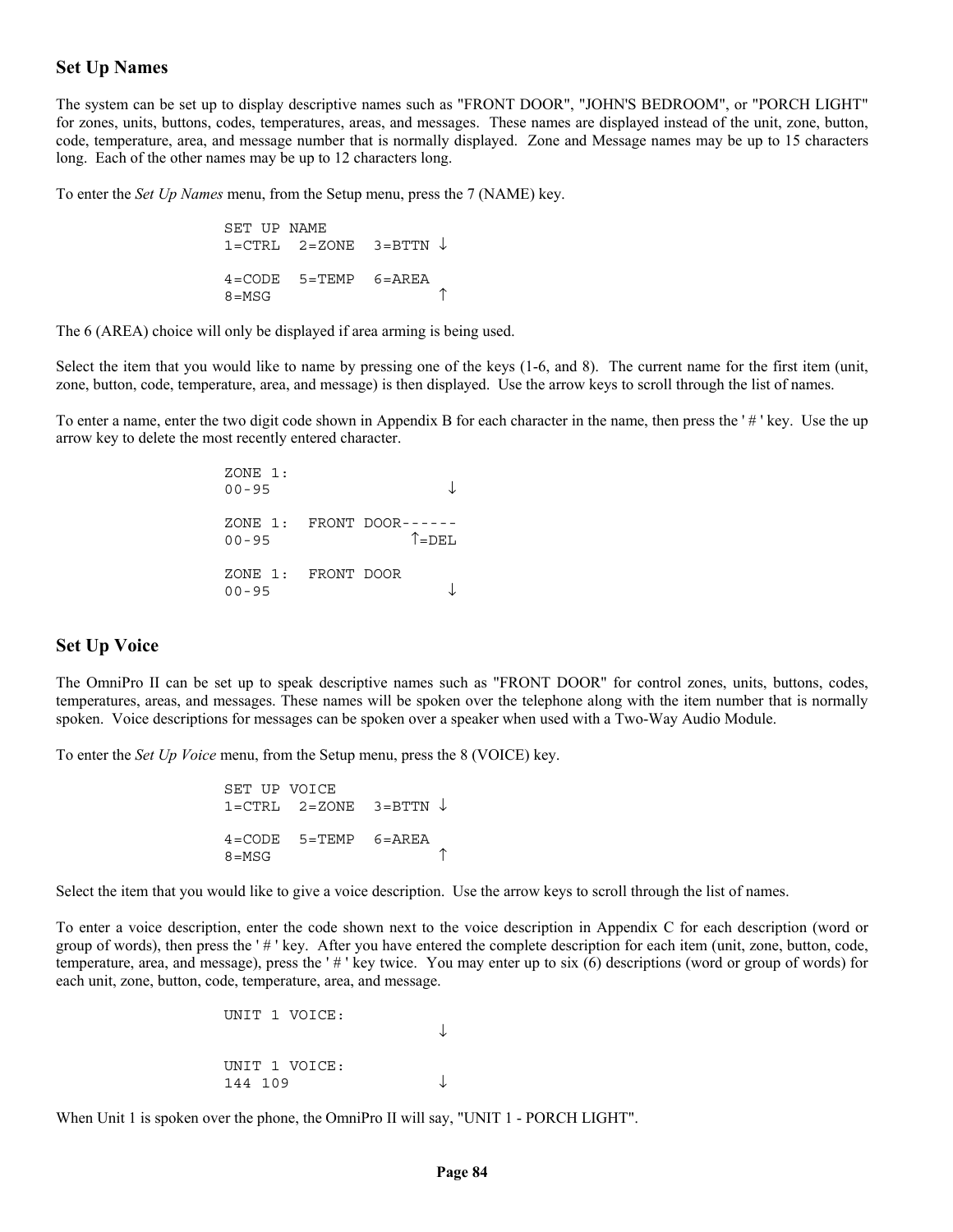## Set Up Names

The system can be set up to display descriptive names such as "FRONT DOOR", "JOHN'S BEDROOM", or "PORCH LIGHT" for zones, units, buttons, codes, temperatures, areas, and messages. These names are displayed instead of the unit, zone, button, code, temperature, area, and message number that is normally displayed. Zone and Message names may be up to 15 characters long. Each of the other names may be up to 12 characters long.

To enter the *Set Up Names* menu, from the Setup menu, press the 7 (NAME) key.

```
SET UP NAME
1=CTRL  2=ZONE  3=BTTN ↓

4=CODE  5=TEMP  6=AREA
8=MSG                  ↑
```

The 6 (AREA) choice will only be displayed if area arming is being used.

Select the item that you would like to name by pressing one of the keys (1-6, and 8). The current name for the first item (unit, zone, button, code, temperature, area, and message) is then displayed. Use the arrow keys to scroll through the list of names.

To enter a name, enter the two digit code shown in Appendix B for each character in the name, then press the ' # ' key. Use the up arrow key to delete the most recently entered character.

```
ZONE 1:
00-95                   ↓

ZONE 1:  FRONT DOOR------
00-95               ↑=DEL

ZONE 1:  FRONT DOOR
00-95                   ↓
```

## Set Up Voice

The OmniPro II can be set up to speak descriptive names such as "FRONT DOOR" for control zones, units, buttons, codes, temperatures, areas, and messages. These names will be spoken over the telephone along with the item number that is normally spoken. Voice descriptions for messages can be spoken over a speaker when used with a Two-Way Audio Module.

To enter the *Set Up Voice* menu, from the Setup menu, press the 8 (VOICE) key.

```
SET UP VOICE
1=CTRL  2=ZONE  3=BTTN ↓

4=CODE  5=TEMP  6=AREA
8=MSG                  ↑
```

Select the item that you would like to give a voice description. Use the arrow keys to scroll through the list of names.

To enter a voice description, enter the code shown next to the voice description in Appendix C for each description (word or group of words), then press the ' # ' key. After you have entered the complete description for each item (unit, zone, button, code, temperature, area, and message), press the ' # ' key twice. You may enter up to six (6) descriptions (word or group of words) for each unit, zone, button, code, temperature, area, and message.

```
UNIT 1 VOICE:
                       ↓

UNIT 1 VOICE:
144 109                ↓
```

When Unit 1 is spoken over the phone, the OmniPro II will say, "UNIT 1 - PORCH LIGHT".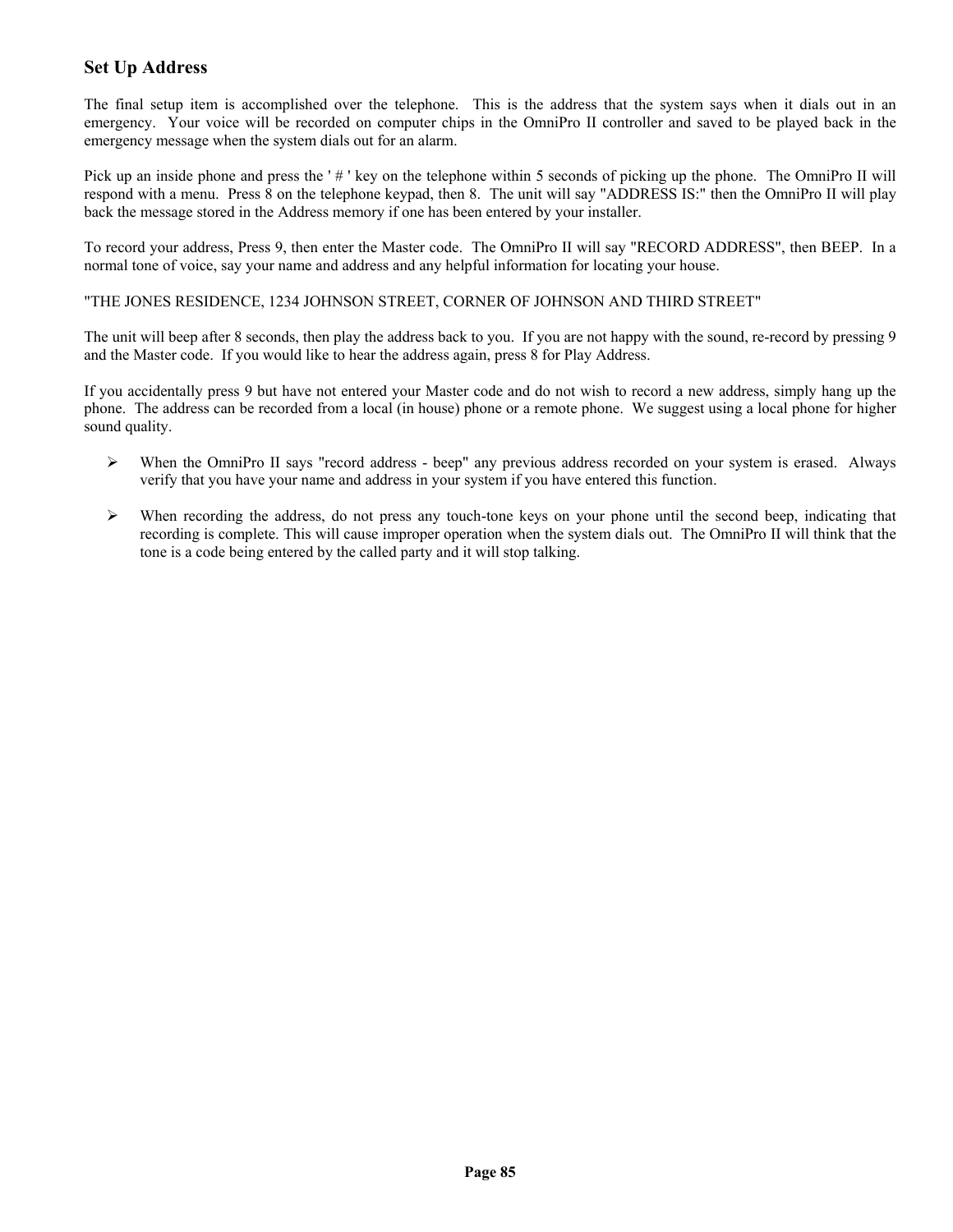## Set Up Address

The final setup item is accomplished over the telephone. This is the address that the system says when it dials out in an emergency. Your voice will be recorded on computer chips in the OmniPro II controller and saved to be played back in the emergency message when the system dials out for an alarm.

Pick up an inside phone and press the ' # ' key on the telephone within 5 seconds of picking up the phone. The OmniPro II will respond with a menu. Press 8 on the telephone keypad, then 8. The unit will say "ADDRESS IS:" then the OmniPro II will play back the message stored in the Address memory if one has been entered by your installer.

To record your address, Press 9, then enter the Master code. The OmniPro II will say "RECORD ADDRESS", then BEEP. In a normal tone of voice, say your name and address and any helpful information for locating your house.

"THE JONES RESIDENCE, 1234 JOHNSON STREET, CORNER OF JOHNSON AND THIRD STREET"

The unit will beep after 8 seconds, then play the address back to you. If you are not happy with the sound, re-record by pressing 9 and the Master code. If you would like to hear the address again, press 8 for Play Address.

If you accidentally press 9 but have not entered your Master code and do not wish to record a new address, simply hang up the phone. The address can be recorded from a local (in house) phone or a remote phone. We suggest using a local phone for higher sound quality.

- When the OmniPro II says "record address - beep" any previous address recorded on your system is erased. Always verify that you have your name and address in your system if you have entered this function.

- When recording the address, do not press any touch-tone keys on your phone until the second beep, indicating that recording is complete. This will cause improper operation when the system dials out. The OmniPro II will think that the tone is a code being entered by the called party and it will stop talking.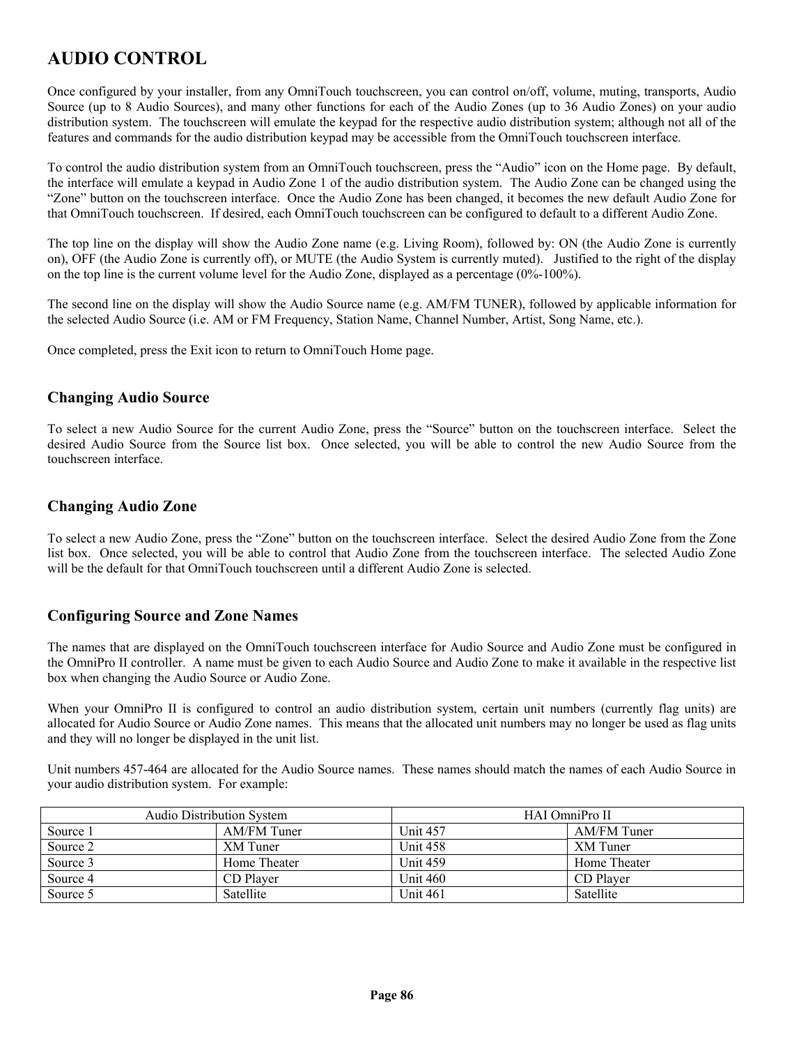# AUDIO CONTROL

Once configured by your installer, from any OmniTouch touchscreen, you can control on/off, volume, muting, transports, Audio Source (up to 8 Audio Sources), and many other functions for each of the Audio Zones (up to 36 Audio Zones) on your audio distribution system. The touchscreen will emulate the keypad for the respective audio distribution system; although not all of the features and commands for the audio distribution keypad may be accessible from the OmniTouch touchscreen interface.

To control the audio distribution system from an OmniTouch touchscreen, press the "Audio" icon on the Home page. By default, the interface will emulate a keypad in Audio Zone 1 of the audio distribution system. The Audio Zone can be changed using the "Zone" button on the touchscreen interface. Once the Audio Zone has been changed, it becomes the new default Audio Zone for that OmniTouch touchscreen. If desired, each OmniTouch touchscreen can be configured to default to a different Audio Zone.

The top line on the display will show the Audio Zone name (e.g. Living Room), followed by: ON (the Audio Zone is currently on), OFF (the Audio Zone is currently off), or MUTE (the Audio System is currently muted). Justified to the right of the display on the top line is the current volume level for the Audio Zone, displayed as a percentage (0%-100%).

The second line on the display will show the Audio Source name (e.g. AM/FM TUNER), followed by applicable information for the selected Audio Source (i.e. AM or FM Frequency, Station Name, Channel Number, Artist, Song Name, etc.).

Once completed, press the Exit icon to return to OmniTouch Home page.

## Changing Audio Source

To select a new Audio Source for the current Audio Zone, press the "Source" button on the touchscreen interface. Select the desired Audio Source from the Source list box. Once selected, you will be able to control the new Audio Source from the touchscreen interface.

## Changing Audio Zone

To select a new Audio Zone, press the "Zone" button on the touchscreen interface. Select the desired Audio Zone from the Zone list box. Once selected, you will be able to control that Audio Zone from the touchscreen interface. The selected Audio Zone will be the default for that OmniTouch touchscreen until a different Audio Zone is selected.

## Configuring Source and Zone Names

The names that are displayed on the OmniTouch touchscreen interface for Audio Source and Audio Zone must be configured in the OmniPro II controller. A name must be given to each Audio Source and Audio Zone to make it available in the respective list box when changing the Audio Source or Audio Zone.

When your OmniPro II is configured to control an audio distribution system, certain unit numbers (currently flag units) are allocated for Audio Source or Audio Zone names. This means that the allocated unit numbers may no longer be used as flag units and they will no longer be displayed in the unit list.

Unit numbers 457-464 are allocated for the Audio Source names. These names should match the names of each Audio Source in your audio distribution system. For example:

| Audio Distribution System | | HAI OmniPro II | |
|---|---|---|---|
| Source 1 | AM/FM Tuner | Unit 457 | AM/FM Tuner |
| Source 2 | XM Tuner | Unit 458 | XM Tuner |
| Source 3 | Home Theater | Unit 459 | Home Theater |
| Source 4 | CD Player | Unit 460 | CD Player |
| Source 5 | Satellite | Unit 461 | Satellite |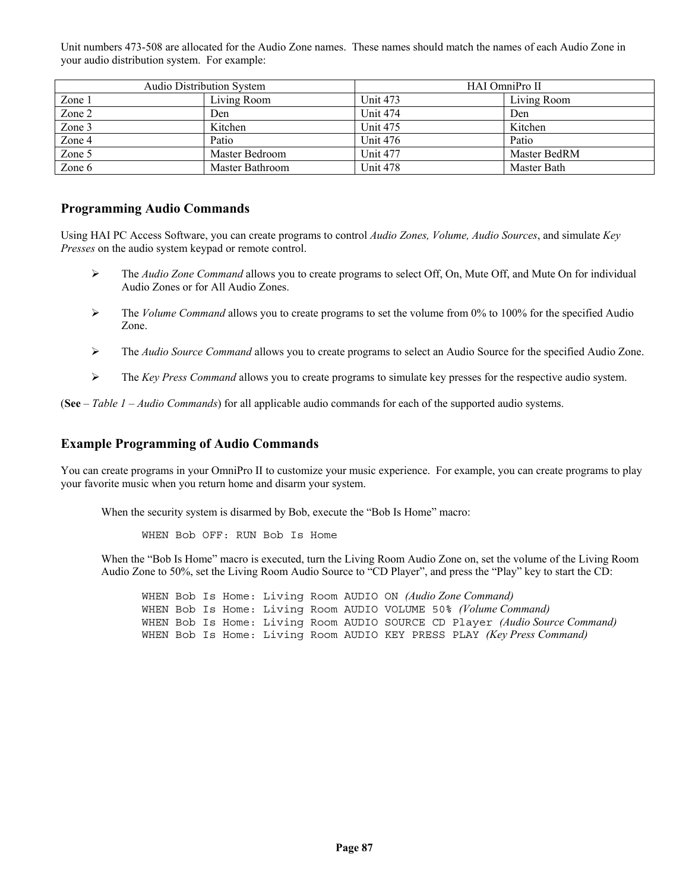Unit numbers 473-508 are allocated for the Audio Zone names. These names should match the names of each Audio Zone in your audio distribution system. For example:

| Audio Distribution System | | HAI OmniPro II | |
|---|---|---|---|
| Zone 1 | Living Room | Unit 473 | Living Room |
| Zone 2 | Den | Unit 474 | Den |
| Zone 3 | Kitchen | Unit 475 | Kitchen |
| Zone 4 | Patio | Unit 476 | Patio |
| Zone 5 | Master Bedroom | Unit 477 | Master BedRM |
| Zone 6 | Master Bathroom | Unit 478 | Master Bath |

## Programming Audio Commands

Using HAI PC Access Software, you can create programs to control *Audio Zones, Volume, Audio Sources*, and simulate *Key Presses* on the audio system keypad or remote control.

- The *Audio Zone Command* allows you to create programs to select Off, On, Mute Off, and Mute On for individual Audio Zones or for All Audio Zones.
- The *Volume Command* allows you to create programs to set the volume from 0% to 100% for the specified Audio Zone.
- The *Audio Source Command* allows you to create programs to select an Audio Source for the specified Audio Zone.
- The *Key Press Command* allows you to create programs to simulate key presses for the respective audio system.

(**See** – *Table 1 – Audio Commands*) for all applicable audio commands for each of the supported audio systems.

## Example Programming of Audio Commands

You can create programs in your OmniPro II to customize your music experience. For example, you can create programs to play your favorite music when you return home and disarm your system.

When the security system is disarmed by Bob, execute the "Bob Is Home" macro:

```
WHEN Bob OFF: RUN Bob Is Home
```

When the "Bob Is Home" macro is executed, turn the Living Room Audio Zone on, set the volume of the Living Room Audio Zone to 50%, set the Living Room Audio Source to "CD Player", and press the "Play" key to start the CD:

```
WHEN Bob Is Home: Living Room AUDIO ON (Audio Zone Command)
WHEN Bob Is Home: Living Room AUDIO VOLUME 50% (Volume Command)
WHEN Bob Is Home: Living Room AUDIO SOURCE CD Player (Audio Source Command)
WHEN Bob Is Home: Living Room AUDIO KEY PRESS PLAY (Key Press Command)
```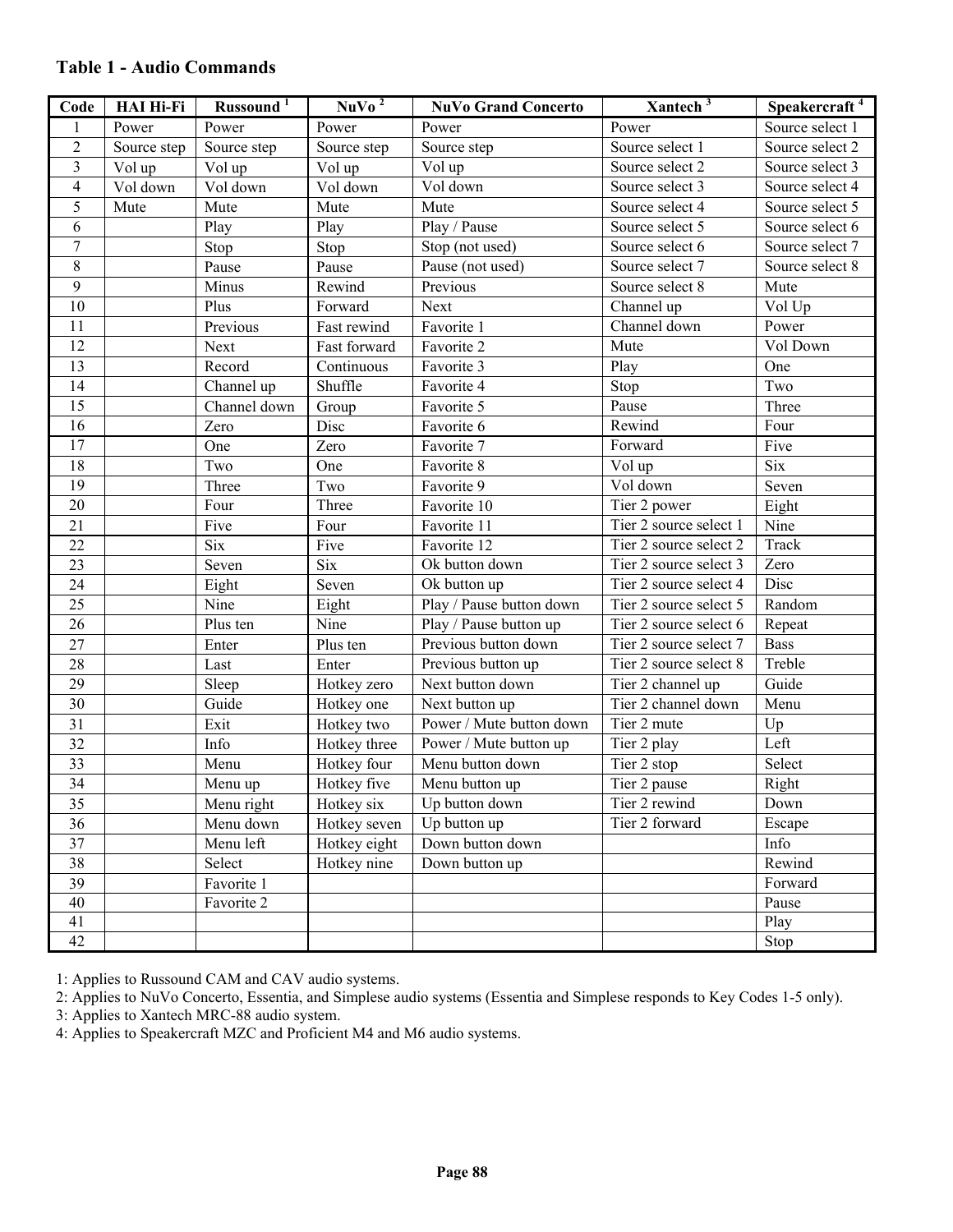## Table 1 - Audio Commands

| Code | HAI Hi-Fi | Russound [1] | NuVo [2] | NuVo Grand Concerto | Xantech [3] | Speakercraft [4] |
|---|---|---|---|---|---|---|
| 1 | Power | Power | Power | Power | Power | Source select 1 |
| 2 | Source step | Source step | Source step | Source step | Source select 1 | Source select 2 |
| 3 | Vol up | Vol up | Vol up | Vol up | Source select 2 | Source select 3 |
| 4 | Vol down | Vol down | Vol down | Vol down | Source select 3 | Source select 4 |
| 5 | Mute | Mute | Mute | Mute | Source select 4 | Source select 5 |
| 6 | | Play | Play | Play / Pause | Source select 5 | Source select 6 |
| 7 | | Stop | Stop | Stop (not used) | Source select 6 | Source select 7 |
| 8 | | Pause | Pause | Pause (not used) | Source select 7 | Source select 8 |
| 9 | | Minus | Rewind | Previous | Source select 8 | Mute |
| 10 | | Plus | Forward | Next | Channel up | Vol Up |
| 11 | | Previous | Fast rewind | Favorite 1 | Channel down | Power |
| 12 | | Next | Fast forward | Favorite 2 | Mute | Vol Down |
| 13 | | Record | Continuous | Favorite 3 | Play | One |
| 14 | | Channel up | Shuffle | Favorite 4 | Stop | Two |
| 15 | | Channel down | Group | Favorite 5 | Pause | Three |
| 16 | | Zero | Disc | Favorite 6 | Rewind | Four |
| 17 | | One | Zero | Favorite 7 | Forward | Five |
| 18 | | Two | One | Favorite 8 | Vol up | Six |
| 19 | | Three | Two | Favorite 9 | Vol down | Seven |
| 20 | | Four | Three | Favorite 10 | Tier 2 power | Eight |
| 21 | | Five | Four | Favorite 11 | Tier 2 source select 1 | Nine |
| 22 | | Six | Five | Favorite 12 | Tier 2 source select 2 | Track |
| 23 | | Seven | Six | Ok button down | Tier 2 source select 3 | Zero |
| 24 | | Eight | Seven | Ok button up | Tier 2 source select 4 | Disc |
| 25 | | Nine | Eight | Play / Pause button down | Tier 2 source select 5 | Random |
| 26 | | Plus ten | Nine | Play / Pause button up | Tier 2 source select 6 | Repeat |
| 27 | | Enter | Plus ten | Previous button down | Tier 2 source select 7 | Bass |
| 28 | | Last | Enter | Previous button up | Tier 2 source select 8 | Treble |
| 29 | | Sleep | Hotkey zero | Next button down | Tier 2 channel up | Guide |
| 30 | | Guide | Hotkey one | Next button up | Tier 2 channel down | Menu |
| 31 | | Exit | Hotkey two | Power / Mute button down | Tier 2 mute | Up |
| 32 | | Info | Hotkey three | Power / Mute button up | Tier 2 play | Left |
| 33 | | Menu | Hotkey four | Menu button down | Tier 2 stop | Select |
| 34 | | Menu up | Hotkey five | Menu button up | Tier 2 pause | Right |
| 35 | | Menu right | Hotkey six | Up button down | Tier 2 rewind | Down |
| 36 | | Menu down | Hotkey seven | Up button up | Tier 2 forward | Escape |
| 37 | | Menu left | Hotkey eight | Down button down | | Info |
| 38 | | Select | Hotkey nine | Down button up | | Rewind |
| 39 | | Favorite 1 | | | | Forward |
| 40 | | Favorite 2 | | | | Pause |
| 41 | | | | | | Play |
| 42 | | | | | | Stop |

1: Applies to Russound CAM and CAV audio systems.

2: Applies to NuVo Concerto, Essentia, and Simplese audio systems (Essentia and Simplese responds to Key Codes 1-5 only).

3: Applies to Xantech MRC-88 audio system.

4: Applies to Speakercraft MZC and Proficient M4 and M6 audio systems.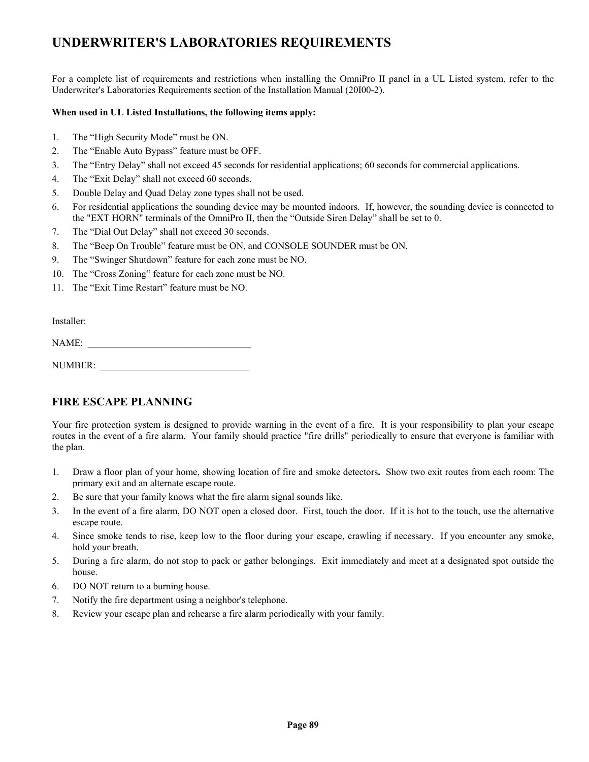# UNDERWRITER'S LABORATORIES REQUIREMENTS

For a complete list of requirements and restrictions when installing the OmniPro II panel in a UL Listed system, refer to the Underwriter's Laboratories Requirements section of the Installation Manual (20I00-2).

**When used in UL Listed Installations, the following items apply:**

1. The “High Security Mode” must be ON.
2. The “Enable Auto Bypass” feature must be OFF.
3. The “Entry Delay” shall not exceed 45 seconds for residential applications; 60 seconds for commercial applications.
4. The “Exit Delay” shall not exceed 60 seconds.
5. Double Delay and Quad Delay zone types shall not be used.
6. For residential applications the sounding device may be mounted indoors. If, however, the sounding device is connected to the "EXT HORN" terminals of the OmniPro II, then the “Outside Siren Delay” shall be set to 0.
7. The “Dial Out Delay” shall not exceed 30 seconds.
8. The “Beep On Trouble” feature must be ON, and CONSOLE SOUNDER must be ON.
9. The “Swinger Shutdown” feature for each zone must be NO.
10. The “Cross Zoning” feature for each zone must be NO.
11. The “Exit Time Restart” feature must be NO.

Installer:

NAME: ___________________________________

NUMBER: ________________________________

# FIRE ESCAPE PLANNING

Your fire protection system is designed to provide warning in the event of a fire. It is your responsibility to plan your escape routes in the event of a fire alarm. Your family should practice "fire drills" periodically to ensure that everyone is familiar with the plan.

1. Draw a floor plan of your home, showing location of fire and smoke detectors**.** Show two exit routes from each room: The primary exit and an alternate escape route.
2. Be sure that your family knows what the fire alarm signal sounds like.
3. In the event of a fire alarm, DO NOT open a closed door. First, touch the door. If it is hot to the touch, use the alternative escape route.
4. Since smoke tends to rise, keep low to the floor during your escape, crawling if necessary. If you encounter any smoke, hold your breath.
5. During a fire alarm, do not stop to pack or gather belongings. Exit immediately and meet at a designated spot outside the house.
6. DO NOT return to a burning house.
7. Notify the fire department using a neighbor's telephone.
8. Review your escape plan and rehearse a fire alarm periodically with your family.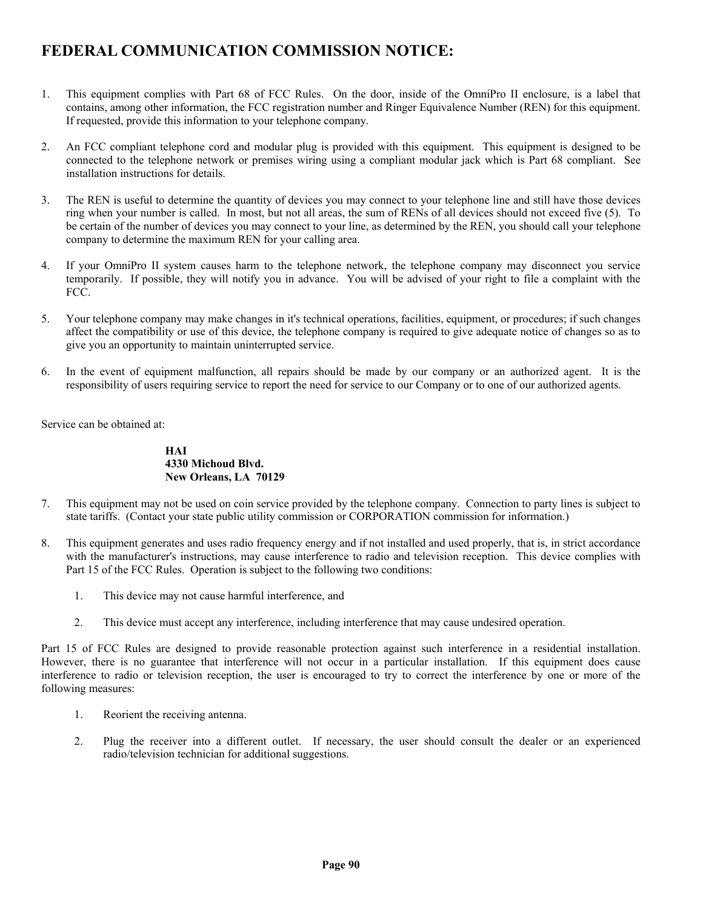# FEDERAL COMMUNICATION COMMISSION NOTICE:

1. This equipment complies with Part 68 of FCC Rules. On the door, inside of the OmniPro II enclosure, is a label that contains, among other information, the FCC registration number and Ringer Equivalence Number (REN) for this equipment. If requested, provide this information to your telephone company.

2. An FCC compliant telephone cord and modular plug is provided with this equipment. This equipment is designed to be connected to the telephone network or premises wiring using a compliant modular jack which is Part 68 compliant. See installation instructions for details.

3. The REN is useful to determine the quantity of devices you may connect to your telephone line and still have those devices ring when your number is called. In most, but not all areas, the sum of RENs of all devices should not exceed five (5). To be certain of the number of devices you may connect to your line, as determined by the REN, you should call your telephone company to determine the maximum REN for your calling area.

4. If your OmniPro II system causes harm to the telephone network, the telephone company may disconnect you service temporarily. If possible, they will notify you in advance. You will be advised of your right to file a complaint with the FCC.

5. Your telephone company may make changes in it's technical operations, facilities, equipment, or procedures; if such changes affect the compatibility or use of this device, the telephone company is required to give adequate notice of changes so as to give you an opportunity to maintain uninterrupted service.

6. In the event of equipment malfunction, all repairs should be made by our company or an authorized agent. It is the responsibility of users requiring service to report the need for service to our Company or to one of our authorized agents.

Service can be obtained at:

> **HAI**
> **4330 Michoud Blvd.**
> **New Orleans, LA 70129**

7. This equipment may not be used on coin service provided by the telephone company. Connection to party lines is subject to state tariffs. (Contact your state public utility commission or CORPORATION commission for information.)

8. This equipment generates and uses radio frequency energy and if not installed and used properly, that is, in strict accordance with the manufacturer's instructions, may cause interference to radio and television reception. This device complies with Part 15 of the FCC Rules. Operation is subject to the following two conditions:

    1. This device may not cause harmful interference, and

    2. This device must accept any interference, including interference that may cause undesired operation.

Part 15 of FCC Rules are designed to provide reasonable protection against such interference in a residential installation. However, there is no guarantee that interference will not occur in a particular installation. If this equipment does cause interference to radio or television reception, the user is encouraged to try to correct the interference by one or more of the following measures:

1. Reorient the receiving antenna.

2. Plug the receiver into a different outlet. If necessary, the user should consult the dealer or an experienced radio/television technician for additional suggestions.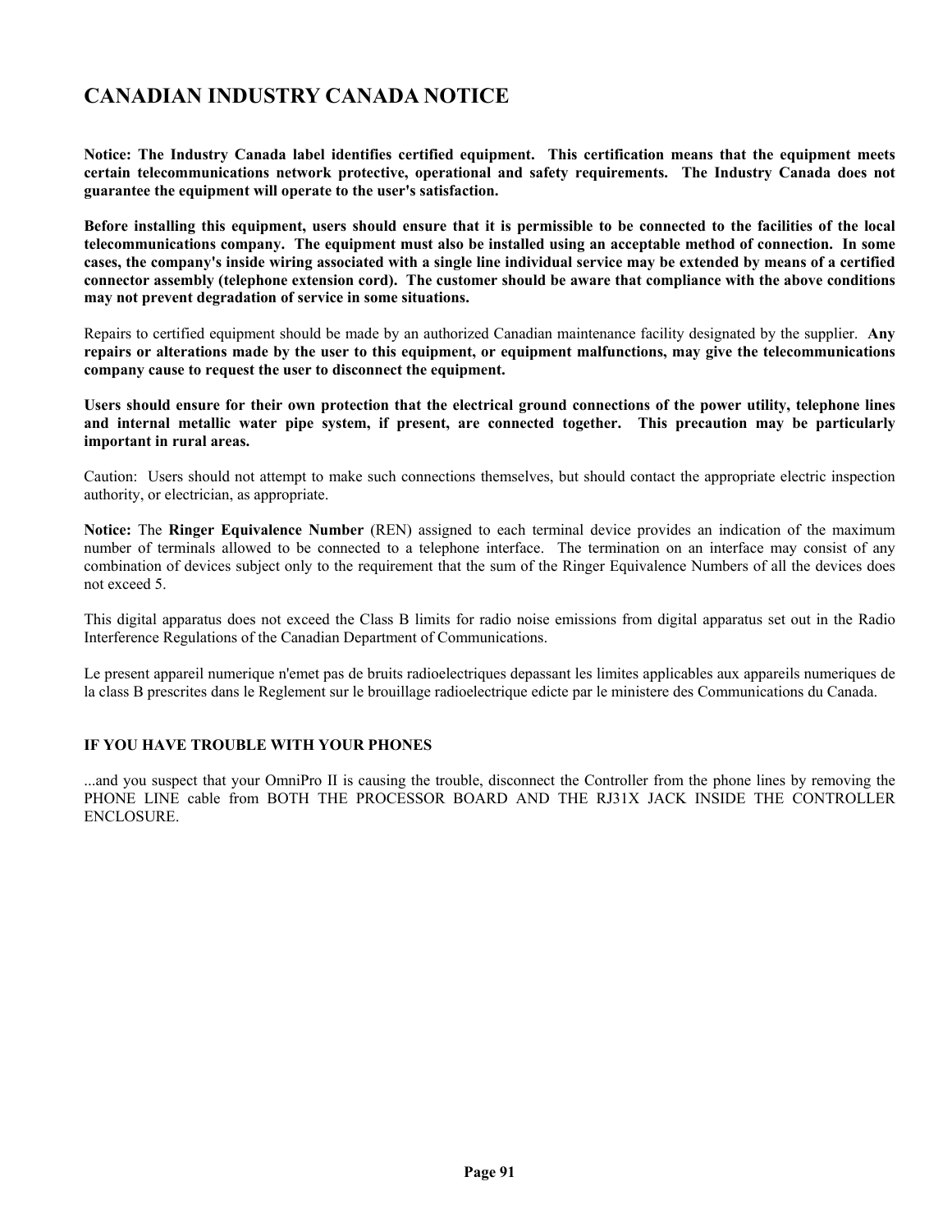# CANADIAN INDUSTRY CANADA NOTICE

**Notice: The Industry Canada label identifies certified equipment. This certification means that the equipment meets certain telecommunications network protective, operational and safety requirements. The Industry Canada does not guarantee the equipment will operate to the user's satisfaction.**

**Before installing this equipment, users should ensure that it is permissible to be connected to the facilities of the local telecommunications company. The equipment must also be installed using an acceptable method of connection. In some cases, the company's inside wiring associated with a single line individual service may be extended by means of a certified connector assembly (telephone extension cord). The customer should be aware that compliance with the above conditions may not prevent degradation of service in some situations.**

Repairs to certified equipment should be made by an authorized Canadian maintenance facility designated by the supplier. **Any repairs or alterations made by the user to this equipment, or equipment malfunctions, may give the telecommunications company cause to request the user to disconnect the equipment.**

**Users should ensure for their own protection that the electrical ground connections of the power utility, telephone lines and internal metallic water pipe system, if present, are connected together. This precaution may be particularly important in rural areas.**

Caution: Users should not attempt to make such connections themselves, but should contact the appropriate electric inspection authority, or electrician, as appropriate.

**Notice:** The **Ringer Equivalence Number** (REN) assigned to each terminal device provides an indication of the maximum number of terminals allowed to be connected to a telephone interface. The termination on an interface may consist of any combination of devices subject only to the requirement that the sum of the Ringer Equivalence Numbers of all the devices does not exceed 5.

This digital apparatus does not exceed the Class B limits for radio noise emissions from digital apparatus set out in the Radio Interference Regulations of the Canadian Department of Communications.

Le present appareil numerique n'emet pas de bruits radioelectriques depassant les limites applicables aux appareils numeriques de la class B prescrites dans le Reglement sur le brouillage radioelectrique edicte par le ministere des Communications du Canada.

### IF YOU HAVE TROUBLE WITH YOUR PHONES

...and you suspect that your OmniPro II is causing the trouble, disconnect the Controller from the phone lines by removing the PHONE LINE cable from BOTH THE PROCESSOR BOARD AND THE RJ31X JACK INSIDE THE CONTROLLER ENCLOSURE.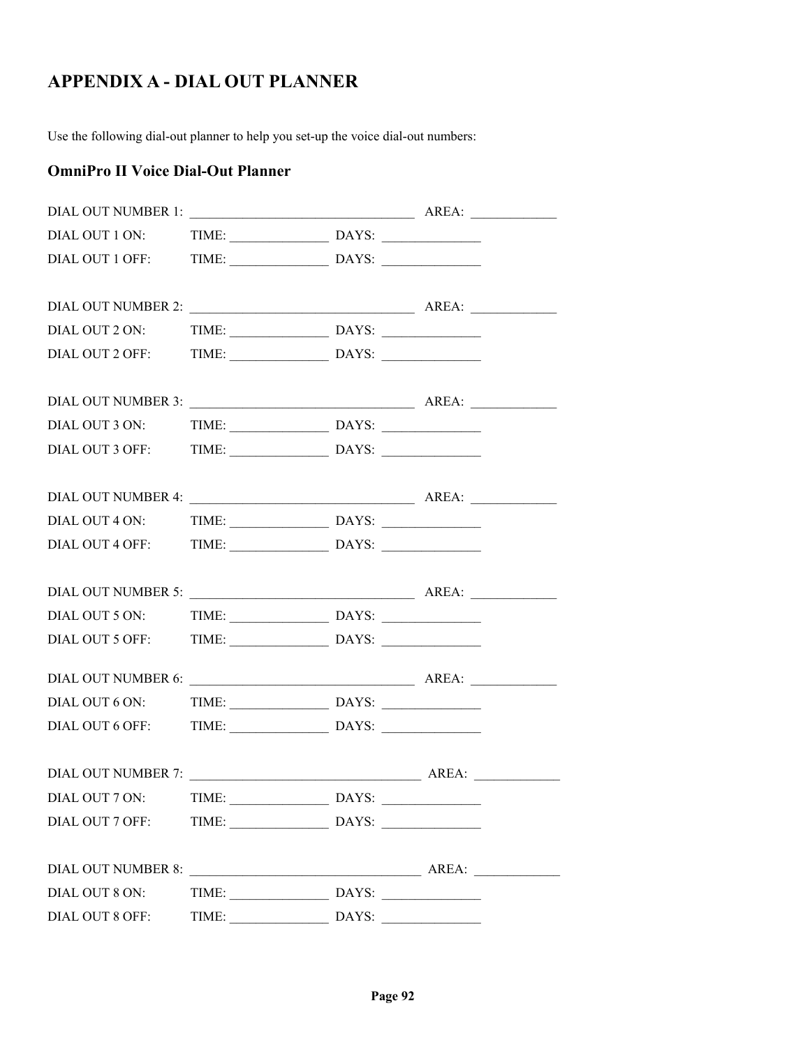# APPENDIX A - DIAL OUT PLANNER

Use the following dial-out planner to help you set-up the voice dial-out numbers:

## OmniPro II Voice Dial-Out Planner

DIAL OUT NUMBER 1: _________________________________ AREA: _____________
DIAL OUT 1 ON: TIME: _______________ DAYS: _______________
DIAL OUT 1 OFF: TIME: _______________ DAYS: _______________

DIAL OUT NUMBER 2: _________________________________ AREA: _____________
DIAL OUT 2 ON: TIME: _______________ DAYS: _______________
DIAL OUT 2 OFF: TIME: _______________ DAYS: _______________

DIAL OUT NUMBER 3: _________________________________ AREA: _____________
DIAL OUT 3 ON: TIME: _______________ DAYS: _______________
DIAL OUT 3 OFF: TIME: _______________ DAYS: _______________

DIAL OUT NUMBER 4: _________________________________ AREA: _____________
DIAL OUT 4 ON: TIME: _______________ DAYS: _______________
DIAL OUT 4 OFF: TIME: _______________ DAYS: _______________

DIAL OUT NUMBER 5: _________________________________ AREA: _____________
DIAL OUT 5 ON: TIME: _______________ DAYS: _______________
DIAL OUT 5 OFF: TIME: _______________ DAYS: _______________

DIAL OUT NUMBER 6: _________________________________ AREA: _____________
DIAL OUT 6 ON: TIME: _______________ DAYS: _______________
DIAL OUT 6 OFF: TIME: _______________ DAYS: _______________

DIAL OUT NUMBER 7: _________________________________ AREA: _____________
DIAL OUT 7 ON: TIME: _______________ DAYS: _______________
DIAL OUT 7 OFF: TIME: _______________ DAYS: _______________

DIAL OUT NUMBER 8: _________________________________ AREA: _____________
DIAL OUT 8 ON: TIME: _______________ DAYS: _______________
DIAL OUT 8 OFF: TIME: _______________ DAYS: _______________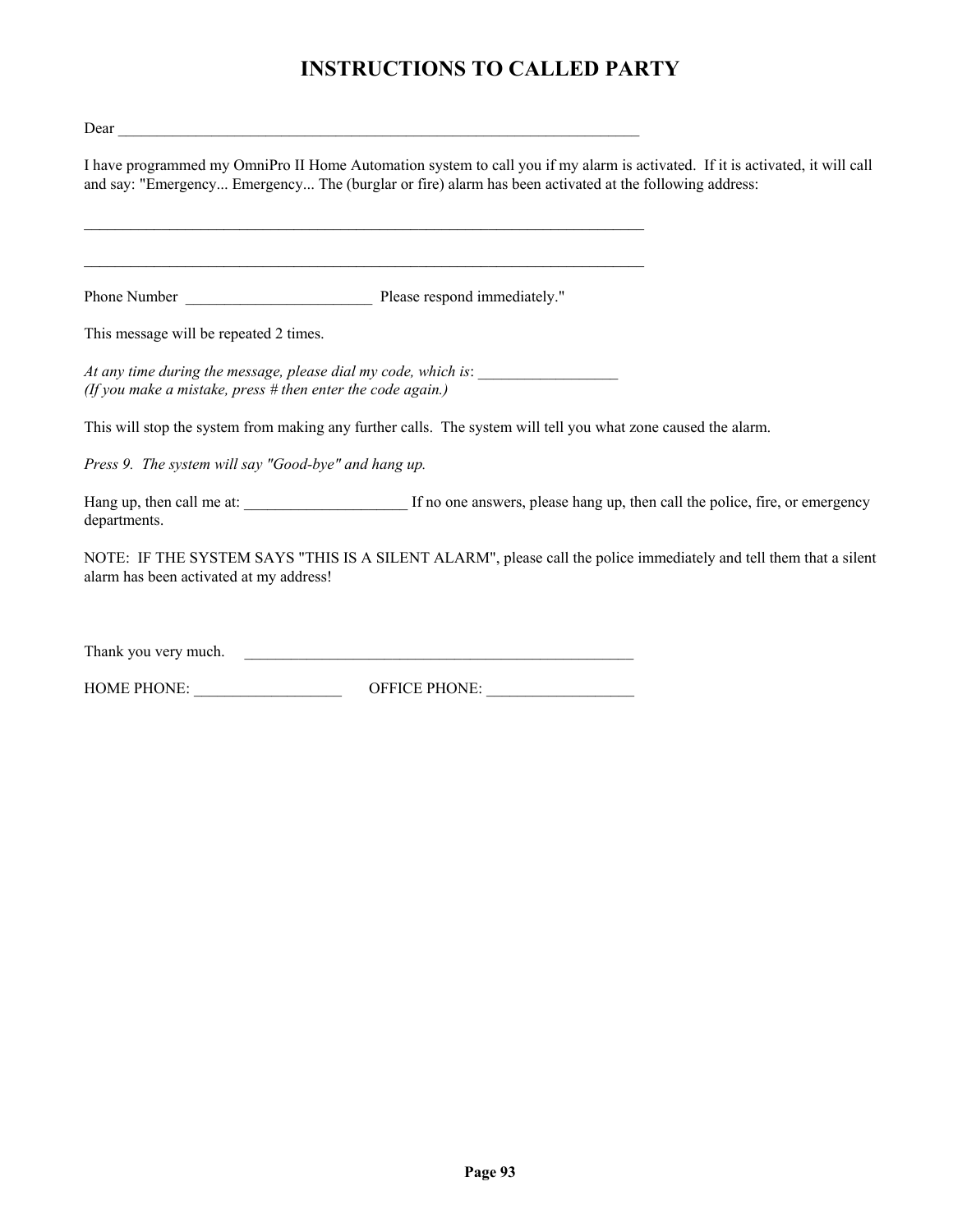# INSTRUCTIONS TO CALLED PARTY

Dear ______________________________________________________________________

I have programmed my OmniPro II Home Automation system to call you if my alarm is activated. If it is activated, it will call and say: "Emergency... Emergency... The (burglar or fire) alarm has been activated at the following address:

___________________________________________________________________________

___________________________________________________________________________

Phone Number ________________________ Please respond immediately."

This message will be repeated 2 times.

*At any time during the message, please dial my code, which is*: __________________
*(If you make a mistake, press # then enter the code again.)*

This will stop the system from making any further calls. The system will tell you what zone caused the alarm.

*Press 9. The system will say "Good-bye" and hang up.*

Hang up, then call me at: _____________________ If no one answers, please hang up, then call the police, fire, or emergency departments.

NOTE: IF THE SYSTEM SAYS "THIS IS A SILENT ALARM", please call the police immediately and tell them that a silent alarm has been activated at my address!

Thank you very much. ____________________________________________________

HOME PHONE: ___________________ OFFICE PHONE: ___________________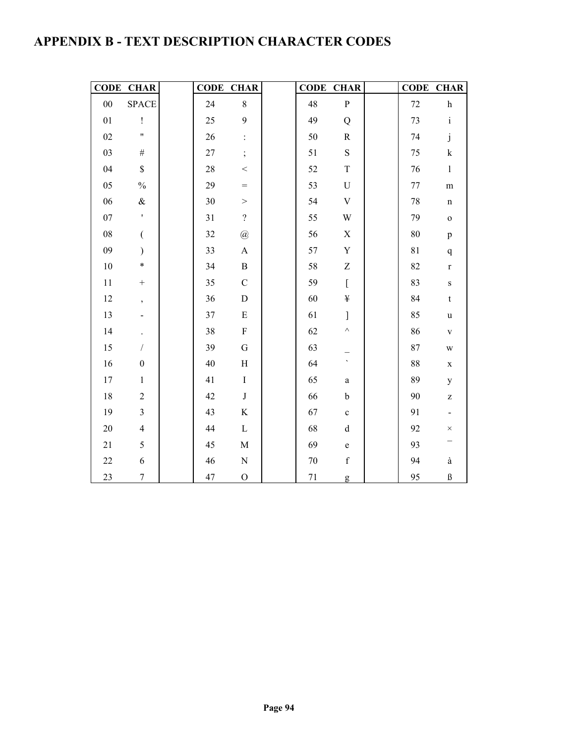# APPENDIX B - TEXT DESCRIPTION CHARACTER CODES

| CODE | CHAR | | CODE | CHAR | | CODE | CHAR | | CODE | CHAR |
|---|---|---|---|---|---|---|---|---|---|---|
| 00 | SPACE | | 24 | 8 | | 48 | P | | 72 | h |
| 01 | ! | | 25 | 9 | | 49 | Q | | 73 | i |
| 02 | " | | 26 | : | | 50 | R | | 74 | j |
| 03 | # | | 27 | ; | | 51 | S | | 75 | k |
| 04 | $ | | 28 | < | | 52 | T | | 76 | l |
| 05 | % | | 29 | = | | 53 | U | | 77 | m |
| 06 | & | | 30 | > | | 54 | V | | 78 | n |
| 07 | ' | | 31 | ? | | 55 | W | | 79 | o |
| 08 | ( | | 32 | @ | | 56 | X | | 80 | p |
| 09 | ) | | 33 | A | | 57 | Y | | 81 | q |
| 10 | * | | 34 | B | | 58 | Z | | 82 | r |
| 11 | + | | 35 | C | | 59 | [ | | 83 | s |
| 12 | , | | 36 | D | | 60 | ¥ | | 84 | t |
| 13 | - | | 37 | E | | 61 | ] | | 85 | u |
| 14 | . | | 38 | F | | 62 | ^ | | 86 | v |
| 15 | / | | 39 | G | | 63 | _ | | 87 | w |
| 16 | 0 | | 40 | H | | 64 | ` | | 88 | x |
| 17 | 1 | | 41 | I | | 65 | a | | 89 | y |
| 18 | 2 | | 42 | J | | 66 | b | | 90 | z |
| 19 | 3 | | 43 | K | | 67 | c | | 91 | - |
| 20 | 4 | | 44 | L | | 68 | d | | 92 | × |
| 21 | 5 | | 45 | M | | 69 | e | | 93 | ¯ |
| 22 | 6 | | 46 | N | | 70 | f | | 94 | à |
| 23 | 7 | | 47 | O | | 71 | g | | 95 | ß |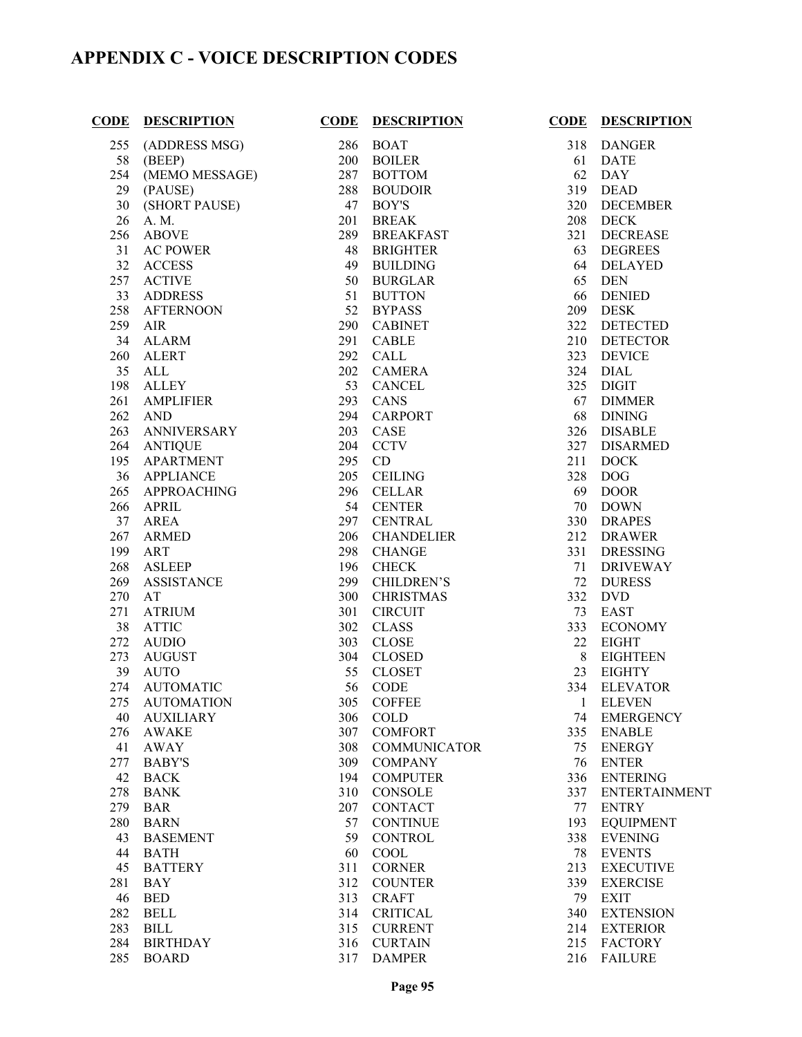# APPENDIX C - VOICE DESCRIPTION CODES

| CODE | DESCRIPTION |
|---|---|
| 255 | (ADDRESS MSG) |
| 58 | (BEEP) |
| 254 | (MEMO MESSAGE) |
| 29 | (PAUSE) |
| 30 | (SHORT PAUSE) |
| 26 | A. M. |
| 256 | ABOVE |
| 31 | AC POWER |
| 32 | ACCESS |
| 257 | ACTIVE |
| 33 | ADDRESS |
| 258 | AFTERNOON |
| 259 | AIR |
| 34 | ALARM |
| 260 | ALERT |
| 35 | ALL |
| 198 | ALLEY |
| 261 | AMPLIFIER |
| 262 | AND |
| 263 | ANNIVERSARY |
| 264 | ANTIQUE |
| 195 | APARTMENT |
| 36 | APPLIANCE |
| 265 | APPROACHING |
| 266 | APRIL |
| 37 | AREA |
| 267 | ARMED |
| 199 | ART |
| 268 | ASLEEP |
| 269 | ASSISTANCE |
| 270 | AT |
| 271 | ATRIUM |
| 38 | ATTIC |
| 272 | AUDIO |
| 273 | AUGUST |
| 39 | AUTO |
| 274 | AUTOMATIC |
| 275 | AUTOMATION |
| 40 | AUXILIARY |
| 276 | AWAKE |
| 41 | AWAY |
| 277 | BABY'S |
| 42 | BACK |
| 278 | BANK |
| 279 | BAR |
| 280 | BARN |
| 43 | BASEMENT |
| 44 | BATH |
| 45 | BATTERY |
| 281 | BAY |
| 46 | BED |
| 282 | BELL |
| 283 | BILL |
| 284 | BIRTHDAY |
| 285 | BOARD |
| 286 | BOAT |
| 200 | BOILER |
| 287 | BOTTOM |
| 288 | BOUDOIR |
| 47 | BOY'S |
| 201 | BREAK |
| 289 | BREAKFAST |
| 48 | BRIGHTER |
| 49 | BUILDING |
| 50 | BURGLAR |
| 51 | BUTTON |
| 52 | BYPASS |
| 290 | CABINET |
| 291 | CABLE |
| 292 | CALL |
| 202 | CAMERA |
| 53 | CANCEL |
| 293 | CANS |
| 294 | CARPORT |
| 203 | CASE |
| 204 | CCTV |
| 295 | CD |
| 205 | CEILING |
| 296 | CELLAR |
| 54 | CENTER |
| 297 | CENTRAL |
| 206 | CHANDELIER |
| 298 | CHANGE |
| 196 | CHECK |
| 299 | CHILDREN'S |
| 300 | CHRISTMAS |
| 301 | CIRCUIT |
| 302 | CLASS |
| 303 | CLOSE |
| 304 | CLOSED |
| 55 | CLOSET |
| 56 | CODE |
| 305 | COFFEE |
| 306 | COLD |
| 307 | COMFORT |
| 308 | COMMUNICATOR |
| 309 | COMPANY |
| 194 | COMPUTER |
| 310 | CONSOLE |
| 207 | CONTACT |
| 57 | CONTINUE |
| 59 | CONTROL |
| 60 | COOL |
| 311 | CORNER |
| 312 | COUNTER |
| 313 | CRAFT |
| 314 | CRITICAL |
| 315 | CURRENT |
| 316 | CURTAIN |
| 317 | DAMPER |
| 318 | DANGER |
| 61 | DATE |
| 62 | DAY |
| 319 | DEAD |
| 320 | DECEMBER |
| 208 | DECK |
| 321 | DECREASE |
| 63 | DEGREES |
| 64 | DELAYED |
| 65 | DEN |
| 66 | DENIED |
| 209 | DESK |
| 322 | DETECTED |
| 210 | DETECTOR |
| 323 | DEVICE |
| 324 | DIAL |
| 325 | DIGIT |
| 67 | DIMMER |
| 68 | DINING |
| 326 | DISABLE |
| 327 | DISARMED |
| 211 | DOCK |
| 328 | DOG |
| 69 | DOOR |
| 70 | DOWN |
| 330 | DRAPES |
| 212 | DRAWER |
| 331 | DRESSING |
| 71 | DRIVEWAY |
| 72 | DURESS |
| 332 | DVD |
| 73 | EAST |
| 333 | ECONOMY |
| 22 | EIGHT |
| 8 | EIGHTEEN |
| 23 | EIGHTY |
| 334 | ELEVATOR |
| 1 | ELEVEN |
| 74 | EMERGENCY |
| 335 | ENABLE |
| 75 | ENERGY |
| 76 | ENTER |
| 336 | ENTERING |
| 337 | ENTERTAINMENT |
| 77 | ENTRY |
| 193 | EQUIPMENT |
| 338 | EVENING |
| 78 | EVENTS |
| 213 | EXECUTIVE |
| 339 | EXERCISE |
| 79 | EXIT |
| 340 | EXTENSION |
| 214 | EXTERIOR |
| 215 | FACTORY |
| 216 | FAILURE |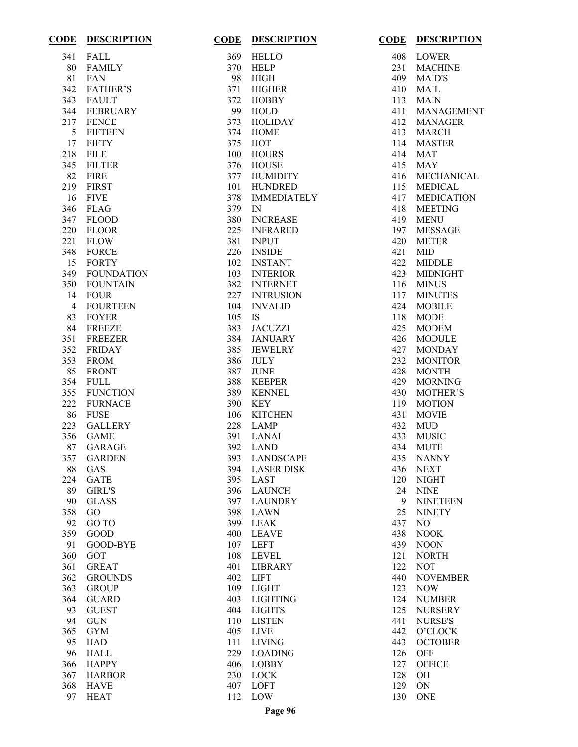| CODE | DESCRIPTION | CODE | DESCRIPTION | CODE | DESCRIPTION |
|---|---|---|---|---|---|
| 341 | FALL | 369 | HELLO | 408 | LOWER |
| 80 | FAMILY | 370 | HELP | 231 | MACHINE |
| 81 | FAN | 98 | HIGH | 409 | MAID'S |
| 342 | FATHER'S | 371 | HIGHER | 410 | MAIL |
| 343 | FAULT | 372 | HOBBY | 113 | MAIN |
| 344 | FEBRUARY | 99 | HOLD | 411 | MANAGEMENT |
| 217 | FENCE | 373 | HOLIDAY | 412 | MANAGER |
| 5 | FIFTEEN | 374 | HOME | 413 | MARCH |
| 17 | FIFTY | 375 | HOT | 114 | MASTER |
| 218 | FILE | 100 | HOURS | 414 | MAT |
| 345 | FILTER | 376 | HOUSE | 415 | MAY |
| 82 | FIRE | 377 | HUMIDITY | 416 | MECHANICAL |
| 219 | FIRST | 101 | HUNDRED | 115 | MEDICAL |
| 16 | FIVE | 378 | IMMEDIATELY | 417 | MEDICATION |
| 346 | FLAG | 379 | IN | 418 | MEETING |
| 347 | FLOOD | 380 | INCREASE | 419 | MENU |
| 220 | FLOOR | 225 | INFRARED | 197 | MESSAGE |
| 221 | FLOW | 381 | INPUT | 420 | METER |
| 348 | FORCE | 226 | INSIDE | 421 | MID |
| 15 | FORTY | 102 | INSTANT | 422 | MIDDLE |
| 349 | FOUNDATION | 103 | INTERIOR | 423 | MIDNIGHT |
| 350 | FOUNTAIN | 382 | INTERNET | 116 | MINUS |
| 14 | FOUR | 227 | INTRUSION | 117 | MINUTES |
| 4 | FOURTEEN | 104 | INVALID | 424 | MOBILE |
| 83 | FOYER | 105 | IS | 118 | MODE |
| 84 | FREEZE | 383 | JACUZZI | 425 | MODEM |
| 351 | FREEZER | 384 | JANUARY | 426 | MODULE |
| 352 | FRIDAY | 385 | JEWELRY | 427 | MONDAY |
| 353 | FROM | 386 | JULY | 232 | MONITOR |
| 85 | FRONT | 387 | JUNE | 428 | MONTH |
| 354 | FULL | 388 | KEEPER | 429 | MORNING |
| 355 | FUNCTION | 389 | KENNEL | 430 | MOTHER'S |
| 222 | FURNACE | 390 | KEY | 119 | MOTION |
| 86 | FUSE | 106 | KITCHEN | 431 | MOVIE |
| 223 | GALLERY | 228 | LAMP | 432 | MUD |
| 356 | GAME | 391 | LANAI | 433 | MUSIC |
| 87 | GARAGE | 392 | LAND | 434 | MUTE |
| 357 | GARDEN | 393 | LANDSCAPE | 435 | NANNY |
| 88 | GAS | 394 | LASER DISK | 436 | NEXT |
| 224 | GATE | 395 | LAST | 120 | NIGHT |
| 89 | GIRL'S | 396 | LAUNCH | 24 | NINE |
| 90 | GLASS | 397 | LAUNDRY | 9 | NINETEEN |
| 358 | GO | 398 | LAWN | 25 | NINETY |
| 92 | GO TO | 399 | LEAK | 437 | NO |
| 359 | GOOD | 400 | LEAVE | 438 | NOOK |
| 91 | GOOD-BYE | 107 | LEFT | 439 | NOON |
| 360 | GOT | 108 | LEVEL | 121 | NORTH |
| 361 | GREAT | 401 | LIBRARY | 122 | NOT |
| 362 | GROUNDS | 402 | LIFT | 440 | NOVEMBER |
| 363 | GROUP | 109 | LIGHT | 123 | NOW |
| 364 | GUARD | 403 | LIGHTING | 124 | NUMBER |
| 93 | GUEST | 404 | LIGHTS | 125 | NURSERY |
| 94 | GUN | 110 | LISTEN | 441 | NURSE'S |
| 365 | GYM | 405 | LIVE | 442 | O'CLOCK |
| 95 | HAD | 111 | LIVING | 443 | OCTOBER |
| 96 | HALL | 229 | LOADING | 126 | OFF |
| 366 | HAPPY | 406 | LOBBY | 127 | OFFICE |
| 367 | HARBOR | 230 | LOCK | 128 | OH |
| 368 | HAVE | 407 | LOFT | 129 | ON |
| 97 | HEAT | 112 | LOW | 130 | ONE |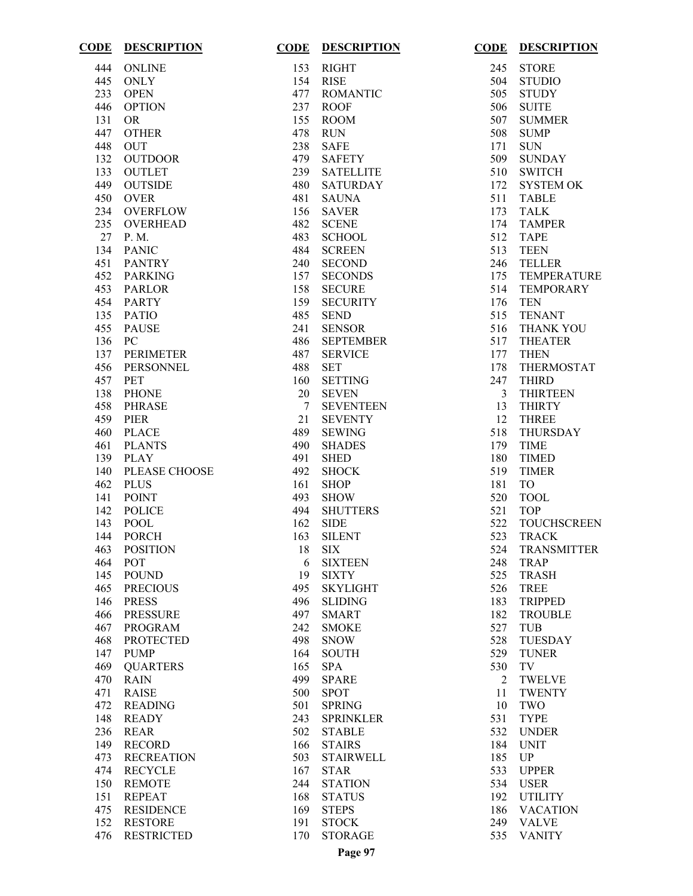| CODE | DESCRIPTION |
|---|---|
| 444 | ONLINE |
| 445 | ONLY |
| 233 | OPEN |
| 446 | OPTION |
| 131 | OR |
| 447 | OTHER |
| 448 | OUT |
| 132 | OUTDOOR |
| 133 | OUTLET |
| 449 | OUTSIDE |
| 450 | OVER |
| 234 | OVERFLOW |
| 235 | OVERHEAD |
| 27 | P. M. |
| 134 | PANIC |
| 451 | PANTRY |
| 452 | PARKING |
| 453 | PARLOR |
| 454 | PARTY |
| 135 | PATIO |
| 455 | PAUSE |
| 136 | PC |
| 137 | PERIMETER |
| 456 | PERSONNEL |
| 457 | PET |
| 138 | PHONE |
| 458 | PHRASE |
| 459 | PIER |
| 460 | PLACE |
| 461 | PLANTS |
| 139 | PLAY |
| 140 | PLEASE CHOOSE |
| 462 | PLUS |
| 141 | POINT |
| 142 | POLICE |
| 143 | POOL |
| 144 | PORCH |
| 463 | POSITION |
| 464 | POT |
| 145 | POUND |
| 465 | PRECIOUS |
| 146 | PRESS |
| 466 | PRESSURE |
| 467 | PROGRAM |
| 468 | PROTECTED |
| 147 | PUMP |
| 469 | QUARTERS |
| 470 | RAIN |
| 471 | RAISE |
| 472 | READING |
| 148 | READY |
| 236 | REAR |
| 149 | RECORD |
| 473 | RECREATION |
| 474 | RECYCLE |
| 150 | REMOTE |
| 151 | REPEAT |
| 475 | RESIDENCE |
| 152 | RESTORE |
| 476 | RESTRICTED |

| CODE | DESCRIPTION |
|---|---|
| 153 | RIGHT |
| 154 | RISE |
| 477 | ROMANTIC |
| 237 | ROOF |
| 155 | ROOM |
| 478 | RUN |
| 238 | SAFE |
| 479 | SAFETY |
| 239 | SATELLITE |
| 480 | SATURDAY |
| 481 | SAUNA |
| 156 | SAVER |
| 482 | SCENE |
| 483 | SCHOOL |
| 484 | SCREEN |
| 240 | SECOND |
| 157 | SECONDS |
| 158 | SECURE |
| 159 | SECURITY |
| 485 | SEND |
| 241 | SENSOR |
| 486 | SEPTEMBER |
| 487 | SERVICE |
| 488 | SET |
| 160 | SETTING |
| 20 | SEVEN |
| 7 | SEVENTEEN |
| 21 | SEVENTY |
| 489 | SEWING |
| 490 | SHADES |
| 491 | SHED |
| 492 | SHOCK |
| 161 | SHOP |
| 493 | SHOW |
| 494 | SHUTTERS |
| 162 | SIDE |
| 163 | SILENT |
| 18 | SIX |
| 6 | SIXTEEN |
| 19 | SIXTY |
| 495 | SKYLIGHT |
| 496 | SLIDING |
| 497 | SMART |
| 242 | SMOKE |
| 498 | SNOW |
| 164 | SOUTH |
| 165 | SPA |
| 499 | SPARE |
| 500 | SPOT |
| 501 | SPRING |
| 243 | SPRINKLER |
| 502 | STABLE |
| 166 | STAIRS |
| 503 | STAIRWELL |
| 167 | STAR |
| 244 | STATION |
| 168 | STATUS |
| 169 | STEPS |
| 191 | STOCK |
| 170 | STORAGE |

| CODE | DESCRIPTION |
|---|---|
| 245 | STORE |
| 504 | STUDIO |
| 505 | STUDY |
| 506 | SUITE |
| 507 | SUMMER |
| 508 | SUMP |
| 171 | SUN |
| 509 | SUNDAY |
| 510 | SWITCH |
| 172 | SYSTEM OK |
| 511 | TABLE |
| 173 | TALK |
| 174 | TAMPER |
| 512 | TAPE |
| 513 | TEEN |
| 246 | TELLER |
| 175 | TEMPERATURE |
| 514 | TEMPORARY |
| 176 | TEN |
| 515 | TENANT |
| 516 | THANK YOU |
| 517 | THEATER |
| 177 | THEN |
| 178 | THERMOSTAT |
| 247 | THIRD |
| 3 | THIRTEEN |
| 13 | THIRTY |
| 12 | THREE |
| 518 | THURSDAY |
| 179 | TIME |
| 180 | TIMED |
| 519 | TIMER |
| 181 | TO |
| 520 | TOOL |
| 521 | TOP |
| 522 | TOUCHSCREEN |
| 523 | TRACK |
| 524 | TRANSMITTER |
| 248 | TRAP |
| 525 | TRASH |
| 526 | TREE |
| 183 | TRIPPED |
| 182 | TROUBLE |
| 527 | TUB |
| 528 | TUESDAY |
| 529 | TUNER |
| 530 | TV |
| 2 | TWELVE |
| 11 | TWENTY |
| 10 | TWO |
| 531 | TYPE |
| 532 | UNDER |
| 184 | UNIT |
| 185 | UP |
| 533 | UPPER |
| 534 | USER |
| 192 | UTILITY |
| 186 | VACATION |
| 249 | VALVE |
| 535 | VANITY |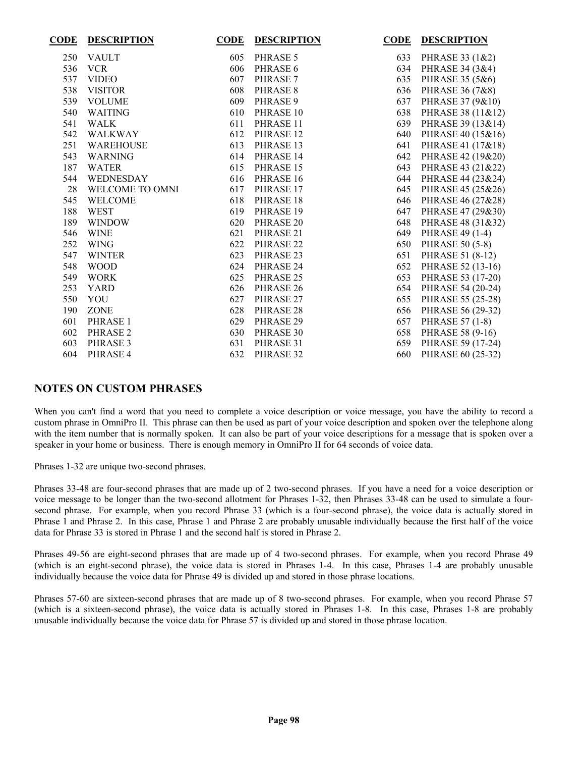| CODE | DESCRIPTION | CODE | DESCRIPTION | CODE | DESCRIPTION |
|---|---|---|---|---|---|
| 250 | VAULT | 605 | PHRASE 5 | 633 | PHRASE 33 (1&2) |
| 536 | VCR | 606 | PHRASE 6 | 634 | PHRASE 34 (3&4) |
| 537 | VIDEO | 607 | PHRASE 7 | 635 | PHRASE 35 (5&6) |
| 538 | VISITOR | 608 | PHRASE 8 | 636 | PHRASE 36 (7&8) |
| 539 | VOLUME | 609 | PHRASE 9 | 637 | PHRASE 37 (9&10) |
| 540 | WAITING | 610 | PHRASE 10 | 638 | PHRASE 38 (11&12) |
| 541 | WALK | 611 | PHRASE 11 | 639 | PHRASE 39 (13&14) |
| 542 | WALKWAY | 612 | PHRASE 12 | 640 | PHRASE 40 (15&16) |
| 251 | WAREHOUSE | 613 | PHRASE 13 | 641 | PHRASE 41 (17&18) |
| 543 | WARNING | 614 | PHRASE 14 | 642 | PHRASE 42 (19&20) |
| 187 | WATER | 615 | PHRASE 15 | 643 | PHRASE 43 (21&22) |
| 544 | WEDNESDAY | 616 | PHRASE 16 | 644 | PHRASE 44 (23&24) |
| 28 | WELCOME TO OMNI | 617 | PHRASE 17 | 645 | PHRASE 45 (25&26) |
| 545 | WELCOME | 618 | PHRASE 18 | 646 | PHRASE 46 (27&28) |
| 188 | WEST | 619 | PHRASE 19 | 647 | PHRASE 47 (29&30) |
| 189 | WINDOW | 620 | PHRASE 20 | 648 | PHRASE 48 (31&32) |
| 546 | WINE | 621 | PHRASE 21 | 649 | PHRASE 49 (1-4) |
| 252 | WING | 622 | PHRASE 22 | 650 | PHRASE 50 (5-8) |
| 547 | WINTER | 623 | PHRASE 23 | 651 | PHRASE 51 (8-12) |
| 548 | WOOD | 624 | PHRASE 24 | 652 | PHRASE 52 (13-16) |
| 549 | WORK | 625 | PHRASE 25 | 653 | PHRASE 53 (17-20) |
| 253 | YARD | 626 | PHRASE 26 | 654 | PHRASE 54 (20-24) |
| 550 | YOU | 627 | PHRASE 27 | 655 | PHRASE 55 (25-28) |
| 190 | ZONE | 628 | PHRASE 28 | 656 | PHRASE 56 (29-32) |
| 601 | PHRASE 1 | 629 | PHRASE 29 | 657 | PHRASE 57 (1-8) |
| 602 | PHRASE 2 | 630 | PHRASE 30 | 658 | PHRASE 58 (9-16) |
| 603 | PHRASE 3 | 631 | PHRASE 31 | 659 | PHRASE 59 (17-24) |
| 604 | PHRASE 4 | 632 | PHRASE 32 | 660 | PHRASE 60 (25-32) |

## NOTES ON CUSTOM PHRASES

When you can't find a word that you need to complete a voice description or voice message, you have the ability to record a custom phrase in OmniPro II. This phrase can then be used as part of your voice description and spoken over the telephone along with the item number that is normally spoken. It can also be part of your voice descriptions for a message that is spoken over a speaker in your home or business. There is enough memory in OmniPro II for 64 seconds of voice data.

Phrases 1-32 are unique two-second phrases.

Phrases 33-48 are four-second phrases that are made up of 2 two-second phrases. If you have a need for a voice description or voice message to be longer than the two-second allotment for Phrases 1-32, then Phrases 33-48 can be used to simulate a four-second phrase. For example, when you record Phrase 33 (which is a four-second phrase), the voice data is actually stored in Phrase 1 and Phrase 2. In this case, Phrase 1 and Phrase 2 are probably unusable individually because the first half of the voice data for Phrase 33 is stored in Phrase 1 and the second half is stored in Phrase 2.

Phrases 49-56 are eight-second phrases that are made up of 4 two-second phrases. For example, when you record Phrase 49 (which is an eight-second phrase), the voice data is stored in Phrases 1-4. In this case, Phrases 1-4 are probably unusable individually because the voice data for Phrase 49 is divided up and stored in those phrase locations.

Phrases 57-60 are sixteen-second phrases that are made up of 8 two-second phrases. For example, when you record Phrase 57 (which is a sixteen-second phrase), the voice data is actually stored in Phrases 1-8. In this case, Phrases 1-8 are probably unusable individually because the voice data for Phrase 57 is divided up and stored in those phrase location.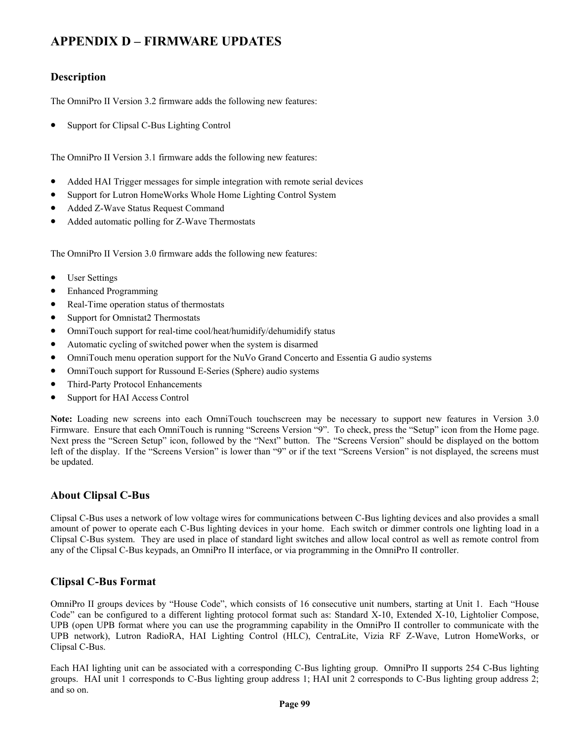# APPENDIX D – FIRMWARE UPDATES

## Description

The OmniPro II Version 3.2 firmware adds the following new features:

- Support for Clipsal C-Bus Lighting Control

The OmniPro II Version 3.1 firmware adds the following new features:

- Added HAI Trigger messages for simple integration with remote serial devices
- Support for Lutron HomeWorks Whole Home Lighting Control System
- Added Z-Wave Status Request Command
- Added automatic polling for Z-Wave Thermostats

The OmniPro II Version 3.0 firmware adds the following new features:

- User Settings
- Enhanced Programming
- Real-Time operation status of thermostats
- Support for Omnistat2 Thermostats
- OmniTouch support for real-time cool/heat/humidify/dehumidify status
- Automatic cycling of switched power when the system is disarmed
- OmniTouch menu operation support for the NuVo Grand Concerto and Essentia G audio systems
- OmniTouch support for Russound E-Series (Sphere) audio systems
- Third-Party Protocol Enhancements
- Support for HAI Access Control

**Note:** Loading new screens into each OmniTouch touchscreen may be necessary to support new features in Version 3.0 Firmware. Ensure that each OmniTouch is running "Screens Version "9". To check, press the "Setup" icon from the Home page. Next press the "Screen Setup" icon, followed by the "Next" button. The "Screens Version" should be displayed on the bottom left of the display. If the "Screens Version" is lower than "9" or if the text "Screens Version" is not displayed, the screens must be updated.

## About Clipsal C-Bus

Clipsal C-Bus uses a network of low voltage wires for communications between C-Bus lighting devices and also provides a small amount of power to operate each C-Bus lighting devices in your home. Each switch or dimmer controls one lighting load in a Clipsal C-Bus system. They are used in place of standard light switches and allow local control as well as remote control from any of the Clipsal C-Bus keypads, an OmniPro II interface, or via programming in the OmniPro II controller.

## Clipsal C-Bus Format

OmniPro II groups devices by "House Code", which consists of 16 consecutive unit numbers, starting at Unit 1. Each "House Code" can be configured to a different lighting protocol format such as: Standard X-10, Extended X-10, Lightolier Compose, UPB (open UPB format where you can use the programming capability in the OmniPro II controller to communicate with the UPB network), Lutron RadioRA, HAI Lighting Control (HLC), CentraLite, Vizia RF Z-Wave, Lutron HomeWorks, or Clipsal C-Bus.

Each HAI lighting unit can be associated with a corresponding C-Bus lighting group. OmniPro II supports 254 C-Bus lighting groups. HAI unit 1 corresponds to C-Bus lighting group address 1; HAI unit 2 corresponds to C-Bus lighting group address 2; and so on.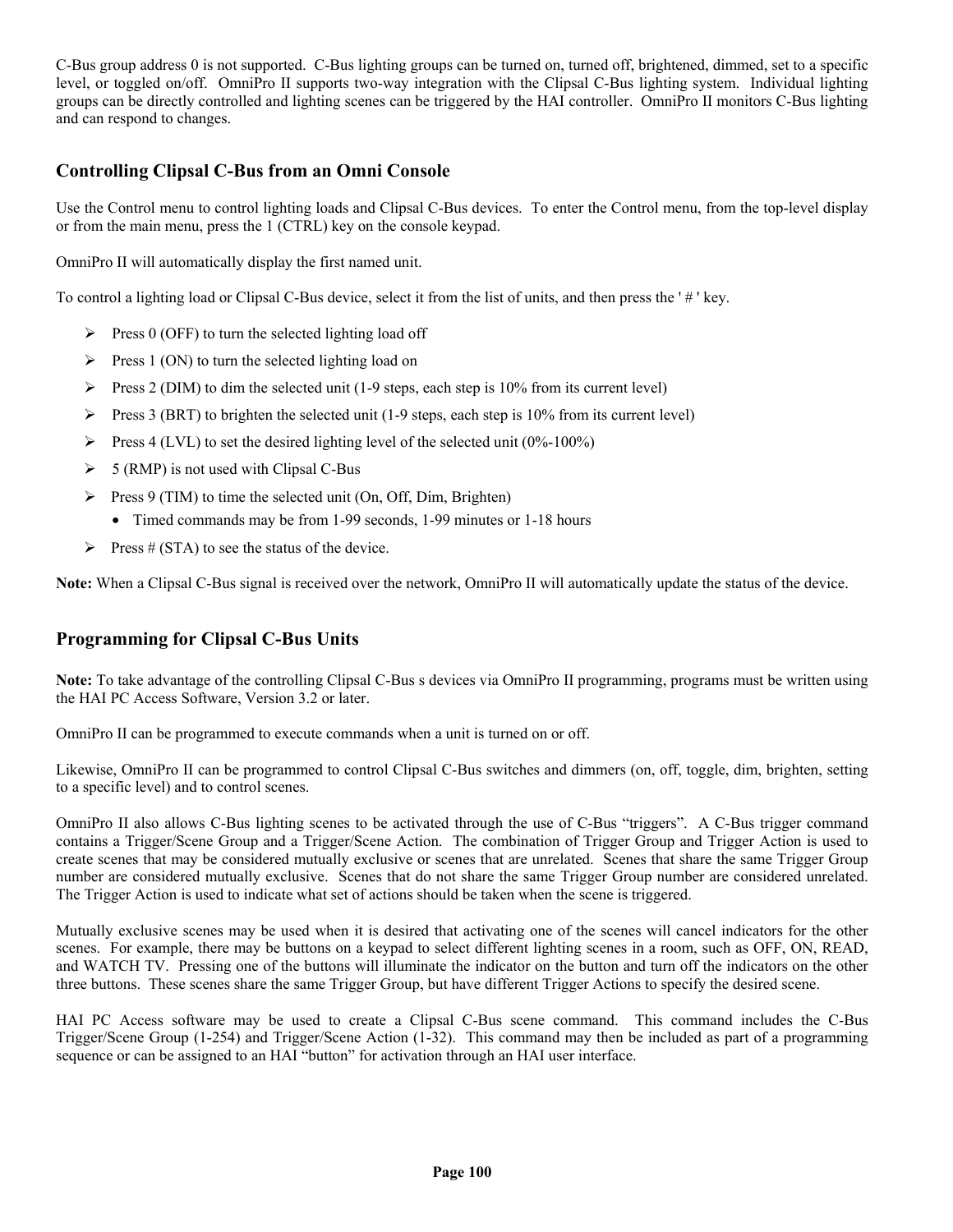C-Bus group address 0 is not supported. C-Bus lighting groups can be turned on, turned off, brightened, dimmed, set to a specific level, or toggled on/off. OmniPro II supports two-way integration with the Clipsal C-Bus lighting system. Individual lighting groups can be directly controlled and lighting scenes can be triggered by the HAI controller. OmniPro II monitors C-Bus lighting and can respond to changes.

## Controlling Clipsal C-Bus from an Omni Console

Use the Control menu to control lighting loads and Clipsal C-Bus devices. To enter the Control menu, from the top-level display or from the main menu, press the 1 (CTRL) key on the console keypad.

OmniPro II will automatically display the first named unit.

To control a lighting load or Clipsal C-Bus device, select it from the list of units, and then press the ' # ' key.

- Press 0 (OFF) to turn the selected lighting load off
- Press 1 (ON) to turn the selected lighting load on
- Press 2 (DIM) to dim the selected unit (1-9 steps, each step is 10% from its current level)
- Press 3 (BRT) to brighten the selected unit (1-9 steps, each step is 10% from its current level)
- Press 4 (LVL) to set the desired lighting level of the selected unit (0%-100%)
- 5 (RMP) is not used with Clipsal C-Bus
- Press 9 (TIM) to time the selected unit (On, Off, Dim, Brighten)
  - Timed commands may be from 1-99 seconds, 1-99 minutes or 1-18 hours
- Press # (STA) to see the status of the device.

**Note:** When a Clipsal C-Bus signal is received over the network, OmniPro II will automatically update the status of the device.

## Programming for Clipsal C-Bus Units

**Note:** To take advantage of the controlling Clipsal C-Bus s devices via OmniPro II programming, programs must be written using the HAI PC Access Software, Version 3.2 or later.

OmniPro II can be programmed to execute commands when a unit is turned on or off.

Likewise, OmniPro II can be programmed to control Clipsal C-Bus switches and dimmers (on, off, toggle, dim, brighten, setting to a specific level) and to control scenes.

OmniPro II also allows C-Bus lighting scenes to be activated through the use of C-Bus "triggers". A C-Bus trigger command contains a Trigger/Scene Group and a Trigger/Scene Action. The combination of Trigger Group and Trigger Action is used to create scenes that may be considered mutually exclusive or scenes that are unrelated. Scenes that share the same Trigger Group number are considered mutually exclusive. Scenes that do not share the same Trigger Group number are considered unrelated. The Trigger Action is used to indicate what set of actions should be taken when the scene is triggered.

Mutually exclusive scenes may be used when it is desired that activating one of the scenes will cancel indicators for the other scenes. For example, there may be buttons on a keypad to select different lighting scenes in a room, such as OFF, ON, READ, and WATCH TV. Pressing one of the buttons will illuminate the indicator on the button and turn off the indicators on the other three buttons. These scenes share the same Trigger Group, but have different Trigger Actions to specify the desired scene.

HAI PC Access software may be used to create a Clipsal C-Bus scene command. This command includes the C-Bus Trigger/Scene Group (1-254) and Trigger/Scene Action (1-32). This command may then be included as part of a programming sequence or can be assigned to an HAI "button" for activation through an HAI user interface.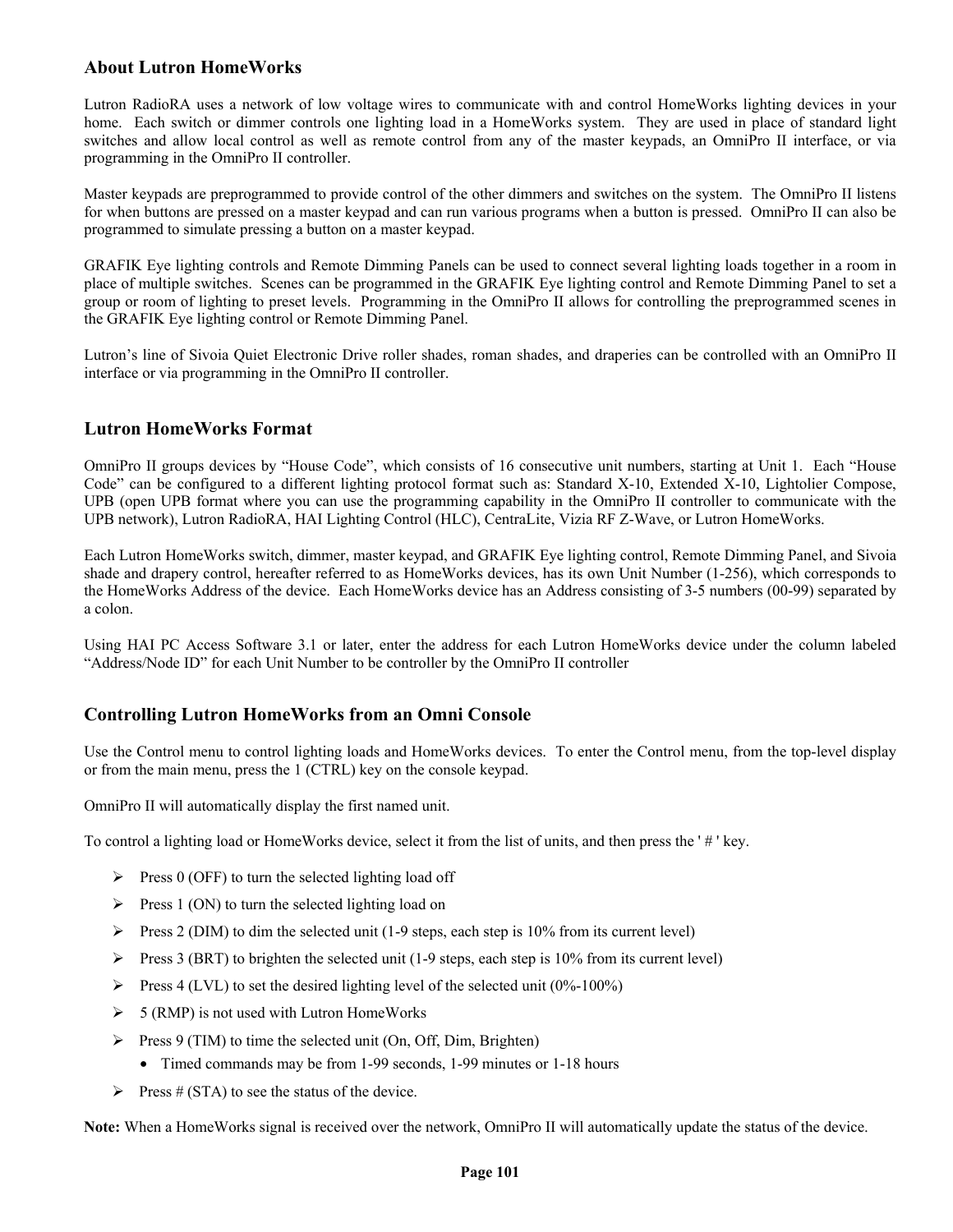## About Lutron HomeWorks

Lutron RadioRA uses a network of low voltage wires to communicate with and control HomeWorks lighting devices in your home. Each switch or dimmer controls one lighting load in a HomeWorks system. They are used in place of standard light switches and allow local control as well as remote control from any of the master keypads, an OmniPro II interface, or via programming in the OmniPro II controller.

Master keypads are preprogrammed to provide control of the other dimmers and switches on the system. The OmniPro II listens for when buttons are pressed on a master keypad and can run various programs when a button is pressed. OmniPro II can also be programmed to simulate pressing a button on a master keypad.

GRAFIK Eye lighting controls and Remote Dimming Panels can be used to connect several lighting loads together in a room in place of multiple switches. Scenes can be programmed in the GRAFIK Eye lighting control and Remote Dimming Panel to set a group or room of lighting to preset levels. Programming in the OmniPro II allows for controlling the preprogrammed scenes in the GRAFIK Eye lighting control or Remote Dimming Panel.

Lutron's line of Sivoia Quiet Electronic Drive roller shades, roman shades, and draperies can be controlled with an OmniPro II interface or via programming in the OmniPro II controller.

## Lutron HomeWorks Format

OmniPro II groups devices by "House Code", which consists of 16 consecutive unit numbers, starting at Unit 1. Each "House Code" can be configured to a different lighting protocol format such as: Standard X-10, Extended X-10, Lightolier Compose, UPB (open UPB format where you can use the programming capability in the OmniPro II controller to communicate with the UPB network), Lutron RadioRA, HAI Lighting Control (HLC), CentraLite, Vizia RF Z-Wave, or Lutron HomeWorks.

Each Lutron HomeWorks switch, dimmer, master keypad, and GRAFIK Eye lighting control, Remote Dimming Panel, and Sivoia shade and drapery control, hereafter referred to as HomeWorks devices, has its own Unit Number (1-256), which corresponds to the HomeWorks Address of the device. Each HomeWorks device has an Address consisting of 3-5 numbers (00-99) separated by a colon.

Using HAI PC Access Software 3.1 or later, enter the address for each Lutron HomeWorks device under the column labeled "Address/Node ID" for each Unit Number to be controller by the OmniPro II controller

## Controlling Lutron HomeWorks from an Omni Console

Use the Control menu to control lighting loads and HomeWorks devices. To enter the Control menu, from the top-level display or from the main menu, press the 1 (CTRL) key on the console keypad.

OmniPro II will automatically display the first named unit.

To control a lighting load or HomeWorks device, select it from the list of units, and then press the ' # ' key.

- Press 0 (OFF) to turn the selected lighting load off
- Press 1 (ON) to turn the selected lighting load on
- Press 2 (DIM) to dim the selected unit (1-9 steps, each step is 10% from its current level)
- Press 3 (BRT) to brighten the selected unit (1-9 steps, each step is 10% from its current level)
- Press 4 (LVL) to set the desired lighting level of the selected unit (0%-100%)
- 5 (RMP) is not used with Lutron HomeWorks
- Press 9 (TIM) to time the selected unit (On, Off, Dim, Brighten)
  - Timed commands may be from 1-99 seconds, 1-99 minutes or 1-18 hours
- Press # (STA) to see the status of the device.

**Note:** When a HomeWorks signal is received over the network, OmniPro II will automatically update the status of the device.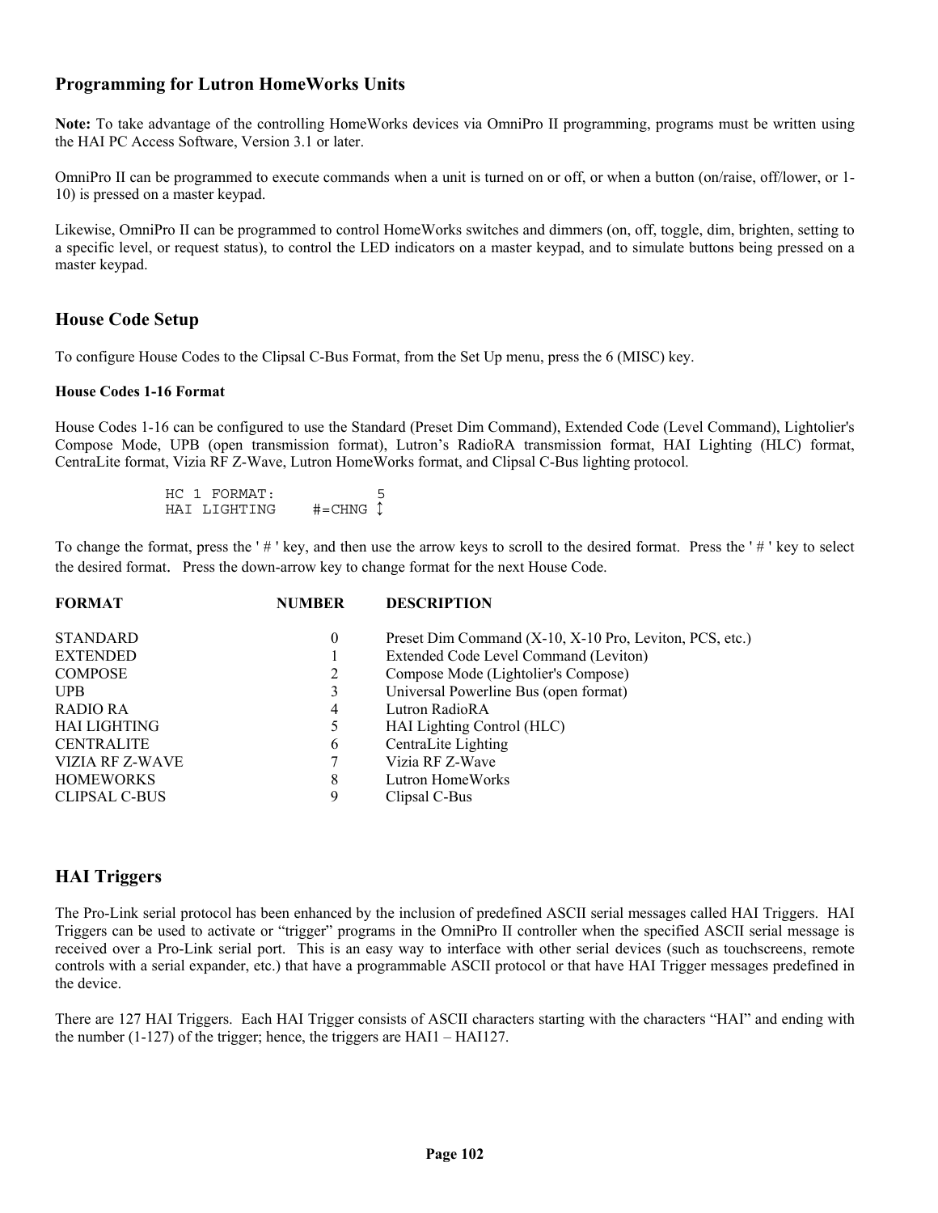## Programming for Lutron HomeWorks Units

**Note:** To take advantage of the controlling HomeWorks devices via OmniPro II programming, programs must be written using the HAI PC Access Software, Version 3.1 or later.

OmniPro II can be programmed to execute commands when a unit is turned on or off, or when a button (on/raise, off/lower, or 1-10) is pressed on a master keypad.

Likewise, OmniPro II can be programmed to control HomeWorks switches and dimmers (on, off, toggle, dim, brighten, setting to a specific level, or request status), to control the LED indicators on a master keypad, and to simulate buttons being pressed on a master keypad.

## House Code Setup

To configure House Codes to the Clipsal C-Bus Format, from the Set Up menu, press the 6 (MISC) key.

#### House Codes 1-16 Format

House Codes 1-16 can be configured to use the Standard (Preset Dim Command), Extended Code (Level Command), Lightolier's Compose Mode, UPB (open transmission format), Lutron's RadioRA transmission format, HAI Lighting (HLC) format, CentraLite format, Vizia RF Z-Wave, Lutron HomeWorks format, and Clipsal C-Bus lighting protocol.

```
HC 1 FORMAT:          5
HAI LIGHTING    #=CHNG ↕
```

To change the format, press the ' # ' key, and then use the arrow keys to scroll to the desired format. Press the ' # ' key to select the desired format. Press the down-arrow key to change format for the next House Code.

| FORMAT | NUMBER | DESCRIPTION |
|---|---|---|
| STANDARD | 0 | Preset Dim Command (X-10, X-10 Pro, Leviton, PCS, etc.) |
| EXTENDED | 1 | Extended Code Level Command (Leviton) |
| COMPOSE | 2 | Compose Mode (Lightolier's Compose) |
| UPB | 3 | Universal Powerline Bus (open format) |
| RADIO RA | 4 | Lutron RadioRA |
| HAI LIGHTING | 5 | HAI Lighting Control (HLC) |
| CENTRALITE | 6 | CentraLite Lighting |
| VIZIA RF Z-WAVE | 7 | Vizia RF Z-Wave |
| HOMEWORKS | 8 | Lutron HomeWorks |
| CLIPSAL C-BUS | 9 | Clipsal C-Bus |

## HAI Triggers

The Pro-Link serial protocol has been enhanced by the inclusion of predefined ASCII serial messages called HAI Triggers. HAI Triggers can be used to activate or "trigger" programs in the OmniPro II controller when the specified ASCII serial message is received over a Pro-Link serial port. This is an easy way to interface with other serial devices (such as touchscreens, remote controls with a serial expander, etc.) that have a programmable ASCII protocol or that have HAI Trigger messages predefined in the device.

There are 127 HAI Triggers. Each HAI Trigger consists of ASCII characters starting with the characters "HAI" and ending with the number (1-127) of the trigger; hence, the triggers are HAI1 – HAI127.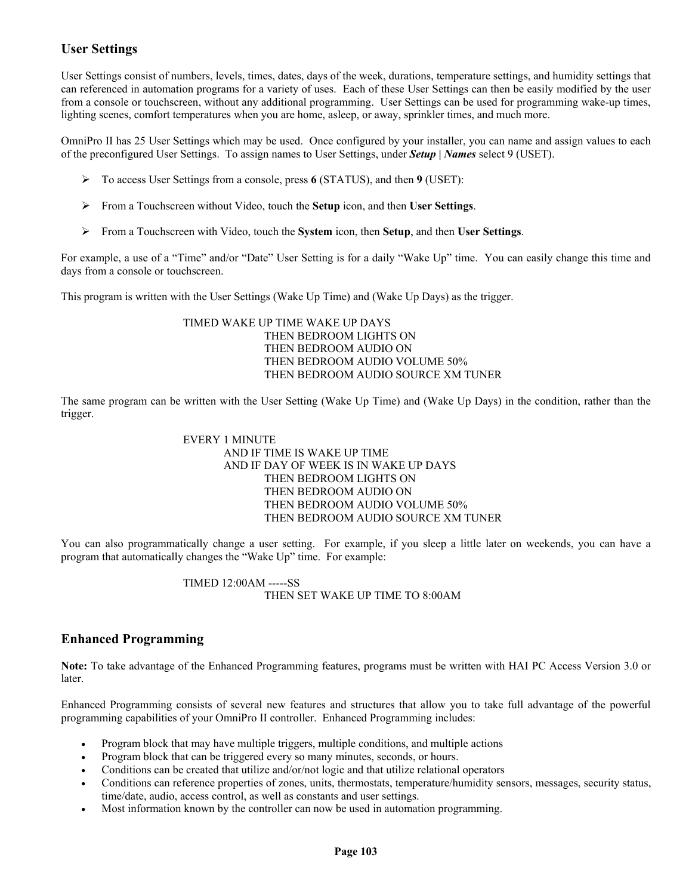## User Settings

User Settings consist of numbers, levels, times, dates, days of the week, durations, temperature settings, and humidity settings that can referenced in automation programs for a variety of uses. Each of these User Settings can then be easily modified by the user from a console or touchscreen, without any additional programming. User Settings can be used for programming wake-up times, lighting scenes, comfort temperatures when you are home, asleep, or away, sprinkler times, and much more.

OmniPro II has 25 User Settings which may be used. Once configured by your installer, you can name and assign values to each of the preconfigured User Settings. To assign names to User Settings, under ***Setup | Names*** select 9 (USET).

- To access User Settings from a console, press **6** (STATUS), and then **9** (USET):
- From a Touchscreen without Video, touch the **Setup** icon, and then **User Settings**.
- From a Touchscreen with Video, touch the **System** icon, then **Setup**, and then **User Settings**.

For example, a use of a "Time" and/or "Date" User Setting is for a daily "Wake Up" time. You can easily change this time and days from a console or touchscreen.

This program is written with the User Settings (Wake Up Time) and (Wake Up Days) as the trigger.

```
TIMED WAKE UP TIME WAKE UP DAYS
        THEN BEDROOM LIGHTS ON
        THEN BEDROOM AUDIO ON
        THEN BEDROOM AUDIO VOLUME 50%
        THEN BEDROOM AUDIO SOURCE XM TUNER
```

The same program can be written with the User Setting (Wake Up Time) and (Wake Up Days) in the condition, rather than the trigger.

```
EVERY 1 MINUTE
    AND IF TIME IS WAKE UP TIME
    AND IF DAY OF WEEK IS IN WAKE UP DAYS
        THEN BEDROOM LIGHTS ON
        THEN BEDROOM AUDIO ON
        THEN BEDROOM AUDIO VOLUME 50%
        THEN BEDROOM AUDIO SOURCE XM TUNER
```

You can also programmatically change a user setting. For example, if you sleep a little later on weekends, you can have a program that automatically changes the "Wake Up" time. For example:

```
TIMED 12:00AM -----SS
        THEN SET WAKE UP TIME TO 8:00AM
```

## Enhanced Programming

**Note:** To take advantage of the Enhanced Programming features, programs must be written with HAI PC Access Version 3.0 or later.

Enhanced Programming consists of several new features and structures that allow you to take full advantage of the powerful programming capabilities of your OmniPro II controller. Enhanced Programming includes:

- Program block that may have multiple triggers, multiple conditions, and multiple actions
- Program block that can be triggered every so many minutes, seconds, or hours.
- Conditions can be created that utilize and/or/not logic and that utilize relational operators
- Conditions can reference properties of zones, units, thermostats, temperature/humidity sensors, messages, security status, time/date, audio, access control, as well as constants and user settings.
- Most information known by the controller can now be used in automation programming.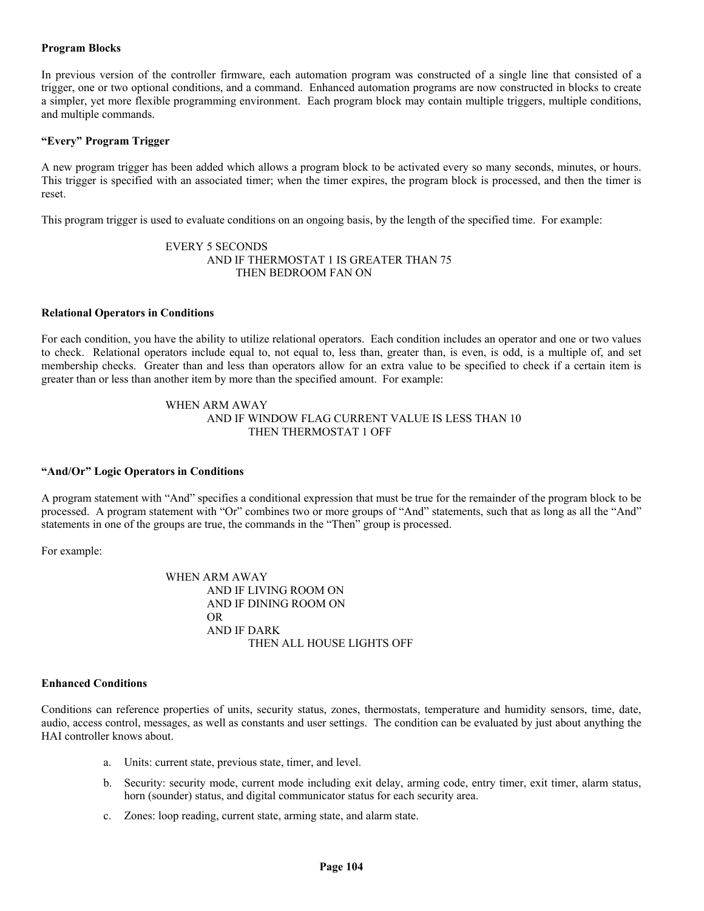**Program Blocks**

In previous version of the controller firmware, each automation program was constructed of a single line that consisted of a trigger, one or two optional conditions, and a command. Enhanced automation programs are now constructed in blocks to create a simpler, yet more flexible programming environment. Each program block may contain multiple triggers, multiple conditions, and multiple commands.

**"Every" Program Trigger**

A new program trigger has been added which allows a program block to be activated every so many seconds, minutes, or hours. This trigger is specified with an associated timer; when the timer expires, the program block is processed, and then the timer is reset.

This program trigger is used to evaluate conditions on an ongoing basis, by the length of the specified time. For example:

```
EVERY 5 SECONDS
      AND IF THERMOSTAT 1 IS GREATER THAN 75
            THEN BEDROOM FAN ON
```

**Relational Operators in Conditions**

For each condition, you have the ability to utilize relational operators. Each condition includes an operator and one or two values to check. Relational operators include equal to, not equal to, less than, greater than, is even, is odd, is a multiple of, and set membership checks. Greater than and less than operators allow for an extra value to be specified to check if a certain item is greater than or less than another item by more than the specified amount. For example:

```
WHEN ARM AWAY
      AND IF WINDOW FLAG CURRENT VALUE IS LESS THAN 10
            THEN THERMOSTAT 1 OFF
```

**"And/Or" Logic Operators in Conditions**

A program statement with "And" specifies a conditional expression that must be true for the remainder of the program block to be processed. A program statement with "Or" combines two or more groups of "And" statements, such that as long as all the "And" statements in one of the groups are true, the commands in the "Then" group is processed.

For example:

```
WHEN ARM AWAY
      AND IF LIVING ROOM ON
      AND IF DINING ROOM ON
      OR
      AND IF DARK
            THEN ALL HOUSE LIGHTS OFF
```

**Enhanced Conditions**

Conditions can reference properties of units, security status, zones, thermostats, temperature and humidity sensors, time, date, audio, access control, messages, as well as constants and user settings. The condition can be evaluated by just about anything the HAI controller knows about.

a. Units: current state, previous state, timer, and level.

b. Security: security mode, current mode including exit delay, arming code, entry timer, exit timer, alarm status, horn (sounder) status, and digital communicator status for each security area.

c. Zones: loop reading, current state, arming state, and alarm state.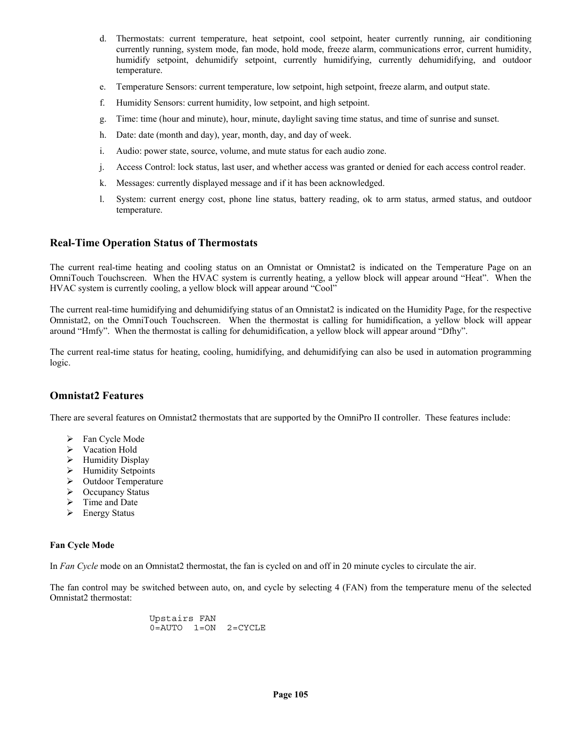d. Thermostats: current temperature, heat setpoint, cool setpoint, heater currently running, air conditioning currently running, system mode, fan mode, hold mode, freeze alarm, communications error, current humidity, humidify setpoint, dehumidify setpoint, currently humidifying, currently dehumidifying, and outdoor temperature.

e. Temperature Sensors: current temperature, low setpoint, high setpoint, freeze alarm, and output state.

f. Humidity Sensors: current humidity, low setpoint, and high setpoint.

g. Time: time (hour and minute), hour, minute, daylight saving time status, and time of sunrise and sunset.

h. Date: date (month and day), year, month, day, and day of week.

i. Audio: power state, source, volume, and mute status for each audio zone.

j. Access Control: lock status, last user, and whether access was granted or denied for each access control reader.

k. Messages: currently displayed message and if it has been acknowledged.

l. System: current energy cost, phone line status, battery reading, ok to arm status, armed status, and outdoor temperature.

## Real-Time Operation Status of Thermostats

The current real-time heating and cooling status on an Omnistat or Omnistat2 is indicated on the Temperature Page on an OmniTouch Touchscreen. When the HVAC system is currently heating, a yellow block will appear around "Heat". When the HVAC system is currently cooling, a yellow block will appear around "Cool"

The current real-time humidifying and dehumidifying status of an Omnistat2 is indicated on the Humidity Page, for the respective Omnistat2, on the OmniTouch Touchscreen. When the thermostat is calling for humidification, a yellow block will appear around "Hmfy". When the thermostat is calling for dehumidification, a yellow block will appear around "Dfhy".

The current real-time status for heating, cooling, humidifying, and dehumidifying can also be used in automation programming logic.

## Omnistat2 Features

There are several features on Omnistat2 thermostats that are supported by the OmniPro II controller. These features include:

- Fan Cycle Mode
- Vacation Hold
- Humidity Display
- Humidity Setpoints
- Outdoor Temperature
- Occupancy Status
- Time and Date
- Energy Status

### Fan Cycle Mode

In *Fan Cycle* mode on an Omnistat2 thermostat, the fan is cycled on and off in 20 minute cycles to circulate the air.

The fan control may be switched between auto, on, and cycle by selecting 4 (FAN) from the temperature menu of the selected Omnistat2 thermostat:

```
Upstairs FAN
0=AUTO  1=ON  2=CYCLE
```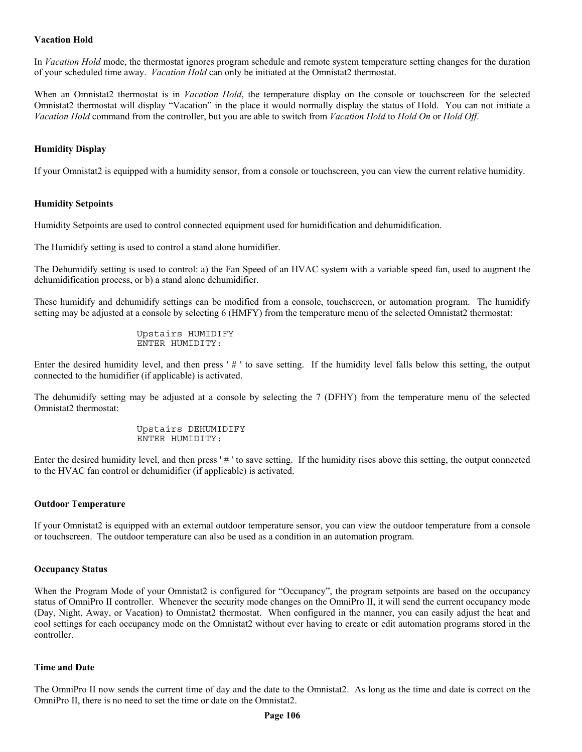### Vacation Hold

In *Vacation Hold* mode, the thermostat ignores program schedule and remote system temperature setting changes for the duration of your scheduled time away. *Vacation Hold* can only be initiated at the Omnistat2 thermostat.

When an Omnistat2 thermostat is in *Vacation Hold*, the temperature display on the console or touchscreen for the selected Omnistat2 thermostat will display "Vacation" in the place it would normally display the status of Hold. You can not initiate a *Vacation Hold* command from the controller, but you are able to switch from *Vacation Hold* to *Hold On* or *Hold Off*.

### Humidity Display

If your Omnistat2 is equipped with a humidity sensor, from a console or touchscreen, you can view the current relative humidity.

### Humidity Setpoints

Humidity Setpoints are used to control connected equipment used for humidification and dehumidification.

The Humidify setting is used to control a stand alone humidifier.

The Dehumidify setting is used to control: a) the Fan Speed of an HVAC system with a variable speed fan, used to augment the dehumidification process, or b) a stand alone dehumidifier.

These humidify and dehumidify settings can be modified from a console, touchscreen, or automation program. The humidify setting may be adjusted at a console by selecting 6 (HMFY) from the temperature menu of the selected Omnistat2 thermostat:

```
Upstairs HUMIDIFY
ENTER HUMIDITY:
```

Enter the desired humidity level, and then press ' # ' to save setting. If the humidity level falls below this setting, the output connected to the humidifier (if applicable) is activated.

The dehumidify setting may be adjusted at a console by selecting the 7 (DFHY) from the temperature menu of the selected Omnistat2 thermostat:

```
Upstairs DEHUMIDIFY
ENTER HUMIDITY:
```

Enter the desired humidity level, and then press ' # ' to save setting. If the humidity rises above this setting, the output connected to the HVAC fan control or dehumidifier (if applicable) is activated.

### Outdoor Temperature

If your Omnistat2 is equipped with an external outdoor temperature sensor, you can view the outdoor temperature from a console or touchscreen. The outdoor temperature can also be used as a condition in an automation program.

### Occupancy Status

When the Program Mode of your Omnistat2 is configured for "Occupancy", the program setpoints are based on the occupancy status of OmniPro II controller. Whenever the security mode changes on the OmniPro II, it will send the current occupancy mode (Day, Night, Away, or Vacation) to Omnistat2 thermostat. When configured in the manner, you can easily adjust the heat and cool settings for each occupancy mode on the Omnistat2 without ever having to create or edit automation programs stored in the controller.

### Time and Date

The OmniPro II now sends the current time of day and the date to the Omnistat2. As long as the time and date is correct on the OmniPro II, there is no need to set the time or date on the Omnistat2.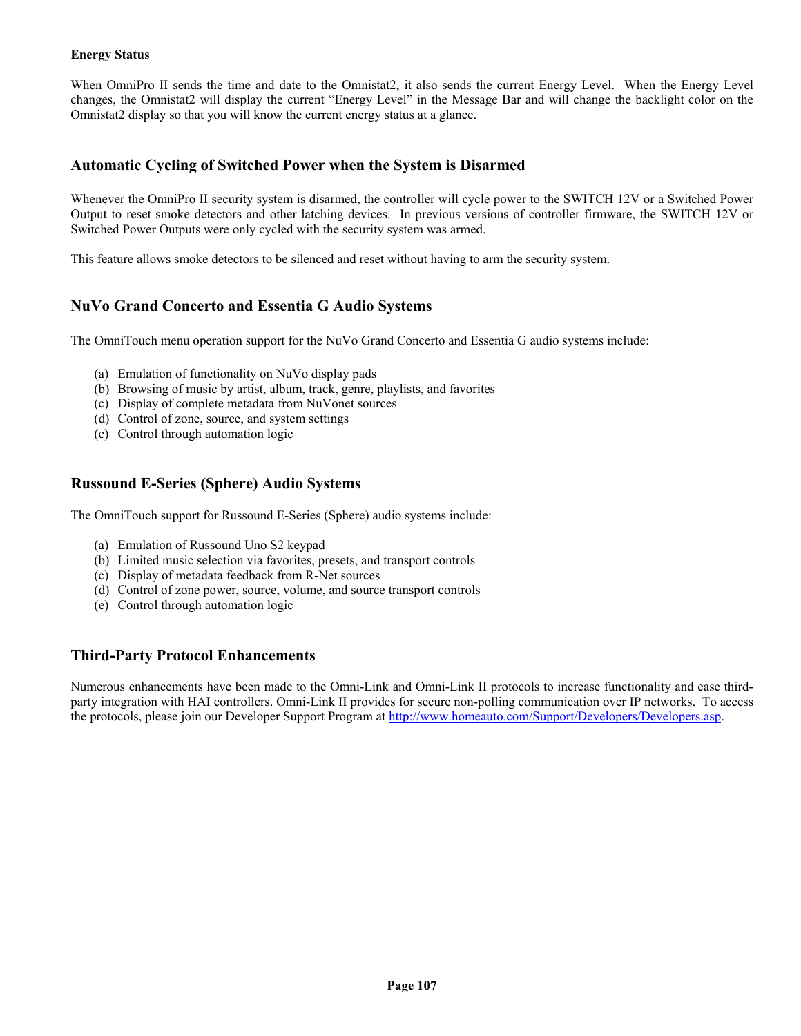**Energy Status**

When OmniPro II sends the time and date to the Omnistat2, it also sends the current Energy Level. When the Energy Level changes, the Omnistat2 will display the current "Energy Level" in the Message Bar and will change the backlight color on the Omnistat2 display so that you will know the current energy status at a glance.

## Automatic Cycling of Switched Power when the System is Disarmed

Whenever the OmniPro II security system is disarmed, the controller will cycle power to the SWITCH 12V or a Switched Power Output to reset smoke detectors and other latching devices. In previous versions of controller firmware, the SWITCH 12V or Switched Power Outputs were only cycled with the security system was armed.

This feature allows smoke detectors to be silenced and reset without having to arm the security system.

## NuVo Grand Concerto and Essentia G Audio Systems

The OmniTouch menu operation support for the NuVo Grand Concerto and Essentia G audio systems include:

(a) Emulation of functionality on NuVo display pads
(b) Browsing of music by artist, album, track, genre, playlists, and favorites
(c) Display of complete metadata from NuVonet sources
(d) Control of zone, source, and system settings
(e) Control through automation logic

## Russound E-Series (Sphere) Audio Systems

The OmniTouch support for Russound E-Series (Sphere) audio systems include:

(a) Emulation of Russound Uno S2 keypad
(b) Limited music selection via favorites, presets, and transport controls
(c) Display of metadata feedback from R-Net sources
(d) Control of zone power, source, volume, and source transport controls
(e) Control through automation logic

## Third-Party Protocol Enhancements

Numerous enhancements have been made to the Omni-Link and Omni-Link II protocols to increase functionality and ease third-party integration with HAI controllers. Omni-Link II provides for secure non-polling communication over IP networks. To access the protocols, please join our Developer Support Program at http://www.homeauto.com/Support/Developers/Developers.asp.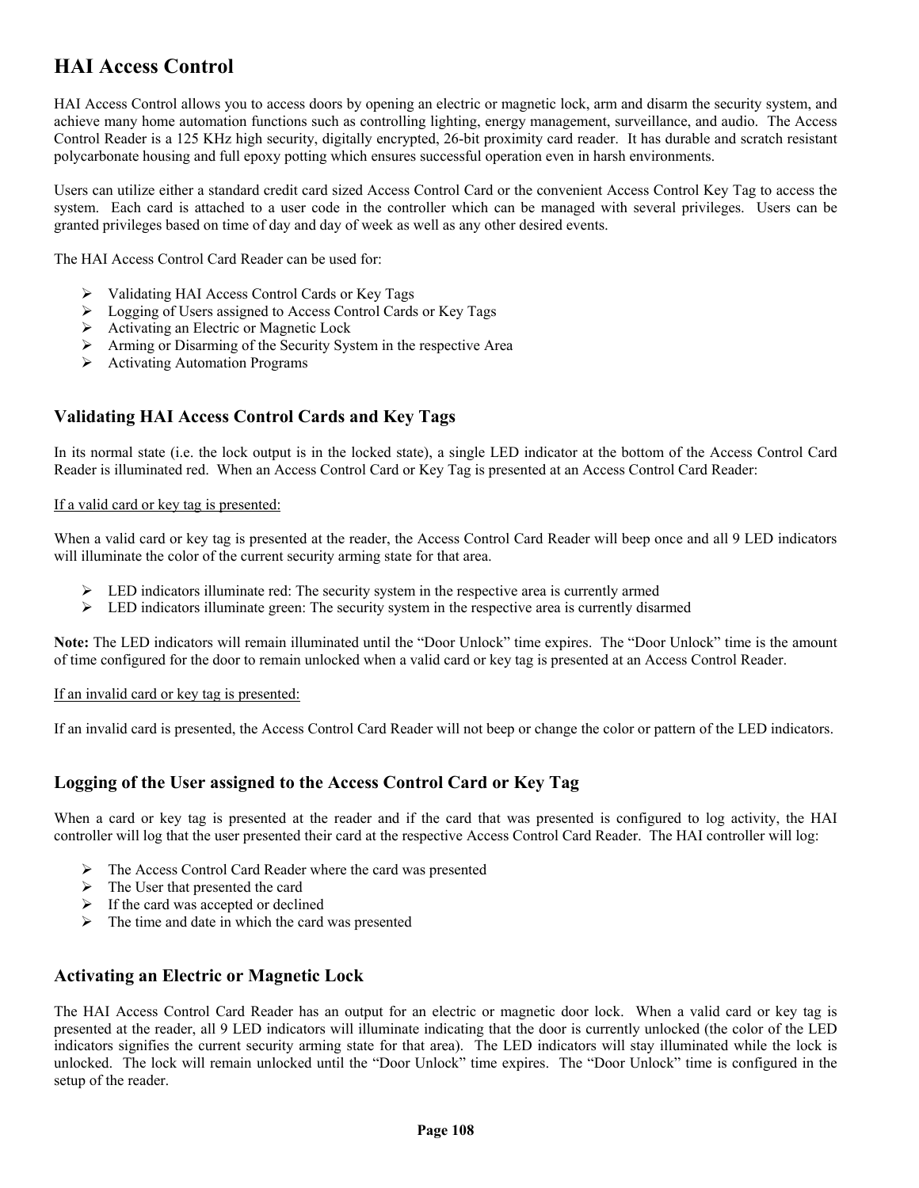# HAI Access Control

HAI Access Control allows you to access doors by opening an electric or magnetic lock, arm and disarm the security system, and achieve many home automation functions such as controlling lighting, energy management, surveillance, and audio. The Access Control Reader is a 125 KHz high security, digitally encrypted, 26-bit proximity card reader. It has durable and scratch resistant polycarbonate housing and full epoxy potting which ensures successful operation even in harsh environments.

Users can utilize either a standard credit card sized Access Control Card or the convenient Access Control Key Tag to access the system. Each card is attached to a user code in the controller which can be managed with several privileges. Users can be granted privileges based on time of day and day of week as well as any other desired events.

The HAI Access Control Card Reader can be used for:

- Validating HAI Access Control Cards or Key Tags
- Logging of Users assigned to Access Control Cards or Key Tags
- Activating an Electric or Magnetic Lock
- Arming or Disarming of the Security System in the respective Area
- Activating Automation Programs

## Validating HAI Access Control Cards and Key Tags

In its normal state (i.e. the lock output is in the locked state), a single LED indicator at the bottom of the Access Control Card Reader is illuminated red. When an Access Control Card or Key Tag is presented at an Access Control Card Reader:

<u>If a valid card or key tag is presented:</u>

When a valid card or key tag is presented at the reader, the Access Control Card Reader will beep once and all 9 LED indicators will illuminate the color of the current security arming state for that area.

- LED indicators illuminate red: The security system in the respective area is currently armed
- LED indicators illuminate green: The security system in the respective area is currently disarmed

**Note:** The LED indicators will remain illuminated until the “Door Unlock” time expires. The “Door Unlock” time is the amount of time configured for the door to remain unlocked when a valid card or key tag is presented at an Access Control Reader.

<u>If an invalid card or key tag is presented:</u>

If an invalid card is presented, the Access Control Card Reader will not beep or change the color or pattern of the LED indicators.

## Logging of the User assigned to the Access Control Card or Key Tag

When a card or key tag is presented at the reader and if the card that was presented is configured to log activity, the HAI controller will log that the user presented their card at the respective Access Control Card Reader. The HAI controller will log:

- The Access Control Card Reader where the card was presented
- The User that presented the card
- If the card was accepted or declined
- The time and date in which the card was presented

## Activating an Electric or Magnetic Lock

The HAI Access Control Card Reader has an output for an electric or magnetic door lock. When a valid card or key tag is presented at the reader, all 9 LED indicators will illuminate indicating that the door is currently unlocked (the color of the LED indicators signifies the current security arming state for that area). The LED indicators will stay illuminated while the lock is unlocked. The lock will remain unlocked until the “Door Unlock” time expires. The “Door Unlock” time is configured in the setup of the reader.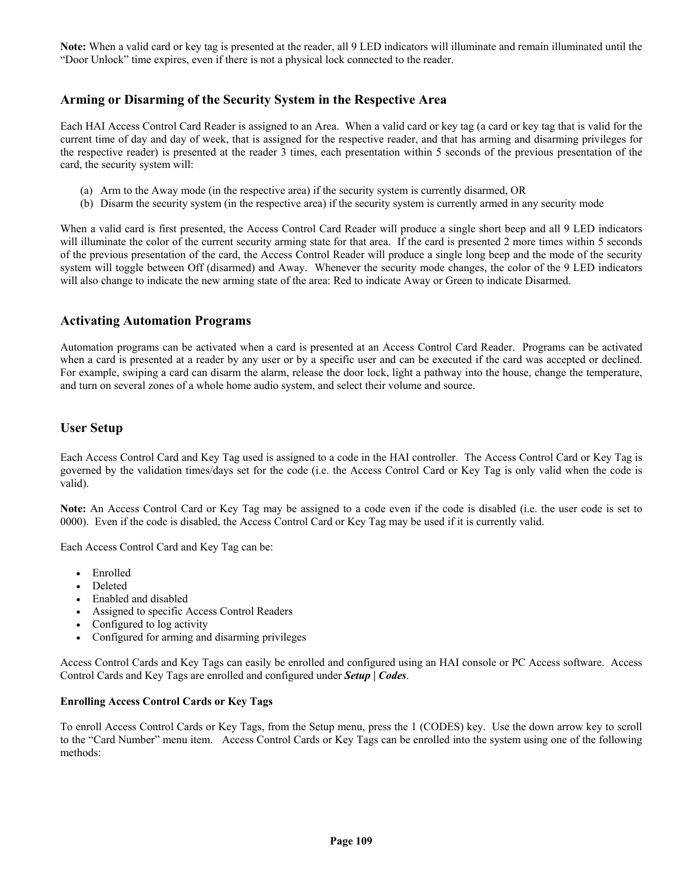**Note:** When a valid card or key tag is presented at the reader, all 9 LED indicators will illuminate and remain illuminated until the "Door Unlock" time expires, even if there is not a physical lock connected to the reader.

## Arming or Disarming of the Security System in the Respective Area

Each HAI Access Control Card Reader is assigned to an Area. When a valid card or key tag (a card or key tag that is valid for the current time of day and day of week, that is assigned for the respective reader, and that has arming and disarming privileges for the respective reader) is presented at the reader 3 times, each presentation within 5 seconds of the previous presentation of the card, the security system will:

(a) Arm to the Away mode (in the respective area) if the security system is currently disarmed, OR
(b) Disarm the security system (in the respective area) if the security system is currently armed in any security mode

When a valid card is first presented, the Access Control Card Reader will produce a single short beep and all 9 LED indicators will illuminate the color of the current security arming state for that area. If the card is presented 2 more times within 5 seconds of the previous presentation of the card, the Access Control Reader will produce a single long beep and the mode of the security system will toggle between Off (disarmed) and Away. Whenever the security mode changes, the color of the 9 LED indicators will also change to indicate the new arming state of the area: Red to indicate Away or Green to indicate Disarmed.

## Activating Automation Programs

Automation programs can be activated when a card is presented at an Access Control Card Reader. Programs can be activated when a card is presented at a reader by any user or by a specific user and can be executed if the card was accepted or declined. For example, swiping a card can disarm the alarm, release the door lock, light a pathway into the house, change the temperature, and turn on several zones of a whole home audio system, and select their volume and source.

## User Setup

Each Access Control Card and Key Tag used is assigned to a code in the HAI controller. The Access Control Card or Key Tag is governed by the validation times/days set for the code (i.e. the Access Control Card or Key Tag is only valid when the code is valid).

**Note:** An Access Control Card or Key Tag may be assigned to a code even if the code is disabled (i.e. the user code is set to 0000). Even if the code is disabled, the Access Control Card or Key Tag may be used if it is currently valid.

Each Access Control Card and Key Tag can be:

- Enrolled
- Deleted
- Enabled and disabled
- Assigned to specific Access Control Readers
- Configured to log activity
- Configured for arming and disarming privileges

Access Control Cards and Key Tags can easily be enrolled and configured using an HAI console or PC Access software. Access Control Cards and Key Tags are enrolled and configured under ***Setup | Codes***.

#### Enrolling Access Control Cards or Key Tags

To enroll Access Control Cards or Key Tags, from the Setup menu, press the 1 (CODES) key. Use the down arrow key to scroll to the "Card Number" menu item. Access Control Cards or Key Tags can be enrolled into the system using one of the following methods: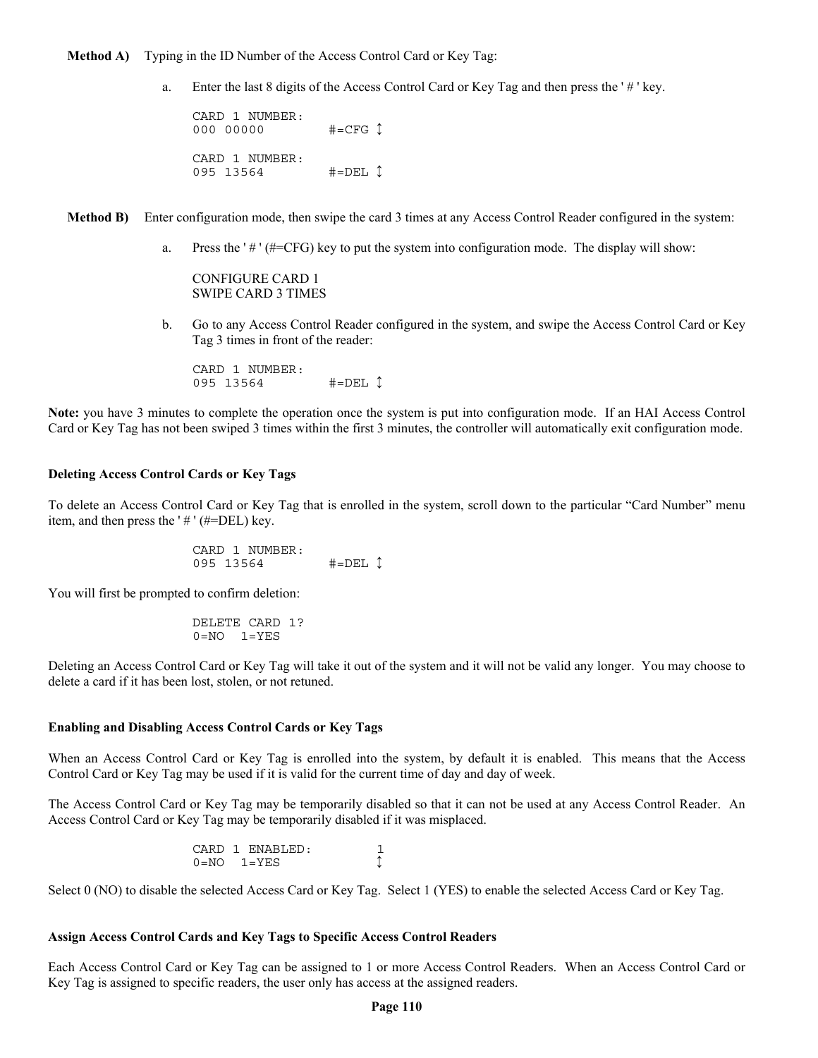**Method A)** Typing in the ID Number of the Access Control Card or Key Tag:

a. Enter the last 8 digits of the Access Control Card or Key Tag and then press the ' # ' key.

```
CARD 1 NUMBER:
000 00000        #=CFG ↕

CARD 1 NUMBER:
095 13564        #=DEL ↕
```

**Method B)** Enter configuration mode, then swipe the card 3 times at any Access Control Reader configured in the system:

a. Press the ' # ' (#=CFG) key to put the system into configuration mode. The display will show:

CONFIGURE CARD 1
SWIPE CARD 3 TIMES

b. Go to any Access Control Reader configured in the system, and swipe the Access Control Card or Key Tag 3 times in front of the reader:

```
CARD 1 NUMBER:
095 13564        #=DEL ↕
```

**Note:** you have 3 minutes to complete the operation once the system is put into configuration mode. If an HAI Access Control Card or Key Tag has not been swiped 3 times within the first 3 minutes, the controller will automatically exit configuration mode.

**Deleting Access Control Cards or Key Tags**

To delete an Access Control Card or Key Tag that is enrolled in the system, scroll down to the particular "Card Number" menu item, and then press the ' # ' (#=DEL) key.

```
CARD 1 NUMBER:
095 13564        #=DEL ↕
```

You will first be prompted to confirm deletion:

```
DELETE CARD 1?
0=NO  1=YES
```

Deleting an Access Control Card or Key Tag will take it out of the system and it will not be valid any longer. You may choose to delete a card if it has been lost, stolen, or not retuned.

**Enabling and Disabling Access Control Cards or Key Tags**

When an Access Control Card or Key Tag is enrolled into the system, by default it is enabled. This means that the Access Control Card or Key Tag may be used if it is valid for the current time of day and day of week.

The Access Control Card or Key Tag may be temporarily disabled so that it can not be used at any Access Control Reader. An Access Control Card or Key Tag may be temporarily disabled if it was misplaced.

```
CARD 1 ENABLED:        1
0=NO  1=YES            ↕
```

Select 0 (NO) to disable the selected Access Card or Key Tag. Select 1 (YES) to enable the selected Access Card or Key Tag.

**Assign Access Control Cards and Key Tags to Specific Access Control Readers**

Each Access Control Card or Key Tag can be assigned to 1 or more Access Control Readers. When an Access Control Card or Key Tag is assigned to specific readers, the user only has access at the assigned readers.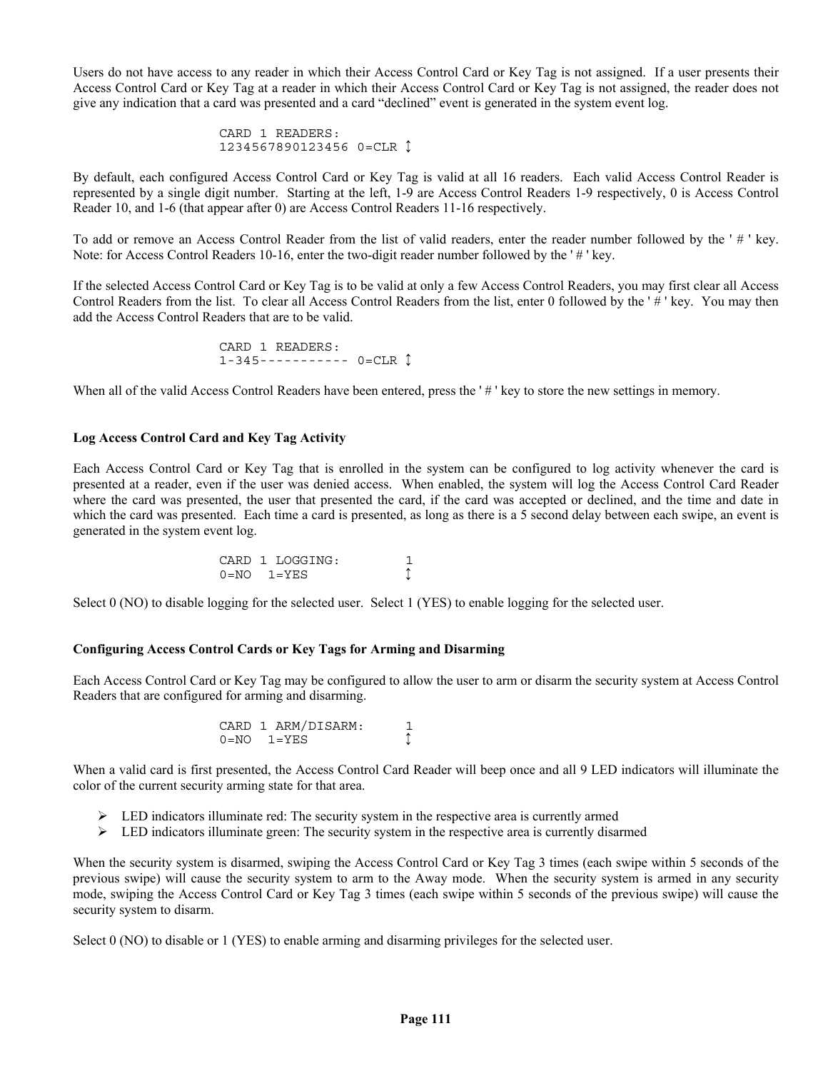Users do not have access to any reader in which their Access Control Card or Key Tag is not assigned. If a user presents their Access Control Card or Key Tag at a reader in which their Access Control Card or Key Tag is not assigned, the reader does not give any indication that a card was presented and a card "declined" event is generated in the system event log.

```
CARD 1 READERS:
1234567890123456 0=CLR ↕
```

By default, each configured Access Control Card or Key Tag is valid at all 16 readers. Each valid Access Control Reader is represented by a single digit number. Starting at the left, 1-9 are Access Control Readers 1-9 respectively, 0 is Access Control Reader 10, and 1-6 (that appear after 0) are Access Control Readers 11-16 respectively.

To add or remove an Access Control Reader from the list of valid readers, enter the reader number followed by the ' # ' key. Note: for Access Control Readers 10-16, enter the two-digit reader number followed by the ' # ' key.

If the selected Access Control Card or Key Tag is to be valid at only a few Access Control Readers, you may first clear all Access Control Readers from the list. To clear all Access Control Readers from the list, enter 0 followed by the ' # ' key. You may then add the Access Control Readers that are to be valid.

```
CARD 1 READERS:
1-345----------- 0=CLR ↕
```

When all of the valid Access Control Readers have been entered, press the ' # ' key to store the new settings in memory.

**Log Access Control Card and Key Tag Activity**

Each Access Control Card or Key Tag that is enrolled in the system can be configured to log activity whenever the card is presented at a reader, even if the user was denied access. When enabled, the system will log the Access Control Card Reader where the card was presented, the user that presented the card, if the card was accepted or declined, and the time and date in which the card was presented. Each time a card is presented, as long as there is a 5 second delay between each swipe, an event is generated in the system event log.

```
CARD 1 LOGGING:        1
0=NO  1=YES            ↕
```

Select 0 (NO) to disable logging for the selected user. Select 1 (YES) to enable logging for the selected user.

**Configuring Access Control Cards or Key Tags for Arming and Disarming**

Each Access Control Card or Key Tag may be configured to allow the user to arm or disarm the security system at Access Control Readers that are configured for arming and disarming.

```
CARD 1 ARM/DISARM:     1
0=NO  1=YES            ↕
```

When a valid card is first presented, the Access Control Card Reader will beep once and all 9 LED indicators will illuminate the color of the current security arming state for that area.

- LED indicators illuminate red: The security system in the respective area is currently armed
- LED indicators illuminate green: The security system in the respective area is currently disarmed

When the security system is disarmed, swiping the Access Control Card or Key Tag 3 times (each swipe within 5 seconds of the previous swipe) will cause the security system to arm to the Away mode. When the security system is armed in any security mode, swiping the Access Control Card or Key Tag 3 times (each swipe within 5 seconds of the previous swipe) will cause the security system to disarm.

Select 0 (NO) to disable or 1 (YES) to enable arming and disarming privileges for the selected user.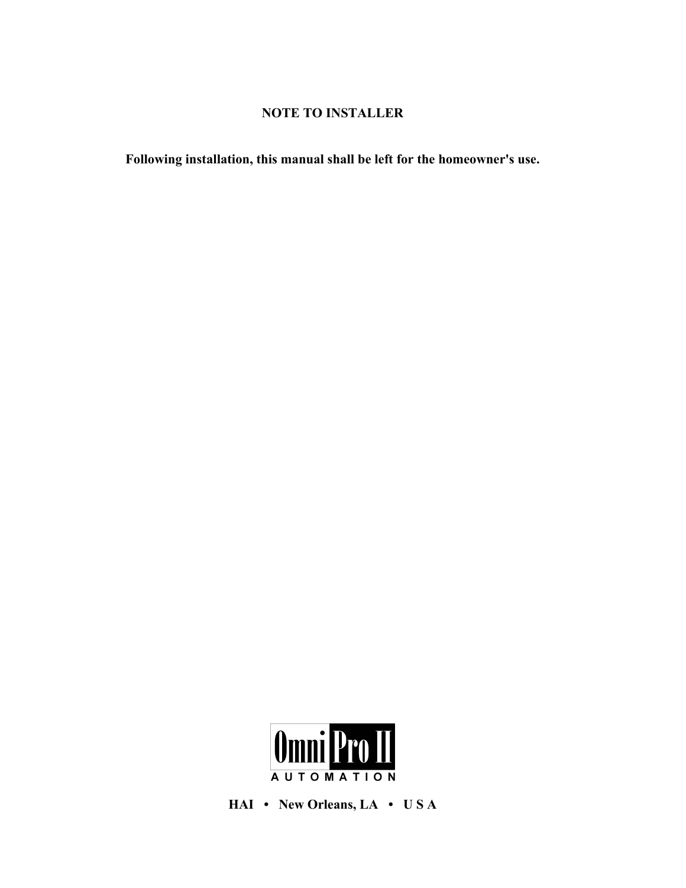**NOTE TO INSTALLER**

**Following installation, this manual shall be left for the homeowner's use.**

Omni Pro II
AUTOMATION

**HAI • New Orleans, LA • U S A**